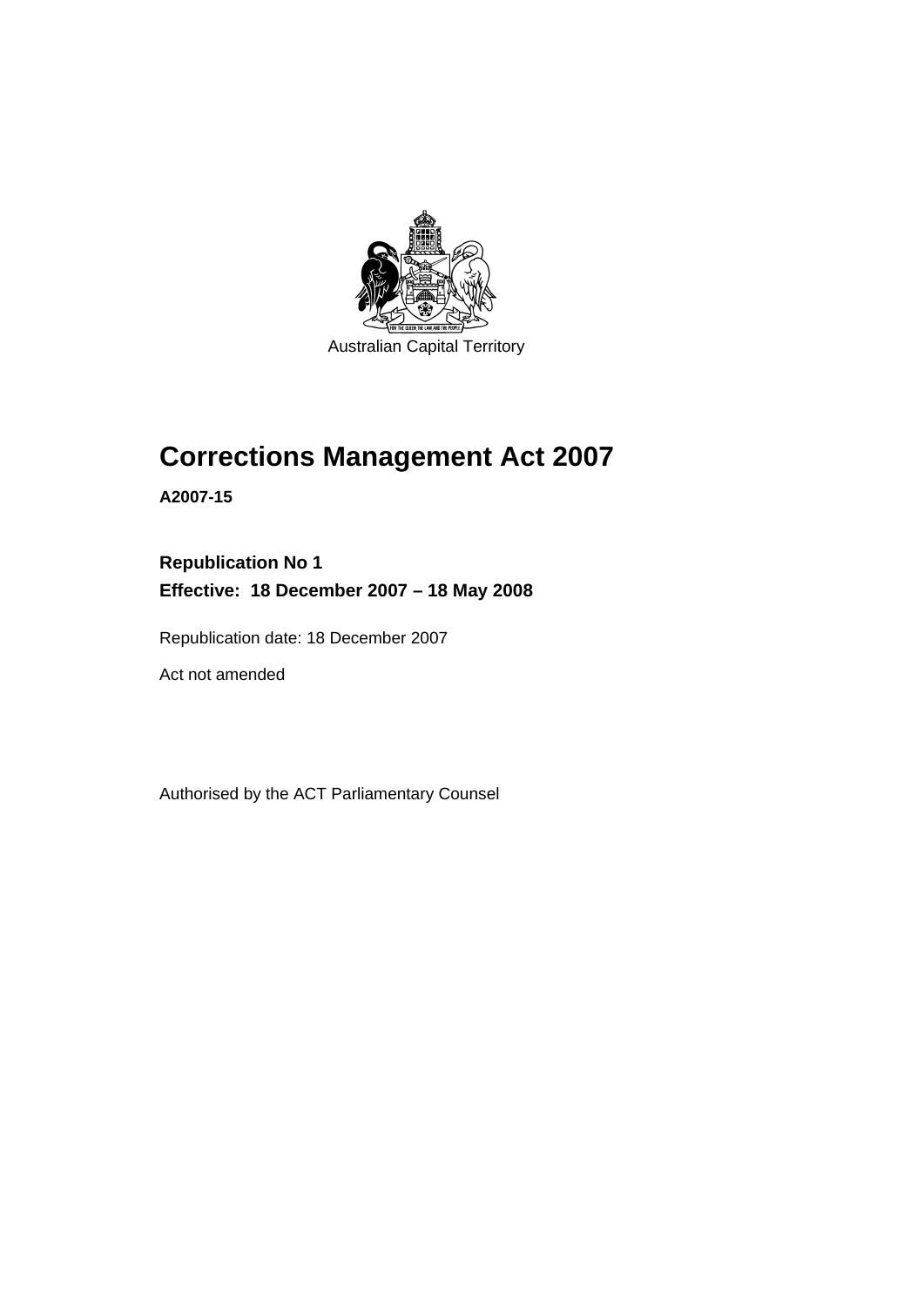Australian Capital Territory

# Corrections Management Act 2007

**A2007-15**

**Republication No 1**
**Effective: 18 December 2007 – 18 May 2008**

Republication date: 18 December 2007

Act not amended

Authorised by the ACT Parliamentary Counsel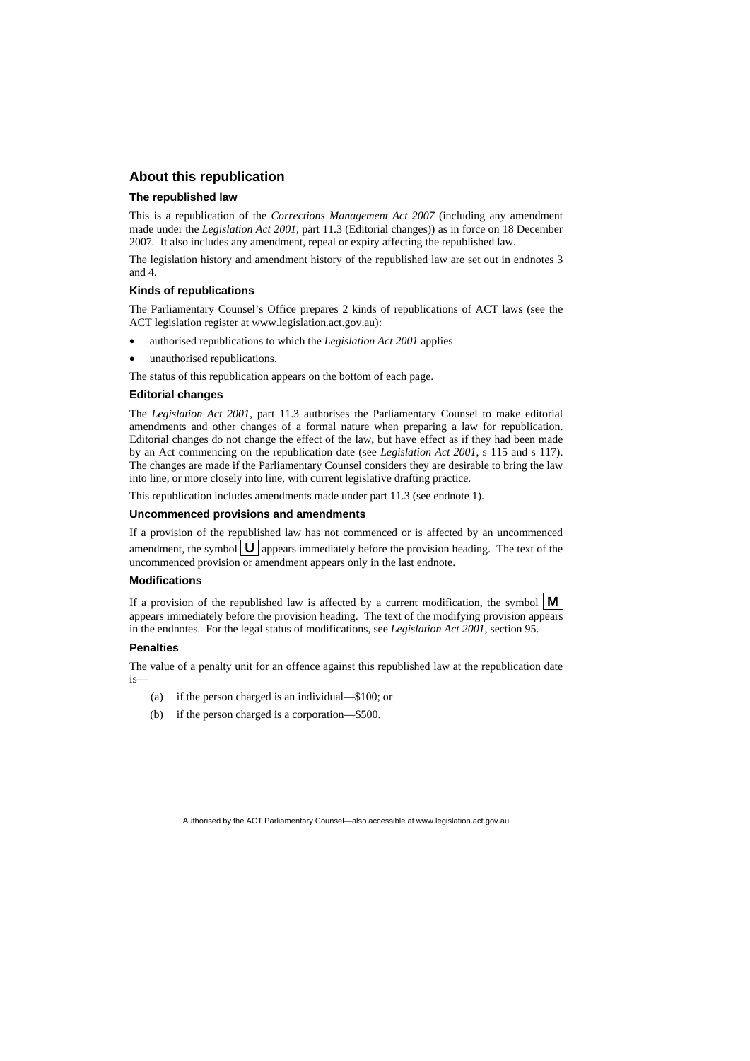## About this republication

### The republished law

This is a republication of the *Corrections Management Act 2007* (including any amendment made under the *Legislation Act 2001*, part 11.3 (Editorial changes)) as in force on 18 December 2007*.* It also includes any amendment, repeal or expiry affecting the republished law.

The legislation history and amendment history of the republished law are set out in endnotes 3 and 4.

### Kinds of republications

The Parliamentary Counsel's Office prepares 2 kinds of republications of ACT laws (see the ACT legislation register at www.legislation.act.gov.au):

- authorised republications to which the *Legislation Act 2001* applies
- unauthorised republications.

The status of this republication appears on the bottom of each page.

### Editorial changes

The *Legislation Act 2001*, part 11.3 authorises the Parliamentary Counsel to make editorial amendments and other changes of a formal nature when preparing a law for republication. Editorial changes do not change the effect of the law, but have effect as if they had been made by an Act commencing on the republication date (see *Legislation Act 2001*, s 115 and s 117). The changes are made if the Parliamentary Counsel considers they are desirable to bring the law into line, or more closely into line, with current legislative drafting practice.

This republication includes amendments made under part 11.3 (see endnote 1).

### Uncommenced provisions and amendments

If a provision of the republished law has not commenced or is affected by an uncommenced amendment, the symbol **U** appears immediately before the provision heading. The text of the uncommenced provision or amendment appears only in the last endnote.

### Modifications

If a provision of the republished law is affected by a current modification, the symbol **M** appears immediately before the provision heading. The text of the modifying provision appears in the endnotes. For the legal status of modifications, see *Legislation Act 2001*, section 95.

### Penalties

The value of a penalty unit for an offence against this republished law at the republication date is—

(a) if the person charged is an individual—$100; or

(b) if the person charged is a corporation—$500.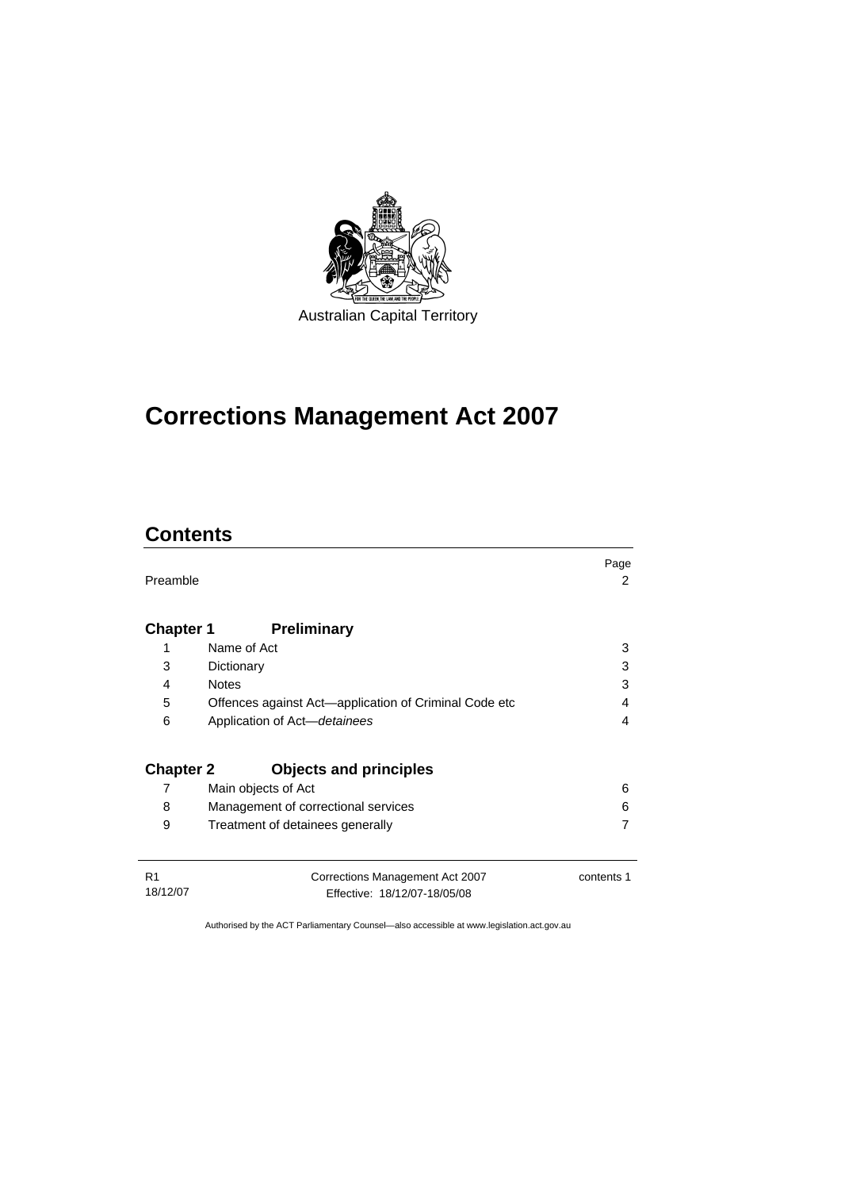Australian Capital Territory

# Corrections Management Act 2007

## Contents

| | | Page |
|---|---|---|
| Preamble | | 2 |
| **Chapter 1** | **Preliminary** | |
| 1 | Name of Act | 3 |
| 3 | Dictionary | 3 |
| 4 | Notes | 3 |
| 5 | Offences against Act—application of Criminal Code etc | 4 |
| 6 | Application of Act—*detainees* | 4 |
| **Chapter 2** | **Objects and principles** | |
| 7 | Main objects of Act | 6 |
| 8 | Management of correctional services | 6 |
| 9 | Treatment of detainees generally | 7 |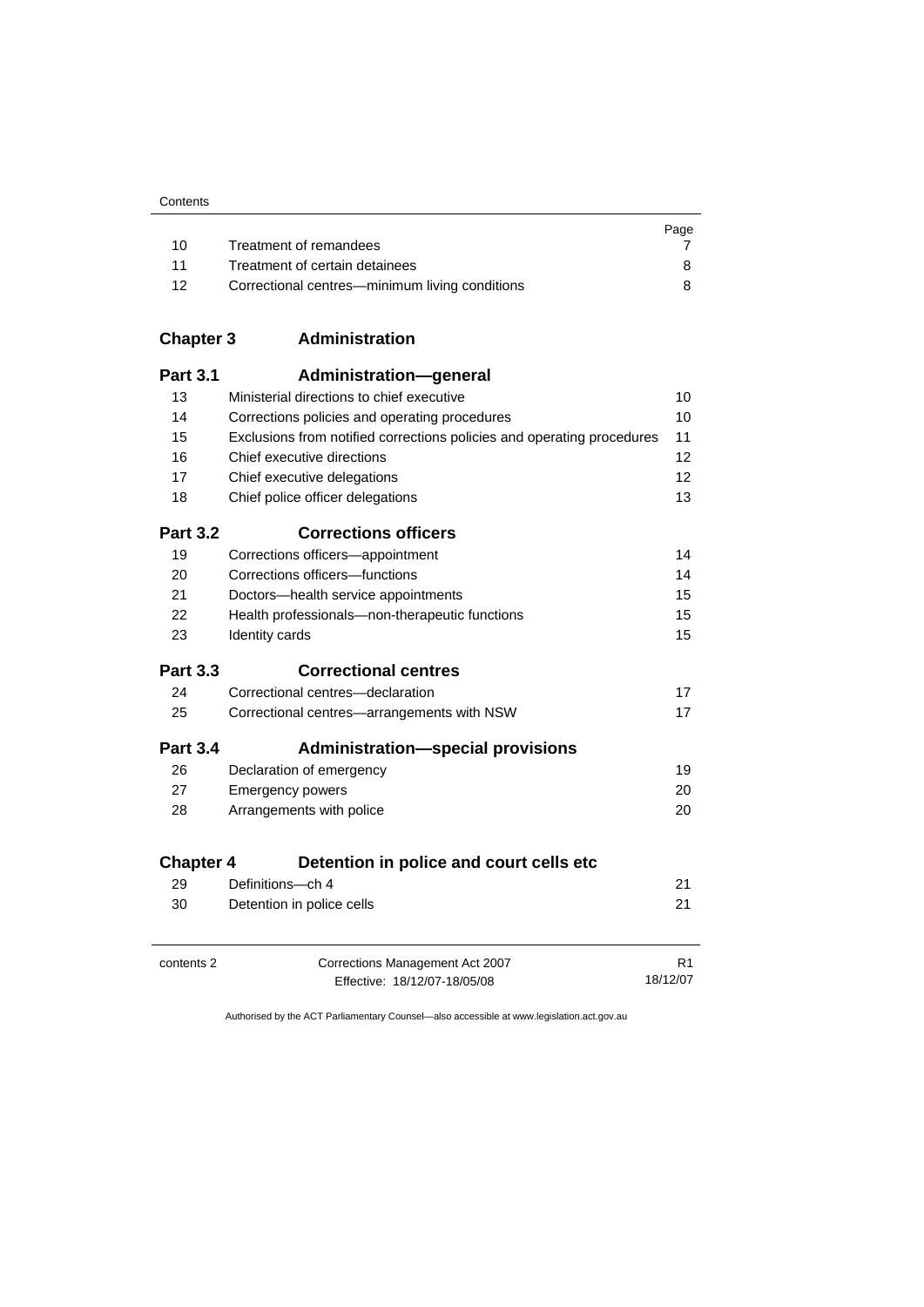| | | Page |
|---|---|---|
| 10 | Treatment of remandees | 7 |
| 11 | Treatment of certain detainees | 8 |
| 12 | Correctional centres—minimum living conditions | 8 |

## Chapter 3 Administration

### Part 3.1 Administration—general

| | | |
|---|---|---|
| 13 | Ministerial directions to chief executive | 10 |
| 14 | Corrections policies and operating procedures | 10 |
| 15 | Exclusions from notified corrections policies and operating procedures | 11 |
| 16 | Chief executive directions | 12 |
| 17 | Chief executive delegations | 12 |
| 18 | Chief police officer delegations | 13 |

### Part 3.2 Corrections officers

| | | |
|---|---|---|
| 19 | Corrections officers—appointment | 14 |
| 20 | Corrections officers—functions | 14 |
| 21 | Doctors—health service appointments | 15 |
| 22 | Health professionals—non-therapeutic functions | 15 |
| 23 | Identity cards | 15 |

### Part 3.3 Correctional centres

| | | |
|---|---|---|
| 24 | Correctional centres—declaration | 17 |
| 25 | Correctional centres—arrangements with NSW | 17 |

### Part 3.4 Administration—special provisions

| | | |
|---|---|---|
| 26 | Declaration of emergency | 19 |
| 27 | Emergency powers | 20 |
| 28 | Arrangements with police | 20 |

## Chapter 4 Detention in police and court cells etc

| | | |
|---|---|---|
| 29 | Definitions—ch 4 | 21 |
| 30 | Detention in police cells | 21 |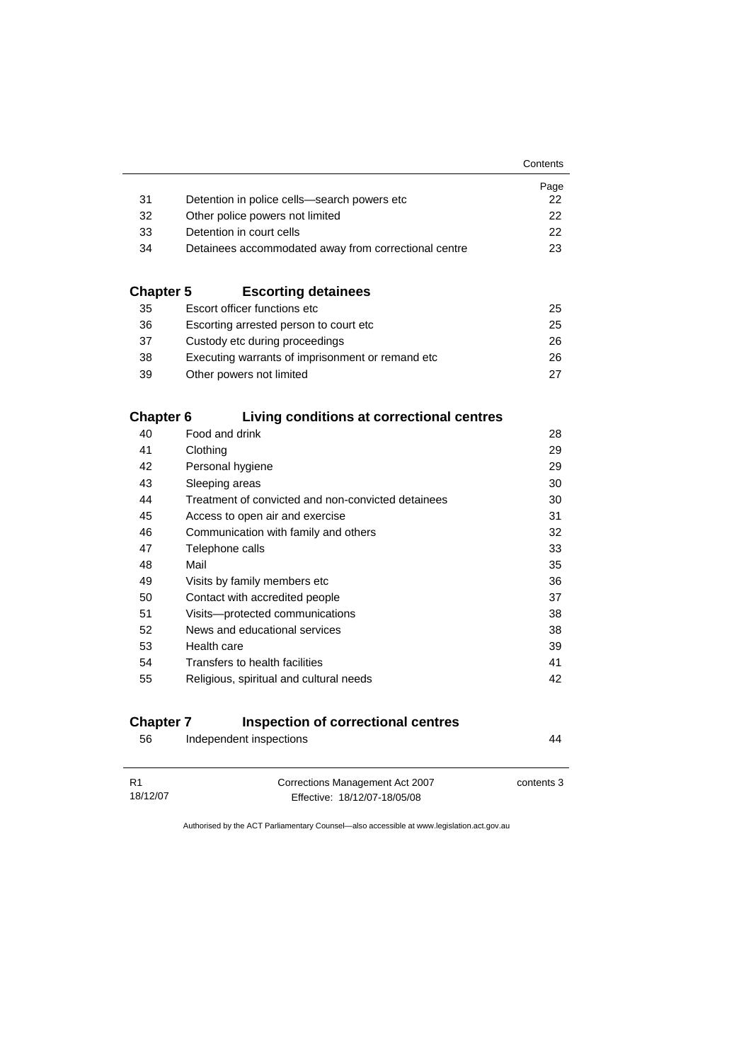| | | Page |
|---|---|---|
| 31 | Detention in police cells—search powers etc | 22 |
| 32 | Other police powers not limited | 22 |
| 33 | Detention in court cells | 22 |
| 34 | Detainees accommodated away from correctional centre | 23 |

**Chapter 5 Escorting detainees**

| | | |
|---|---|---|
| 35 | Escort officer functions etc | 25 |
| 36 | Escorting arrested person to court etc | 25 |
| 37 | Custody etc during proceedings | 26 |
| 38 | Executing warrants of imprisonment or remand etc | 26 |
| 39 | Other powers not limited | 27 |

**Chapter 6 Living conditions at correctional centres**

| | | |
|---|---|---|
| 40 | Food and drink | 28 |
| 41 | Clothing | 29 |
| 42 | Personal hygiene | 29 |
| 43 | Sleeping areas | 30 |
| 44 | Treatment of convicted and non-convicted detainees | 30 |
| 45 | Access to open air and exercise | 31 |
| 46 | Communication with family and others | 32 |
| 47 | Telephone calls | 33 |
| 48 | Mail | 35 |
| 49 | Visits by family members etc | 36 |
| 50 | Contact with accredited people | 37 |
| 51 | Visits—protected communications | 38 |
| 52 | News and educational services | 38 |
| 53 | Health care | 39 |
| 54 | Transfers to health facilities | 41 |
| 55 | Religious, spiritual and cultural needs | 42 |

**Chapter 7 Inspection of correctional centres**

| | | |
|---|---|---|
| 56 | Independent inspections | 44 |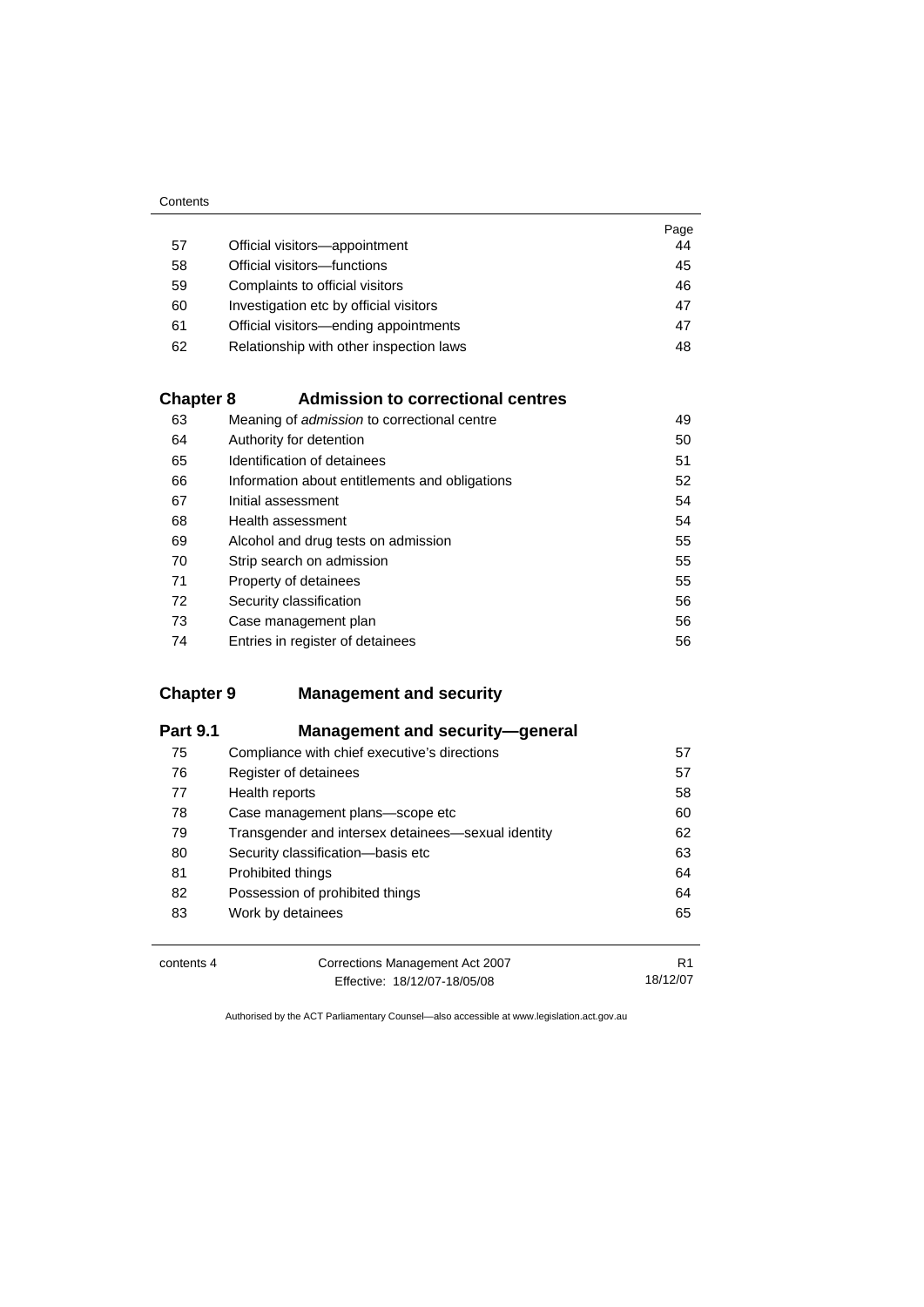| | | Page |
|---|---|---|
| 57 | Official visitors—appointment | 44 |
| 58 | Official visitors—functions | 45 |
| 59 | Complaints to official visitors | 46 |
| 60 | Investigation etc by official visitors | 47 |
| 61 | Official visitors—ending appointments | 47 |
| 62 | Relationship with other inspection laws | 48 |

## Chapter 8 Admission to correctional centres

| | | |
|---|---|---|
| 63 | Meaning of *admission* to correctional centre | 49 |
| 64 | Authority for detention | 50 |
| 65 | Identification of detainees | 51 |
| 66 | Information about entitlements and obligations | 52 |
| 67 | Initial assessment | 54 |
| 68 | Health assessment | 54 |
| 69 | Alcohol and drug tests on admission | 55 |
| 70 | Strip search on admission | 55 |
| 71 | Property of detainees | 55 |
| 72 | Security classification | 56 |
| 73 | Case management plan | 56 |
| 74 | Entries in register of detainees | 56 |

## Chapter 9 Management and security

### Part 9.1 Management and security—general

| | | |
|---|---|---|
| 75 | Compliance with chief executive's directions | 57 |
| 76 | Register of detainees | 57 |
| 77 | Health reports | 58 |
| 78 | Case management plans—scope etc | 60 |
| 79 | Transgender and intersex detainees—sexual identity | 62 |
| 80 | Security classification—basis etc | 63 |
| 81 | Prohibited things | 64 |
| 82 | Possession of prohibited things | 64 |
| 83 | Work by detainees | 65 |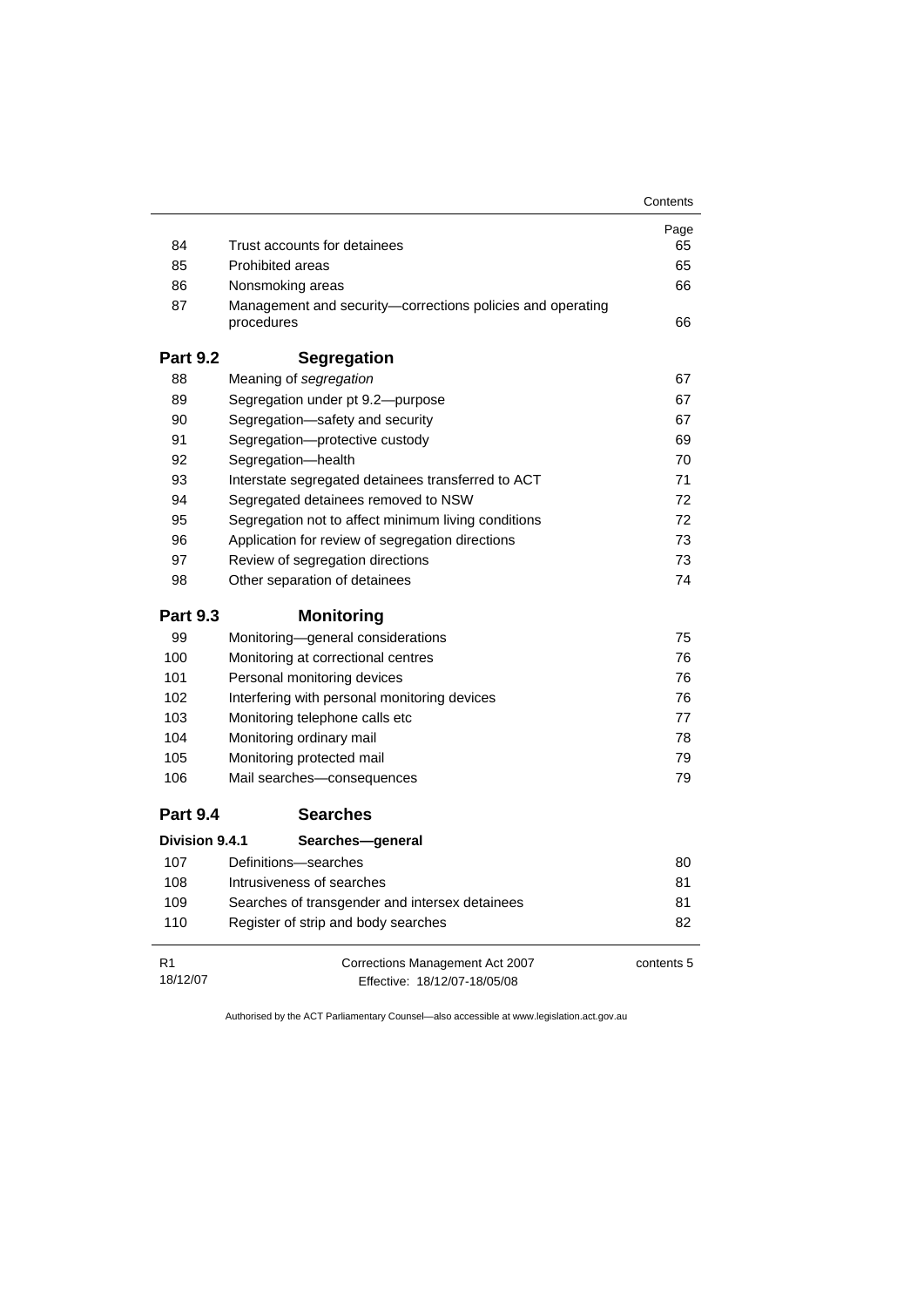| | | Page |
|---|---|---|
| 84 | Trust accounts for detainees | 65 |
| 85 | Prohibited areas | 65 |
| 86 | Nonsmoking areas | 66 |
| 87 | Management and security—corrections policies and operating procedures | 66 |
| **Part 9.2** | **Segregation** | |
| 88 | Meaning of *segregation* | 67 |
| 89 | Segregation under pt 9.2—purpose | 67 |
| 90 | Segregation—safety and security | 67 |
| 91 | Segregation—protective custody | 69 |
| 92 | Segregation—health | 70 |
| 93 | Interstate segregated detainees transferred to ACT | 71 |
| 94 | Segregated detainees removed to NSW | 72 |
| 95 | Segregation not to affect minimum living conditions | 72 |
| 96 | Application for review of segregation directions | 73 |
| 97 | Review of segregation directions | 73 |
| 98 | Other separation of detainees | 74 |
| **Part 9.3** | **Monitoring** | |
| 99 | Monitoring—general considerations | 75 |
| 100 | Monitoring at correctional centres | 76 |
| 101 | Personal monitoring devices | 76 |
| 102 | Interfering with personal monitoring devices | 76 |
| 103 | Monitoring telephone calls etc | 77 |
| 104 | Monitoring ordinary mail | 78 |
| 105 | Monitoring protected mail | 79 |
| 106 | Mail searches—consequences | 79 |
| **Part 9.4** | **Searches** | |
| **Division 9.4.1** | **Searches—general** | |
| 107 | Definitions—searches | 80 |
| 108 | Intrusiveness of searches | 81 |
| 109 | Searches of transgender and intersex detainees | 81 |
| 110 | Register of strip and body searches | 82 |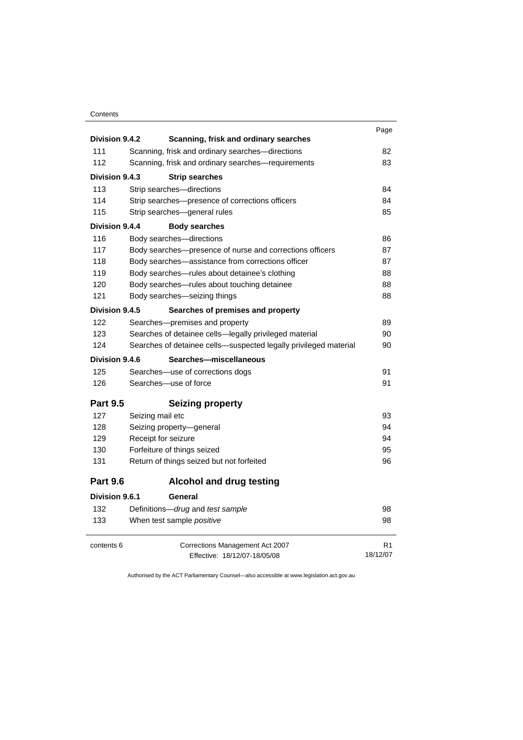| | | Page |
|---|---|---|
| **Division 9.4.2** | **Scanning, frisk and ordinary searches** | |
| 111 | Scanning, frisk and ordinary searches—directions | 82 |
| 112 | Scanning, frisk and ordinary searches—requirements | 83 |
| **Division 9.4.3** | **Strip searches** | |
| 113 | Strip searches—directions | 84 |
| 114 | Strip searches—presence of corrections officers | 84 |
| 115 | Strip searches—general rules | 85 |
| **Division 9.4.4** | **Body searches** | |
| 116 | Body searches—directions | 86 |
| 117 | Body searches—presence of nurse and corrections officers | 87 |
| 118 | Body searches—assistance from corrections officer | 87 |
| 119 | Body searches—rules about detainee's clothing | 88 |
| 120 | Body searches—rules about touching detainee | 88 |
| 121 | Body searches—seizing things | 88 |
| **Division 9.4.5** | **Searches of premises and property** | |
| 122 | Searches—premises and property | 89 |
| 123 | Searches of detainee cells—legally privileged material | 90 |
| 124 | Searches of detainee cells—suspected legally privileged material | 90 |
| **Division 9.4.6** | **Searches—miscellaneous** | |
| 125 | Searches—use of corrections dogs | 91 |
| 126 | Searches—use of force | 91 |
| **Part 9.5** | **Seizing property** | |
| 127 | Seizing mail etc | 93 |
| 128 | Seizing property—general | 94 |
| 129 | Receipt for seizure | 94 |
| 130 | Forfeiture of things seized | 95 |
| 131 | Return of things seized but not forfeited | 96 |
| **Part 9.6** | **Alcohol and drug testing** | |
| **Division 9.6.1** | **General** | |
| 132 | Definitions—*drug* and *test sample* | 98 |
| 133 | When test sample *positive* | 98 |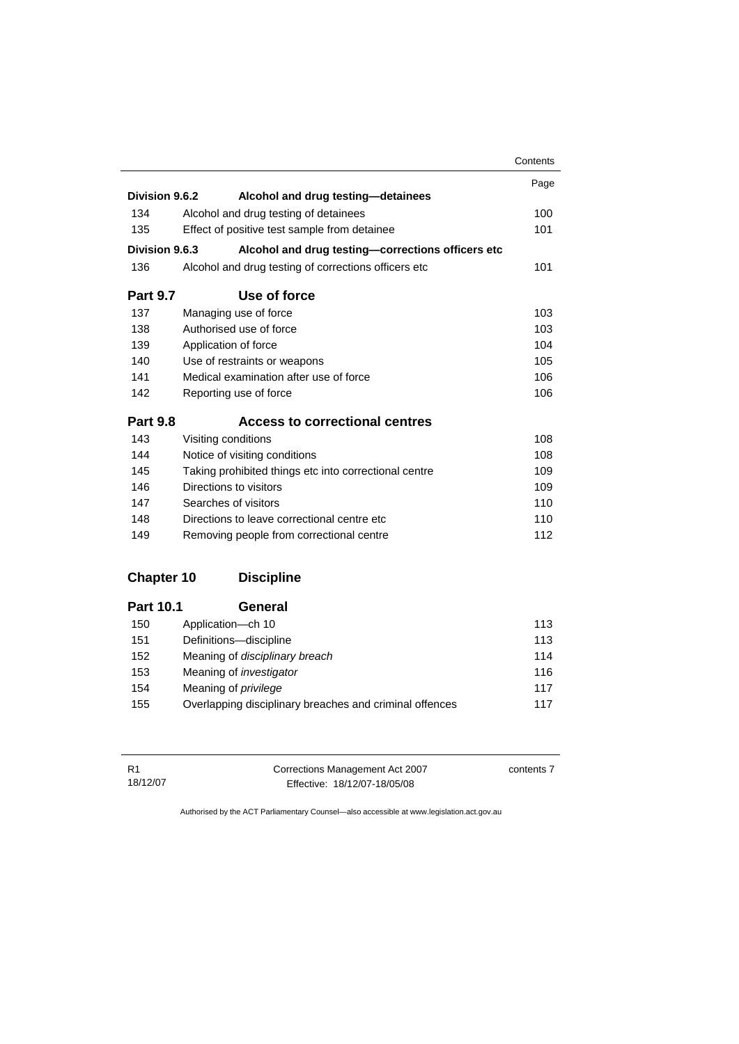| | | Page |
|---|---|---|
| **Division 9.6.2** | **Alcohol and drug testing—detainees** | |
| 134 | Alcohol and drug testing of detainees | 100 |
| 135 | Effect of positive test sample from detainee | 101 |
| **Division 9.6.3** | **Alcohol and drug testing—corrections officers etc** | |
| 136 | Alcohol and drug testing of corrections officers etc | 101 |
| **Part 9.7** | **Use of force** | |
| 137 | Managing use of force | 103 |
| 138 | Authorised use of force | 103 |
| 139 | Application of force | 104 |
| 140 | Use of restraints or weapons | 105 |
| 141 | Medical examination after use of force | 106 |
| 142 | Reporting use of force | 106 |
| **Part 9.8** | **Access to correctional centres** | |
| 143 | Visiting conditions | 108 |
| 144 | Notice of visiting conditions | 108 |
| 145 | Taking prohibited things etc into correctional centre | 109 |
| 146 | Directions to visitors | 109 |
| 147 | Searches of visitors | 110 |
| 148 | Directions to leave correctional centre etc | 110 |
| 149 | Removing people from correctional centre | 112 |
| **Chapter 10** | **Discipline** | |
| **Part 10.1** | **General** | |
| 150 | Application—ch 10 | 113 |
| 151 | Definitions—discipline | 113 |
| 152 | Meaning of *disciplinary breach* | 114 |
| 153 | Meaning of *investigator* | 116 |
| 154 | Meaning of *privilege* | 117 |
| 155 | Overlapping disciplinary breaches and criminal offences | 117 |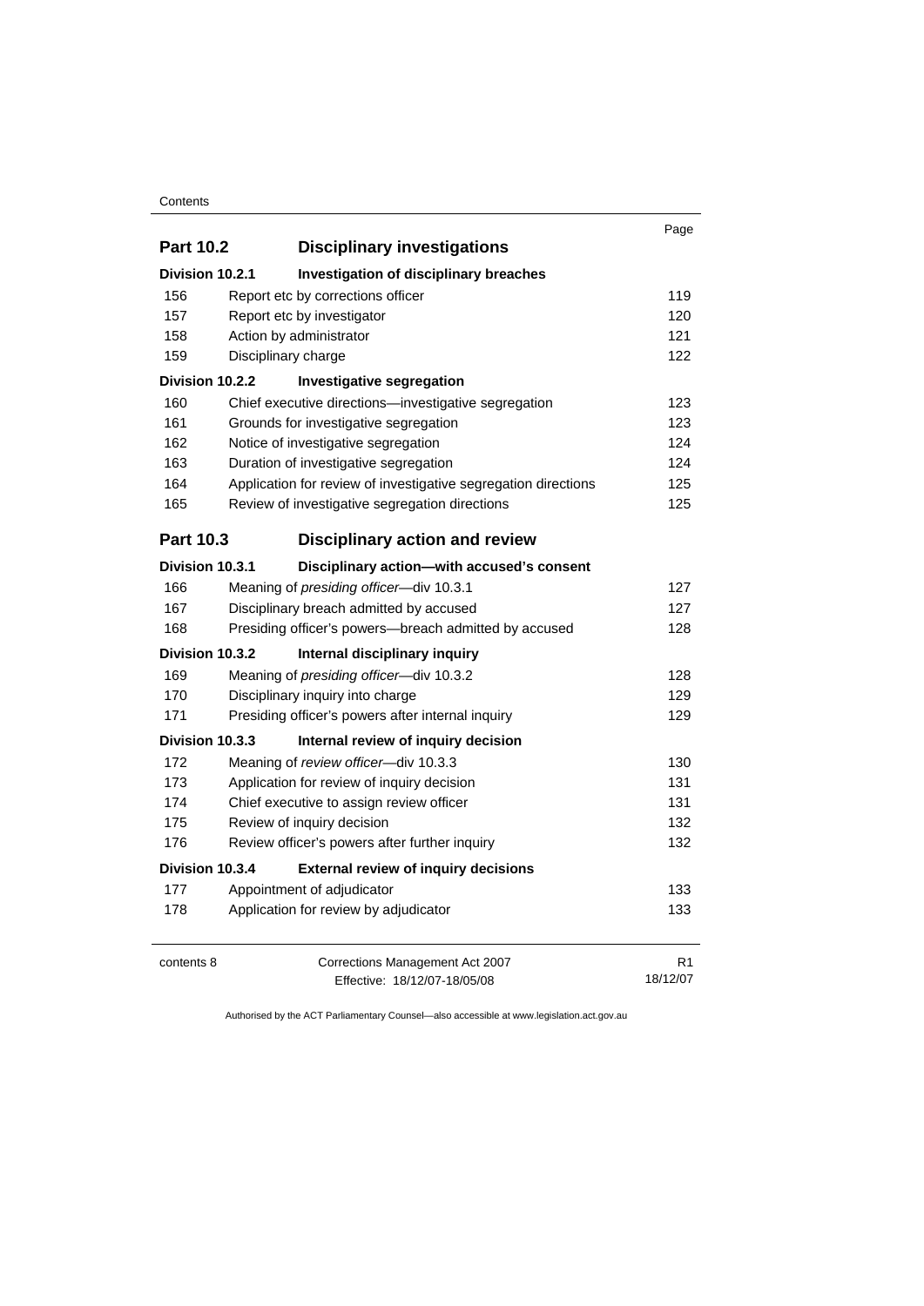| | | Page |
|---|---|---|
| **Part 10.2** | **Disciplinary investigations** | |
| **Division 10.2.1** | **Investigation of disciplinary breaches** | |
| 156 | Report etc by corrections officer | 119 |
| 157 | Report etc by investigator | 120 |
| 158 | Action by administrator | 121 |
| 159 | Disciplinary charge | 122 |
| **Division 10.2.2** | **Investigative segregation** | |
| 160 | Chief executive directions—investigative segregation | 123 |
| 161 | Grounds for investigative segregation | 123 |
| 162 | Notice of investigative segregation | 124 |
| 163 | Duration of investigative segregation | 124 |
| 164 | Application for review of investigative segregation directions | 125 |
| 165 | Review of investigative segregation directions | 125 |
| **Part 10.3** | **Disciplinary action and review** | |
| **Division 10.3.1** | **Disciplinary action—with accused's consent** | |
| 166 | Meaning of *presiding officer*—div 10.3.1 | 127 |
| 167 | Disciplinary breach admitted by accused | 127 |
| 168 | Presiding officer's powers—breach admitted by accused | 128 |
| **Division 10.3.2** | **Internal disciplinary inquiry** | |
| 169 | Meaning of *presiding officer*—div 10.3.2 | 128 |
| 170 | Disciplinary inquiry into charge | 129 |
| 171 | Presiding officer's powers after internal inquiry | 129 |
| **Division 10.3.3** | **Internal review of inquiry decision** | |
| 172 | Meaning of *review officer*—div 10.3.3 | 130 |
| 173 | Application for review of inquiry decision | 131 |
| 174 | Chief executive to assign review officer | 131 |
| 175 | Review of inquiry decision | 132 |
| 176 | Review officer's powers after further inquiry | 132 |
| **Division 10.3.4** | **External review of inquiry decisions** | |
| 177 | Appointment of adjudicator | 133 |
| 178 | Application for review by adjudicator | 133 |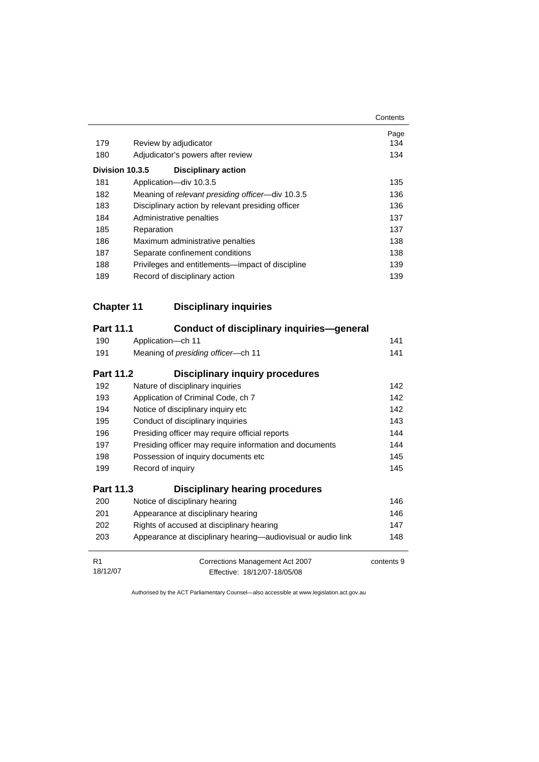| | | Page |
|---|---|---|
| 179 | Review by adjudicator | 134 |
| 180 | Adjudicator's powers after review | 134 |
| **Division 10.3.5** | **Disciplinary action** | |
| 181 | Application—div 10.3.5 | 135 |
| 182 | Meaning of *relevant presiding officer*—div 10.3.5 | 136 |
| 183 | Disciplinary action by relevant presiding officer | 136 |
| 184 | Administrative penalties | 137 |
| 185 | Reparation | 137 |
| 186 | Maximum administrative penalties | 138 |
| 187 | Separate confinement conditions | 138 |
| 188 | Privileges and entitlements—impact of discipline | 139 |
| 189 | Record of disciplinary action | 139 |

## Chapter 11 Disciplinary inquiries

### Part 11.1 Conduct of disciplinary inquiries—general

| | | |
|---|---|---|
| 190 | Application—ch 11 | 141 |
| 191 | Meaning of *presiding officer*—ch 11 | 141 |

### Part 11.2 Disciplinary inquiry procedures

| | | |
|---|---|---|
| 192 | Nature of disciplinary inquiries | 142 |
| 193 | Application of Criminal Code, ch 7 | 142 |
| 194 | Notice of disciplinary inquiry etc | 142 |
| 195 | Conduct of disciplinary inquiries | 143 |
| 196 | Presiding officer may require official reports | 144 |
| 197 | Presiding officer may require information and documents | 144 |
| 198 | Possession of inquiry documents etc | 145 |
| 199 | Record of inquiry | 145 |

### Part 11.3 Disciplinary hearing procedures

| | | |
|---|---|---|
| 200 | Notice of disciplinary hearing | 146 |
| 201 | Appearance at disciplinary hearing | 146 |
| 202 | Rights of accused at disciplinary hearing | 147 |
| 203 | Appearance at disciplinary hearing—audiovisual or audio link | 148 |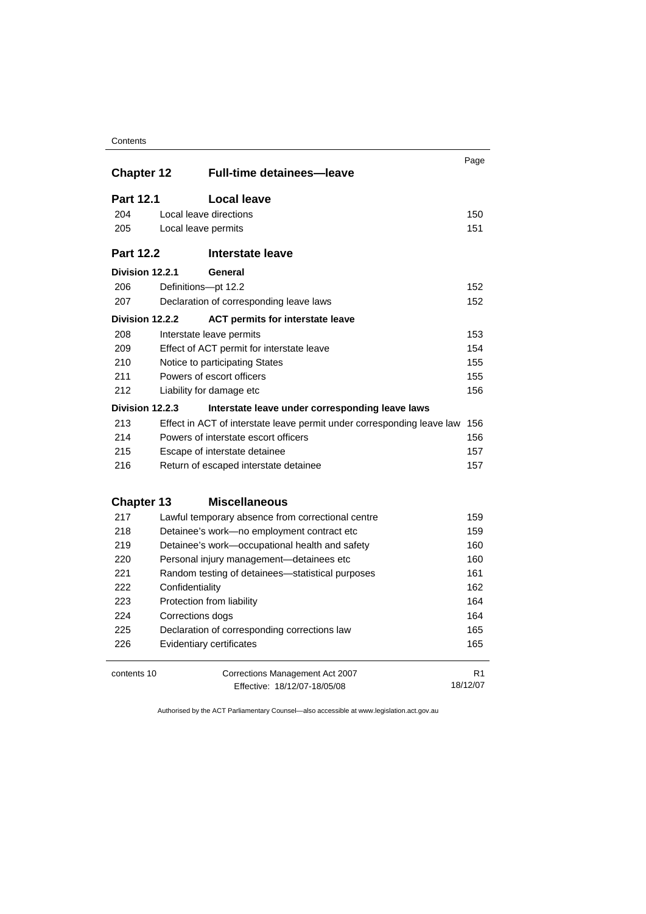| | | Page |
|---|---|---|
| **Chapter 12** | **Full-time detainees—leave** | |
| **Part 12.1** | **Local leave** | |
| 204 | Local leave directions | 150 |
| 205 | Local leave permits | 151 |
| **Part 12.2** | **Interstate leave** | |
| **Division 12.2.1** | **General** | |
| 206 | Definitions—pt 12.2 | 152 |
| 207 | Declaration of corresponding leave laws | 152 |
| **Division 12.2.2** | **ACT permits for interstate leave** | |
| 208 | Interstate leave permits | 153 |
| 209 | Effect of ACT permit for interstate leave | 154 |
| 210 | Notice to participating States | 155 |
| 211 | Powers of escort officers | 155 |
| 212 | Liability for damage etc | 156 |
| **Division 12.2.3** | **Interstate leave under corresponding leave laws** | |
| 213 | Effect in ACT of interstate leave permit under corresponding leave law | 156 |
| 214 | Powers of interstate escort officers | 156 |
| 215 | Escape of interstate detainee | 157 |
| 216 | Return of escaped interstate detainee | 157 |
| **Chapter 13** | **Miscellaneous** | |
| 217 | Lawful temporary absence from correctional centre | 159 |
| 218 | Detainee's work—no employment contract etc | 159 |
| 219 | Detainee's work—occupational health and safety | 160 |
| 220 | Personal injury management—detainees etc | 160 |
| 221 | Random testing of detainees—statistical purposes | 161 |
| 222 | Confidentiality | 162 |
| 223 | Protection from liability | 164 |
| 224 | Corrections dogs | 164 |
| 225 | Declaration of corresponding corrections law | 165 |
| 226 | Evidentiary certificates | 165 |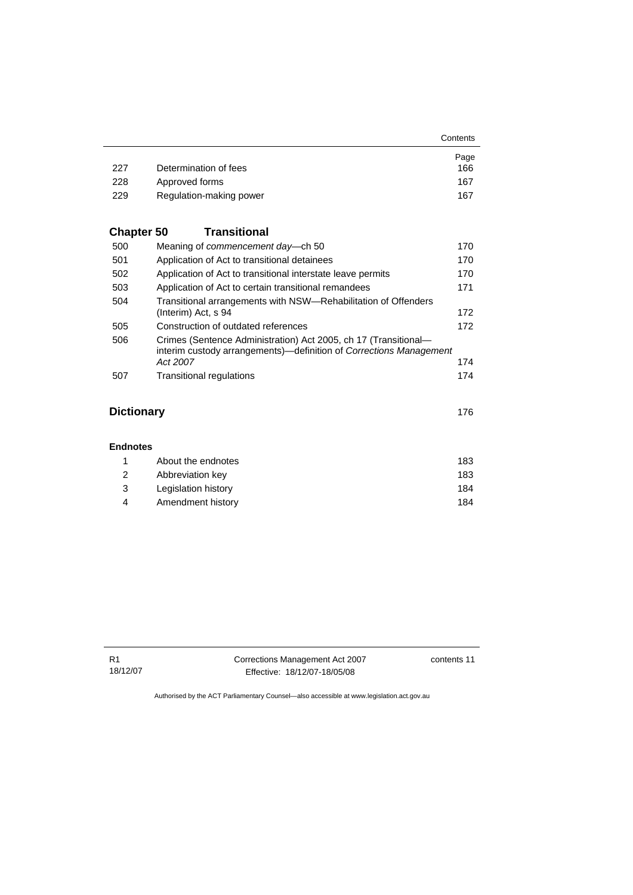| | | Page |
|---|---|---|
| 227 | Determination of fees | 166 |
| 228 | Approved forms | 167 |
| 229 | Regulation-making power | 167 |

## Chapter 50 Transitional

| | | |
|---|---|---|
| 500 | Meaning of *commencement day*—ch 50 | 170 |
| 501 | Application of Act to transitional detainees | 170 |
| 502 | Application of Act to transitional interstate leave permits | 170 |
| 503 | Application of Act to certain transitional remandees | 171 |
| 504 | Transitional arrangements with NSW—Rehabilitation of Offenders (Interim) Act, s 94 | 172 |
| 505 | Construction of outdated references | 172 |
| 506 | Crimes (Sentence Administration) Act 2005, ch 17 (Transitional—interim custody arrangements)—definition of *Corrections Management Act 2007* | 174 |
| 507 | Transitional regulations | 174 |

## Dictionary 176

### Endnotes

| | | |
|---|---|---|
| 1 | About the endnotes | 183 |
| 2 | Abbreviation key | 183 |
| 3 | Legislation history | 184 |
| 4 | Amendment history | 184 |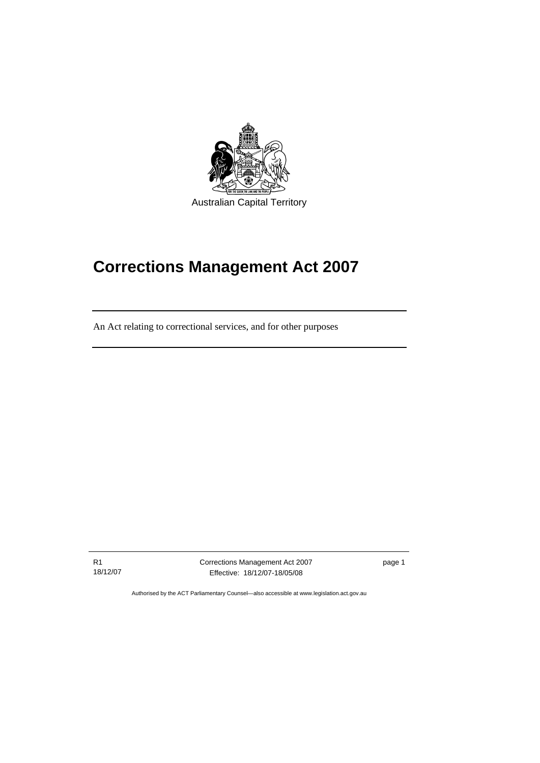Australian Capital Territory

# Corrections Management Act 2007

An Act relating to correctional services, and for other purposes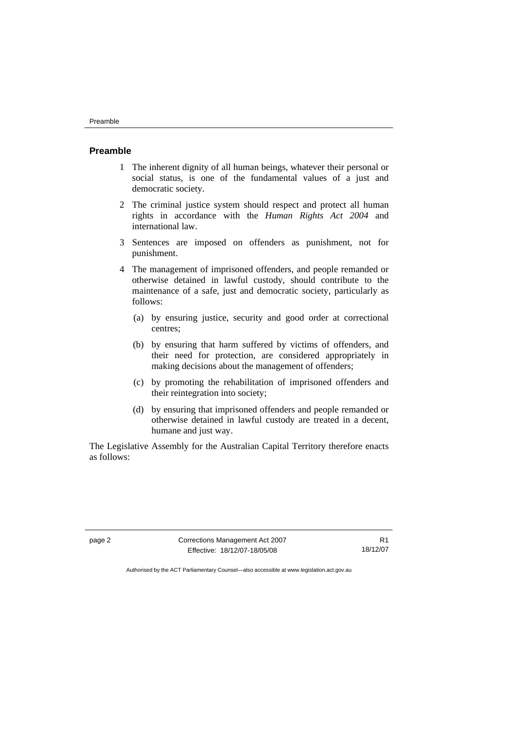## Preamble

1 The inherent dignity of all human beings, whatever their personal or social status, is one of the fundamental values of a just and democratic society.

2 The criminal justice system should respect and protect all human rights in accordance with the *Human Rights Act 2004* and international law.

3 Sentences are imposed on offenders as punishment, not for punishment.

4 The management of imprisoned offenders, and people remanded or otherwise detained in lawful custody, should contribute to the maintenance of a safe, just and democratic society, particularly as follows:

   (a) by ensuring justice, security and good order at correctional centres;

   (b) by ensuring that harm suffered by victims of offenders, and their need for protection, are considered appropriately in making decisions about the management of offenders;

   (c) by promoting the rehabilitation of imprisoned offenders and their reintegration into society;

   (d) by ensuring that imprisoned offenders and people remanded or otherwise detained in lawful custody are treated in a decent, humane and just way.

The Legislative Assembly for the Australian Capital Territory therefore enacts as follows: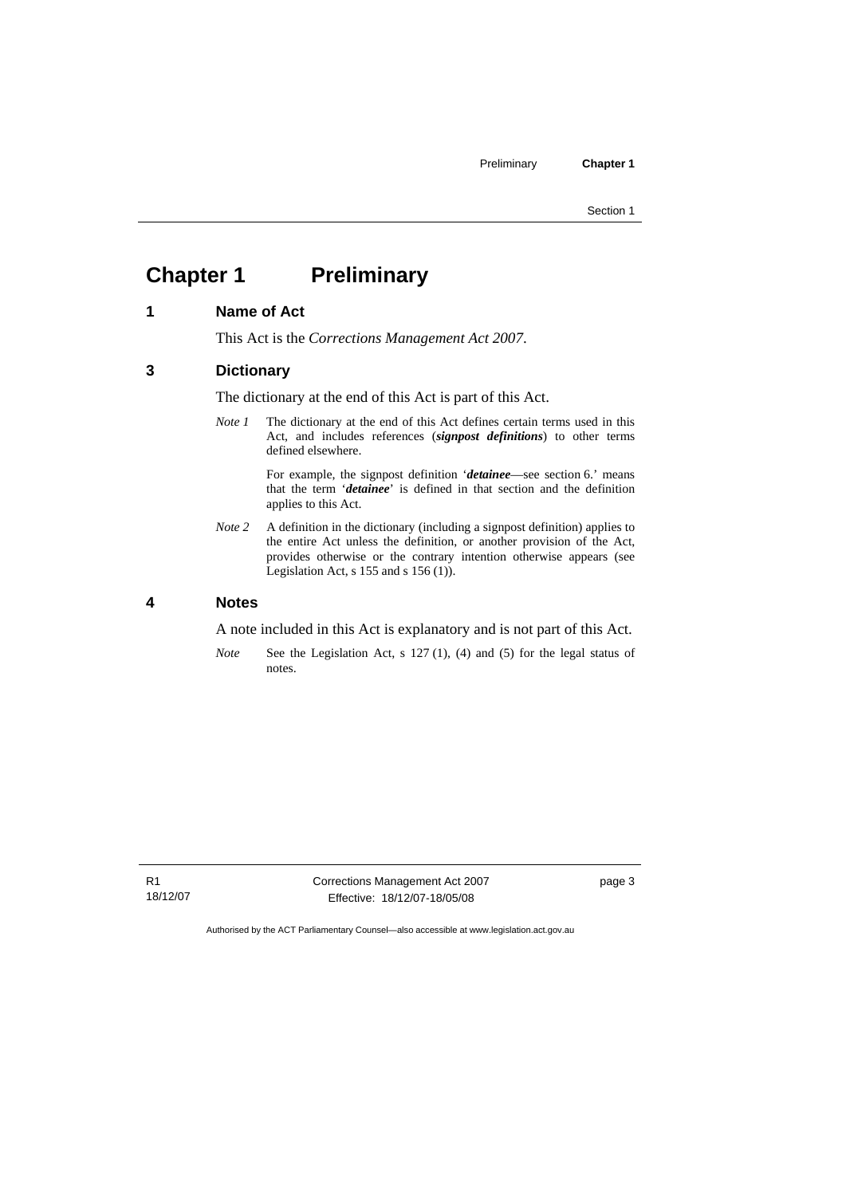# Chapter 1 Preliminary

## 1 Name of Act

This Act is the *Corrections Management Act 2007*.

## 3 Dictionary

The dictionary at the end of this Act is part of this Act.

*Note 1* The dictionary at the end of this Act defines certain terms used in this Act, and includes references (***signpost definitions***) to other terms defined elsewhere.

For example, the signpost definition '***detainee***—see section 6.' means that the term '***detainee***' is defined in that section and the definition applies to this Act.

*Note 2* A definition in the dictionary (including a signpost definition) applies to the entire Act unless the definition, or another provision of the Act, provides otherwise or the contrary intention otherwise appears (see Legislation Act, s 155 and s 156 (1)).

## 4 Notes

A note included in this Act is explanatory and is not part of this Act.

*Note* See the Legislation Act, s 127 (1), (4) and (5) for the legal status of notes.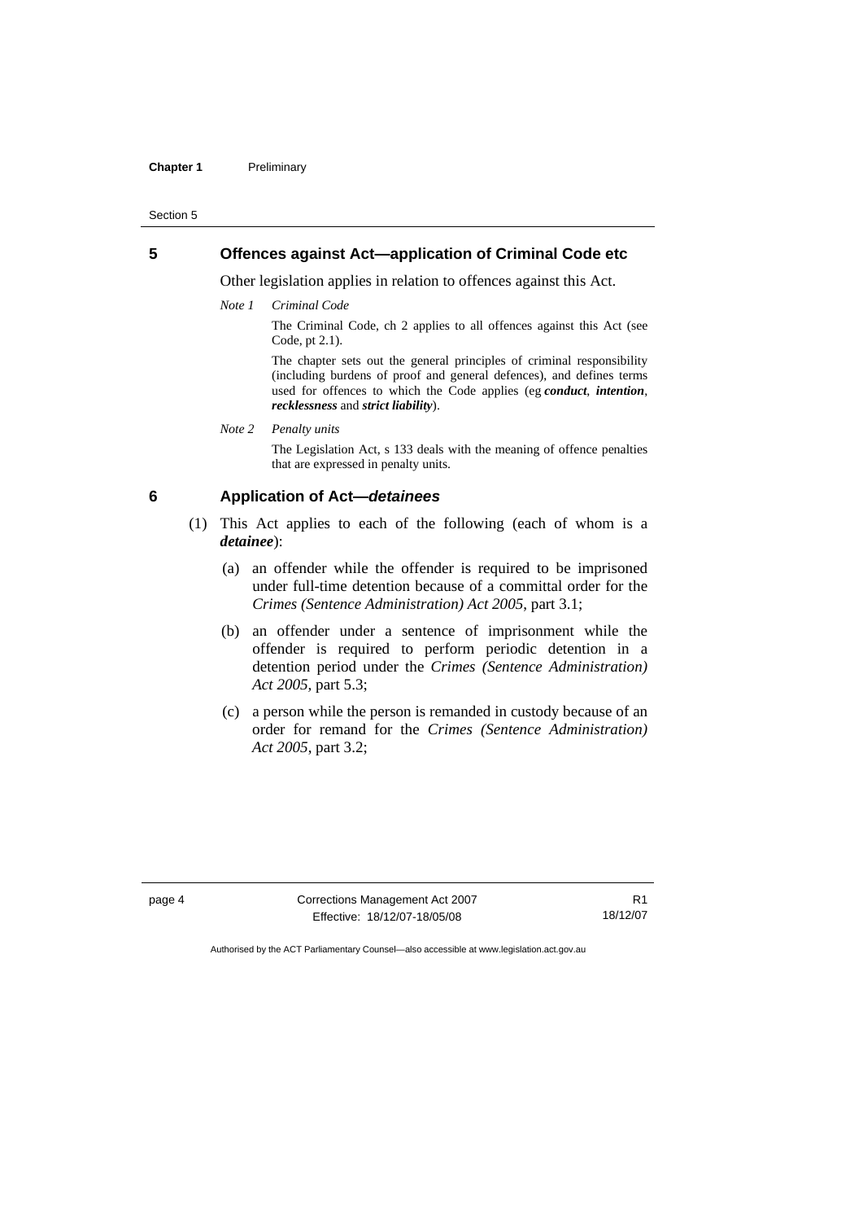## 5 Offences against Act—application of Criminal Code etc

Other legislation applies in relation to offences against this Act.

*Note 1 Criminal Code*

The Criminal Code, ch 2 applies to all offences against this Act (see Code, pt 2.1).

The chapter sets out the general principles of criminal responsibility (including burdens of proof and general defences), and defines terms used for offences to which the Code applies (eg ***conduct***, ***intention***, ***recklessness*** and ***strict liability***).

*Note 2 Penalty units*

The Legislation Act, s 133 deals with the meaning of offence penalties that are expressed in penalty units.

## 6 Application of Act—*detainees*

(1) This Act applies to each of the following (each of whom is a ***detainee***):

(a) an offender while the offender is required to be imprisoned under full-time detention because of a committal order for the *Crimes (Sentence Administration) Act 2005*, part 3.1;

(b) an offender under a sentence of imprisonment while the offender is required to perform periodic detention in a detention period under the *Crimes (Sentence Administration) Act 2005*, part 5.3;

(c) a person while the person is remanded in custody because of an order for remand for the *Crimes (Sentence Administration) Act 2005*, part 3.2;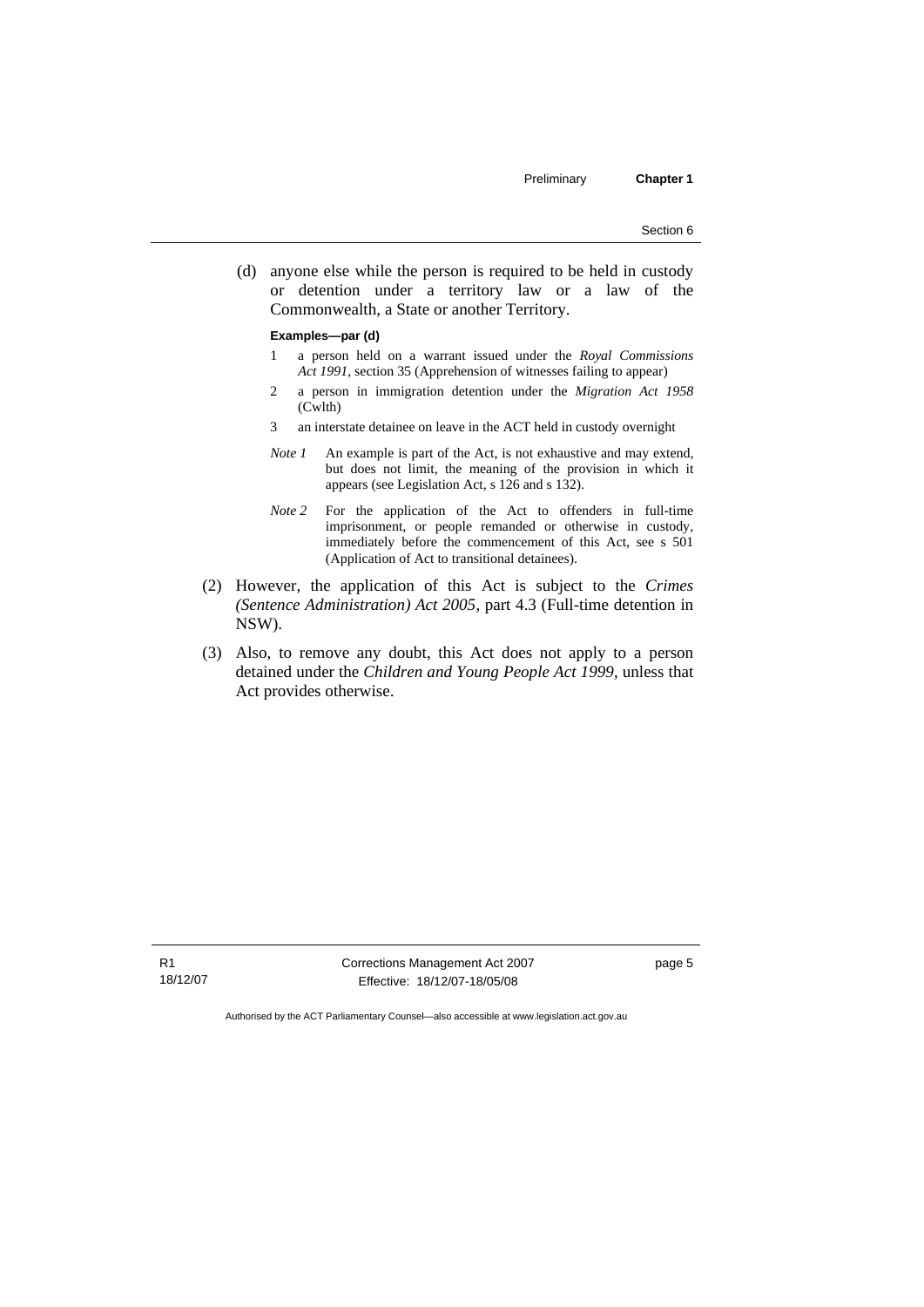(d) anyone else while the person is required to be held in custody or detention under a territory law or a law of the Commonwealth, a State or another Territory.

**Examples—par (d)**

1 a person held on a warrant issued under the *Royal Commissions Act 1991*, section 35 (Apprehension of witnesses failing to appear)

2 a person in immigration detention under the *Migration Act 1958* (Cwlth)

3 an interstate detainee on leave in the ACT held in custody overnight

*Note 1* An example is part of the Act, is not exhaustive and may extend, but does not limit, the meaning of the provision in which it appears (see Legislation Act, s 126 and s 132).

*Note 2* For the application of the Act to offenders in full-time imprisonment, or people remanded or otherwise in custody, immediately before the commencement of this Act, see s 501 (Application of Act to transitional detainees).

(2) However, the application of this Act is subject to the *Crimes (Sentence Administration) Act 2005*, part 4.3 (Full-time detention in NSW).

(3) Also, to remove any doubt, this Act does not apply to a person detained under the *Children and Young People Act 1999*, unless that Act provides otherwise.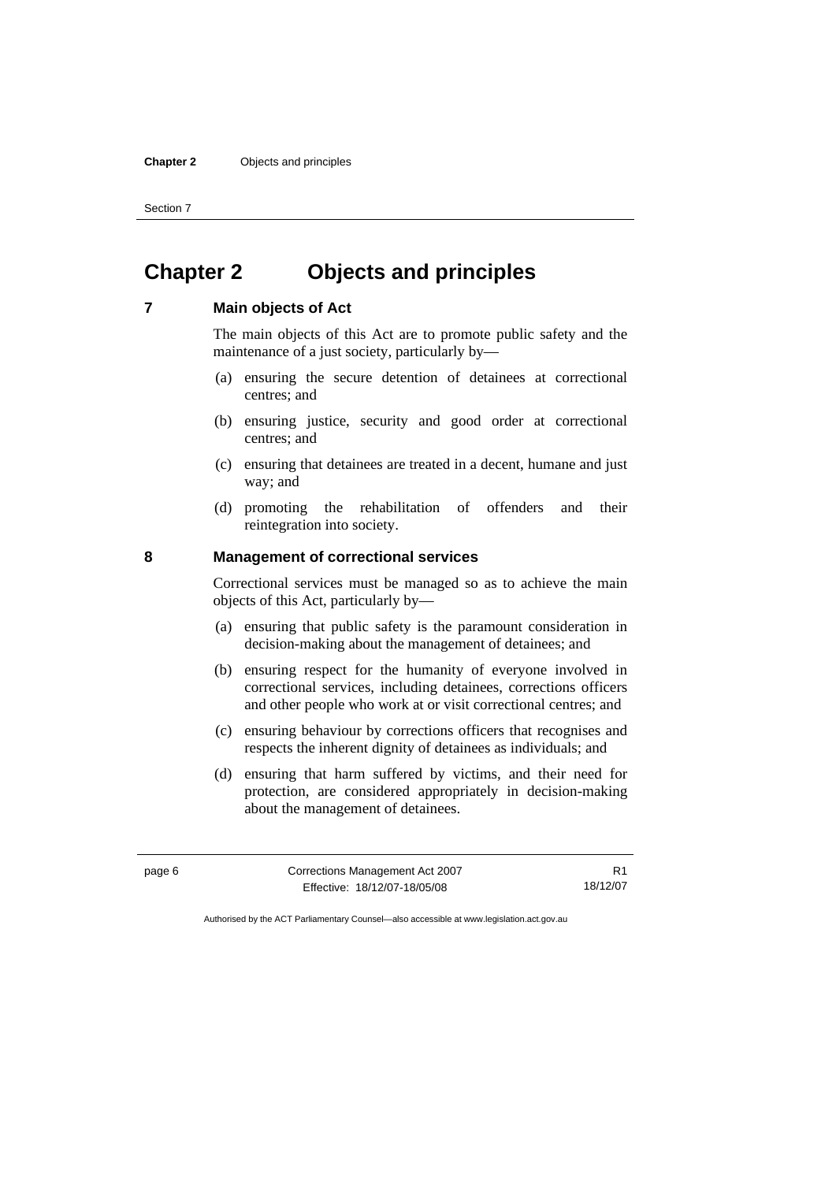# Chapter 2 Objects and principles

## 7 Main objects of Act

The main objects of this Act are to promote public safety and the maintenance of a just society, particularly by—

(a) ensuring the secure detention of detainees at correctional centres; and

(b) ensuring justice, security and good order at correctional centres; and

(c) ensuring that detainees are treated in a decent, humane and just way; and

(d) promoting the rehabilitation of offenders and their reintegration into society.

## 8 Management of correctional services

Correctional services must be managed so as to achieve the main objects of this Act, particularly by—

(a) ensuring that public safety is the paramount consideration in decision-making about the management of detainees; and

(b) ensuring respect for the humanity of everyone involved in correctional services, including detainees, corrections officers and other people who work at or visit correctional centres; and

(c) ensuring behaviour by corrections officers that recognises and respects the inherent dignity of detainees as individuals; and

(d) ensuring that harm suffered by victims, and their need for protection, are considered appropriately in decision-making about the management of detainees.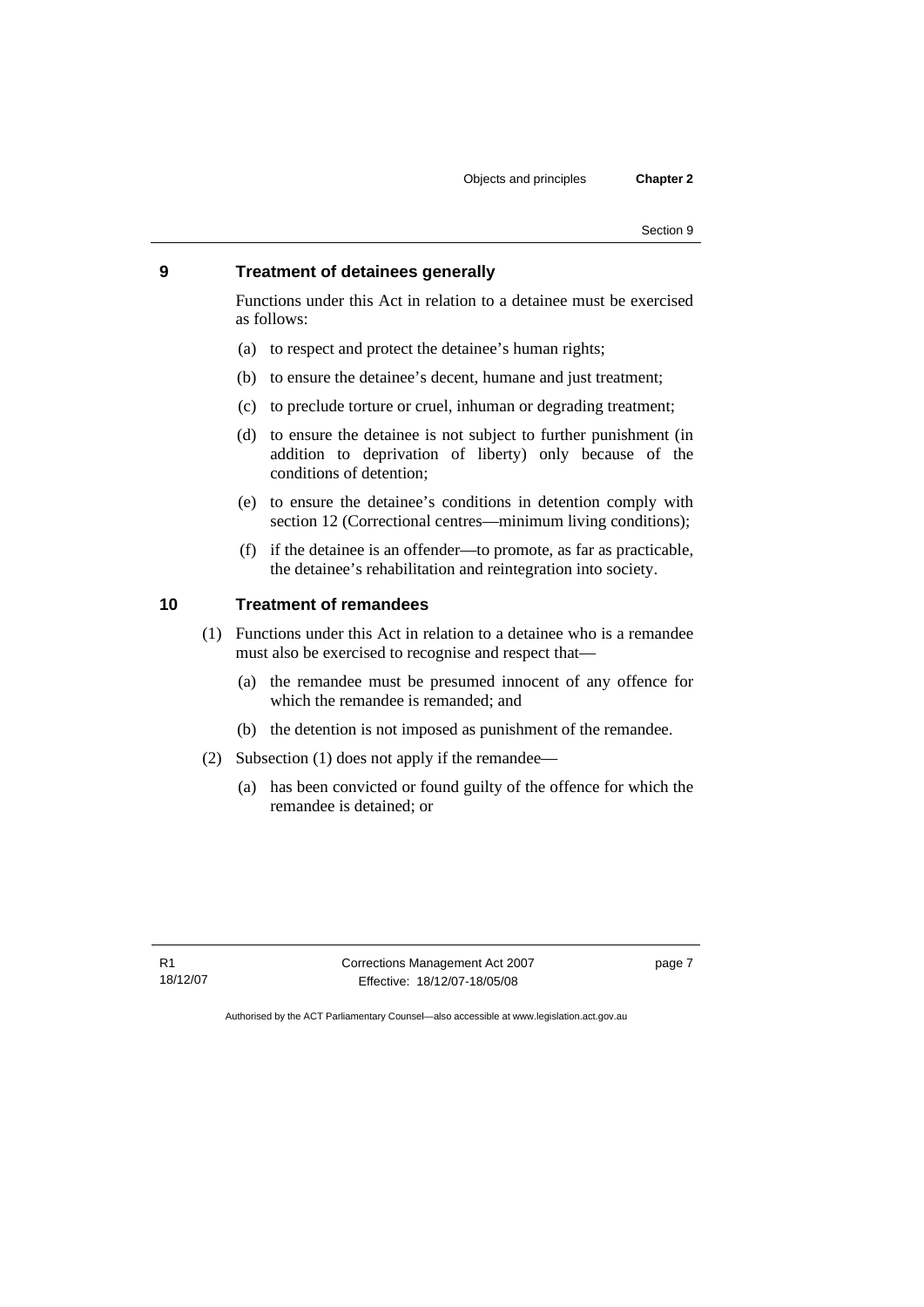## 9 Treatment of detainees generally

Functions under this Act in relation to a detainee must be exercised as follows:

(a) to respect and protect the detainee's human rights;

(b) to ensure the detainee's decent, humane and just treatment;

(c) to preclude torture or cruel, inhuman or degrading treatment;

(d) to ensure the detainee is not subject to further punishment (in addition to deprivation of liberty) only because of the conditions of detention;

(e) to ensure the detainee's conditions in detention comply with section 12 (Correctional centres—minimum living conditions);

(f) if the detainee is an offender—to promote, as far as practicable, the detainee's rehabilitation and reintegration into society.

## 10 Treatment of remandees

(1) Functions under this Act in relation to a detainee who is a remandee must also be exercised to recognise and respect that—

(a) the remandee must be presumed innocent of any offence for which the remandee is remanded; and

(b) the detention is not imposed as punishment of the remandee.

(2) Subsection (1) does not apply if the remandee—

(a) has been convicted or found guilty of the offence for which the remandee is detained; or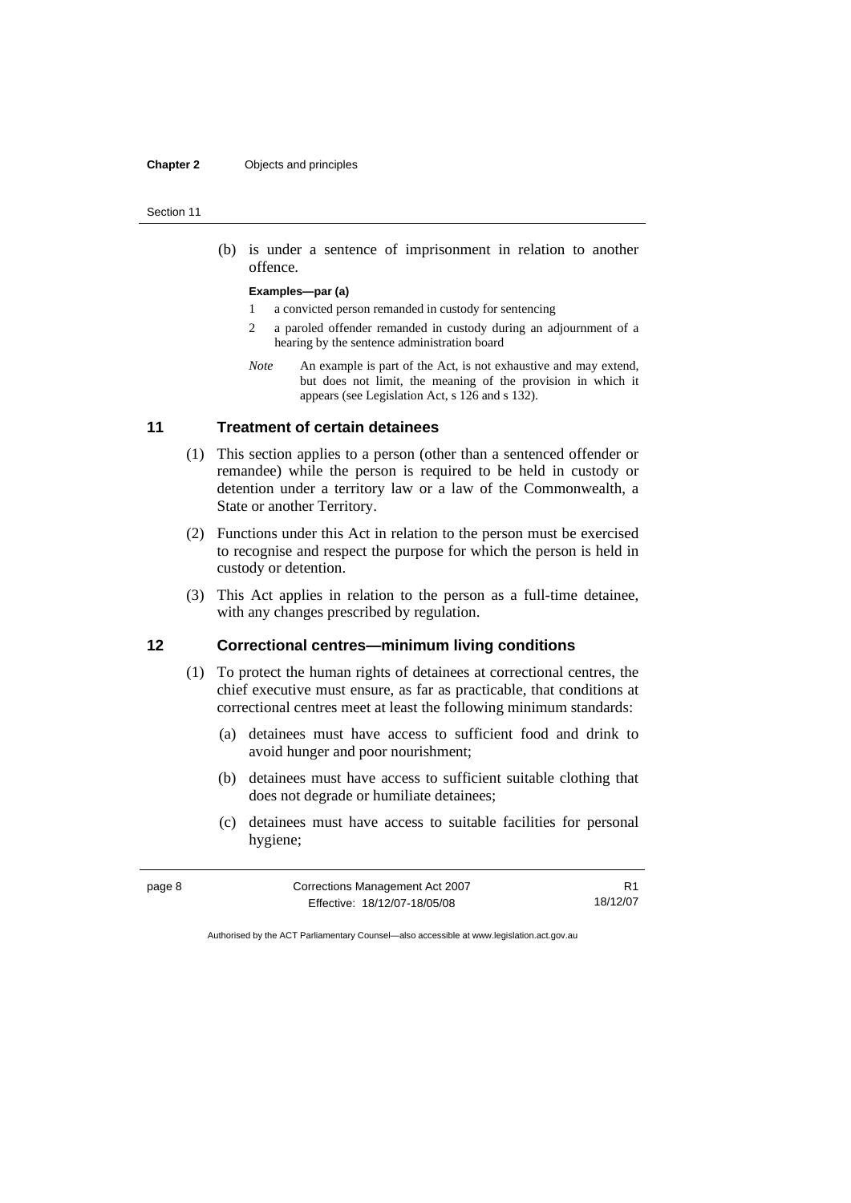(b) is under a sentence of imprisonment in relation to another offence.

**Examples—par (a)**

1 a convicted person remanded in custody for sentencing

2 a paroled offender remanded in custody during an adjournment of a hearing by the sentence administration board

*Note* An example is part of the Act, is not exhaustive and may extend, but does not limit, the meaning of the provision in which it appears (see Legislation Act, s 126 and s 132).

## 11 Treatment of certain detainees

(1) This section applies to a person (other than a sentenced offender or remandee) while the person is required to be held in custody or detention under a territory law or a law of the Commonwealth, a State or another Territory.

(2) Functions under this Act in relation to the person must be exercised to recognise and respect the purpose for which the person is held in custody or detention.

(3) This Act applies in relation to the person as a full-time detainee, with any changes prescribed by regulation.

## 12 Correctional centres—minimum living conditions

(1) To protect the human rights of detainees at correctional centres, the chief executive must ensure, as far as practicable, that conditions at correctional centres meet at least the following minimum standards:

(a) detainees must have access to sufficient food and drink to avoid hunger and poor nourishment;

(b) detainees must have access to sufficient suitable clothing that does not degrade or humiliate detainees;

(c) detainees must have access to suitable facilities for personal hygiene;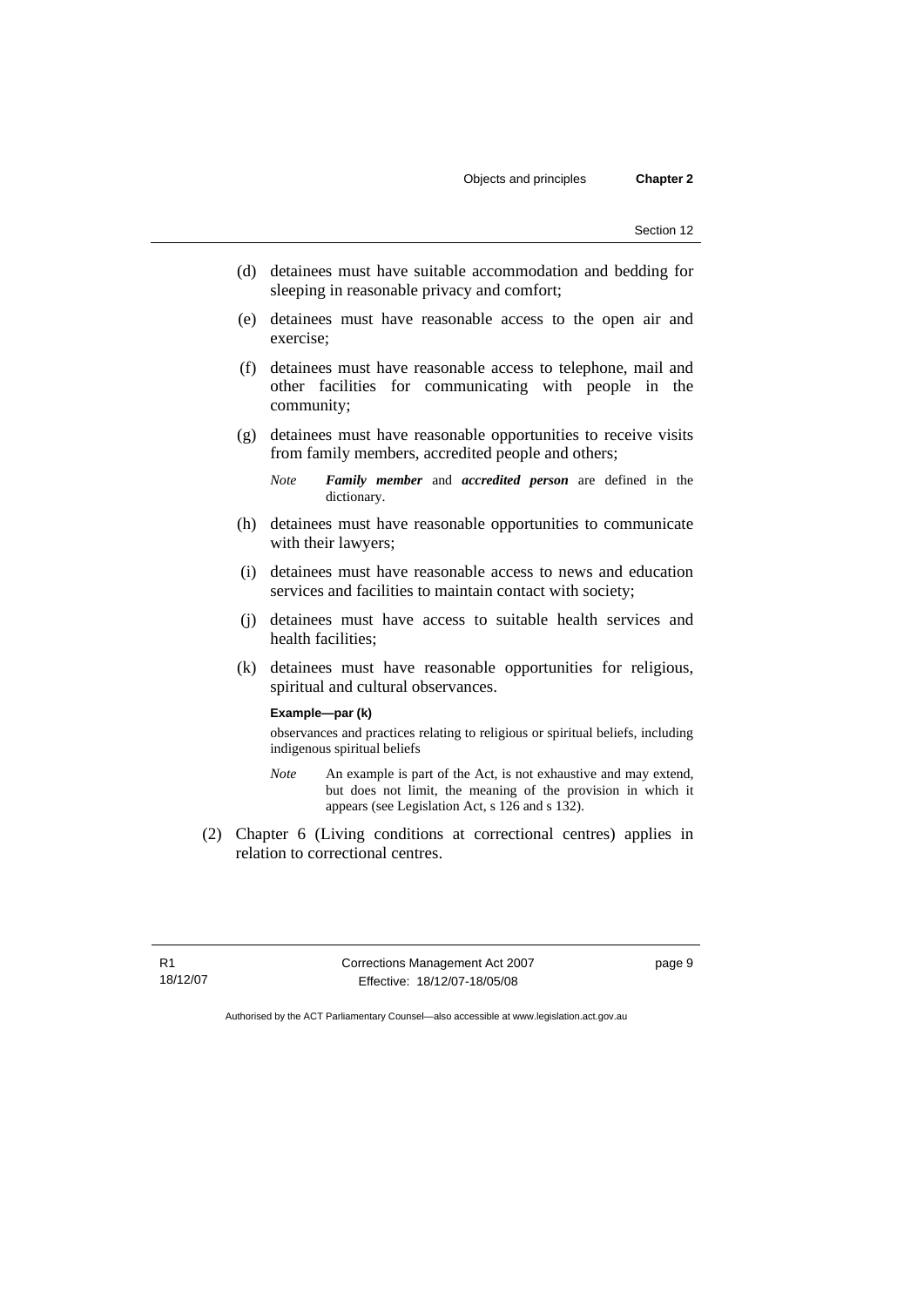(d) detainees must have suitable accommodation and bedding for sleeping in reasonable privacy and comfort;

(e) detainees must have reasonable access to the open air and exercise;

(f) detainees must have reasonable access to telephone, mail and other facilities for communicating with people in the community;

(g) detainees must have reasonable opportunities to receive visits from family members, accredited people and others;

*Note* ***Family member*** and ***accredited person*** are defined in the dictionary.

(h) detainees must have reasonable opportunities to communicate with their lawyers;

(i) detainees must have reasonable access to news and education services and facilities to maintain contact with society;

(j) detainees must have access to suitable health services and health facilities;

(k) detainees must have reasonable opportunities for religious, spiritual and cultural observances.

**Example—par (k)**

observances and practices relating to religious or spiritual beliefs, including indigenous spiritual beliefs

*Note* An example is part of the Act, is not exhaustive and may extend, but does not limit, the meaning of the provision in which it appears (see Legislation Act, s 126 and s 132).

(2) Chapter 6 (Living conditions at correctional centres) applies in relation to correctional centres.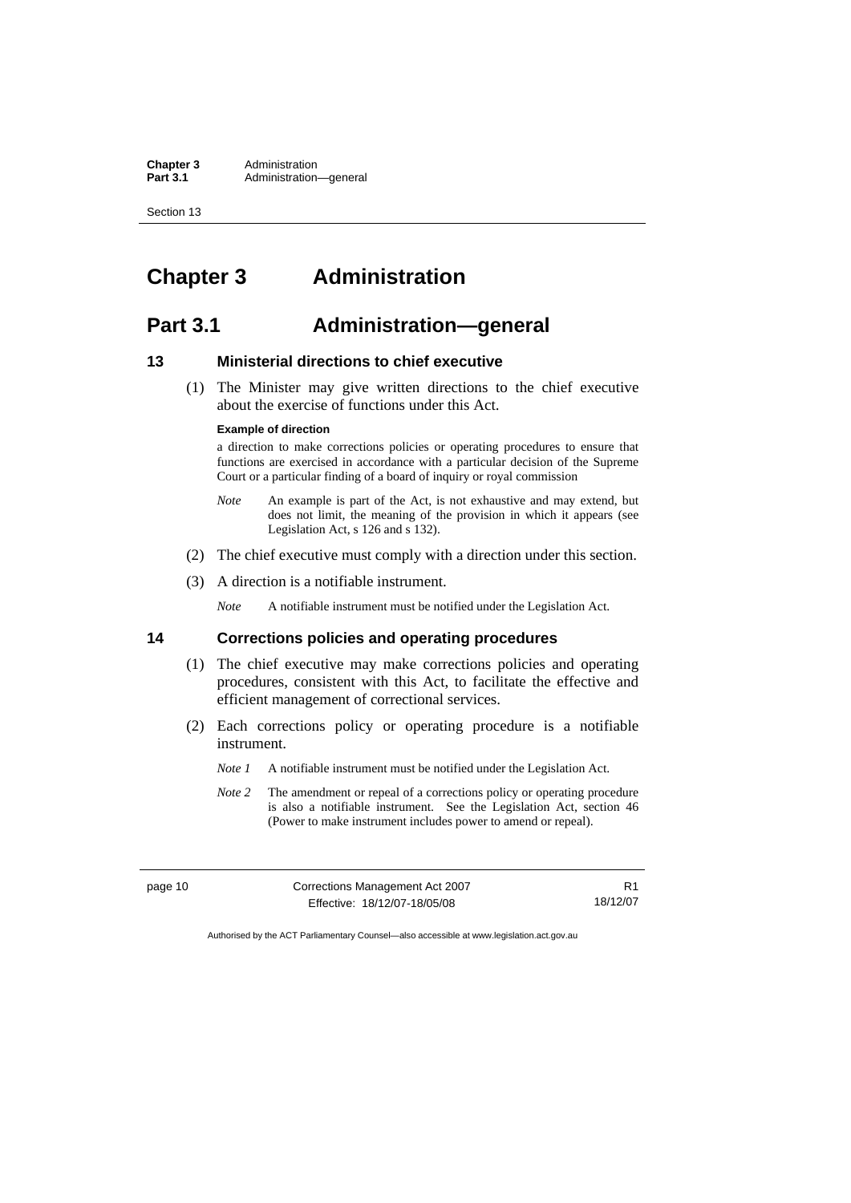# Chapter 3 Administration

## Part 3.1 Administration—general

### 13 Ministerial directions to chief executive

(1) The Minister may give written directions to the chief executive about the exercise of functions under this Act.

**Example of direction**

a direction to make corrections policies or operating procedures to ensure that functions are exercised in accordance with a particular decision of the Supreme Court or a particular finding of a board of inquiry or royal commission

*Note* An example is part of the Act, is not exhaustive and may extend, but does not limit, the meaning of the provision in which it appears (see Legislation Act, s 126 and s 132).

(2) The chief executive must comply with a direction under this section.

(3) A direction is a notifiable instrument.

*Note* A notifiable instrument must be notified under the Legislation Act.

### 14 Corrections policies and operating procedures

(1) The chief executive may make corrections policies and operating procedures, consistent with this Act, to facilitate the effective and efficient management of correctional services.

(2) Each corrections policy or operating procedure is a notifiable instrument.

*Note 1* A notifiable instrument must be notified under the Legislation Act.

*Note 2* The amendment or repeal of a corrections policy or operating procedure is also a notifiable instrument. See the Legislation Act, section 46 (Power to make instrument includes power to amend or repeal).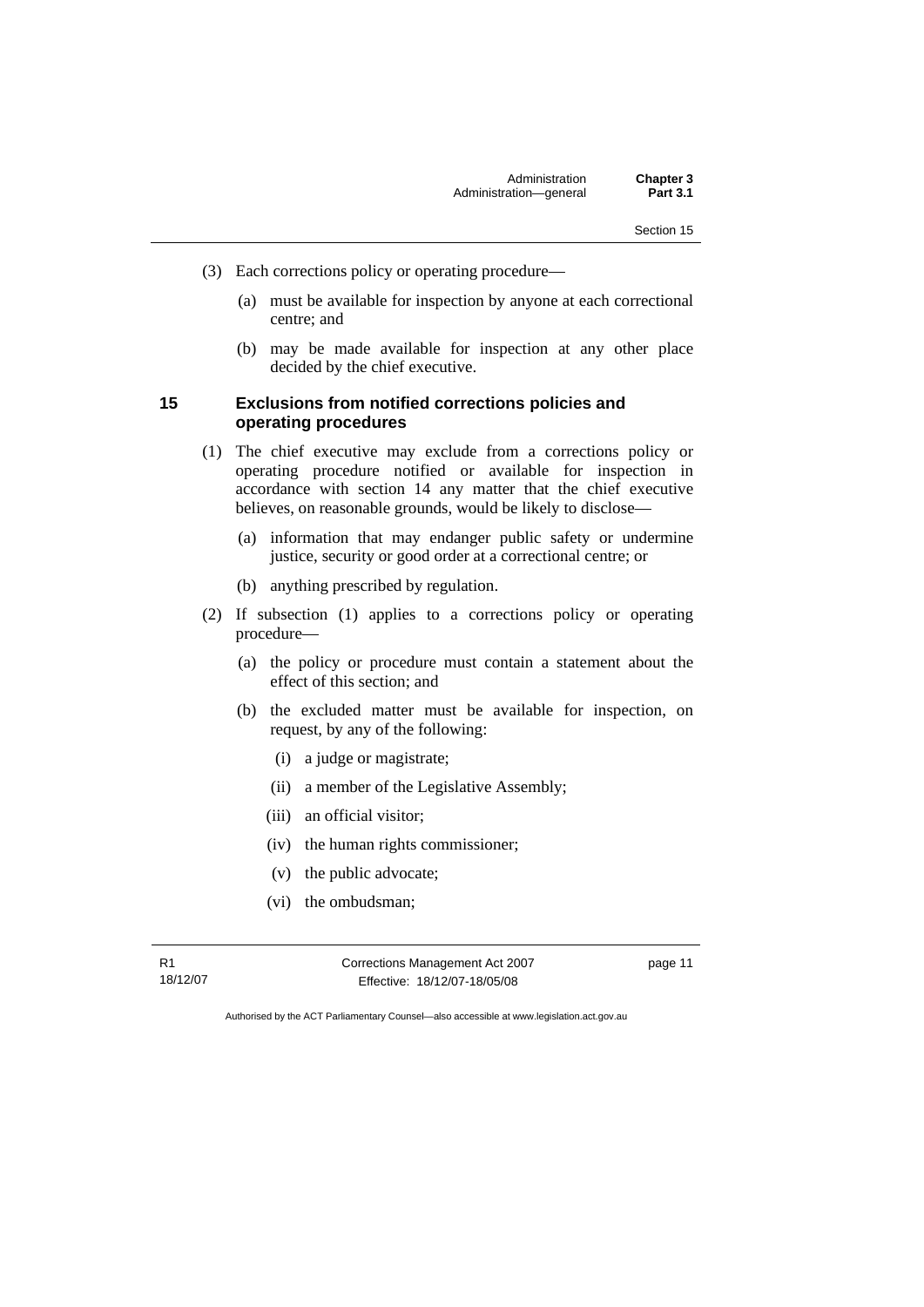(3) Each corrections policy or operating procedure—

(a) must be available for inspection by anyone at each correctional centre; and

(b) may be made available for inspection at any other place decided by the chief executive.

### 15 Exclusions from notified corrections policies and operating procedures

(1) The chief executive may exclude from a corrections policy or operating procedure notified or available for inspection in accordance with section 14 any matter that the chief executive believes, on reasonable grounds, would be likely to disclose—

(a) information that may endanger public safety or undermine justice, security or good order at a correctional centre; or

(b) anything prescribed by regulation.

(2) If subsection (1) applies to a corrections policy or operating procedure—

(a) the policy or procedure must contain a statement about the effect of this section; and

(b) the excluded matter must be available for inspection, on request, by any of the following:

(i) a judge or magistrate;

(ii) a member of the Legislative Assembly;

(iii) an official visitor;

(iv) the human rights commissioner;

(v) the public advocate;

(vi) the ombudsman;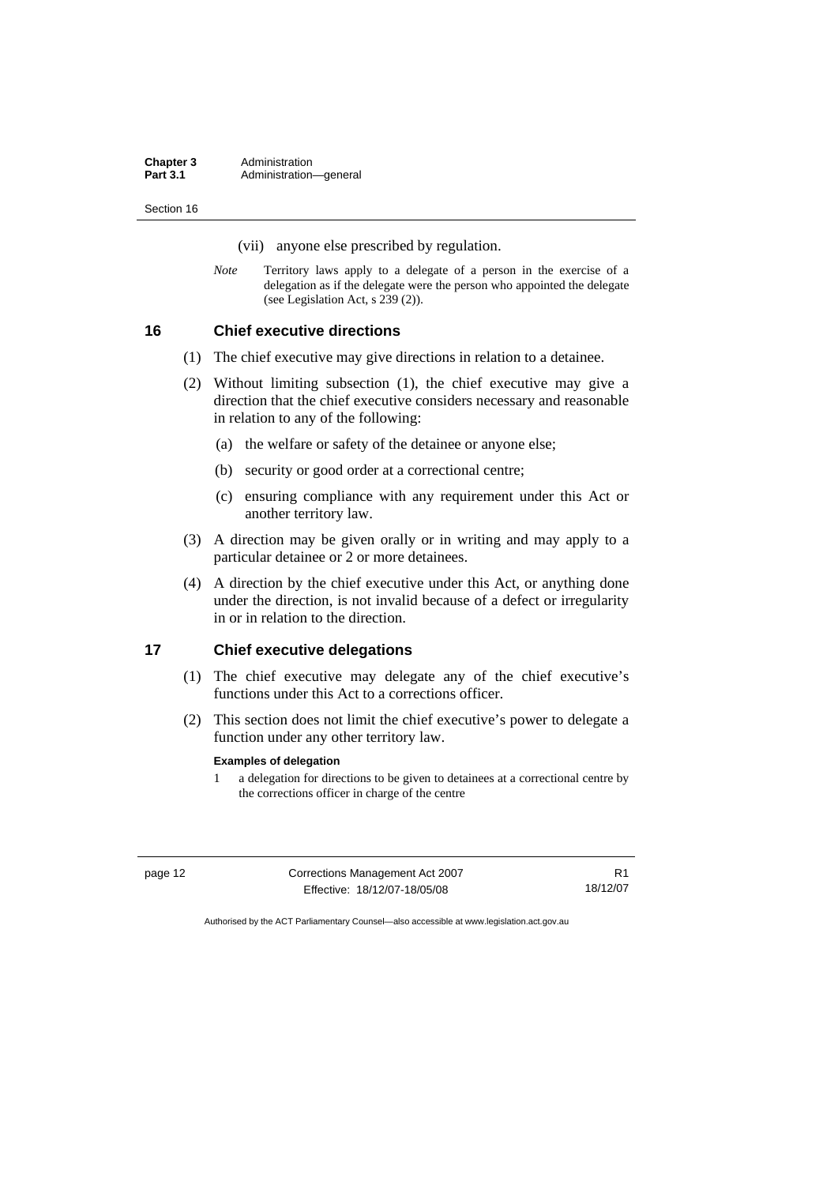(vii) anyone else prescribed by regulation.

*Note* Territory laws apply to a delegate of a person in the exercise of a delegation as if the delegate were the person who appointed the delegate (see Legislation Act, s 239 (2)).

## 16 Chief executive directions

(1) The chief executive may give directions in relation to a detainee.

(2) Without limiting subsection (1), the chief executive may give a direction that the chief executive considers necessary and reasonable in relation to any of the following:

(a) the welfare or safety of the detainee or anyone else;

(b) security or good order at a correctional centre;

(c) ensuring compliance with any requirement under this Act or another territory law.

(3) A direction may be given orally or in writing and may apply to a particular detainee or 2 or more detainees.

(4) A direction by the chief executive under this Act, or anything done under the direction, is not invalid because of a defect or irregularity in or in relation to the direction.

## 17 Chief executive delegations

(1) The chief executive may delegate any of the chief executive's functions under this Act to a corrections officer.

(2) This section does not limit the chief executive's power to delegate a function under any other territory law.

**Examples of delegation**

1 a delegation for directions to be given to detainees at a correctional centre by the corrections officer in charge of the centre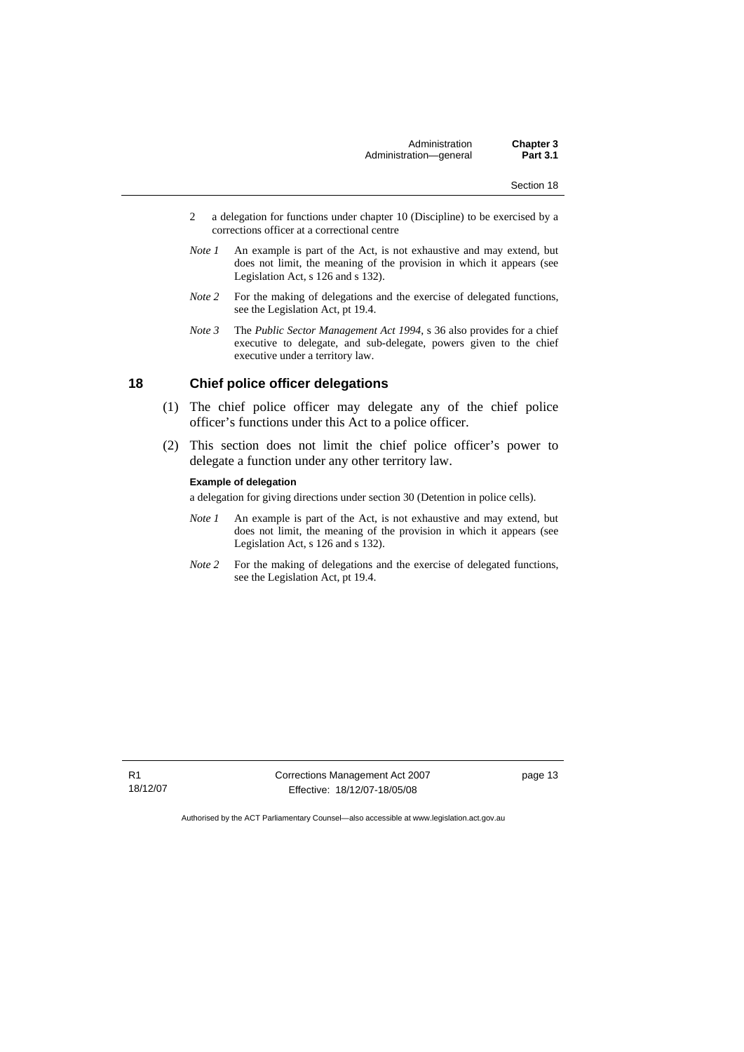2 a delegation for functions under chapter 10 (Discipline) to be exercised by a corrections officer at a correctional centre

*Note 1* An example is part of the Act, is not exhaustive and may extend, but does not limit, the meaning of the provision in which it appears (see Legislation Act, s 126 and s 132).

*Note 2* For the making of delegations and the exercise of delegated functions, see the Legislation Act, pt 19.4.

*Note 3* The *Public Sector Management Act 1994*, s 36 also provides for a chief executive to delegate, and sub-delegate, powers given to the chief executive under a territory law.

## 18 Chief police officer delegations

(1) The chief police officer may delegate any of the chief police officer's functions under this Act to a police officer.

(2) This section does not limit the chief police officer's power to delegate a function under any other territory law.

**Example of delegation**

a delegation for giving directions under section 30 (Detention in police cells).

*Note 1* An example is part of the Act, is not exhaustive and may extend, but does not limit, the meaning of the provision in which it appears (see Legislation Act, s 126 and s 132).

*Note 2* For the making of delegations and the exercise of delegated functions, see the Legislation Act, pt 19.4.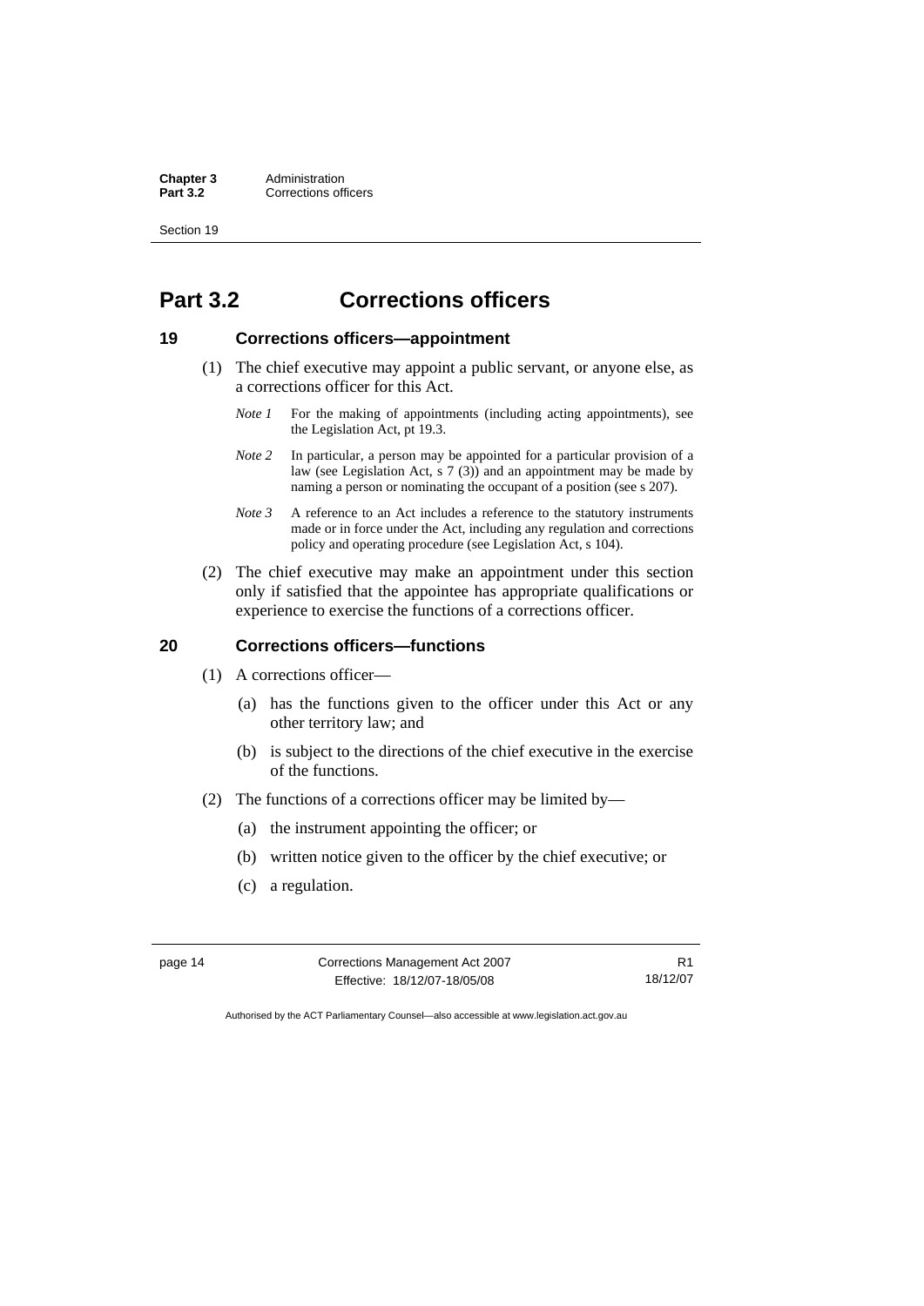# Part 3.2 Corrections officers

## 19 Corrections officers—appointment

(1) The chief executive may appoint a public servant, or anyone else, as a corrections officer for this Act.

*Note 1* For the making of appointments (including acting appointments), see the Legislation Act, pt 19.3.

*Note 2* In particular, a person may be appointed for a particular provision of a law (see Legislation Act, s 7 (3)) and an appointment may be made by naming a person or nominating the occupant of a position (see s 207).

*Note 3* A reference to an Act includes a reference to the statutory instruments made or in force under the Act, including any regulation and corrections policy and operating procedure (see Legislation Act, s 104).

(2) The chief executive may make an appointment under this section only if satisfied that the appointee has appropriate qualifications or experience to exercise the functions of a corrections officer.

## 20 Corrections officers—functions

(1) A corrections officer—

(a) has the functions given to the officer under this Act or any other territory law; and

(b) is subject to the directions of the chief executive in the exercise of the functions.

(2) The functions of a corrections officer may be limited by—

(a) the instrument appointing the officer; or

(b) written notice given to the officer by the chief executive; or

(c) a regulation.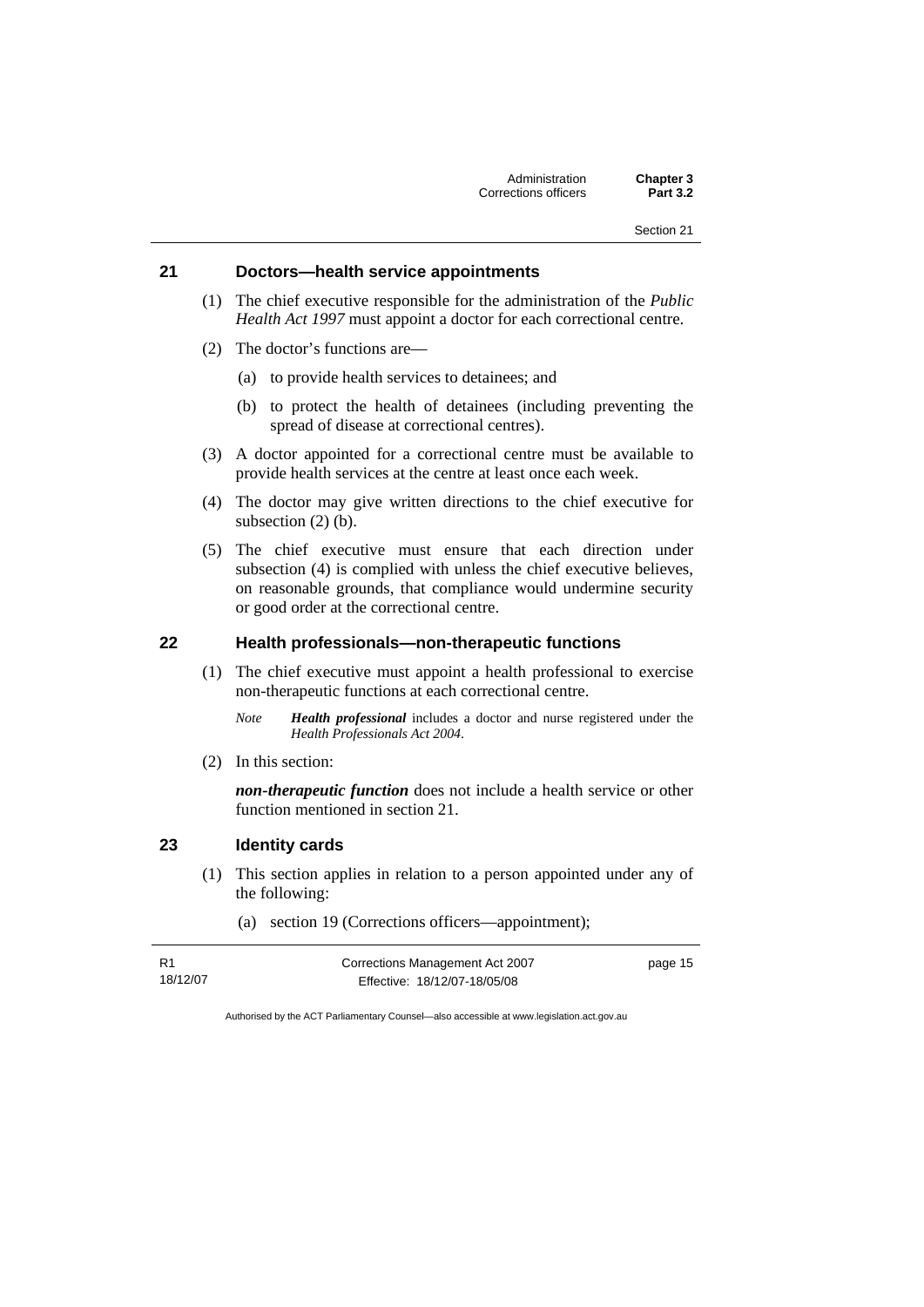## 21 Doctors—health service appointments

(1) The chief executive responsible for the administration of the *Public Health Act 1997* must appoint a doctor for each correctional centre.

(2) The doctor's functions are—

(a) to provide health services to detainees; and

(b) to protect the health of detainees (including preventing the spread of disease at correctional centres).

(3) A doctor appointed for a correctional centre must be available to provide health services at the centre at least once each week.

(4) The doctor may give written directions to the chief executive for subsection (2) (b).

(5) The chief executive must ensure that each direction under subsection (4) is complied with unless the chief executive believes, on reasonable grounds, that compliance would undermine security or good order at the correctional centre.

## 22 Health professionals—non-therapeutic functions

(1) The chief executive must appoint a health professional to exercise non-therapeutic functions at each correctional centre.

*Note* ***Health professional*** includes a doctor and nurse registered under the *Health Professionals Act 2004*.

(2) In this section:

***non-therapeutic function*** does not include a health service or other function mentioned in section 21.

## 23 Identity cards

(1) This section applies in relation to a person appointed under any of the following:

(a) section 19 (Corrections officers—appointment);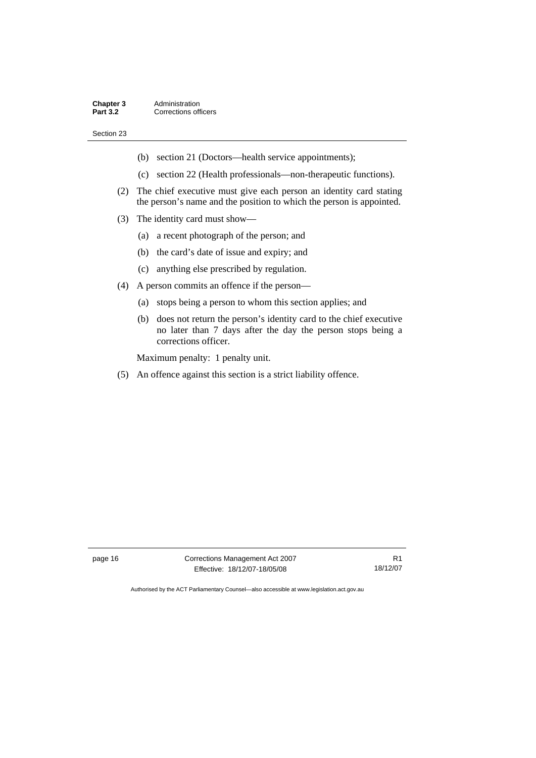(b) section 21 (Doctors—health service appointments);

(c) section 22 (Health professionals—non-therapeutic functions).

(2) The chief executive must give each person an identity card stating the person's name and the position to which the person is appointed.

(3) The identity card must show—

(a) a recent photograph of the person; and

(b) the card's date of issue and expiry; and

(c) anything else prescribed by regulation.

(4) A person commits an offence if the person—

(a) stops being a person to whom this section applies; and

(b) does not return the person's identity card to the chief executive no later than 7 days after the day the person stops being a corrections officer.

Maximum penalty: 1 penalty unit.

(5) An offence against this section is a strict liability offence.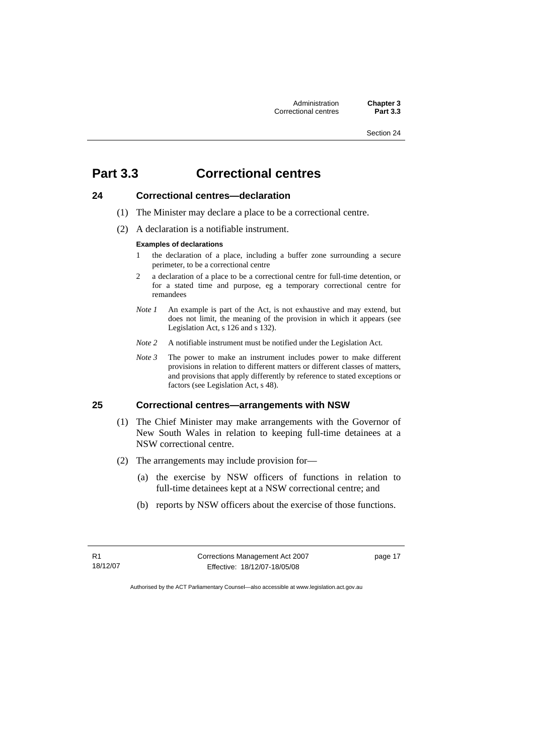# Part 3.3 Correctional centres

## 24 Correctional centres—declaration

(1) The Minister may declare a place to be a correctional centre.

(2) A declaration is a notifiable instrument.

**Examples of declarations**

1 the declaration of a place, including a buffer zone surrounding a secure perimeter, to be a correctional centre

2 a declaration of a place to be a correctional centre for full-time detention, or for a stated time and purpose, eg a temporary correctional centre for remandees

*Note 1* An example is part of the Act, is not exhaustive and may extend, but does not limit, the meaning of the provision in which it appears (see Legislation Act, s 126 and s 132).

*Note 2* A notifiable instrument must be notified under the Legislation Act.

*Note 3* The power to make an instrument includes power to make different provisions in relation to different matters or different classes of matters, and provisions that apply differently by reference to stated exceptions or factors (see Legislation Act, s 48).

## 25 Correctional centres—arrangements with NSW

(1) The Chief Minister may make arrangements with the Governor of New South Wales in relation to keeping full-time detainees at a NSW correctional centre.

(2) The arrangements may include provision for—

(a) the exercise by NSW officers of functions in relation to full-time detainees kept at a NSW correctional centre; and

(b) reports by NSW officers about the exercise of those functions.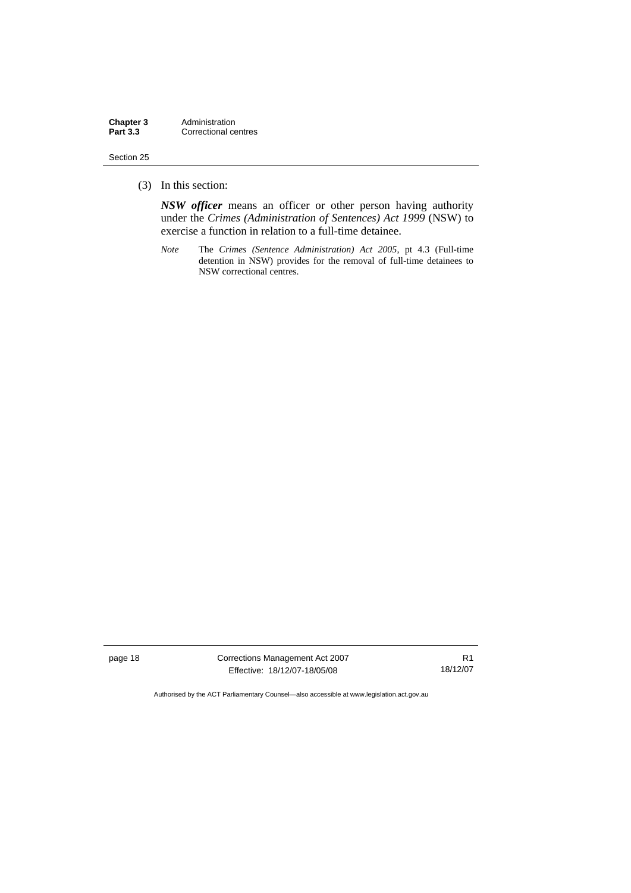(3) In this section:

***NSW officer*** means an officer or other person having authority under the *Crimes (Administration of Sentences) Act 1999* (NSW) to exercise a function in relation to a full-time detainee.

*Note* The *Crimes (Sentence Administration) Act 2005*, pt 4.3 (Full-time detention in NSW) provides for the removal of full-time detainees to NSW correctional centres.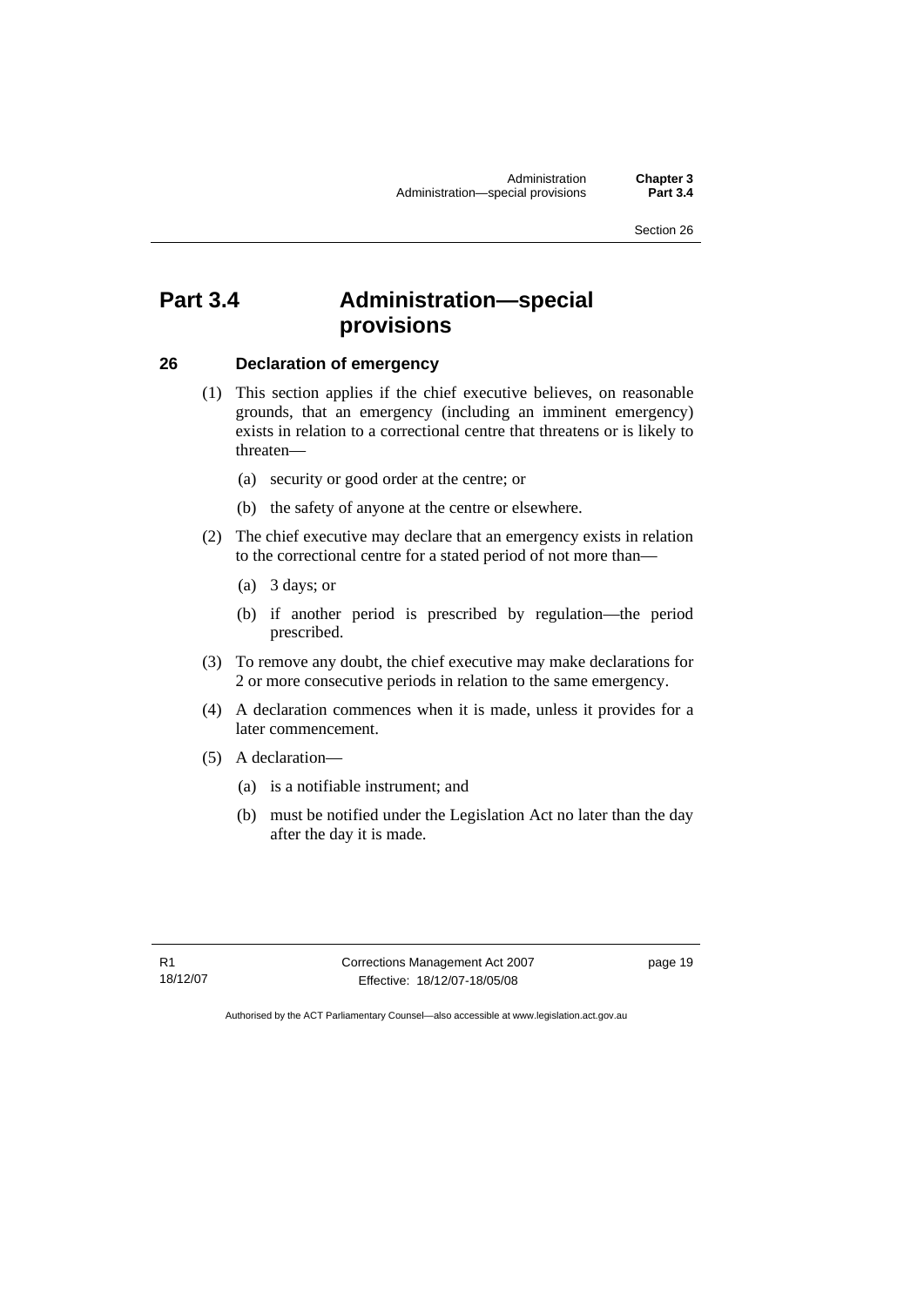# Part 3.4 Administration—special provisions

## 26 Declaration of emergency

(1) This section applies if the chief executive believes, on reasonable grounds, that an emergency (including an imminent emergency) exists in relation to a correctional centre that threatens or is likely to threaten—

(a) security or good order at the centre; or

(b) the safety of anyone at the centre or elsewhere.

(2) The chief executive may declare that an emergency exists in relation to the correctional centre for a stated period of not more than—

(a) 3 days; or

(b) if another period is prescribed by regulation—the period prescribed.

(3) To remove any doubt, the chief executive may make declarations for 2 or more consecutive periods in relation to the same emergency.

(4) A declaration commences when it is made, unless it provides for a later commencement.

(5) A declaration—

(a) is a notifiable instrument; and

(b) must be notified under the Legislation Act no later than the day after the day it is made.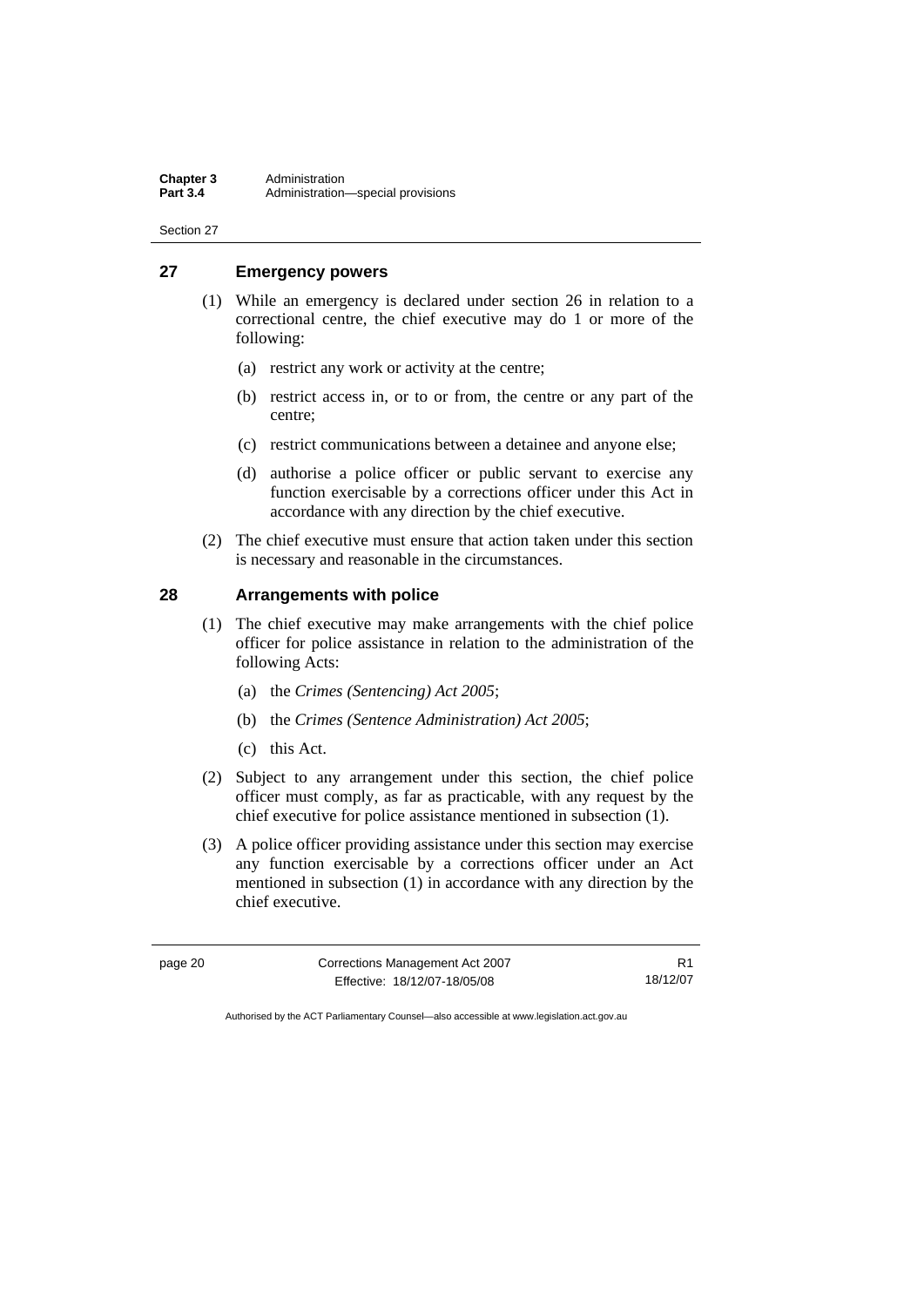## 27 Emergency powers

(1) While an emergency is declared under section 26 in relation to a correctional centre, the chief executive may do 1 or more of the following:

(a) restrict any work or activity at the centre;

(b) restrict access in, or to or from, the centre or any part of the centre;

(c) restrict communications between a detainee and anyone else;

(d) authorise a police officer or public servant to exercise any function exercisable by a corrections officer under this Act in accordance with any direction by the chief executive.

(2) The chief executive must ensure that action taken under this section is necessary and reasonable in the circumstances.

## 28 Arrangements with police

(1) The chief executive may make arrangements with the chief police officer for police assistance in relation to the administration of the following Acts:

(a) the *Crimes (Sentencing) Act 2005*;

(b) the *Crimes (Sentence Administration) Act 2005*;

(c) this Act.

(2) Subject to any arrangement under this section, the chief police officer must comply, as far as practicable, with any request by the chief executive for police assistance mentioned in subsection (1).

(3) A police officer providing assistance under this section may exercise any function exercisable by a corrections officer under an Act mentioned in subsection (1) in accordance with any direction by the chief executive.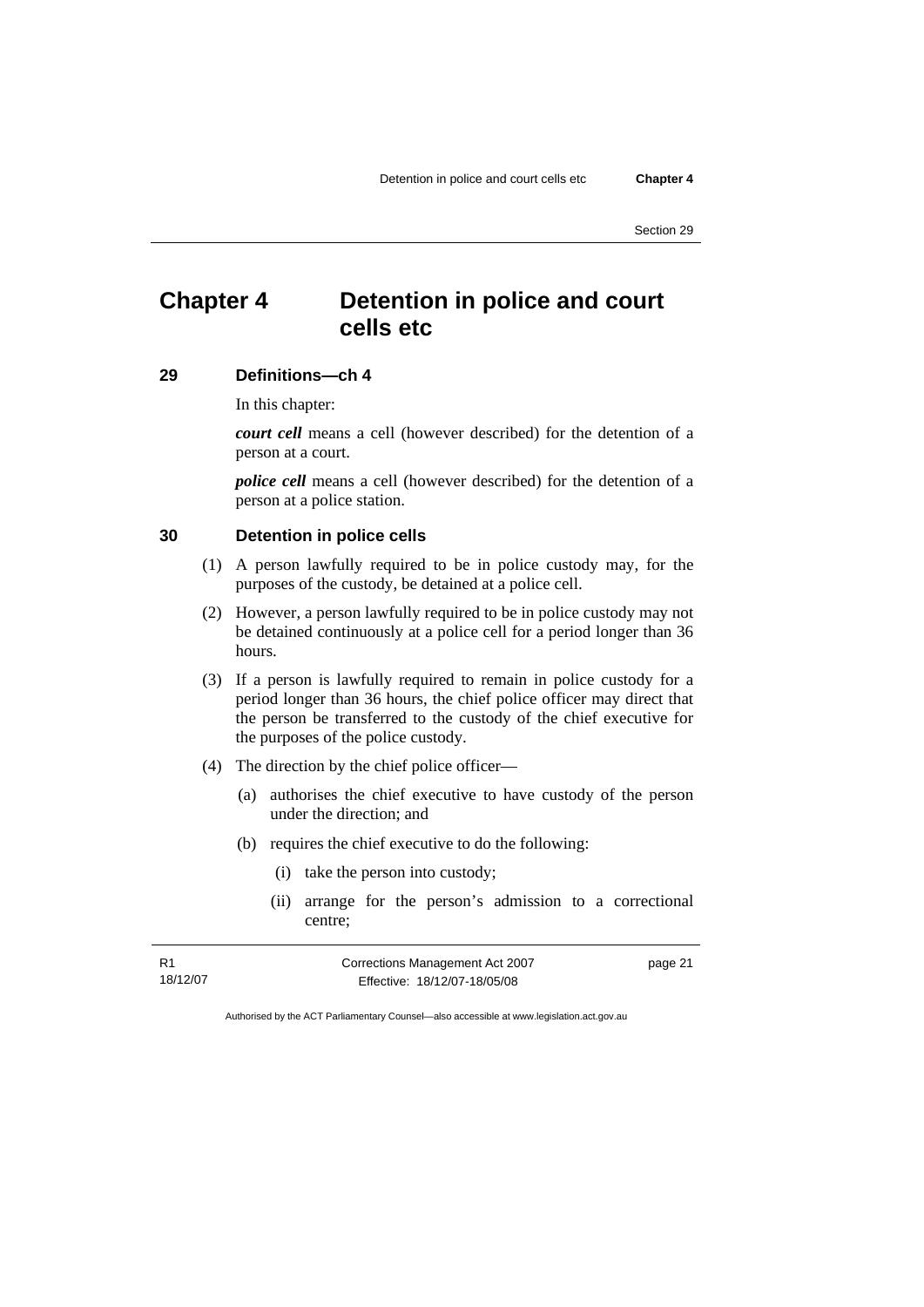# Chapter 4 Detention in police and court cells etc

## 29 Definitions—ch 4

In this chapter:

***court cell*** means a cell (however described) for the detention of a person at a court.

***police cell*** means a cell (however described) for the detention of a person at a police station.

## 30 Detention in police cells

(1) A person lawfully required to be in police custody may, for the purposes of the custody, be detained at a police cell.

(2) However, a person lawfully required to be in police custody may not be detained continuously at a police cell for a period longer than 36 hours.

(3) If a person is lawfully required to remain in police custody for a period longer than 36 hours, the chief police officer may direct that the person be transferred to the custody of the chief executive for the purposes of the police custody.

(4) The direction by the chief police officer—

(a) authorises the chief executive to have custody of the person under the direction; and

(b) requires the chief executive to do the following:

(i) take the person into custody;

(ii) arrange for the person's admission to a correctional centre;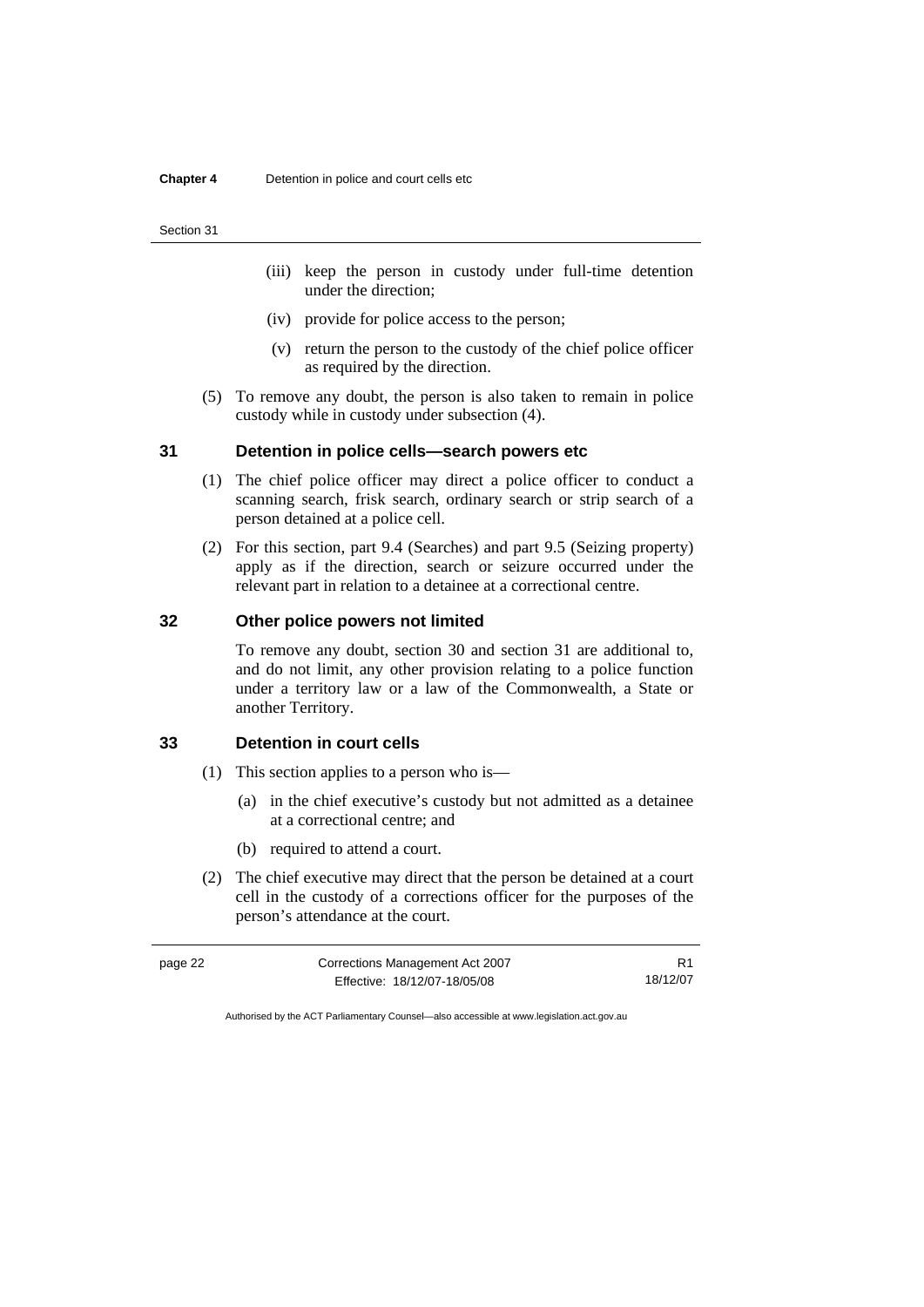(iii) keep the person in custody under full-time detention under the direction;

(iv) provide for police access to the person;

(v) return the person to the custody of the chief police officer as required by the direction.

(5) To remove any doubt, the person is also taken to remain in police custody while in custody under subsection (4).

### 31 Detention in police cells—search powers etc

(1) The chief police officer may direct a police officer to conduct a scanning search, frisk search, ordinary search or strip search of a person detained at a police cell.

(2) For this section, part 9.4 (Searches) and part 9.5 (Seizing property) apply as if the direction, search or seizure occurred under the relevant part in relation to a detainee at a correctional centre.

### 32 Other police powers not limited

To remove any doubt, section 30 and section 31 are additional to, and do not limit, any other provision relating to a police function under a territory law or a law of the Commonwealth, a State or another Territory.

### 33 Detention in court cells

(1) This section applies to a person who is—

(a) in the chief executive's custody but not admitted as a detainee at a correctional centre; and

(b) required to attend a court.

(2) The chief executive may direct that the person be detained at a court cell in the custody of a corrections officer for the purposes of the person's attendance at the court.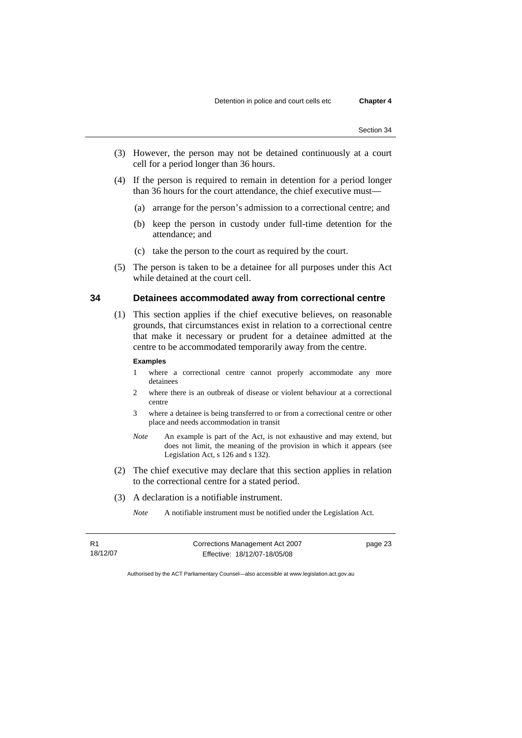(3) However, the person may not be detained continuously at a court cell for a period longer than 36 hours.

(4) If the person is required to remain in detention for a period longer than 36 hours for the court attendance, the chief executive must—

(a) arrange for the person's admission to a correctional centre; and

(b) keep the person in custody under full-time detention for the attendance; and

(c) take the person to the court as required by the court.

(5) The person is taken to be a detainee for all purposes under this Act while detained at the court cell.

## 34 Detainees accommodated away from correctional centre

(1) This section applies if the chief executive believes, on reasonable grounds, that circumstances exist in relation to a correctional centre that make it necessary or prudent for a detainee admitted at the centre to be accommodated temporarily away from the centre.

**Examples**

1 where a correctional centre cannot properly accommodate any more detainees

2 where there is an outbreak of disease or violent behaviour at a correctional centre

3 where a detainee is being transferred to or from a correctional centre or other place and needs accommodation in transit

*Note* An example is part of the Act, is not exhaustive and may extend, but does not limit, the meaning of the provision in which it appears (see Legislation Act, s 126 and s 132).

(2) The chief executive may declare that this section applies in relation to the correctional centre for a stated period.

(3) A declaration is a notifiable instrument.

*Note* A notifiable instrument must be notified under the Legislation Act.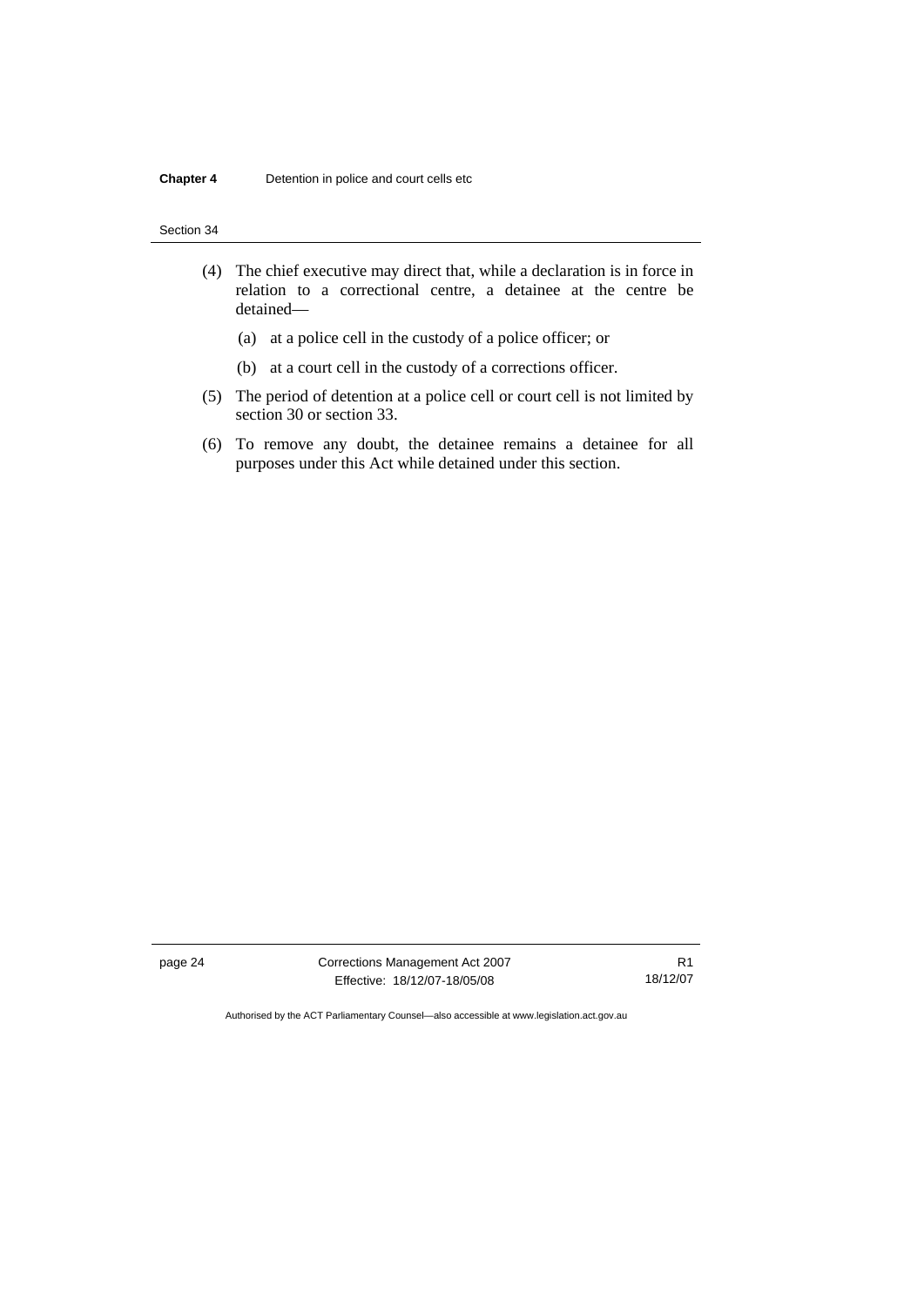(4) The chief executive may direct that, while a declaration is in force in relation to a correctional centre, a detainee at the centre be detained—

(a) at a police cell in the custody of a police officer; or

(b) at a court cell in the custody of a corrections officer.

(5) The period of detention at a police cell or court cell is not limited by section 30 or section 33.

(6) To remove any doubt, the detainee remains a detainee for all purposes under this Act while detained under this section.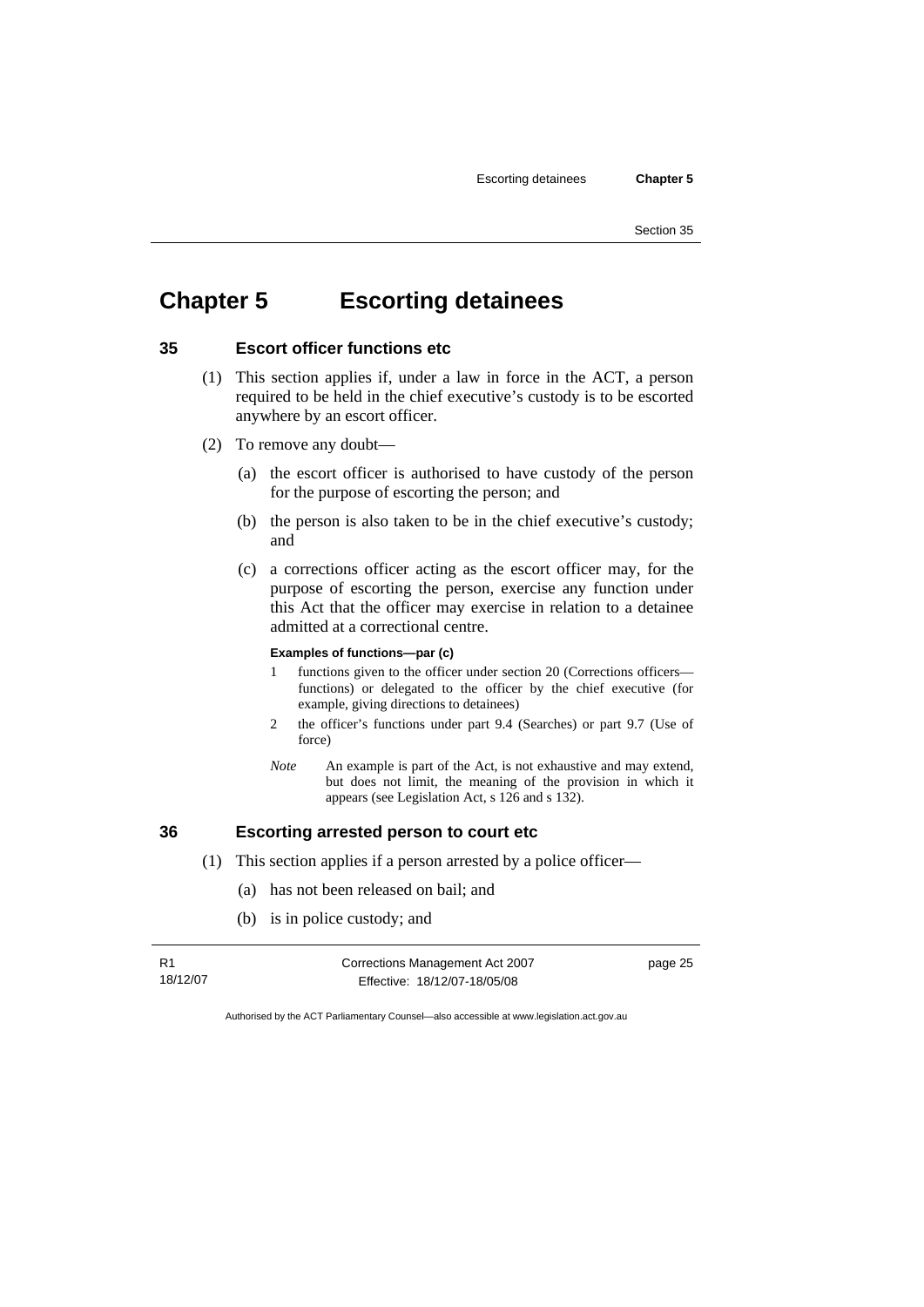# Chapter 5 Escorting detainees

## 35 Escort officer functions etc

(1) This section applies if, under a law in force in the ACT, a person required to be held in the chief executive's custody is to be escorted anywhere by an escort officer.

(2) To remove any doubt—

(a) the escort officer is authorised to have custody of the person for the purpose of escorting the person; and

(b) the person is also taken to be in the chief executive's custody; and

(c) a corrections officer acting as the escort officer may, for the purpose of escorting the person, exercise any function under this Act that the officer may exercise in relation to a detainee admitted at a correctional centre.

**Examples of functions—par (c)**

1 functions given to the officer under section 20 (Corrections officers—functions) or delegated to the officer by the chief executive (for example, giving directions to detainees)

2 the officer's functions under part 9.4 (Searches) or part 9.7 (Use of force)

*Note* An example is part of the Act, is not exhaustive and may extend, but does not limit, the meaning of the provision in which it appears (see Legislation Act, s 126 and s 132).

## 36 Escorting arrested person to court etc

(1) This section applies if a person arrested by a police officer—

(a) has not been released on bail; and

(b) is in police custody; and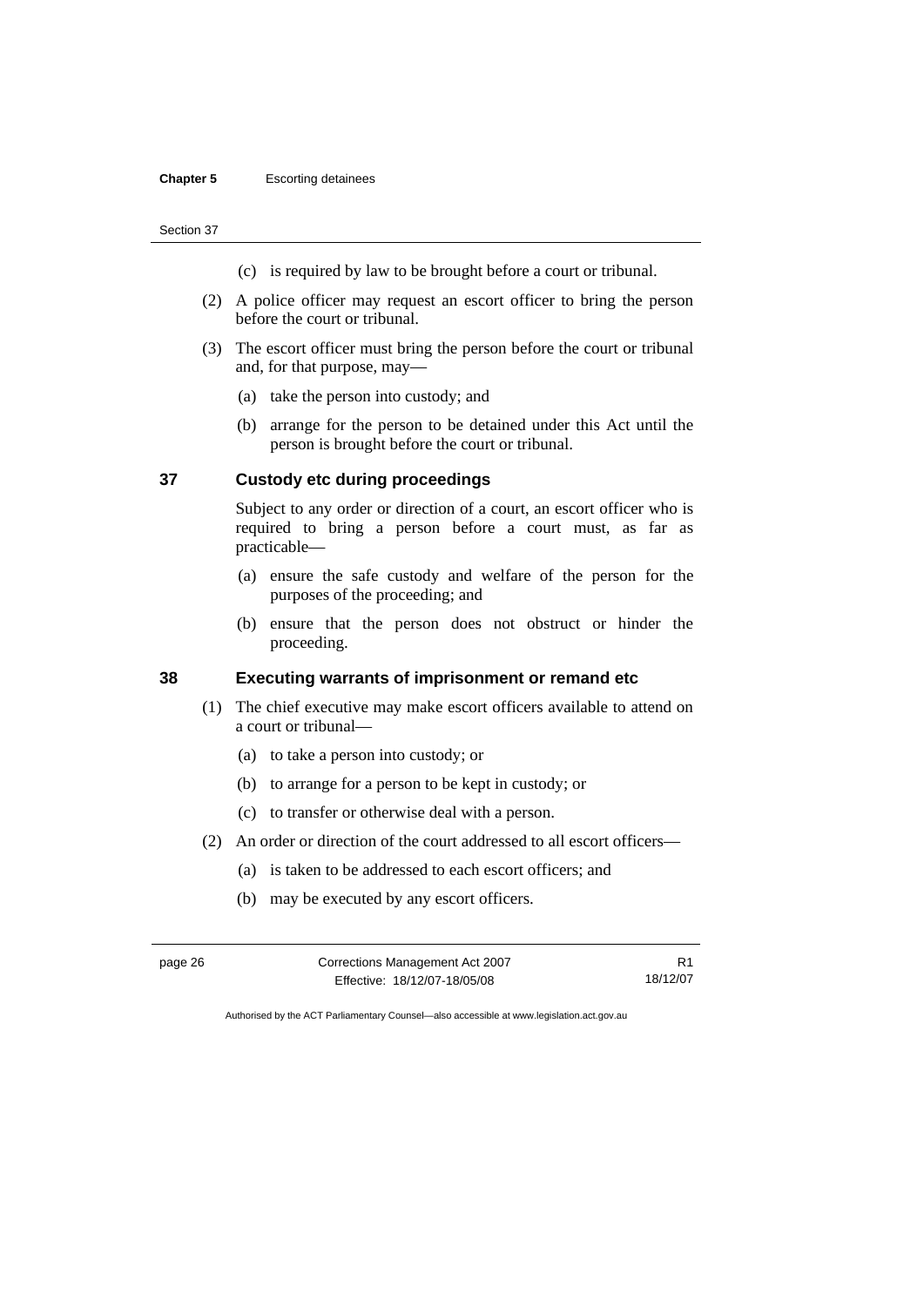(c) is required by law to be brought before a court or tribunal.

(2) A police officer may request an escort officer to bring the person before the court or tribunal.

(3) The escort officer must bring the person before the court or tribunal and, for that purpose, may—

(a) take the person into custody; and

(b) arrange for the person to be detained under this Act until the person is brought before the court or tribunal.

## 37 Custody etc during proceedings

Subject to any order or direction of a court, an escort officer who is required to bring a person before a court must, as far as practicable—

(a) ensure the safe custody and welfare of the person for the purposes of the proceeding; and

(b) ensure that the person does not obstruct or hinder the proceeding.

## 38 Executing warrants of imprisonment or remand etc

(1) The chief executive may make escort officers available to attend on a court or tribunal—

(a) to take a person into custody; or

(b) to arrange for a person to be kept in custody; or

(c) to transfer or otherwise deal with a person.

(2) An order or direction of the court addressed to all escort officers—

(a) is taken to be addressed to each escort officers; and

(b) may be executed by any escort officers.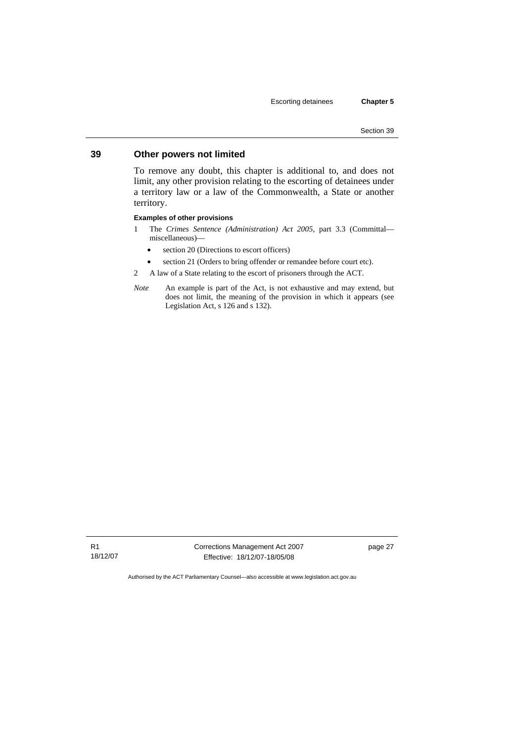## 39 Other powers not limited

To remove any doubt, this chapter is additional to, and does not limit, any other provision relating to the escorting of detainees under a territory law or a law of the Commonwealth, a State or another territory.

**Examples of other provisions**

1 The *Crimes Sentence (Administration) Act 2005*, part 3.3 (Committal—miscellaneous)—
   - section 20 (Directions to escort officers)
   - section 21 (Orders to bring offender or remandee before court etc).

2 A law of a State relating to the escort of prisoners through the ACT.

*Note* An example is part of the Act, is not exhaustive and may extend, but does not limit, the meaning of the provision in which it appears (see Legislation Act, s 126 and s 132).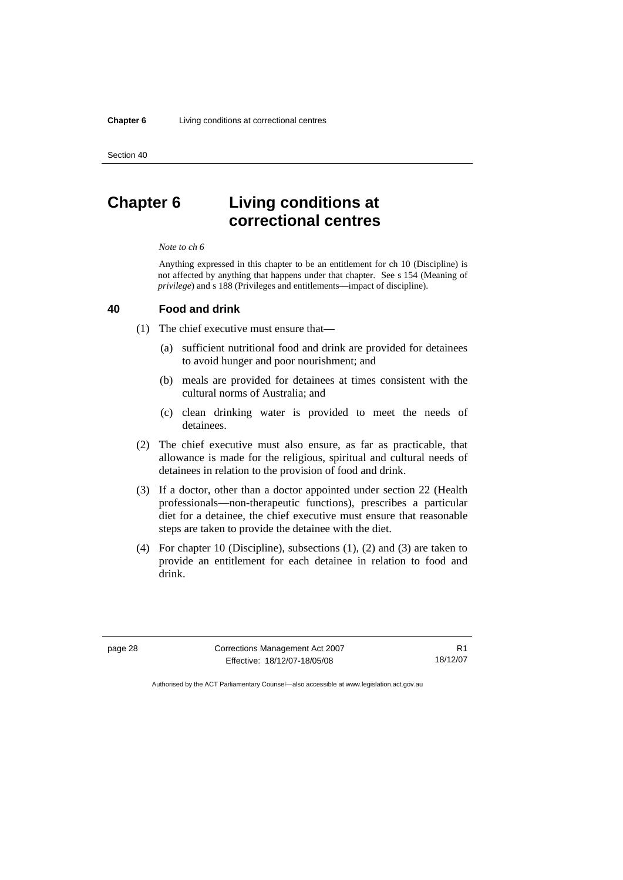# Chapter 6 Living conditions at correctional centres

*Note to ch 6*

Anything expressed in this chapter to be an entitlement for ch 10 (Discipline) is not affected by anything that happens under that chapter. See s 154 (Meaning of *privilege*) and s 188 (Privileges and entitlements—impact of discipline).

## 40 Food and drink

(1) The chief executive must ensure that—

(a) sufficient nutritional food and drink are provided for detainees to avoid hunger and poor nourishment; and

(b) meals are provided for detainees at times consistent with the cultural norms of Australia; and

(c) clean drinking water is provided to meet the needs of detainees.

(2) The chief executive must also ensure, as far as practicable, that allowance is made for the religious, spiritual and cultural needs of detainees in relation to the provision of food and drink.

(3) If a doctor, other than a doctor appointed under section 22 (Health professionals—non-therapeutic functions), prescribes a particular diet for a detainee, the chief executive must ensure that reasonable steps are taken to provide the detainee with the diet.

(4) For chapter 10 (Discipline), subsections (1), (2) and (3) are taken to provide an entitlement for each detainee in relation to food and drink.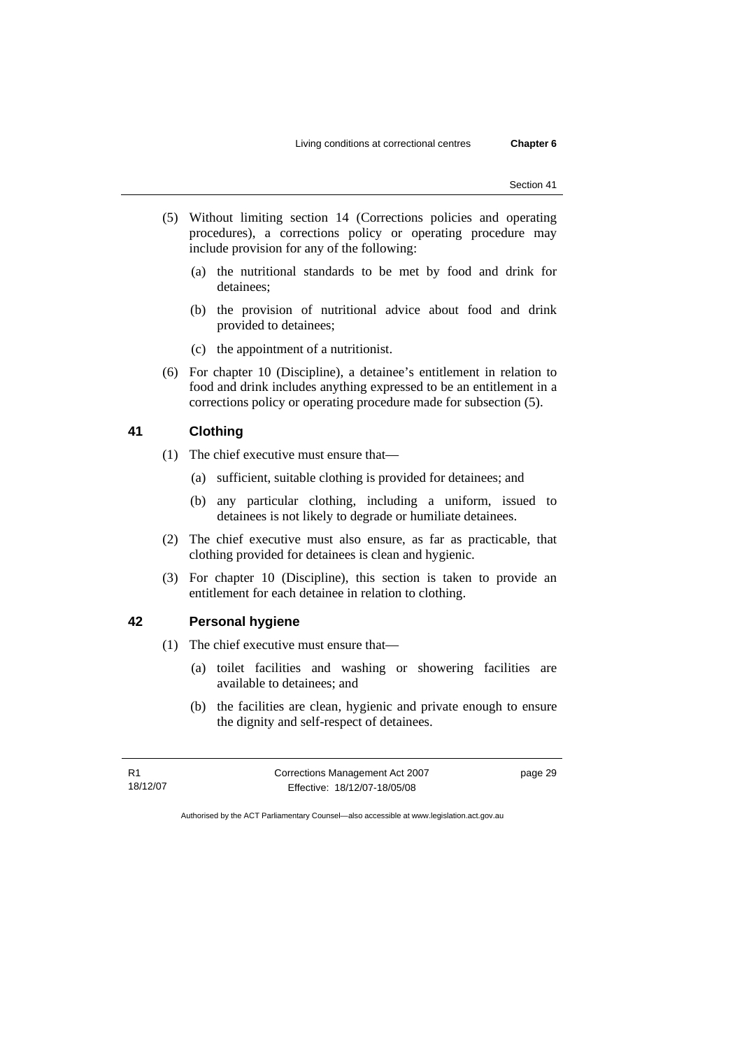(5) Without limiting section 14 (Corrections policies and operating procedures), a corrections policy or operating procedure may include provision for any of the following:

  (a) the nutritional standards to be met by food and drink for detainees;

  (b) the provision of nutritional advice about food and drink provided to detainees;

  (c) the appointment of a nutritionist.

(6) For chapter 10 (Discipline), a detainee's entitlement in relation to food and drink includes anything expressed to be an entitlement in a corrections policy or operating procedure made for subsection (5).

### 41 Clothing

(1) The chief executive must ensure that—

  (a) sufficient, suitable clothing is provided for detainees; and

  (b) any particular clothing, including a uniform, issued to detainees is not likely to degrade or humiliate detainees.

(2) The chief executive must also ensure, as far as practicable, that clothing provided for detainees is clean and hygienic.

(3) For chapter 10 (Discipline), this section is taken to provide an entitlement for each detainee in relation to clothing.

### 42 Personal hygiene

(1) The chief executive must ensure that—

  (a) toilet facilities and washing or showering facilities are available to detainees; and

  (b) the facilities are clean, hygienic and private enough to ensure the dignity and self-respect of detainees.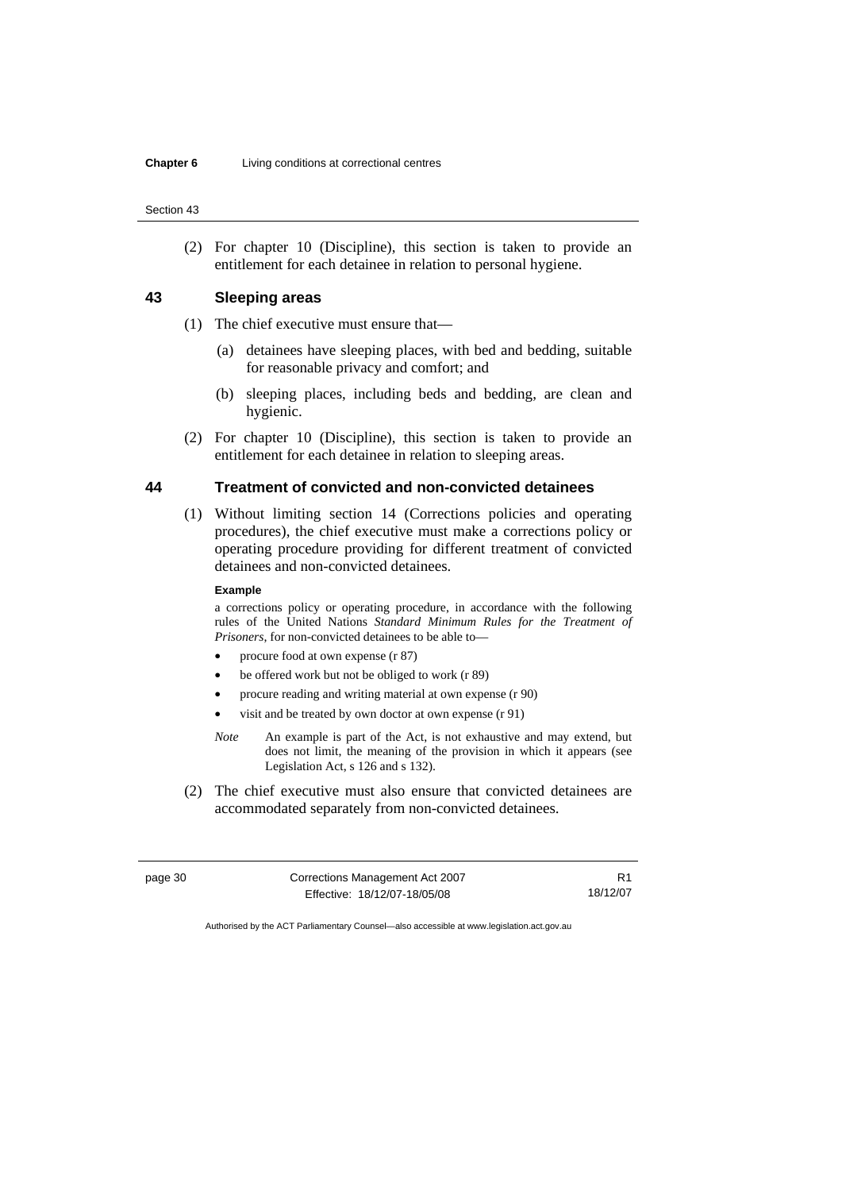(2) For chapter 10 (Discipline), this section is taken to provide an entitlement for each detainee in relation to personal hygiene.

## 43 Sleeping areas

(1) The chief executive must ensure that—

(a) detainees have sleeping places, with bed and bedding, suitable for reasonable privacy and comfort; and

(b) sleeping places, including beds and bedding, are clean and hygienic.

(2) For chapter 10 (Discipline), this section is taken to provide an entitlement for each detainee in relation to sleeping areas.

## 44 Treatment of convicted and non-convicted detainees

(1) Without limiting section 14 (Corrections policies and operating procedures), the chief executive must make a corrections policy or operating procedure providing for different treatment of convicted detainees and non-convicted detainees.

**Example**

a corrections policy or operating procedure, in accordance with the following rules of the United Nations *Standard Minimum Rules for the Treatment of Prisoners*, for non-convicted detainees to be able to—

- procure food at own expense (r 87)
- be offered work but not be obliged to work (r 89)
- procure reading and writing material at own expense (r 90)
- visit and be treated by own doctor at own expense (r 91)

*Note* An example is part of the Act, is not exhaustive and may extend, but does not limit, the meaning of the provision in which it appears (see Legislation Act, s 126 and s 132).

(2) The chief executive must also ensure that convicted detainees are accommodated separately from non-convicted detainees.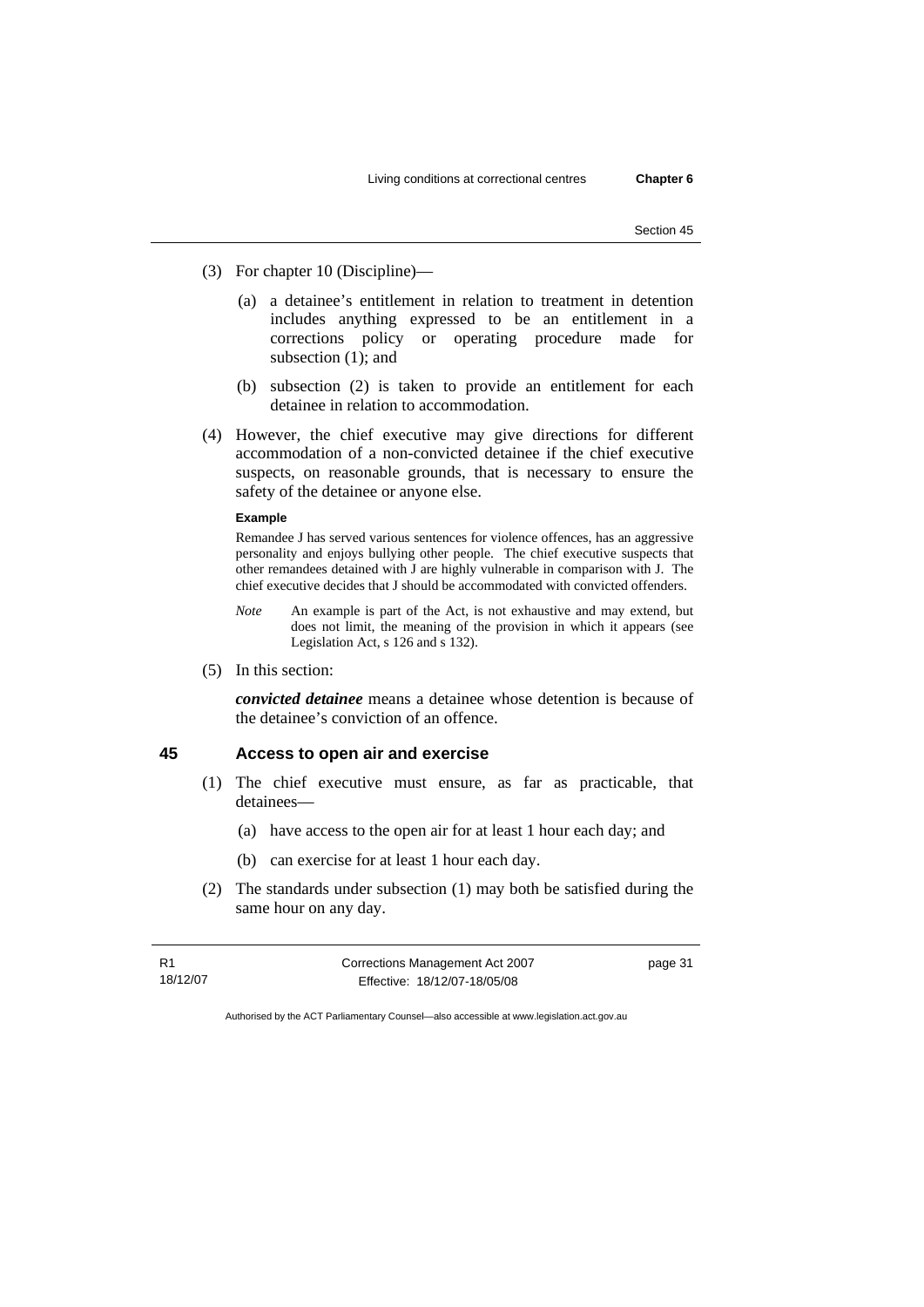(3) For chapter 10 (Discipline)—

(a) a detainee's entitlement in relation to treatment in detention includes anything expressed to be an entitlement in a corrections policy or operating procedure made for subsection (1); and

(b) subsection (2) is taken to provide an entitlement for each detainee in relation to accommodation.

(4) However, the chief executive may give directions for different accommodation of a non-convicted detainee if the chief executive suspects, on reasonable grounds, that is necessary to ensure the safety of the detainee or anyone else.

**Example**

Remandee J has served various sentences for violence offences, has an aggressive personality and enjoys bullying other people. The chief executive suspects that other remandees detained with J are highly vulnerable in comparison with J. The chief executive decides that J should be accommodated with convicted offenders.

*Note* An example is part of the Act, is not exhaustive and may extend, but does not limit, the meaning of the provision in which it appears (see Legislation Act, s 126 and s 132).

(5) In this section:

***convicted detainee*** means a detainee whose detention is because of the detainee's conviction of an offence.

## 45 Access to open air and exercise

(1) The chief executive must ensure, as far as practicable, that detainees—

(a) have access to the open air for at least 1 hour each day; and

(b) can exercise for at least 1 hour each day.

(2) The standards under subsection (1) may both be satisfied during the same hour on any day.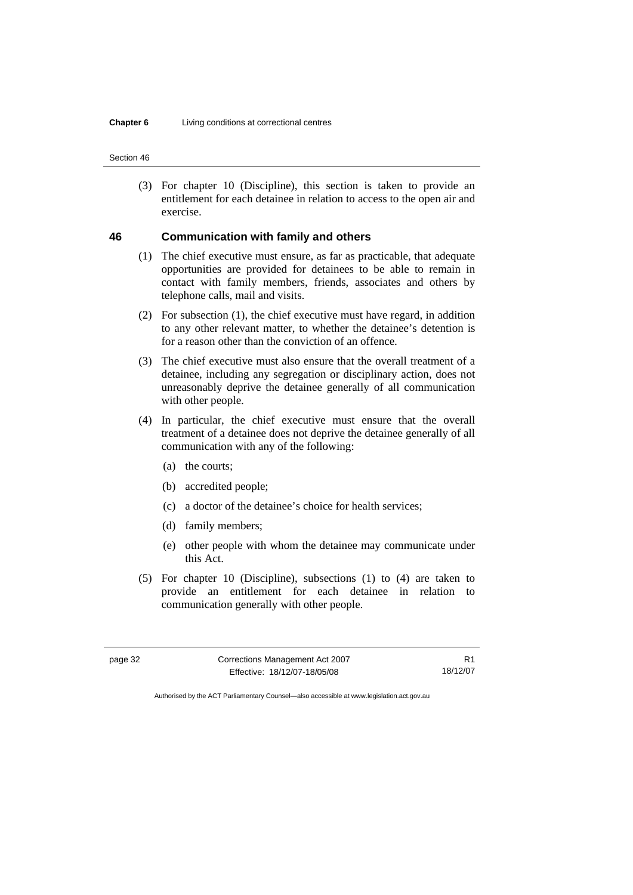(3) For chapter 10 (Discipline), this section is taken to provide an entitlement for each detainee in relation to access to the open air and exercise.

## 46 Communication with family and others

(1) The chief executive must ensure, as far as practicable, that adequate opportunities are provided for detainees to be able to remain in contact with family members, friends, associates and others by telephone calls, mail and visits.

(2) For subsection (1), the chief executive must have regard, in addition to any other relevant matter, to whether the detainee's detention is for a reason other than the conviction of an offence.

(3) The chief executive must also ensure that the overall treatment of a detainee, including any segregation or disciplinary action, does not unreasonably deprive the detainee generally of all communication with other people.

(4) In particular, the chief executive must ensure that the overall treatment of a detainee does not deprive the detainee generally of all communication with any of the following:

(a) the courts;

(b) accredited people;

(c) a doctor of the detainee's choice for health services;

(d) family members;

(e) other people with whom the detainee may communicate under this Act.

(5) For chapter 10 (Discipline), subsections (1) to (4) are taken to provide an entitlement for each detainee in relation to communication generally with other people.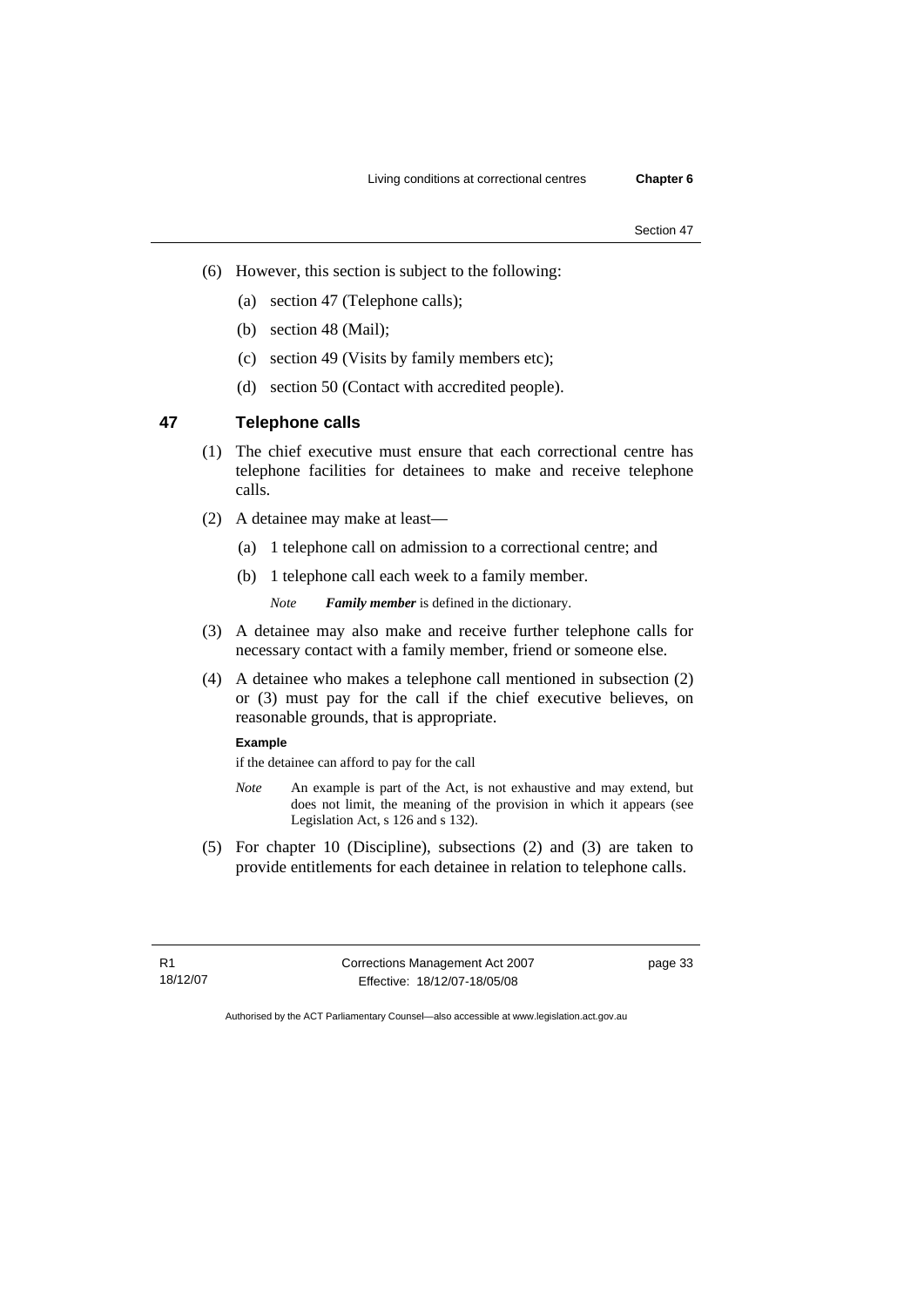(6) However, this section is subject to the following:

(a) section 47 (Telephone calls);

(b) section 48 (Mail);

(c) section 49 (Visits by family members etc);

(d) section 50 (Contact with accredited people).

## 47 Telephone calls

(1) The chief executive must ensure that each correctional centre has telephone facilities for detainees to make and receive telephone calls.

(2) A detainee may make at least—

(a) 1 telephone call on admission to a correctional centre; and

(b) 1 telephone call each week to a family member.

*Note* ***Family member*** is defined in the dictionary.

(3) A detainee may also make and receive further telephone calls for necessary contact with a family member, friend or someone else.

(4) A detainee who makes a telephone call mentioned in subsection (2) or (3) must pay for the call if the chief executive believes, on reasonable grounds, that is appropriate.

**Example**

if the detainee can afford to pay for the call

*Note* An example is part of the Act, is not exhaustive and may extend, but does not limit, the meaning of the provision in which it appears (see Legislation Act, s 126 and s 132).

(5) For chapter 10 (Discipline), subsections (2) and (3) are taken to provide entitlements for each detainee in relation to telephone calls.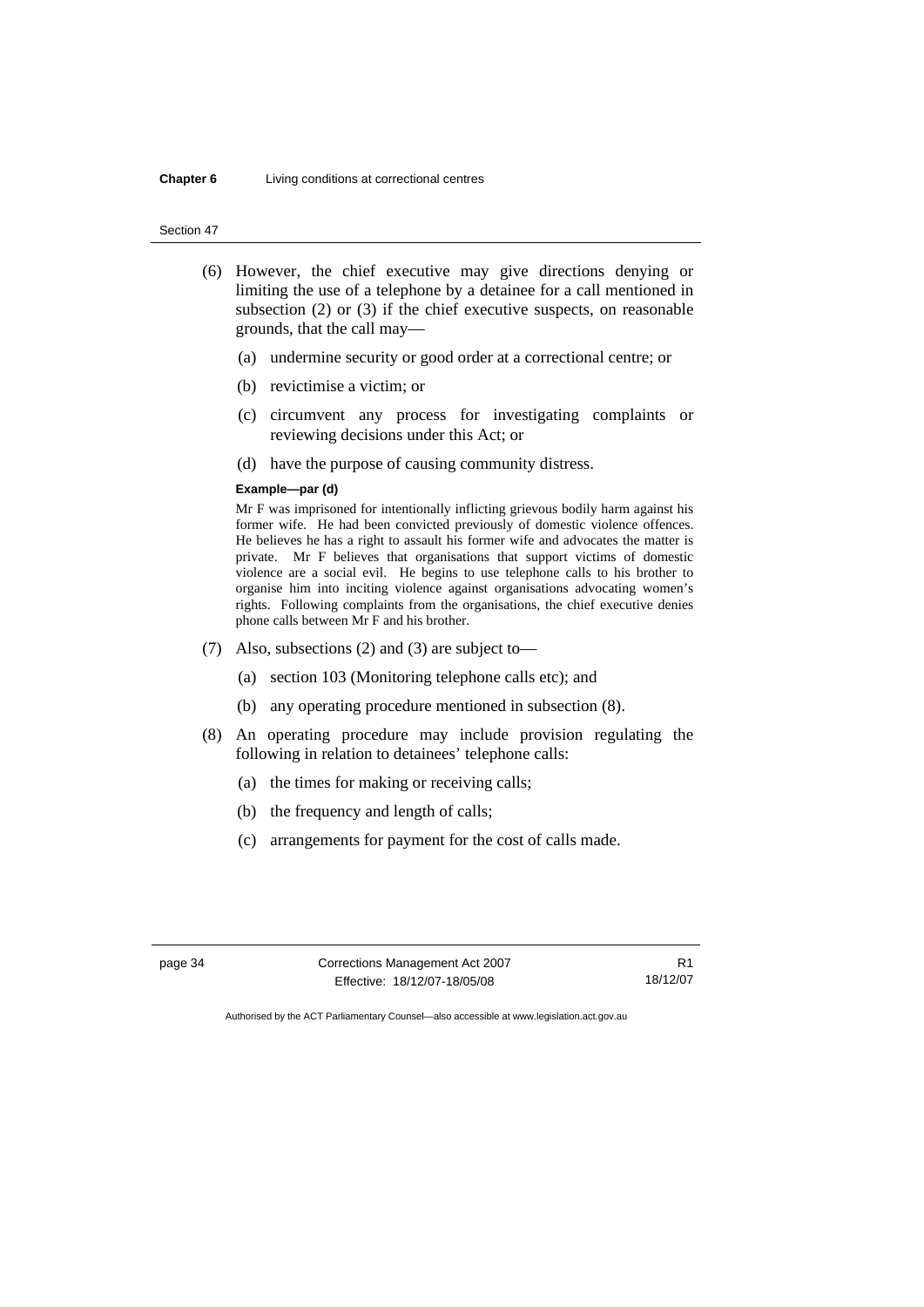(6) However, the chief executive may give directions denying or limiting the use of a telephone by a detainee for a call mentioned in subsection (2) or (3) if the chief executive suspects, on reasonable grounds, that the call may—

(a) undermine security or good order at a correctional centre; or

(b) revictimise a victim; or

(c) circumvent any process for investigating complaints or reviewing decisions under this Act; or

(d) have the purpose of causing community distress.

**Example—par (d)**

Mr F was imprisoned for intentionally inflicting grievous bodily harm against his former wife. He had been convicted previously of domestic violence offences. He believes he has a right to assault his former wife and advocates the matter is private. Mr F believes that organisations that support victims of domestic violence are a social evil. He begins to use telephone calls to his brother to organise him into inciting violence against organisations advocating women's rights. Following complaints from the organisations, the chief executive denies phone calls between Mr F and his brother.

(7) Also, subsections (2) and (3) are subject to—

(a) section 103 (Monitoring telephone calls etc); and

(b) any operating procedure mentioned in subsection (8).

(8) An operating procedure may include provision regulating the following in relation to detainees' telephone calls:

(a) the times for making or receiving calls;

(b) the frequency and length of calls;

(c) arrangements for payment for the cost of calls made.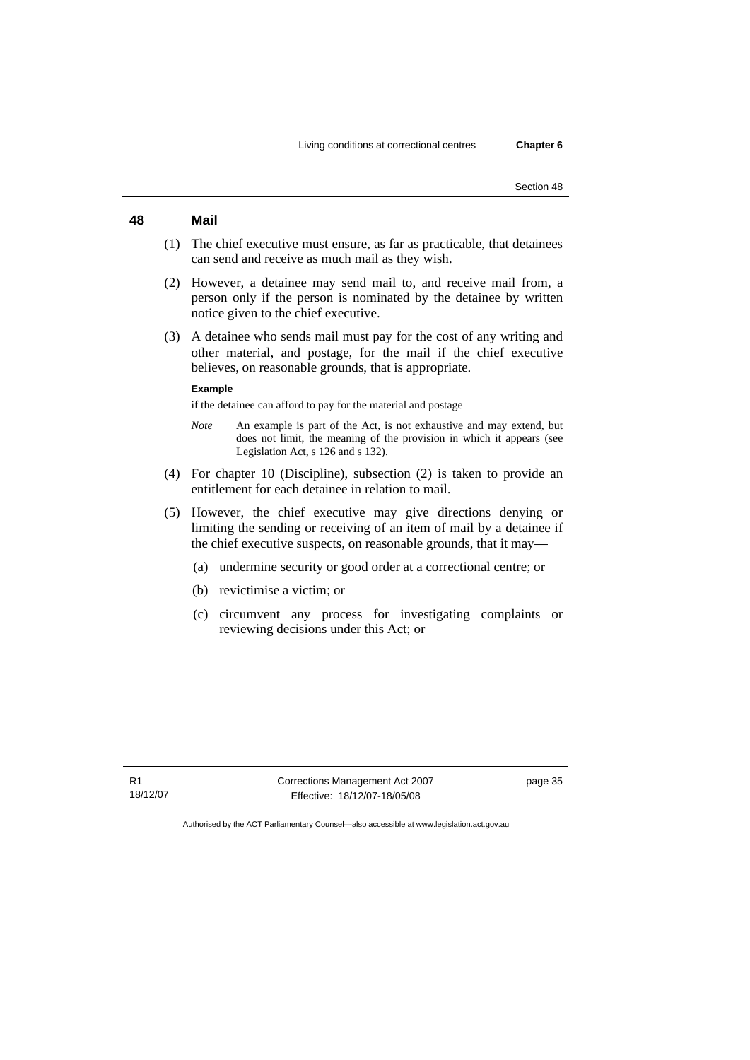## 48 Mail

(1) The chief executive must ensure, as far as practicable, that detainees can send and receive as much mail as they wish.

(2) However, a detainee may send mail to, and receive mail from, a person only if the person is nominated by the detainee by written notice given to the chief executive.

(3) A detainee who sends mail must pay for the cost of any writing and other material, and postage, for the mail if the chief executive believes, on reasonable grounds, that is appropriate.

**Example**

if the detainee can afford to pay for the material and postage

*Note* An example is part of the Act, is not exhaustive and may extend, but does not limit, the meaning of the provision in which it appears (see Legislation Act, s 126 and s 132).

(4) For chapter 10 (Discipline), subsection (2) is taken to provide an entitlement for each detainee in relation to mail.

(5) However, the chief executive may give directions denying or limiting the sending or receiving of an item of mail by a detainee if the chief executive suspects, on reasonable grounds, that it may—

(a) undermine security or good order at a correctional centre; or

(b) revictimise a victim; or

(c) circumvent any process for investigating complaints or reviewing decisions under this Act; or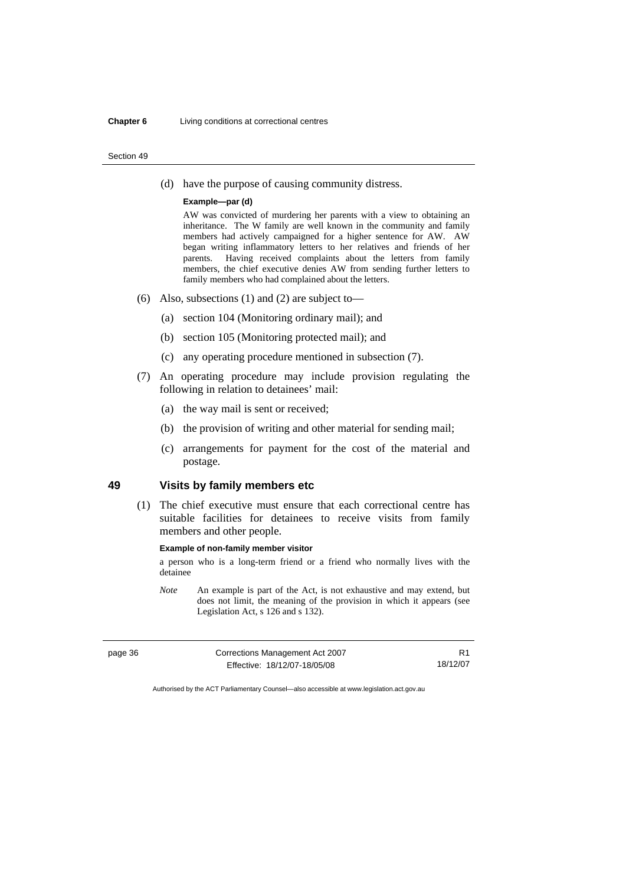(d) have the purpose of causing community distress.

**Example—par (d)**

AW was convicted of murdering her parents with a view to obtaining an inheritance. The W family are well known in the community and family members had actively campaigned for a higher sentence for AW. AW began writing inflammatory letters to her relatives and friends of her parents. Having received complaints about the letters from family members, the chief executive denies AW from sending further letters to family members who had complained about the letters.

(6) Also, subsections (1) and (2) are subject to—

(a) section 104 (Monitoring ordinary mail); and

(b) section 105 (Monitoring protected mail); and

(c) any operating procedure mentioned in subsection (7).

(7) An operating procedure may include provision regulating the following in relation to detainees' mail:

(a) the way mail is sent or received;

(b) the provision of writing and other material for sending mail;

(c) arrangements for payment for the cost of the material and postage.

## 49 Visits by family members etc

(1) The chief executive must ensure that each correctional centre has suitable facilities for detainees to receive visits from family members and other people.

**Example of non-family member visitor**

a person who is a long-term friend or a friend who normally lives with the detainee

*Note* An example is part of the Act, is not exhaustive and may extend, but does not limit, the meaning of the provision in which it appears (see Legislation Act, s 126 and s 132).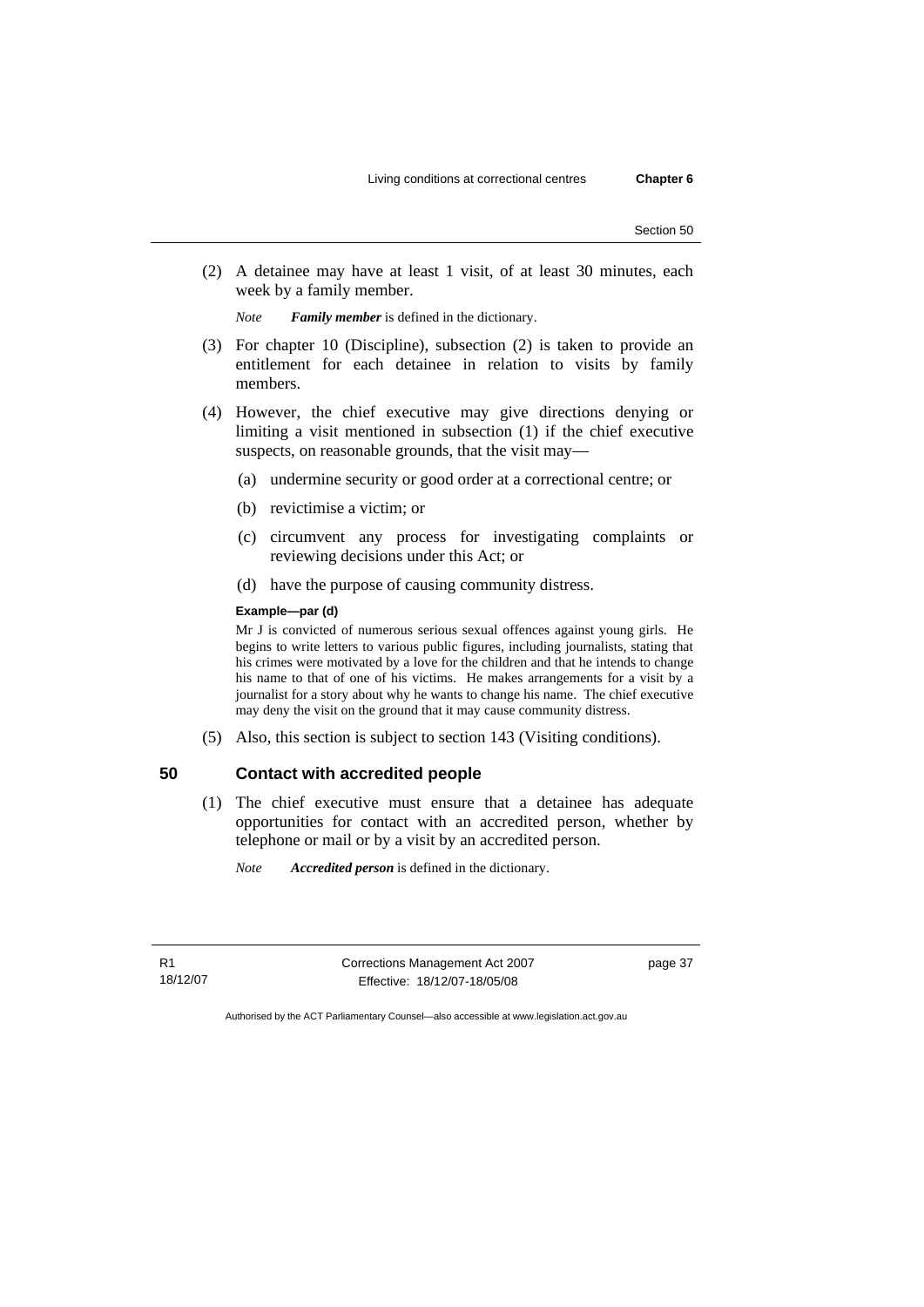(2) A detainee may have at least 1 visit, of at least 30 minutes, each week by a family member.

*Note* ***Family member*** is defined in the dictionary.

(3) For chapter 10 (Discipline), subsection (2) is taken to provide an entitlement for each detainee in relation to visits by family members.

(4) However, the chief executive may give directions denying or limiting a visit mentioned in subsection (1) if the chief executive suspects, on reasonable grounds, that the visit may—

(a) undermine security or good order at a correctional centre; or

(b) revictimise a victim; or

(c) circumvent any process for investigating complaints or reviewing decisions under this Act; or

(d) have the purpose of causing community distress.

**Example—par (d)**

Mr J is convicted of numerous serious sexual offences against young girls. He begins to write letters to various public figures, including journalists, stating that his crimes were motivated by a love for the children and that he intends to change his name to that of one of his victims. He makes arrangements for a visit by a journalist for a story about why he wants to change his name. The chief executive may deny the visit on the ground that it may cause community distress.

(5) Also, this section is subject to section 143 (Visiting conditions).

## 50 Contact with accredited people

(1) The chief executive must ensure that a detainee has adequate opportunities for contact with an accredited person, whether by telephone or mail or by a visit by an accredited person.

*Note* ***Accredited person*** is defined in the dictionary.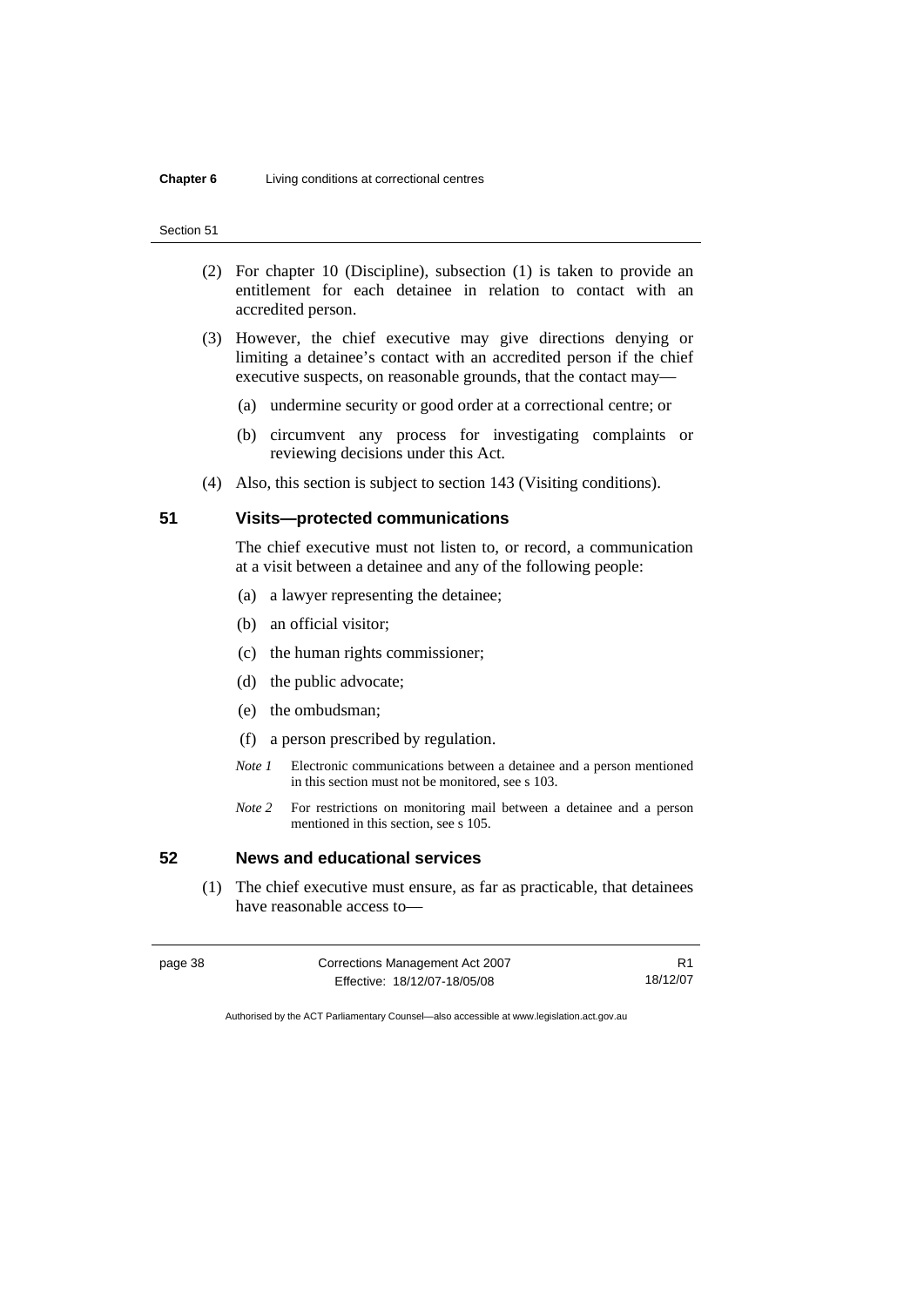(2) For chapter 10 (Discipline), subsection (1) is taken to provide an entitlement for each detainee in relation to contact with an accredited person.

(3) However, the chief executive may give directions denying or limiting a detainee's contact with an accredited person if the chief executive suspects, on reasonable grounds, that the contact may—

(a) undermine security or good order at a correctional centre; or

(b) circumvent any process for investigating complaints or reviewing decisions under this Act.

(4) Also, this section is subject to section 143 (Visiting conditions).

## 51 Visits—protected communications

The chief executive must not listen to, or record, a communication at a visit between a detainee and any of the following people:

(a) a lawyer representing the detainee;

(b) an official visitor;

(c) the human rights commissioner;

(d) the public advocate;

(e) the ombudsman;

(f) a person prescribed by regulation.

*Note 1* Electronic communications between a detainee and a person mentioned in this section must not be monitored, see s 103.

*Note 2* For restrictions on monitoring mail between a detainee and a person mentioned in this section, see s 105.

## 52 News and educational services

(1) The chief executive must ensure, as far as practicable, that detainees have reasonable access to—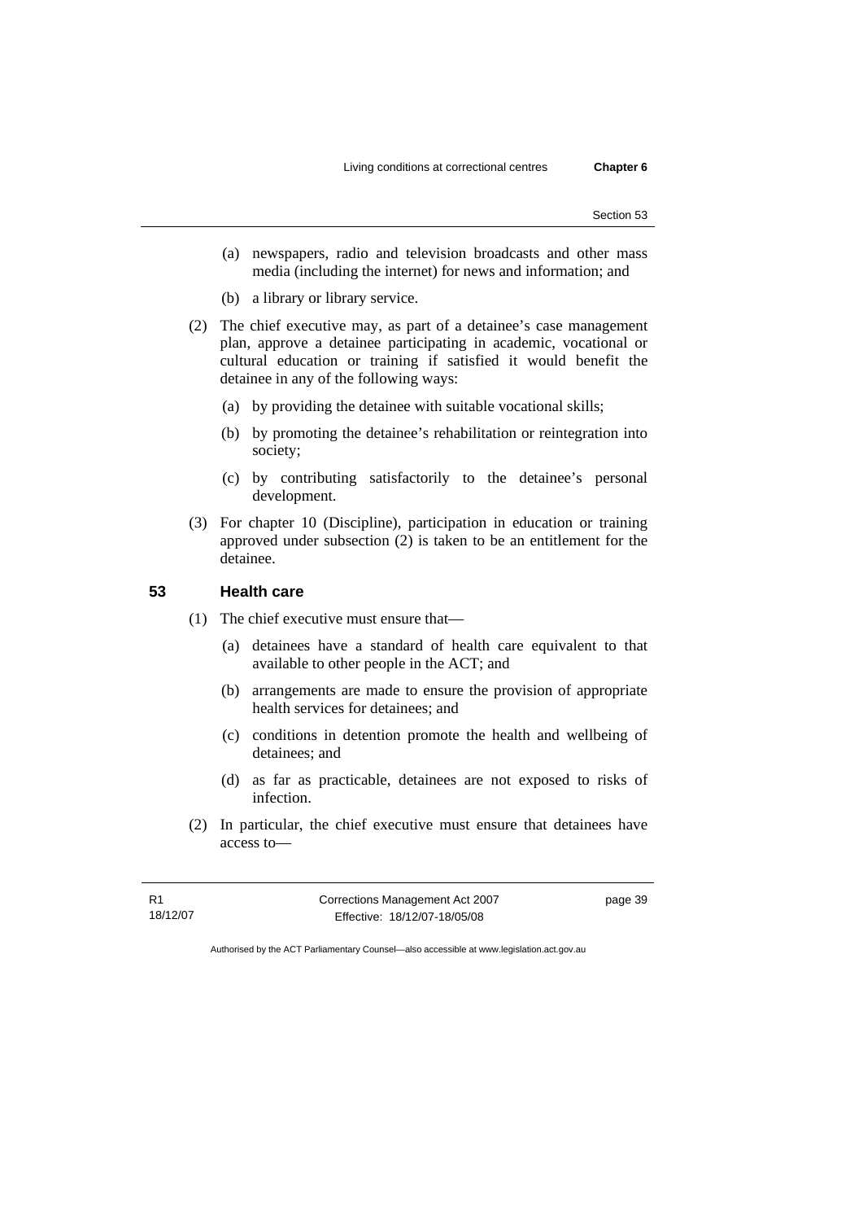(a) newspapers, radio and television broadcasts and other mass media (including the internet) for news and information; and

(b) a library or library service.

(2) The chief executive may, as part of a detainee's case management plan, approve a detainee participating in academic, vocational or cultural education or training if satisfied it would benefit the detainee in any of the following ways:

(a) by providing the detainee with suitable vocational skills;

(b) by promoting the detainee's rehabilitation or reintegration into society;

(c) by contributing satisfactorily to the detainee's personal development.

(3) For chapter 10 (Discipline), participation in education or training approved under subsection (2) is taken to be an entitlement for the detainee.

### 53 Health care

(1) The chief executive must ensure that—

(a) detainees have a standard of health care equivalent to that available to other people in the ACT; and

(b) arrangements are made to ensure the provision of appropriate health services for detainees; and

(c) conditions in detention promote the health and wellbeing of detainees; and

(d) as far as practicable, detainees are not exposed to risks of infection.

(2) In particular, the chief executive must ensure that detainees have access to—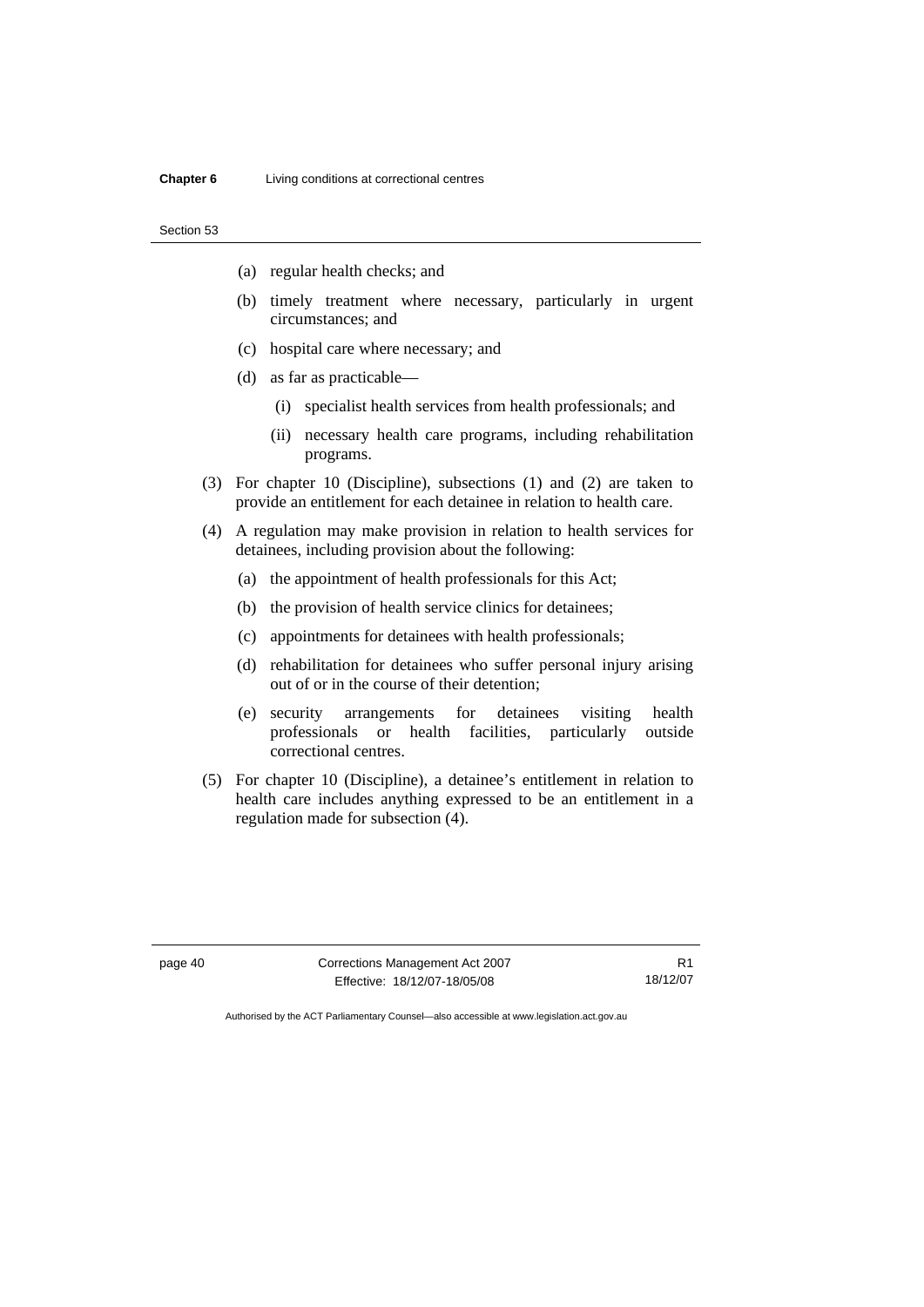(a) regular health checks; and

(b) timely treatment where necessary, particularly in urgent circumstances; and

(c) hospital care where necessary; and

(d) as far as practicable—

  (i) specialist health services from health professionals; and

  (ii) necessary health care programs, including rehabilitation programs.

(3) For chapter 10 (Discipline), subsections (1) and (2) are taken to provide an entitlement for each detainee in relation to health care.

(4) A regulation may make provision in relation to health services for detainees, including provision about the following:

(a) the appointment of health professionals for this Act;

(b) the provision of health service clinics for detainees;

(c) appointments for detainees with health professionals;

(d) rehabilitation for detainees who suffer personal injury arising out of or in the course of their detention;

(e) security arrangements for detainees visiting health professionals or health facilities, particularly outside correctional centres.

(5) For chapter 10 (Discipline), a detainee's entitlement in relation to health care includes anything expressed to be an entitlement in a regulation made for subsection (4).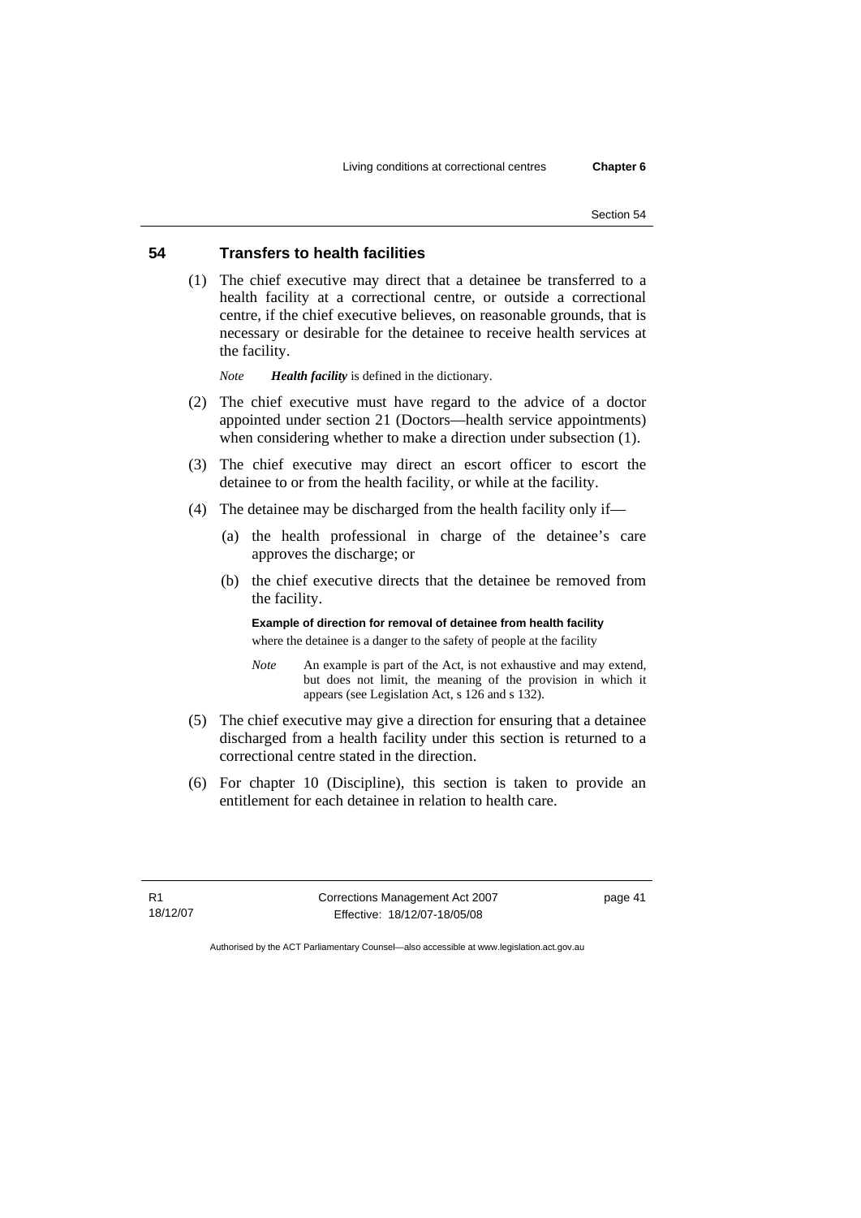## 54 Transfers to health facilities

(1) The chief executive may direct that a detainee be transferred to a health facility at a correctional centre, or outside a correctional centre, if the chief executive believes, on reasonable grounds, that is necessary or desirable for the detainee to receive health services at the facility.

*Note* ***Health facility*** is defined in the dictionary.

(2) The chief executive must have regard to the advice of a doctor appointed under section 21 (Doctors—health service appointments) when considering whether to make a direction under subsection (1).

(3) The chief executive may direct an escort officer to escort the detainee to or from the health facility, or while at the facility.

(4) The detainee may be discharged from the health facility only if—

(a) the health professional in charge of the detainee's care approves the discharge; or

(b) the chief executive directs that the detainee be removed from the facility.

**Example of direction for removal of detainee from health facility**

where the detainee is a danger to the safety of people at the facility

*Note* An example is part of the Act, is not exhaustive and may extend, but does not limit, the meaning of the provision in which it appears (see Legislation Act, s 126 and s 132).

(5) The chief executive may give a direction for ensuring that a detainee discharged from a health facility under this section is returned to a correctional centre stated in the direction.

(6) For chapter 10 (Discipline), this section is taken to provide an entitlement for each detainee in relation to health care.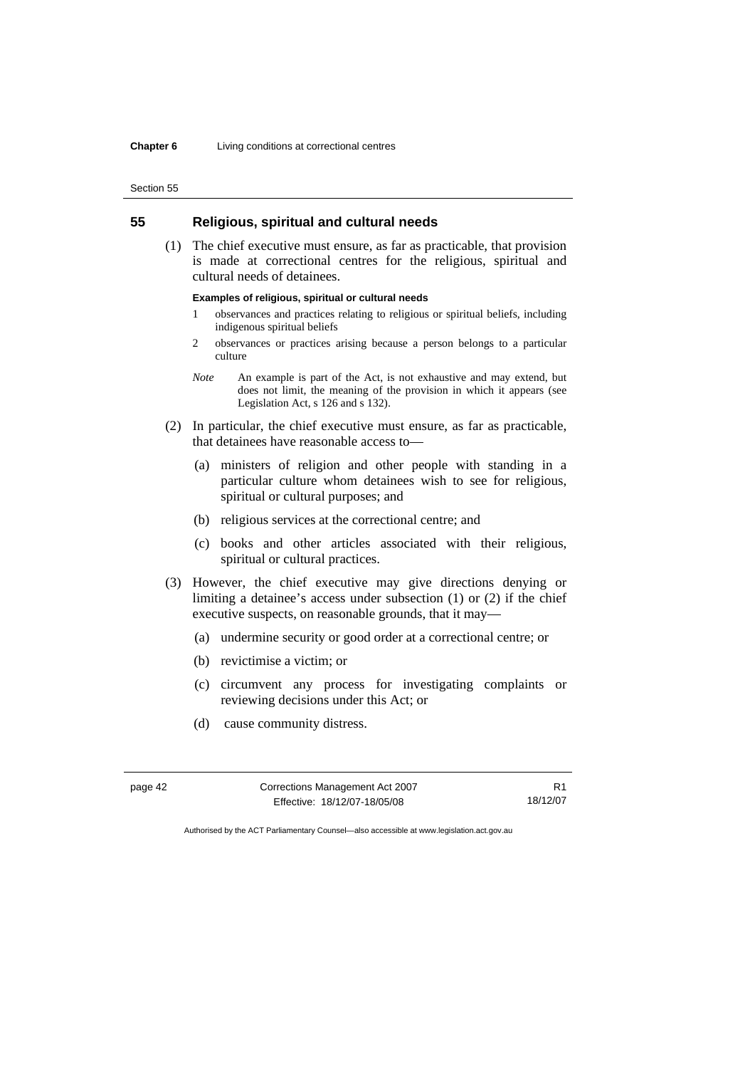## 55 Religious, spiritual and cultural needs

(1) The chief executive must ensure, as far as practicable, that provision is made at correctional centres for the religious, spiritual and cultural needs of detainees.

**Examples of religious, spiritual or cultural needs**

1 observances and practices relating to religious or spiritual beliefs, including indigenous spiritual beliefs

2 observances or practices arising because a person belongs to a particular culture

*Note* An example is part of the Act, is not exhaustive and may extend, but does not limit, the meaning of the provision in which it appears (see Legislation Act, s 126 and s 132).

(2) In particular, the chief executive must ensure, as far as practicable, that detainees have reasonable access to—

(a) ministers of religion and other people with standing in a particular culture whom detainees wish to see for religious, spiritual or cultural purposes; and

(b) religious services at the correctional centre; and

(c) books and other articles associated with their religious, spiritual or cultural practices.

(3) However, the chief executive may give directions denying or limiting a detainee's access under subsection (1) or (2) if the chief executive suspects, on reasonable grounds, that it may—

(a) undermine security or good order at a correctional centre; or

(b) revictimise a victim; or

(c) circumvent any process for investigating complaints or reviewing decisions under this Act; or

(d) cause community distress.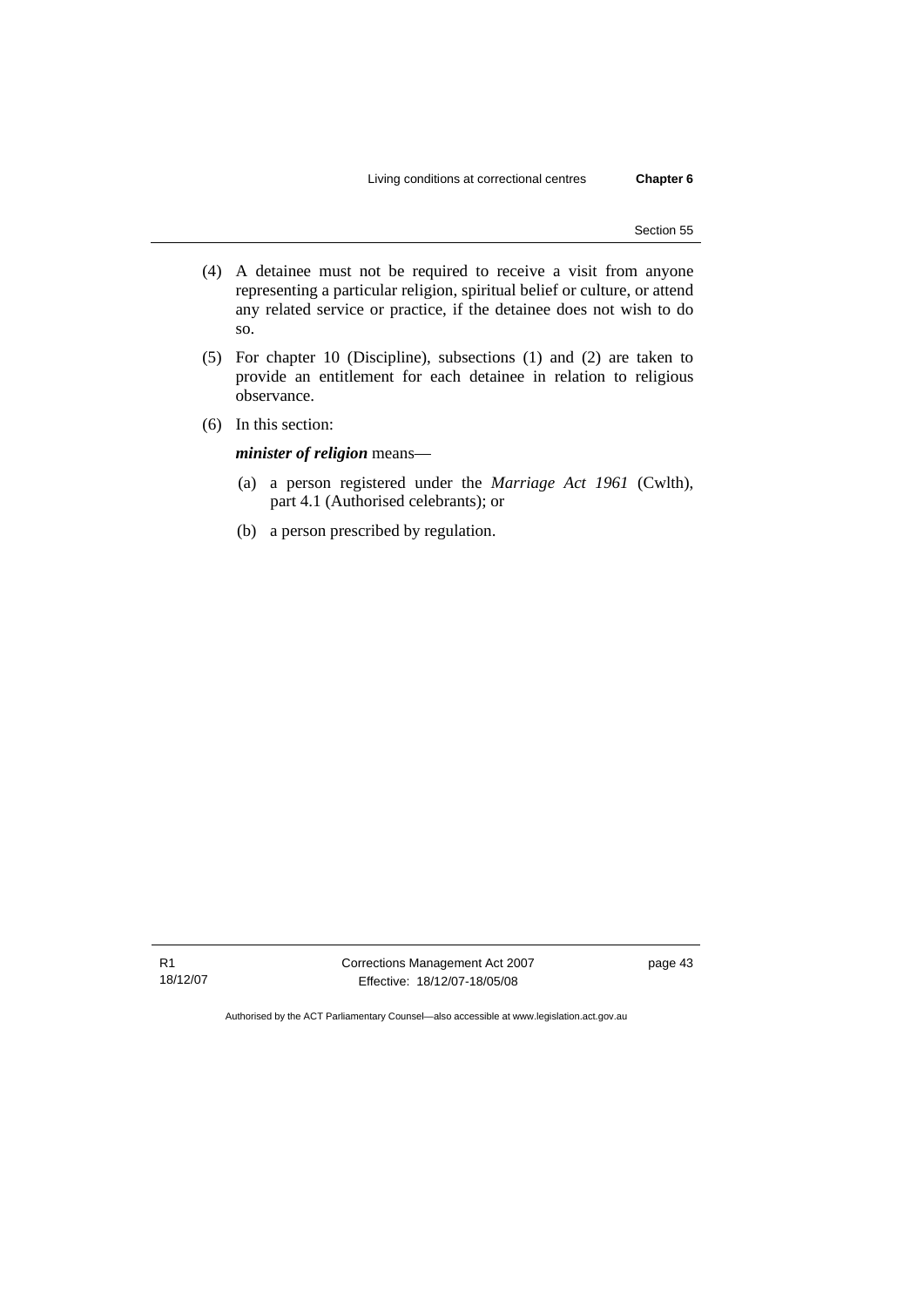(4) A detainee must not be required to receive a visit from anyone representing a particular religion, spiritual belief or culture, or attend any related service or practice, if the detainee does not wish to do so.

(5) For chapter 10 (Discipline), subsections (1) and (2) are taken to provide an entitlement for each detainee in relation to religious observance.

(6) In this section:

***minister of religion*** means—

(a) a person registered under the *Marriage Act 1961* (Cwlth), part 4.1 (Authorised celebrants); or

(b) a person prescribed by regulation.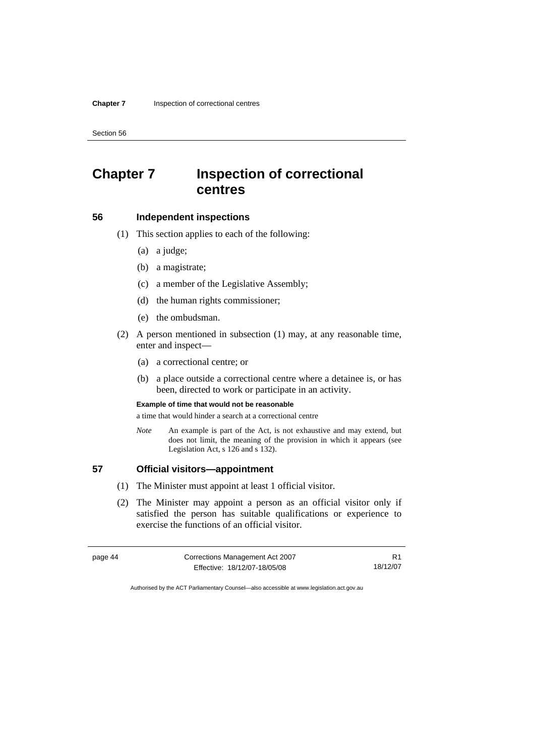# Chapter 7 Inspection of correctional centres

## 56 Independent inspections

(1) This section applies to each of the following:

(a) a judge;

(b) a magistrate;

(c) a member of the Legislative Assembly;

(d) the human rights commissioner;

(e) the ombudsman.

(2) A person mentioned in subsection (1) may, at any reasonable time, enter and inspect—

(a) a correctional centre; or

(b) a place outside a correctional centre where a detainee is, or has been, directed to work or participate in an activity.

**Example of time that would not be reasonable**

a time that would hinder a search at a correctional centre

*Note* An example is part of the Act, is not exhaustive and may extend, but does not limit, the meaning of the provision in which it appears (see Legislation Act, s 126 and s 132).

## 57 Official visitors—appointment

(1) The Minister must appoint at least 1 official visitor.

(2) The Minister may appoint a person as an official visitor only if satisfied the person has suitable qualifications or experience to exercise the functions of an official visitor.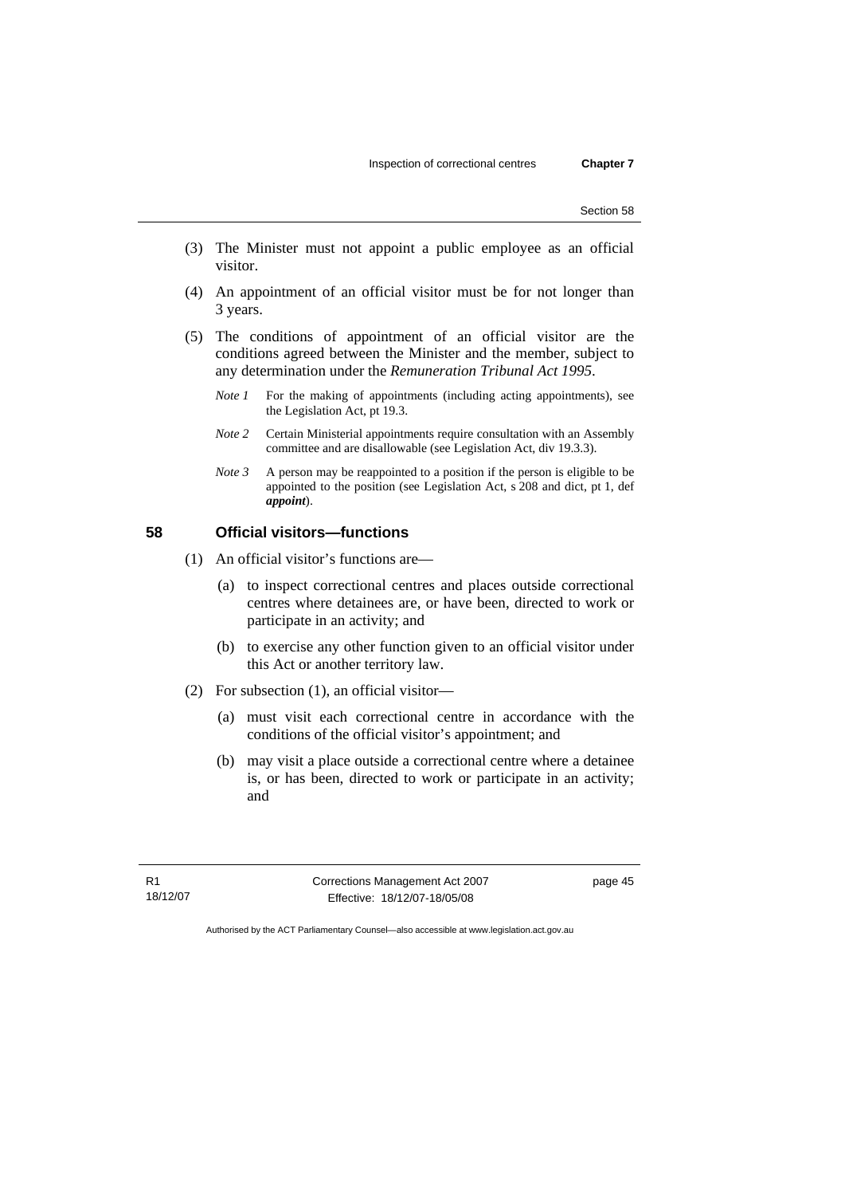(3) The Minister must not appoint a public employee as an official visitor.

(4) An appointment of an official visitor must be for not longer than 3 years.

(5) The conditions of appointment of an official visitor are the conditions agreed between the Minister and the member, subject to any determination under the *Remuneration Tribunal Act 1995*.

*Note 1* For the making of appointments (including acting appointments), see the Legislation Act, pt 19.3.

*Note 2* Certain Ministerial appointments require consultation with an Assembly committee and are disallowable (see Legislation Act, div 19.3.3).

*Note 3* A person may be reappointed to a position if the person is eligible to be appointed to the position (see Legislation Act, s 208 and dict, pt 1, def ***appoint***).

### 58 Official visitors—functions

(1) An official visitor's functions are—

(a) to inspect correctional centres and places outside correctional centres where detainees are, or have been, directed to work or participate in an activity; and

(b) to exercise any other function given to an official visitor under this Act or another territory law.

(2) For subsection (1), an official visitor—

(a) must visit each correctional centre in accordance with the conditions of the official visitor's appointment; and

(b) may visit a place outside a correctional centre where a detainee is, or has been, directed to work or participate in an activity; and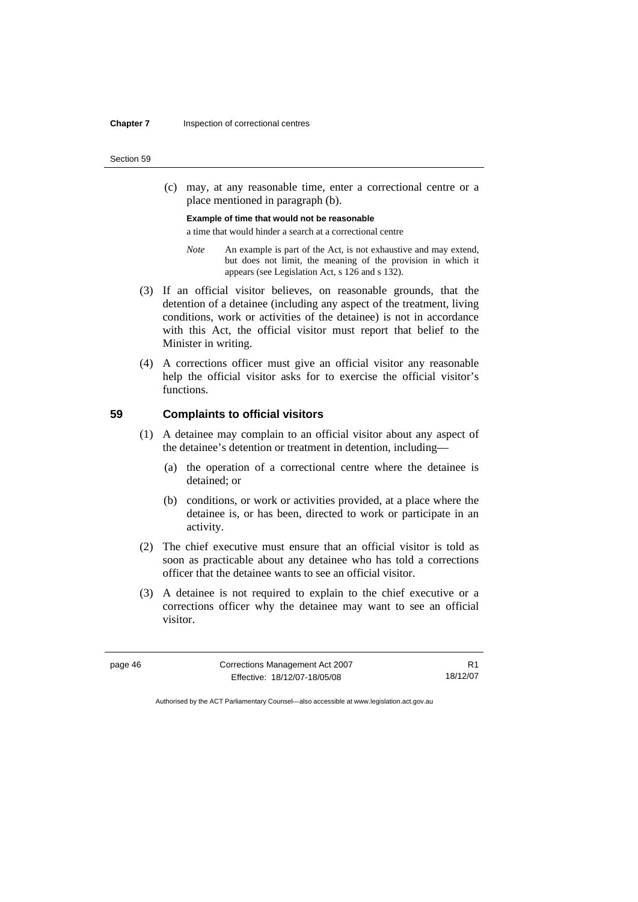(c) may, at any reasonable time, enter a correctional centre or a place mentioned in paragraph (b).

**Example of time that would not be reasonable**

a time that would hinder a search at a correctional centre

*Note* An example is part of the Act, is not exhaustive and may extend, but does not limit, the meaning of the provision in which it appears (see Legislation Act, s 126 and s 132).

(3) If an official visitor believes, on reasonable grounds, that the detention of a detainee (including any aspect of the treatment, living conditions, work or activities of the detainee) is not in accordance with this Act, the official visitor must report that belief to the Minister in writing.

(4) A corrections officer must give an official visitor any reasonable help the official visitor asks for to exercise the official visitor's functions.

## 59 Complaints to official visitors

(1) A detainee may complain to an official visitor about any aspect of the detainee's detention or treatment in detention, including—

(a) the operation of a correctional centre where the detainee is detained; or

(b) conditions, or work or activities provided, at a place where the detainee is, or has been, directed to work or participate in an activity.

(2) The chief executive must ensure that an official visitor is told as soon as practicable about any detainee who has told a corrections officer that the detainee wants to see an official visitor.

(3) A detainee is not required to explain to the chief executive or a corrections officer why the detainee may want to see an official visitor.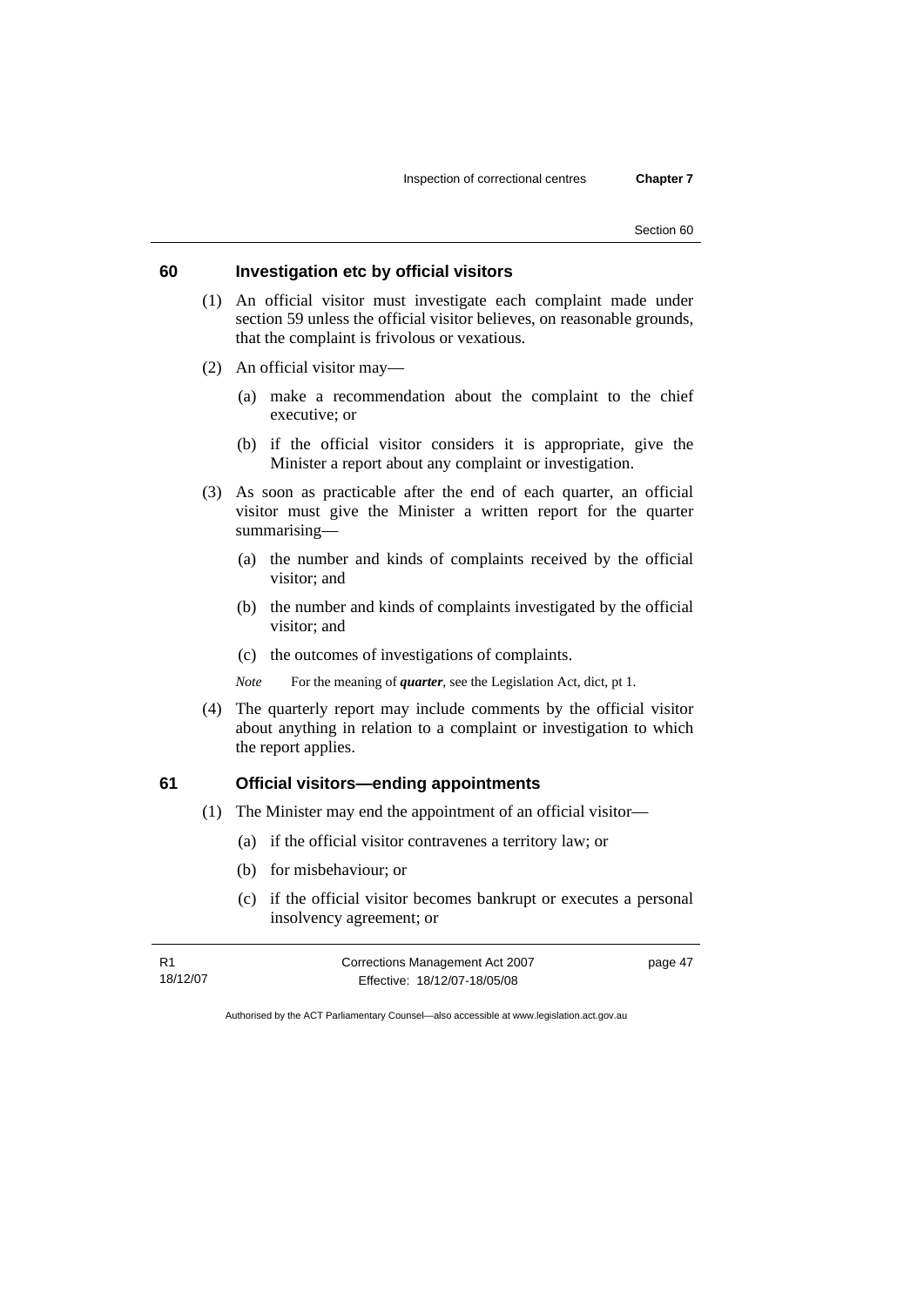## 60 Investigation etc by official visitors

(1) An official visitor must investigate each complaint made under section 59 unless the official visitor believes, on reasonable grounds, that the complaint is frivolous or vexatious.

(2) An official visitor may—

(a) make a recommendation about the complaint to the chief executive; or

(b) if the official visitor considers it is appropriate, give the Minister a report about any complaint or investigation.

(3) As soon as practicable after the end of each quarter, an official visitor must give the Minister a written report for the quarter summarising—

(a) the number and kinds of complaints received by the official visitor; and

(b) the number and kinds of complaints investigated by the official visitor; and

(c) the outcomes of investigations of complaints.

*Note* For the meaning of ***quarter***, see the Legislation Act, dict, pt 1.

(4) The quarterly report may include comments by the official visitor about anything in relation to a complaint or investigation to which the report applies.

## 61 Official visitors—ending appointments

(1) The Minister may end the appointment of an official visitor—

(a) if the official visitor contravenes a territory law; or

(b) for misbehaviour; or

(c) if the official visitor becomes bankrupt or executes a personal insolvency agreement; or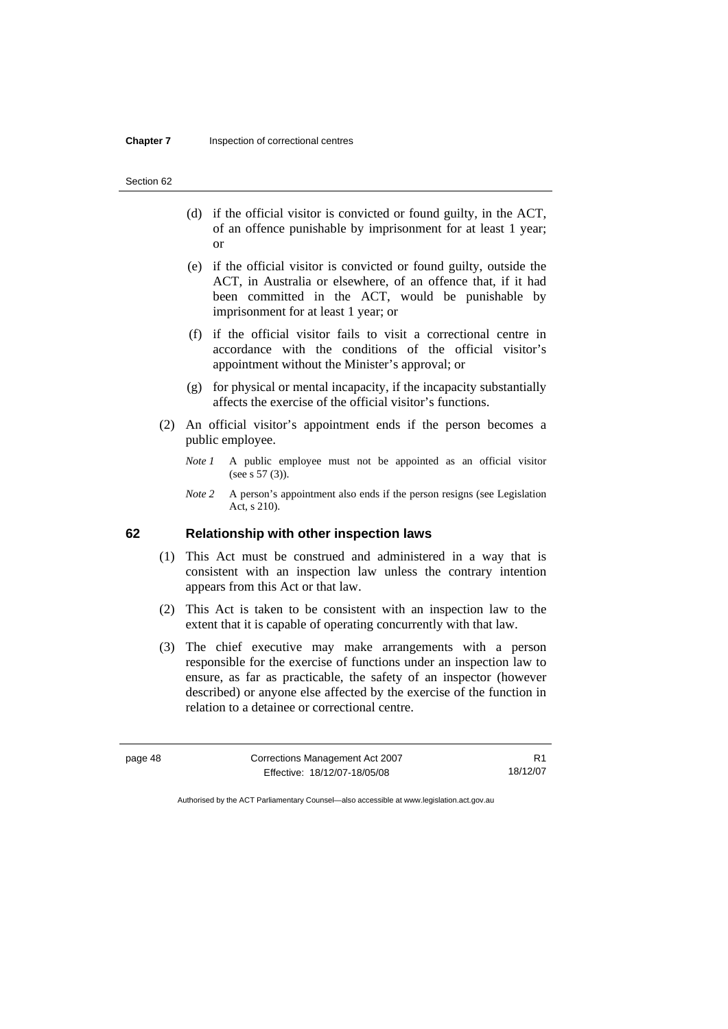(d) if the official visitor is convicted or found guilty, in the ACT, of an offence punishable by imprisonment for at least 1 year; or

(e) if the official visitor is convicted or found guilty, outside the ACT, in Australia or elsewhere, of an offence that, if it had been committed in the ACT, would be punishable by imprisonment for at least 1 year; or

(f) if the official visitor fails to visit a correctional centre in accordance with the conditions of the official visitor's appointment without the Minister's approval; or

(g) for physical or mental incapacity, if the incapacity substantially affects the exercise of the official visitor's functions.

(2) An official visitor's appointment ends if the person becomes a public employee.

*Note 1* A public employee must not be appointed as an official visitor (see s 57 (3)).

*Note 2* A person's appointment also ends if the person resigns (see Legislation Act, s 210).

## 62 Relationship with other inspection laws

(1) This Act must be construed and administered in a way that is consistent with an inspection law unless the contrary intention appears from this Act or that law.

(2) This Act is taken to be consistent with an inspection law to the extent that it is capable of operating concurrently with that law.

(3) The chief executive may make arrangements with a person responsible for the exercise of functions under an inspection law to ensure, as far as practicable, the safety of an inspector (however described) or anyone else affected by the exercise of the function in relation to a detainee or correctional centre.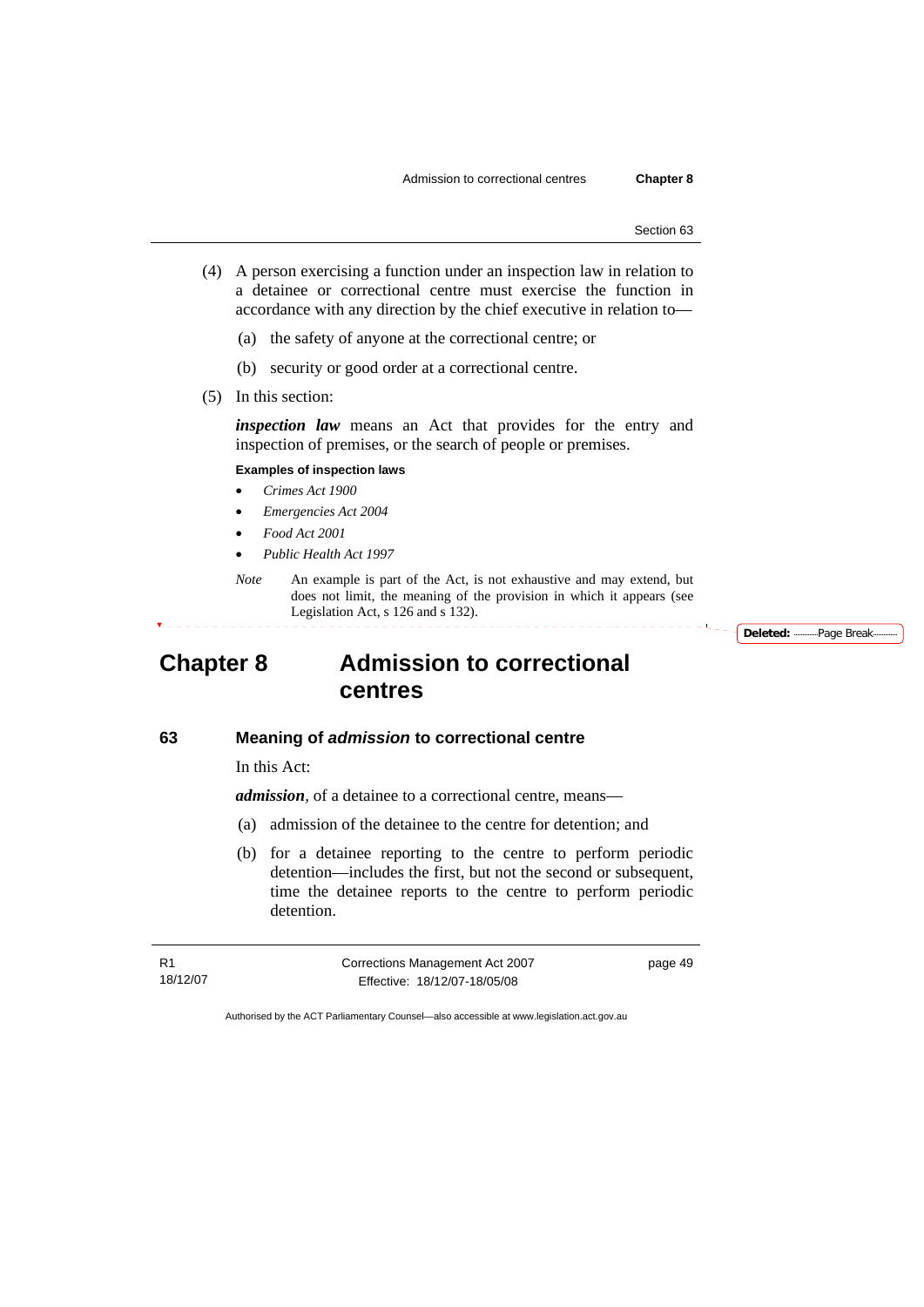(4) A person exercising a function under an inspection law in relation to a detainee or correctional centre must exercise the function in accordance with any direction by the chief executive in relation to—

(a) the safety of anyone at the correctional centre; or

(b) security or good order at a correctional centre.

(5) In this section:

***inspection law*** means an Act that provides for the entry and inspection of premises, or the search of people or premises.

**Examples of inspection laws**

- *Crimes Act 1900*
- *Emergencies Act 2004*
- *Food Act 2001*
- *Public Health Act 1997*

*Note* An example is part of the Act, is not exhaustive and may extend, but does not limit, the meaning of the provision in which it appears (see Legislation Act, s 126 and s 132).

# Chapter 8 Admission to correctional centres

## 63 Meaning of *admission* to correctional centre

In this Act:

***admission***, of a detainee to a correctional centre, means—

(a) admission of the detainee to the centre for detention; and

(b) for a detainee reporting to the centre to perform periodic detention—includes the first, but not the second or subsequent, time the detainee reports to the centre to perform periodic detention.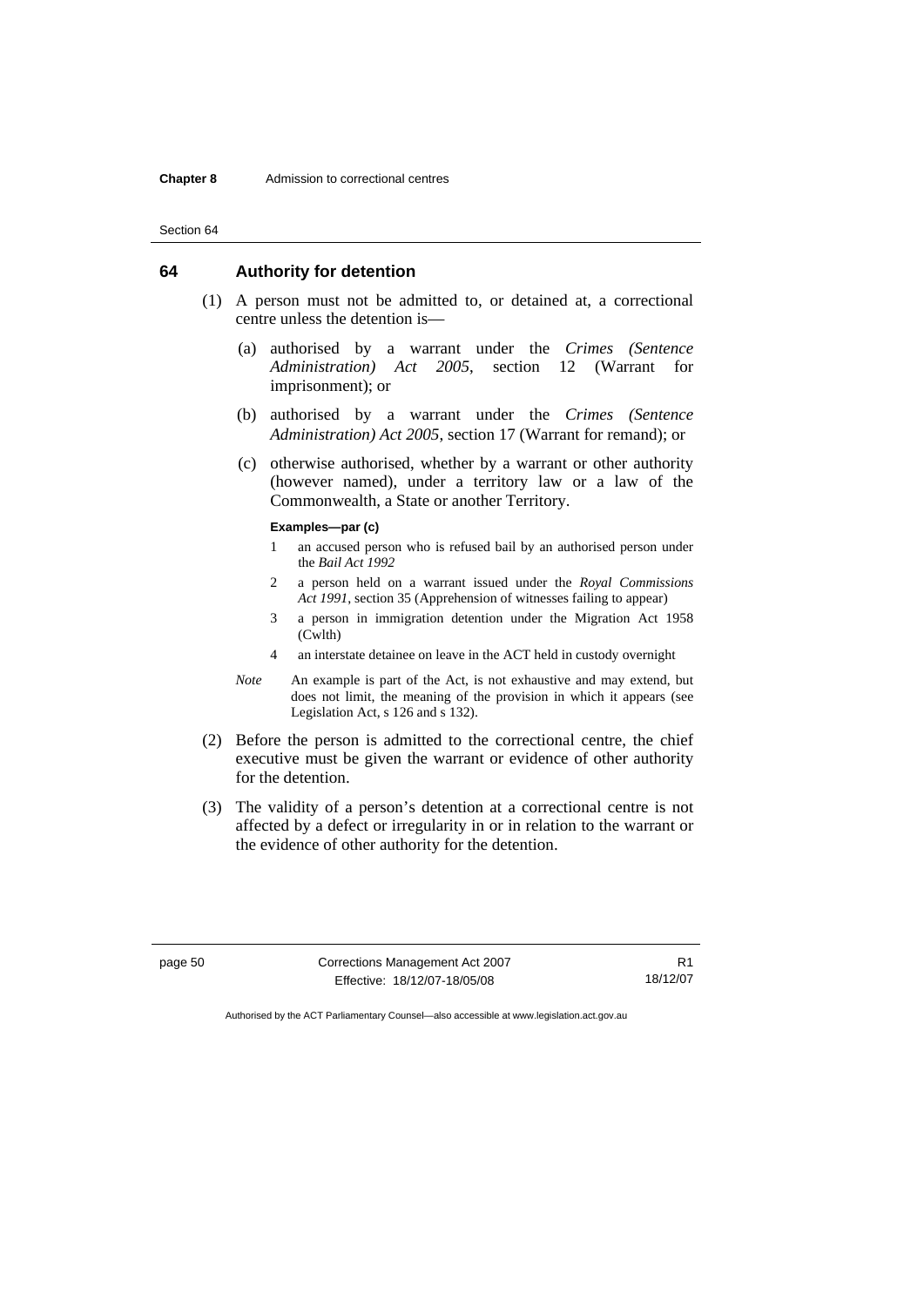## 64 Authority for detention

(1) A person must not be admitted to, or detained at, a correctional centre unless the detention is—

(a) authorised by a warrant under the *Crimes (Sentence Administration) Act 2005*, section 12 (Warrant for imprisonment); or

(b) authorised by a warrant under the *Crimes (Sentence Administration) Act 2005*, section 17 (Warrant for remand); or

(c) otherwise authorised, whether by a warrant or other authority (however named), under a territory law or a law of the Commonwealth, a State or another Territory.

**Examples—par (c)**

1. an accused person who is refused bail by an authorised person under the *Bail Act 1992*
2. a person held on a warrant issued under the *Royal Commissions Act 1991*, section 35 (Apprehension of witnesses failing to appear)
3. a person in immigration detention under the Migration Act 1958 (Cwlth)
4. an interstate detainee on leave in the ACT held in custody overnight

*Note* An example is part of the Act, is not exhaustive and may extend, but does not limit, the meaning of the provision in which it appears (see Legislation Act, s 126 and s 132).

(2) Before the person is admitted to the correctional centre, the chief executive must be given the warrant or evidence of other authority for the detention.

(3) The validity of a person's detention at a correctional centre is not affected by a defect or irregularity in or in relation to the warrant or the evidence of other authority for the detention.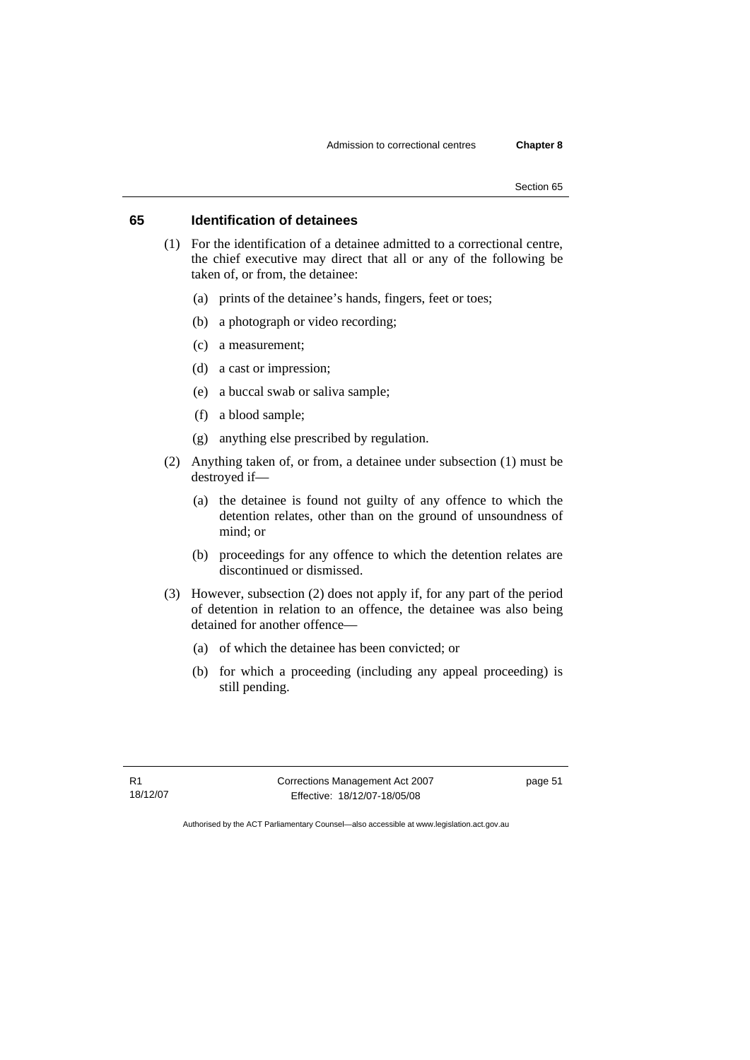## 65 Identification of detainees

(1) For the identification of a detainee admitted to a correctional centre, the chief executive may direct that all or any of the following be taken of, or from, the detainee:

- (a) prints of the detainee's hands, fingers, feet or toes;
- (b) a photograph or video recording;
- (c) a measurement;
- (d) a cast or impression;
- (e) a buccal swab or saliva sample;
- (f) a blood sample;
- (g) anything else prescribed by regulation.

(2) Anything taken of, or from, a detainee under subsection (1) must be destroyed if—

- (a) the detainee is found not guilty of any offence to which the detention relates, other than on the ground of unsoundness of mind; or
- (b) proceedings for any offence to which the detention relates are discontinued or dismissed.

(3) However, subsection (2) does not apply if, for any part of the period of detention in relation to an offence, the detainee was also being detained for another offence—

- (a) of which the detainee has been convicted; or
- (b) for which a proceeding (including any appeal proceeding) is still pending.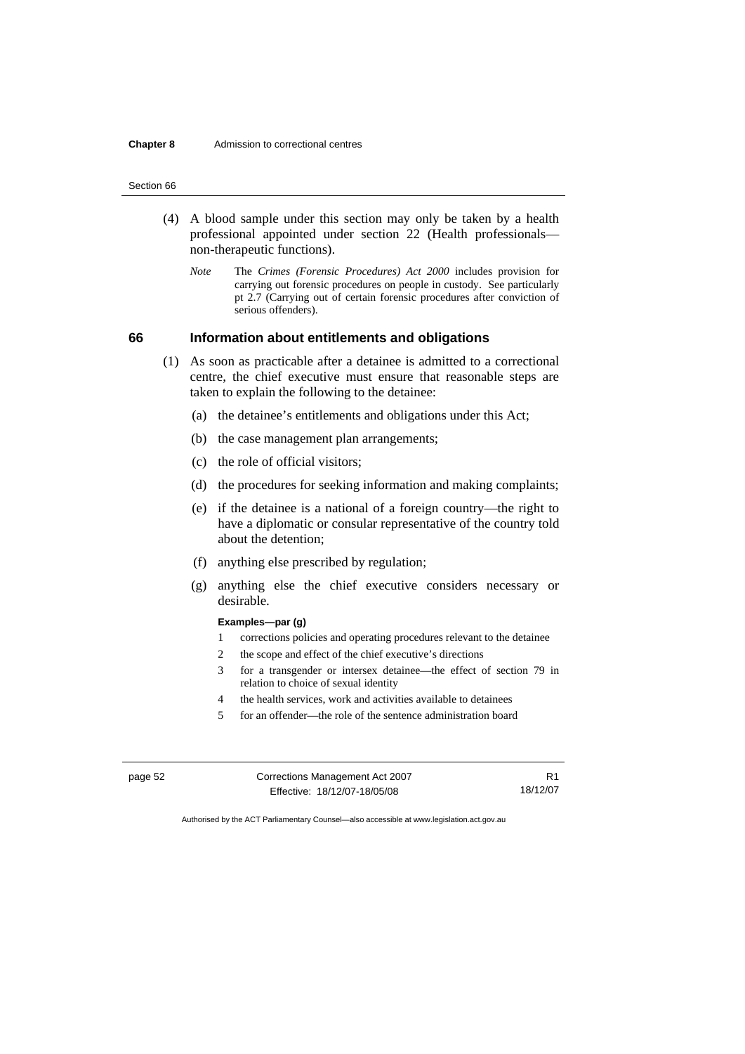(4) A blood sample under this section may only be taken by a health professional appointed under section 22 (Health professionals—non-therapeutic functions).

*Note* The *Crimes (Forensic Procedures) Act 2000* includes provision for carrying out forensic procedures on people in custody. See particularly pt 2.7 (Carrying out of certain forensic procedures after conviction of serious offenders).

## 66 Information about entitlements and obligations

(1) As soon as practicable after a detainee is admitted to a correctional centre, the chief executive must ensure that reasonable steps are taken to explain the following to the detainee:

(a) the detainee's entitlements and obligations under this Act;

(b) the case management plan arrangements;

(c) the role of official visitors;

(d) the procedures for seeking information and making complaints;

(e) if the detainee is a national of a foreign country—the right to have a diplomatic or consular representative of the country told about the detention;

(f) anything else prescribed by regulation;

(g) anything else the chief executive considers necessary or desirable.

**Examples—par (g)**

1 corrections policies and operating procedures relevant to the detainee

2 the scope and effect of the chief executive's directions

3 for a transgender or intersex detainee—the effect of section 79 in relation to choice of sexual identity

4 the health services, work and activities available to detainees

5 for an offender—the role of the sentence administration board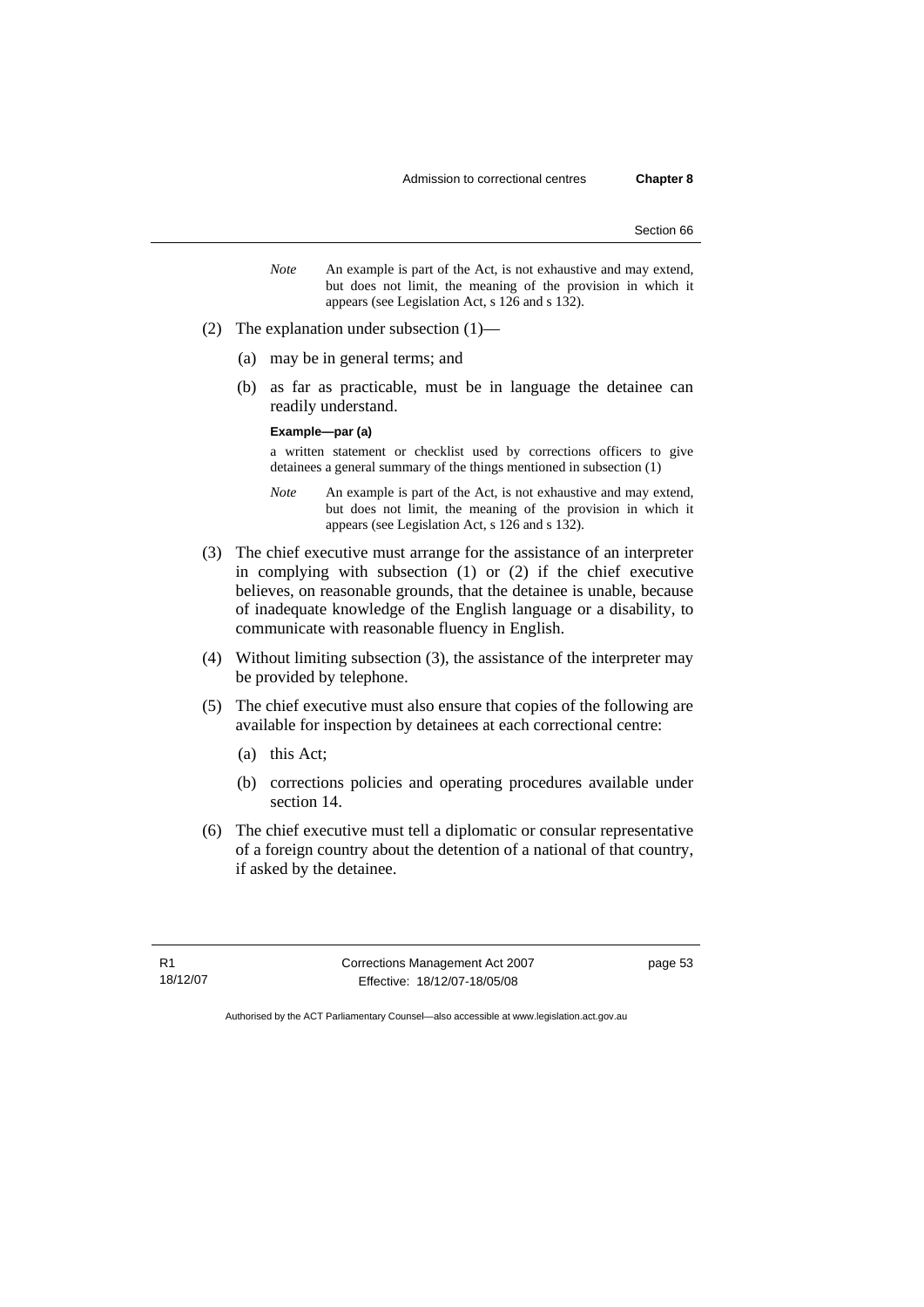*Note* An example is part of the Act, is not exhaustive and may extend, but does not limit, the meaning of the provision in which it appears (see Legislation Act, s 126 and s 132).

(2) The explanation under subsection (1)—

(a) may be in general terms; and

(b) as far as practicable, must be in language the detainee can readily understand.

**Example—par (a)**

a written statement or checklist used by corrections officers to give detainees a general summary of the things mentioned in subsection (1)

*Note* An example is part of the Act, is not exhaustive and may extend, but does not limit, the meaning of the provision in which it appears (see Legislation Act, s 126 and s 132).

(3) The chief executive must arrange for the assistance of an interpreter in complying with subsection (1) or (2) if the chief executive believes, on reasonable grounds, that the detainee is unable, because of inadequate knowledge of the English language or a disability, to communicate with reasonable fluency in English.

(4) Without limiting subsection (3), the assistance of the interpreter may be provided by telephone.

(5) The chief executive must also ensure that copies of the following are available for inspection by detainees at each correctional centre:

(a) this Act;

(b) corrections policies and operating procedures available under section 14.

(6) The chief executive must tell a diplomatic or consular representative of a foreign country about the detention of a national of that country, if asked by the detainee.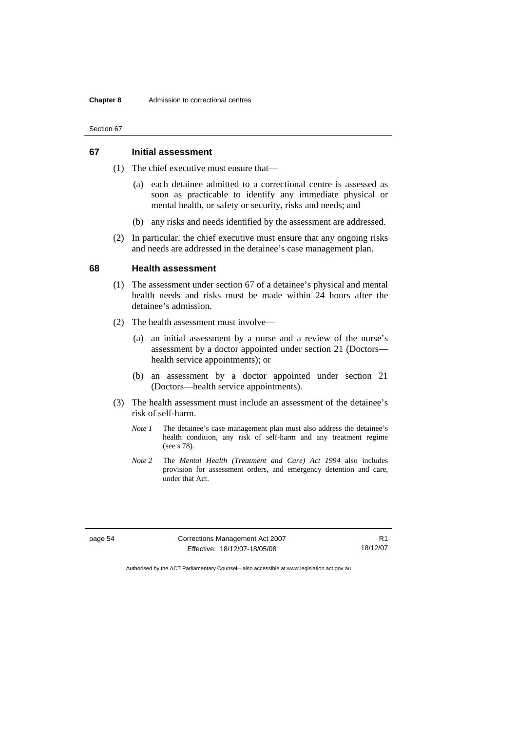## 67 Initial assessment

(1) The chief executive must ensure that—

(a) each detainee admitted to a correctional centre is assessed as soon as practicable to identify any immediate physical or mental health, or safety or security, risks and needs; and

(b) any risks and needs identified by the assessment are addressed.

(2) In particular, the chief executive must ensure that any ongoing risks and needs are addressed in the detainee's case management plan.

## 68 Health assessment

(1) The assessment under section 67 of a detainee's physical and mental health needs and risks must be made within 24 hours after the detainee's admission.

(2) The health assessment must involve—

(a) an initial assessment by a nurse and a review of the nurse's assessment by a doctor appointed under section 21 (Doctors—health service appointments); or

(b) an assessment by a doctor appointed under section 21 (Doctors—health service appointments).

(3) The health assessment must include an assessment of the detainee's risk of self-harm.

*Note 1* The detainee's case management plan must also address the detainee's health condition, any risk of self-harm and any treatment regime (see s 78).

*Note 2* The *Mental Health (Treatment and Care) Act 1994* also includes provision for assessment orders, and emergency detention and care, under that Act.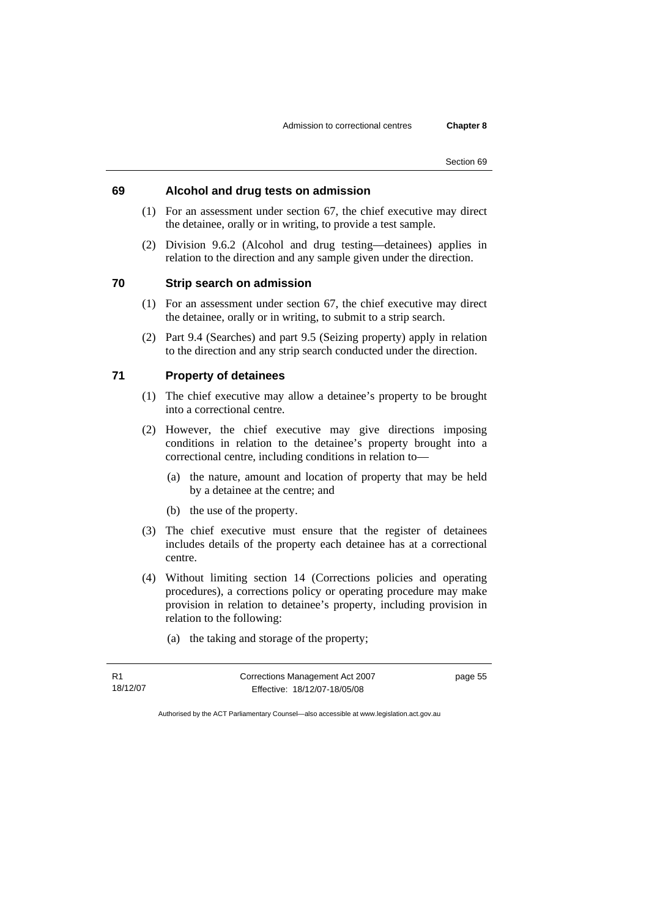### 69 Alcohol and drug tests on admission

(1) For an assessment under section 67, the chief executive may direct the detainee, orally or in writing, to provide a test sample.

(2) Division 9.6.2 (Alcohol and drug testing—detainees) applies in relation to the direction and any sample given under the direction.

### 70 Strip search on admission

(1) For an assessment under section 67, the chief executive may direct the detainee, orally or in writing, to submit to a strip search.

(2) Part 9.4 (Searches) and part 9.5 (Seizing property) apply in relation to the direction and any strip search conducted under the direction.

### 71 Property of detainees

(1) The chief executive may allow a detainee's property to be brought into a correctional centre.

(2) However, the chief executive may give directions imposing conditions in relation to the detainee's property brought into a correctional centre, including conditions in relation to—

- (a) the nature, amount and location of property that may be held by a detainee at the centre; and
- (b) the use of the property.

(3) The chief executive must ensure that the register of detainees includes details of the property each detainee has at a correctional centre.

(4) Without limiting section 14 (Corrections policies and operating procedures), a corrections policy or operating procedure may make provision in relation to detainee's property, including provision in relation to the following:

- (a) the taking and storage of the property;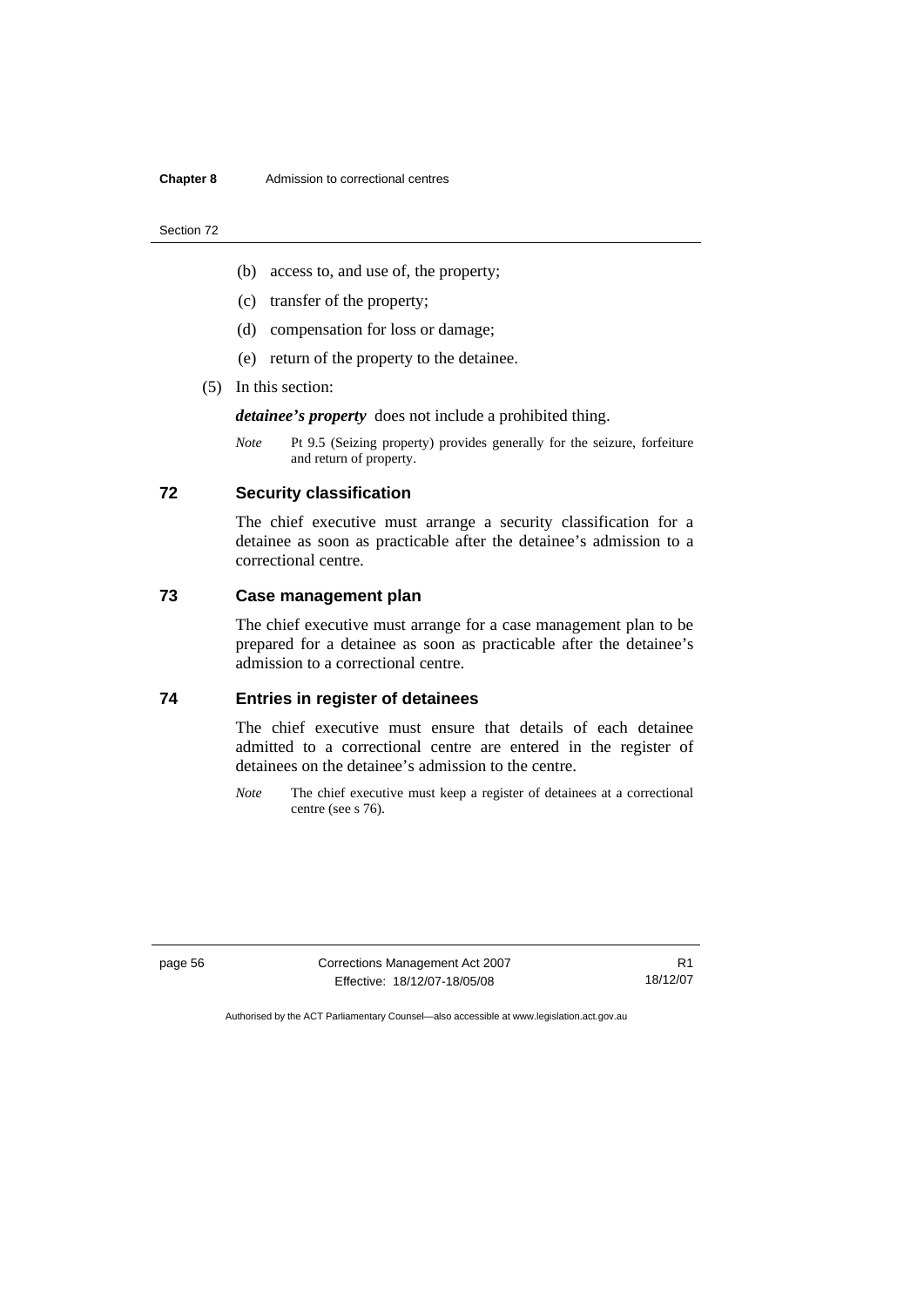(b) access to, and use of, the property;

(c) transfer of the property;

(d) compensation for loss or damage;

(e) return of the property to the detainee.

(5) In this section:

***detainee's property*** does not include a prohibited thing.

*Note* Pt 9.5 (Seizing property) provides generally for the seizure, forfeiture and return of property.

## 72 Security classification

The chief executive must arrange a security classification for a detainee as soon as practicable after the detainee's admission to a correctional centre.

## 73 Case management plan

The chief executive must arrange for a case management plan to be prepared for a detainee as soon as practicable after the detainee's admission to a correctional centre.

## 74 Entries in register of detainees

The chief executive must ensure that details of each detainee admitted to a correctional centre are entered in the register of detainees on the detainee's admission to the centre.

*Note* The chief executive must keep a register of detainees at a correctional centre (see s 76).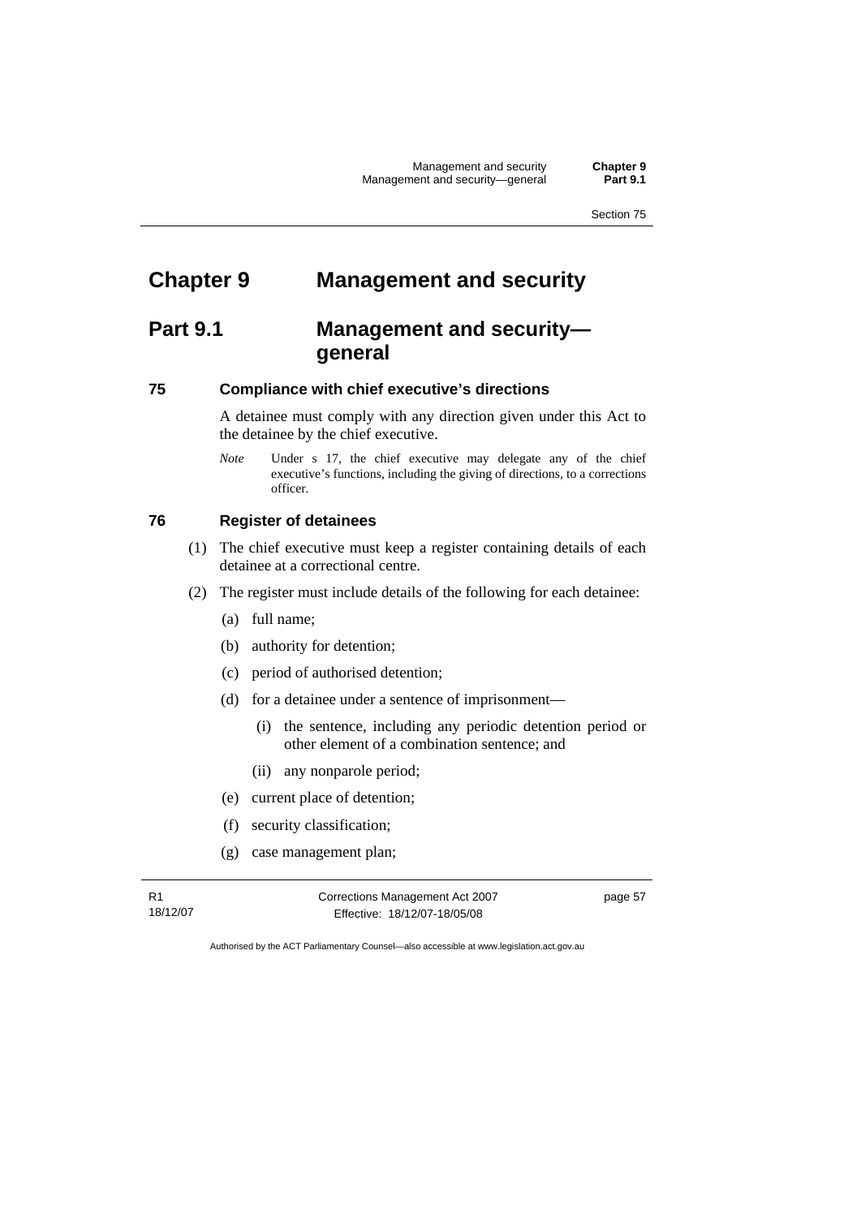# Chapter 9 Management and security

## Part 9.1 Management and security—general

### 75 Compliance with chief executive's directions

A detainee must comply with any direction given under this Act to the detainee by the chief executive.

*Note* Under s 17, the chief executive may delegate any of the chief executive's functions, including the giving of directions, to a corrections officer.

### 76 Register of detainees

(1) The chief executive must keep a register containing details of each detainee at a correctional centre.

(2) The register must include details of the following for each detainee:

(a) full name;

(b) authority for detention;

(c) period of authorised detention;

(d) for a detainee under a sentence of imprisonment—

(i) the sentence, including any periodic detention period or other element of a combination sentence; and

(ii) any nonparole period;

(e) current place of detention;

(f) security classification;

(g) case management plan;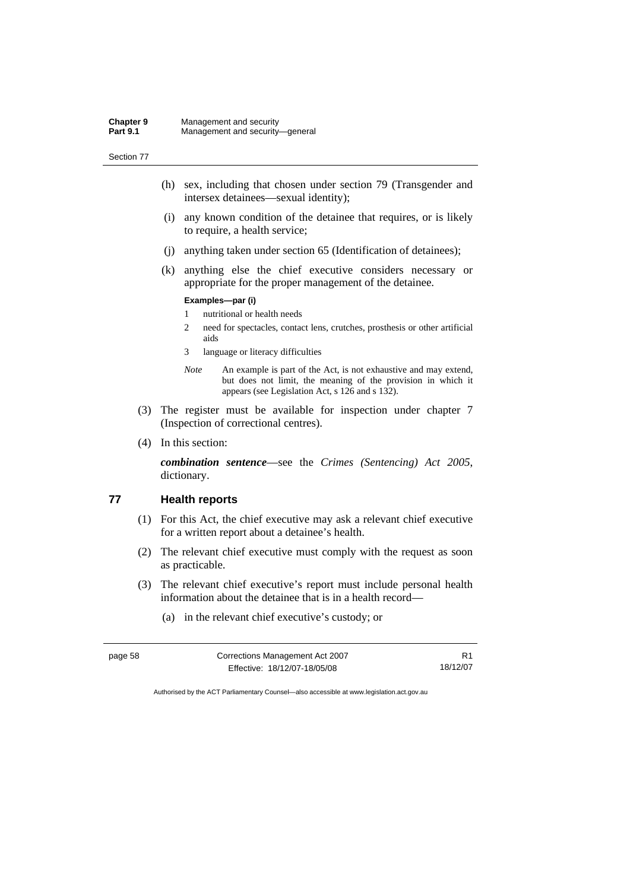(h) sex, including that chosen under section 79 (Transgender and intersex detainees—sexual identity);

(i) any known condition of the detainee that requires, or is likely to require, a health service;

(j) anything taken under section 65 (Identification of detainees);

(k) anything else the chief executive considers necessary or appropriate for the proper management of the detainee.

**Examples—par (i)**

1 nutritional or health needs

2 need for spectacles, contact lens, crutches, prosthesis or other artificial aids

3 language or literacy difficulties

*Note* An example is part of the Act, is not exhaustive and may extend, but does not limit, the meaning of the provision in which it appears (see Legislation Act, s 126 and s 132).

(3) The register must be available for inspection under chapter 7 (Inspection of correctional centres).

(4) In this section:

***combination sentence***—see the *Crimes (Sentencing) Act 2005*, dictionary.

## 77 Health reports

(1) For this Act, the chief executive may ask a relevant chief executive for a written report about a detainee's health.

(2) The relevant chief executive must comply with the request as soon as practicable.

(3) The relevant chief executive's report must include personal health information about the detainee that is in a health record—

(a) in the relevant chief executive's custody; or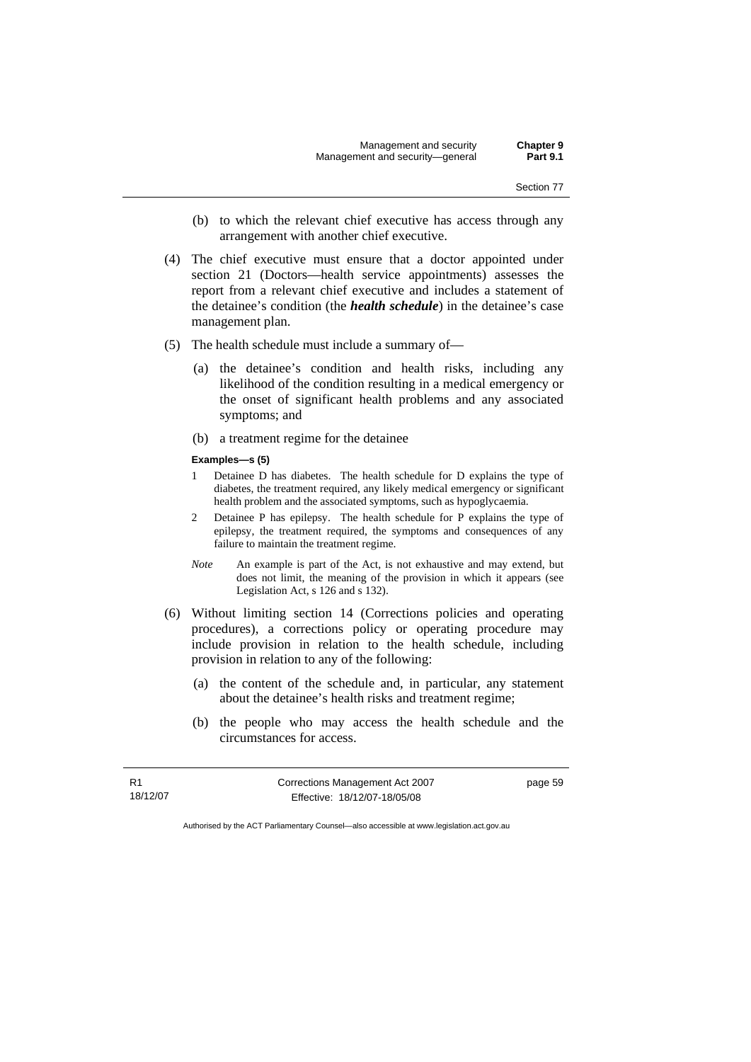(b) to which the relevant chief executive has access through any arrangement with another chief executive.

(4) The chief executive must ensure that a doctor appointed under section 21 (Doctors—health service appointments) assesses the report from a relevant chief executive and includes a statement of the detainee's condition (the ***health schedule***) in the detainee's case management plan.

(5) The health schedule must include a summary of—

(a) the detainee's condition and health risks, including any likelihood of the condition resulting in a medical emergency or the onset of significant health problems and any associated symptoms; and

(b) a treatment regime for the detainee

**Examples—s (5)**

1 Detainee D has diabetes. The health schedule for D explains the type of diabetes, the treatment required, any likely medical emergency or significant health problem and the associated symptoms, such as hypoglycaemia.

2 Detainee P has epilepsy. The health schedule for P explains the type of epilepsy, the treatment required, the symptoms and consequences of any failure to maintain the treatment regime.

*Note* An example is part of the Act, is not exhaustive and may extend, but does not limit, the meaning of the provision in which it appears (see Legislation Act, s 126 and s 132).

(6) Without limiting section 14 (Corrections policies and operating procedures), a corrections policy or operating procedure may include provision in relation to the health schedule, including provision in relation to any of the following:

(a) the content of the schedule and, in particular, any statement about the detainee's health risks and treatment regime;

(b) the people who may access the health schedule and the circumstances for access.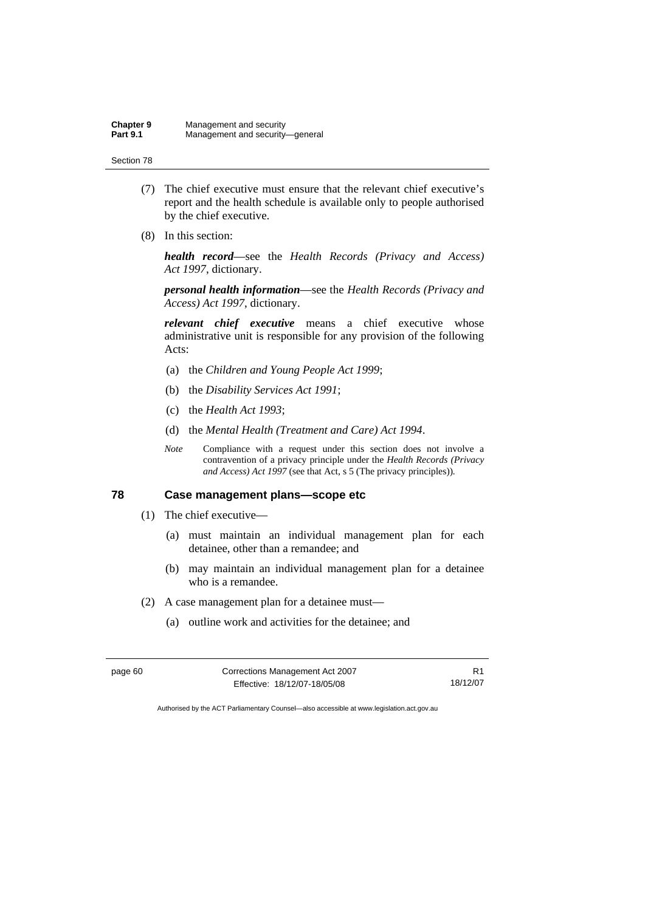(7) The chief executive must ensure that the relevant chief executive's report and the health schedule is available only to people authorised by the chief executive.

(8) In this section:

***health record***—see the *Health Records (Privacy and Access) Act 1997*, dictionary.

***personal health information***—see the *Health Records (Privacy and Access) Act 1997*, dictionary.

***relevant chief executive*** means a chief executive whose administrative unit is responsible for any provision of the following Acts:

(a) the *Children and Young People Act 1999*;

(b) the *Disability Services Act 1991*;

(c) the *Health Act 1993*;

(d) the *Mental Health (Treatment and Care) Act 1994*.

*Note* Compliance with a request under this section does not involve a contravention of a privacy principle under the *Health Records (Privacy and Access) Act 1997* (see that Act, s 5 (The privacy principles)).

### 78 Case management plans—scope etc

(1) The chief executive—

(a) must maintain an individual management plan for each detainee, other than a remandee; and

(b) may maintain an individual management plan for a detainee who is a remandee.

(2) A case management plan for a detainee must—

(a) outline work and activities for the detainee; and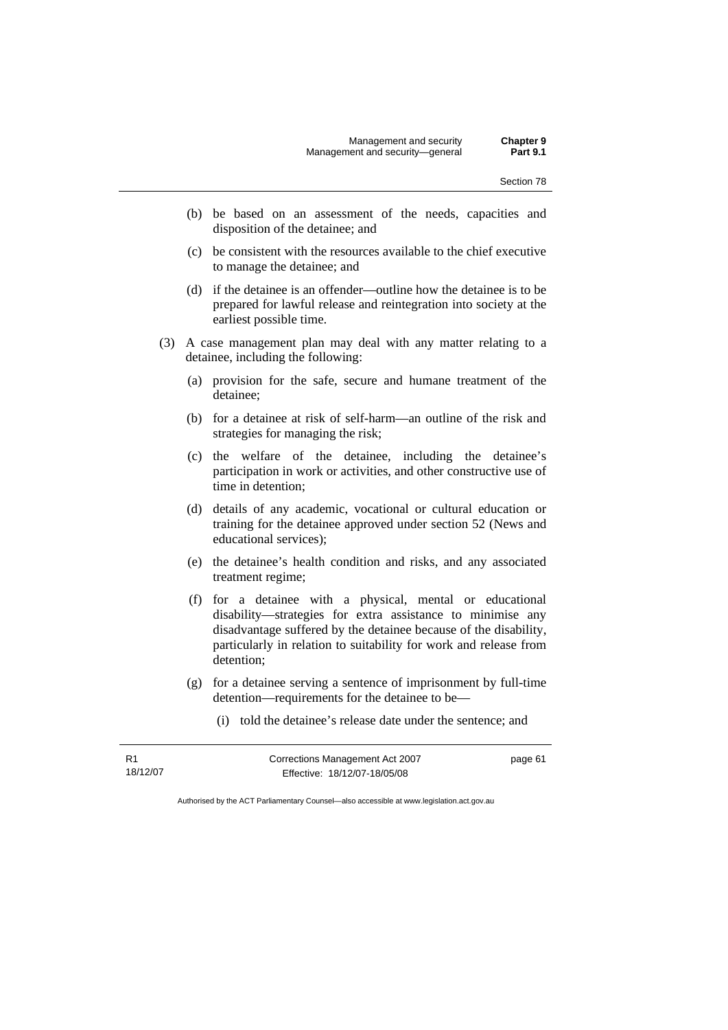(b) be based on an assessment of the needs, capacities and disposition of the detainee; and

(c) be consistent with the resources available to the chief executive to manage the detainee; and

(d) if the detainee is an offender—outline how the detainee is to be prepared for lawful release and reintegration into society at the earliest possible time.

(3) A case management plan may deal with any matter relating to a detainee, including the following:

(a) provision for the safe, secure and humane treatment of the detainee;

(b) for a detainee at risk of self-harm—an outline of the risk and strategies for managing the risk;

(c) the welfare of the detainee, including the detainee's participation in work or activities, and other constructive use of time in detention;

(d) details of any academic, vocational or cultural education or training for the detainee approved under section 52 (News and educational services);

(e) the detainee's health condition and risks, and any associated treatment regime;

(f) for a detainee with a physical, mental or educational disability—strategies for extra assistance to minimise any disadvantage suffered by the detainee because of the disability, particularly in relation to suitability for work and release from detention;

(g) for a detainee serving a sentence of imprisonment by full-time detention—requirements for the detainee to be—

(i) told the detainee's release date under the sentence; and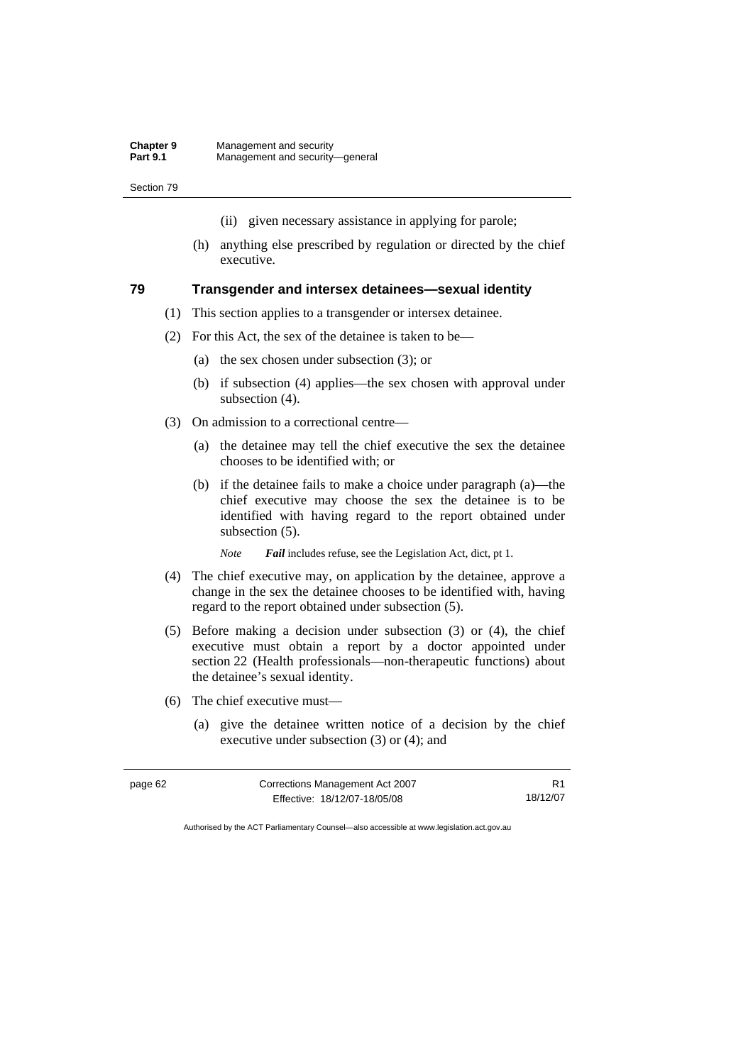(ii) given necessary assistance in applying for parole;

(h) anything else prescribed by regulation or directed by the chief executive.

## 79 Transgender and intersex detainees—sexual identity

(1) This section applies to a transgender or intersex detainee.

(2) For this Act, the sex of the detainee is taken to be—

(a) the sex chosen under subsection (3); or

(b) if subsection (4) applies—the sex chosen with approval under subsection (4).

(3) On admission to a correctional centre—

(a) the detainee may tell the chief executive the sex the detainee chooses to be identified with; or

(b) if the detainee fails to make a choice under paragraph (a)—the chief executive may choose the sex the detainee is to be identified with having regard to the report obtained under subsection (5).

*Note* ***Fail*** includes refuse, see the Legislation Act, dict, pt 1.

(4) The chief executive may, on application by the detainee, approve a change in the sex the detainee chooses to be identified with, having regard to the report obtained under subsection (5).

(5) Before making a decision under subsection (3) or (4), the chief executive must obtain a report by a doctor appointed under section 22 (Health professionals—non-therapeutic functions) about the detainee's sexual identity.

(6) The chief executive must—

(a) give the detainee written notice of a decision by the chief executive under subsection (3) or (4); and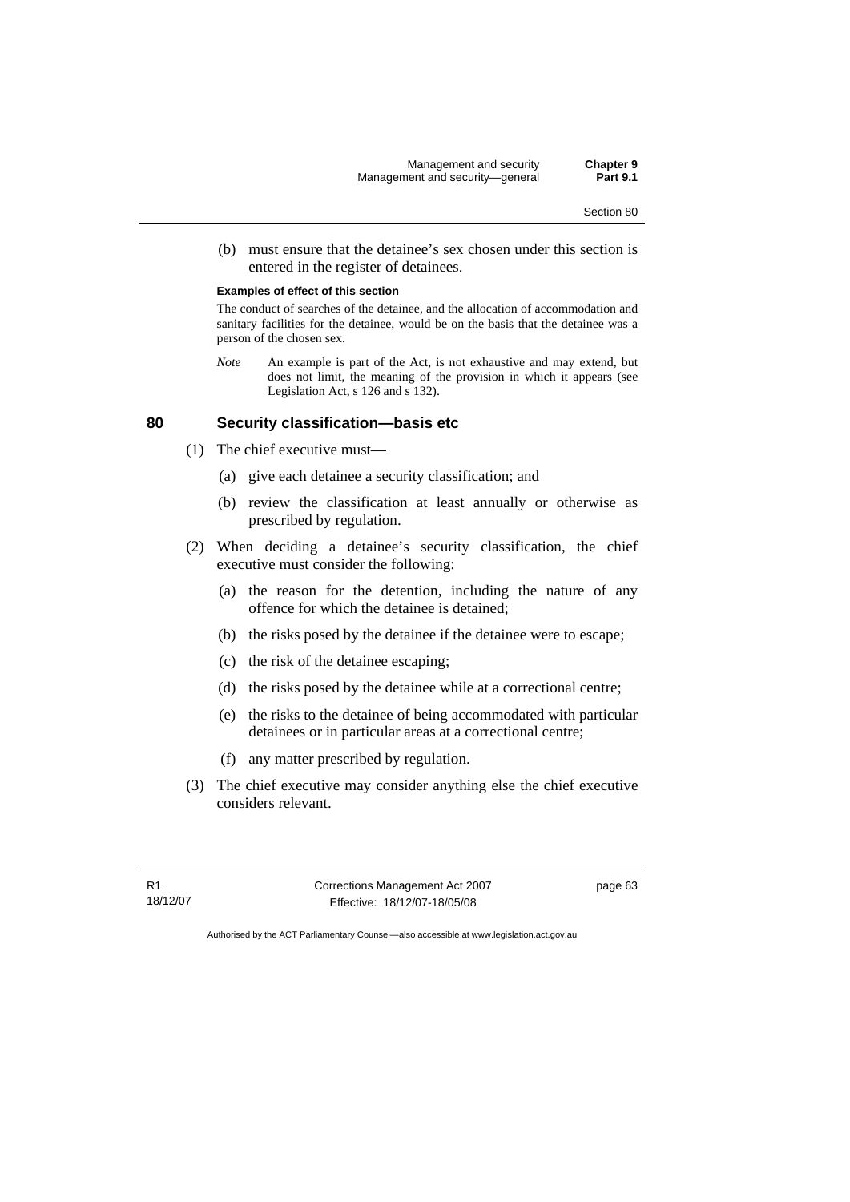(b) must ensure that the detainee's sex chosen under this section is entered in the register of detainees.

**Examples of effect of this section**

The conduct of searches of the detainee, and the allocation of accommodation and sanitary facilities for the detainee, would be on the basis that the detainee was a person of the chosen sex.

*Note* An example is part of the Act, is not exhaustive and may extend, but does not limit, the meaning of the provision in which it appears (see Legislation Act, s 126 and s 132).

## 80 Security classification—basis etc

(1) The chief executive must—

(a) give each detainee a security classification; and

(b) review the classification at least annually or otherwise as prescribed by regulation.

(2) When deciding a detainee's security classification, the chief executive must consider the following:

(a) the reason for the detention, including the nature of any offence for which the detainee is detained;

(b) the risks posed by the detainee if the detainee were to escape;

(c) the risk of the detainee escaping;

(d) the risks posed by the detainee while at a correctional centre;

(e) the risks to the detainee of being accommodated with particular detainees or in particular areas at a correctional centre;

(f) any matter prescribed by regulation.

(3) The chief executive may consider anything else the chief executive considers relevant.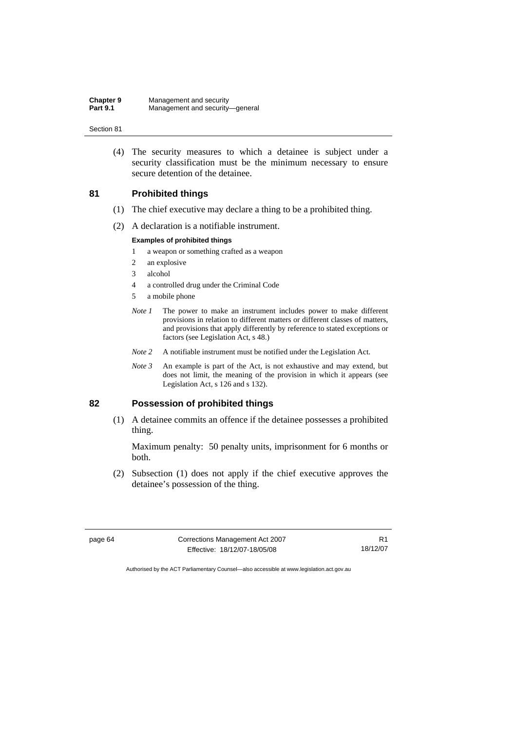(4) The security measures to which a detainee is subject under a security classification must be the minimum necessary to ensure secure detention of the detainee.

## 81 Prohibited things

(1) The chief executive may declare a thing to be a prohibited thing.

(2) A declaration is a notifiable instrument.

**Examples of prohibited things**

1 a weapon or something crafted as a weapon
2 an explosive
3 alcohol
4 a controlled drug under the Criminal Code
5 a mobile phone

*Note 1* The power to make an instrument includes power to make different provisions in relation to different matters or different classes of matters, and provisions that apply differently by reference to stated exceptions or factors (see Legislation Act, s 48.)

*Note 2* A notifiable instrument must be notified under the Legislation Act.

*Note 3* An example is part of the Act, is not exhaustive and may extend, but does not limit, the meaning of the provision in which it appears (see Legislation Act, s 126 and s 132).

## 82 Possession of prohibited things

(1) A detainee commits an offence if the detainee possesses a prohibited thing.

Maximum penalty: 50 penalty units, imprisonment for 6 months or both.

(2) Subsection (1) does not apply if the chief executive approves the detainee's possession of the thing.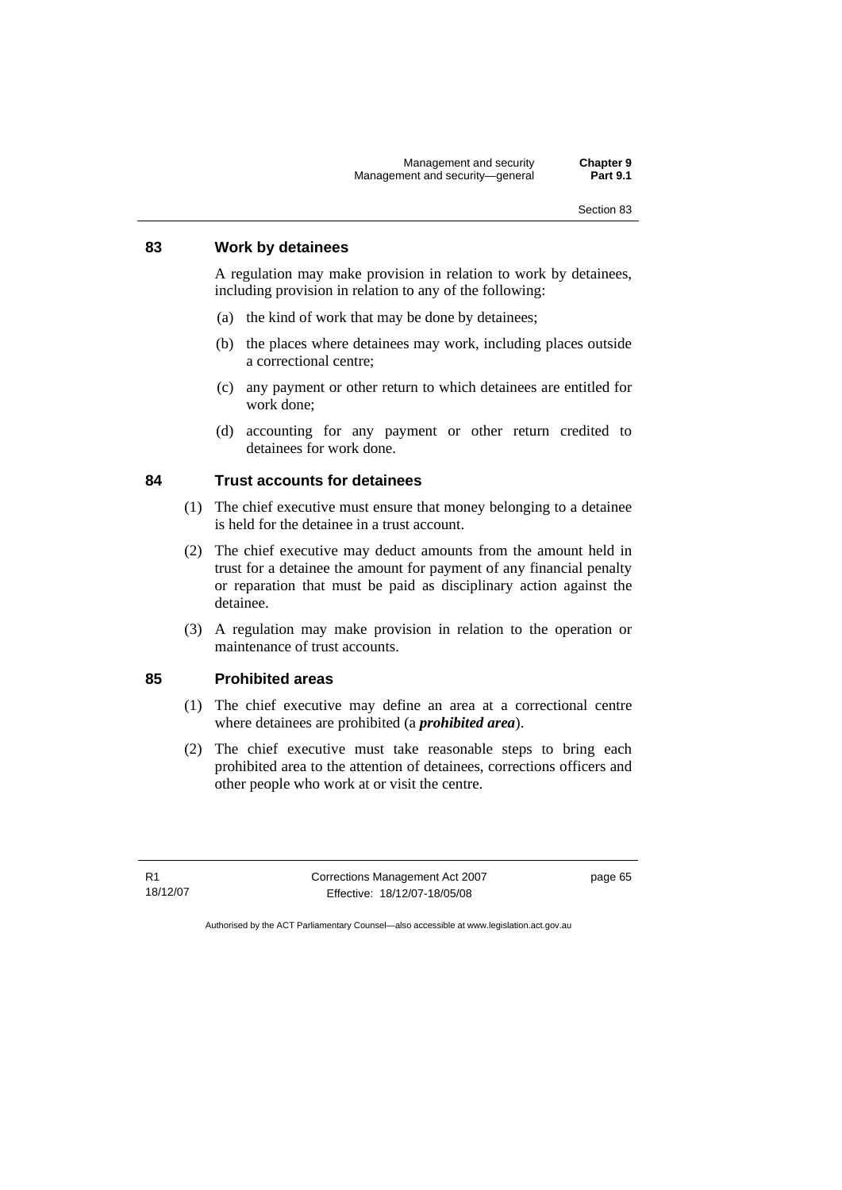## 83 Work by detainees

A regulation may make provision in relation to work by detainees, including provision in relation to any of the following:

(a) the kind of work that may be done by detainees;

(b) the places where detainees may work, including places outside a correctional centre;

(c) any payment or other return to which detainees are entitled for work done;

(d) accounting for any payment or other return credited to detainees for work done.

## 84 Trust accounts for detainees

(1) The chief executive must ensure that money belonging to a detainee is held for the detainee in a trust account.

(2) The chief executive may deduct amounts from the amount held in trust for a detainee the amount for payment of any financial penalty or reparation that must be paid as disciplinary action against the detainee.

(3) A regulation may make provision in relation to the operation or maintenance of trust accounts.

## 85 Prohibited areas

(1) The chief executive may define an area at a correctional centre where detainees are prohibited (a ***prohibited area***).

(2) The chief executive must take reasonable steps to bring each prohibited area to the attention of detainees, corrections officers and other people who work at or visit the centre.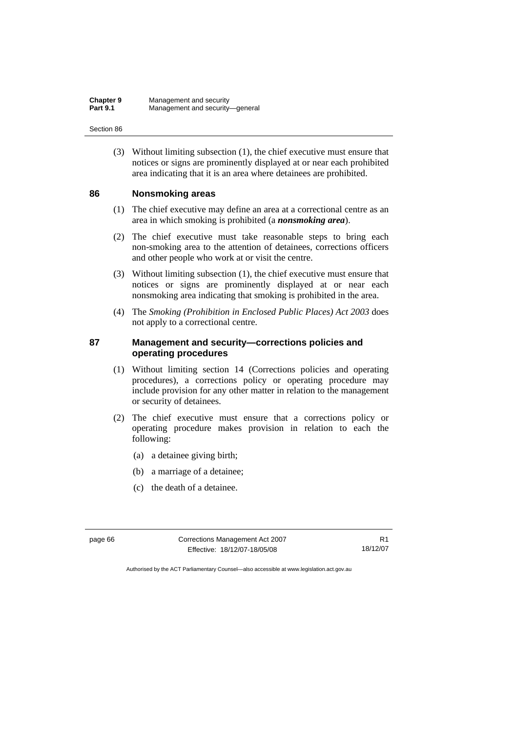(3) Without limiting subsection (1), the chief executive must ensure that notices or signs are prominently displayed at or near each prohibited area indicating that it is an area where detainees are prohibited.

## 86 Nonsmoking areas

(1) The chief executive may define an area at a correctional centre as an area in which smoking is prohibited (a ***nonsmoking area***).

(2) The chief executive must take reasonable steps to bring each non-smoking area to the attention of detainees, corrections officers and other people who work at or visit the centre.

(3) Without limiting subsection (1), the chief executive must ensure that notices or signs are prominently displayed at or near each nonsmoking area indicating that smoking is prohibited in the area.

(4) The *Smoking (Prohibition in Enclosed Public Places) Act 2003* does not apply to a correctional centre.

## 87 Management and security—corrections policies and operating procedures

(1) Without limiting section 14 (Corrections policies and operating procedures), a corrections policy or operating procedure may include provision for any other matter in relation to the management or security of detainees.

(2) The chief executive must ensure that a corrections policy or operating procedure makes provision in relation to each the following:

(a) a detainee giving birth;

(b) a marriage of a detainee;

(c) the death of a detainee.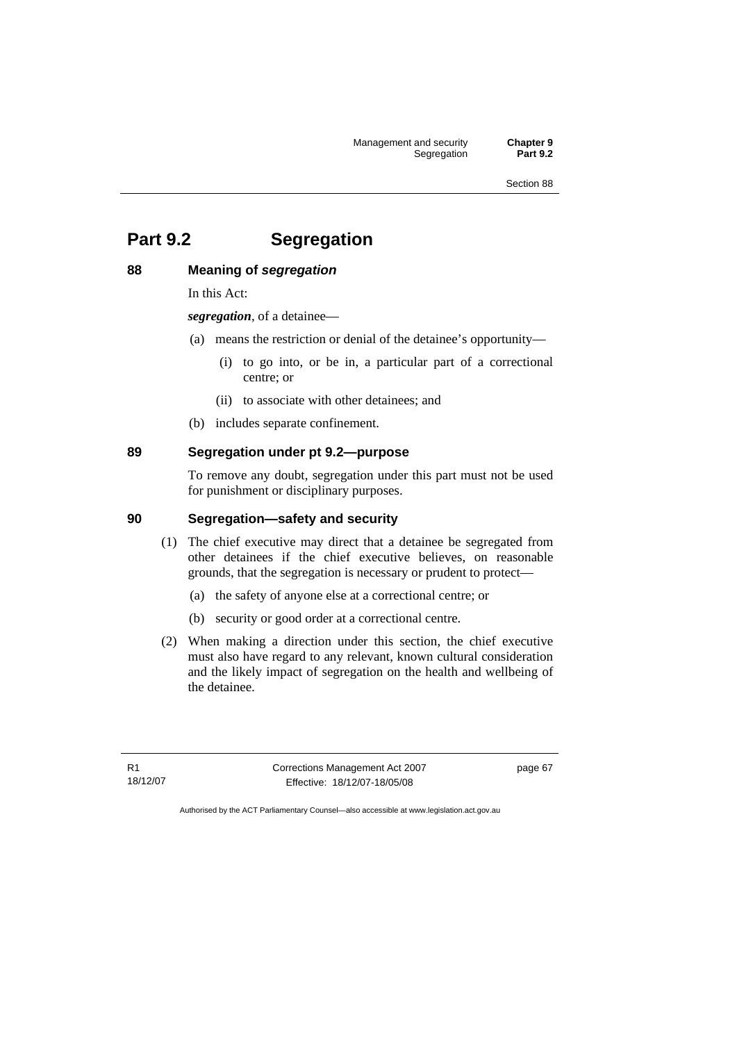# Part 9.2 Segregation

## 88 Meaning of ***segregation***

In this Act:

***segregation***, of a detainee—

(a) means the restriction or denial of the detainee's opportunity—

(i) to go into, or be in, a particular part of a correctional centre; or

(ii) to associate with other detainees; and

(b) includes separate confinement.

## 89 Segregation under pt 9.2—purpose

To remove any doubt, segregation under this part must not be used for punishment or disciplinary purposes.

## 90 Segregation—safety and security

(1) The chief executive may direct that a detainee be segregated from other detainees if the chief executive believes, on reasonable grounds, that the segregation is necessary or prudent to protect—

(a) the safety of anyone else at a correctional centre; or

(b) security or good order at a correctional centre.

(2) When making a direction under this section, the chief executive must also have regard to any relevant, known cultural consideration and the likely impact of segregation on the health and wellbeing of the detainee.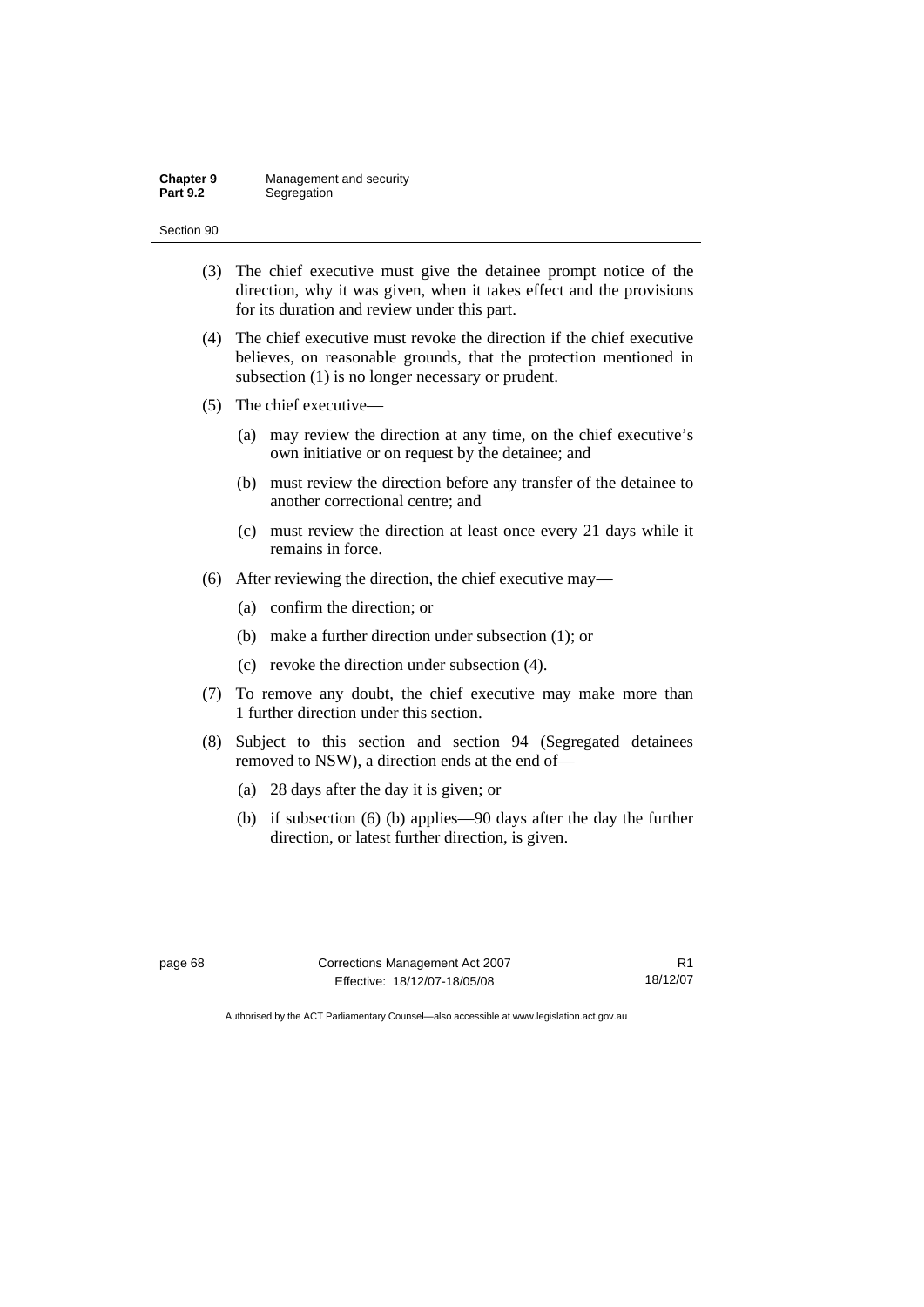(3) The chief executive must give the detainee prompt notice of the direction, why it was given, when it takes effect and the provisions for its duration and review under this part.

(4) The chief executive must revoke the direction if the chief executive believes, on reasonable grounds, that the protection mentioned in subsection (1) is no longer necessary or prudent.

(5) The chief executive—

(a) may review the direction at any time, on the chief executive's own initiative or on request by the detainee; and

(b) must review the direction before any transfer of the detainee to another correctional centre; and

(c) must review the direction at least once every 21 days while it remains in force.

(6) After reviewing the direction, the chief executive may—

(a) confirm the direction; or

(b) make a further direction under subsection (1); or

(c) revoke the direction under subsection (4).

(7) To remove any doubt, the chief executive may make more than 1 further direction under this section.

(8) Subject to this section and section 94 (Segregated detainees removed to NSW), a direction ends at the end of—

(a) 28 days after the day it is given; or

(b) if subsection (6) (b) applies—90 days after the day the further direction, or latest further direction, is given.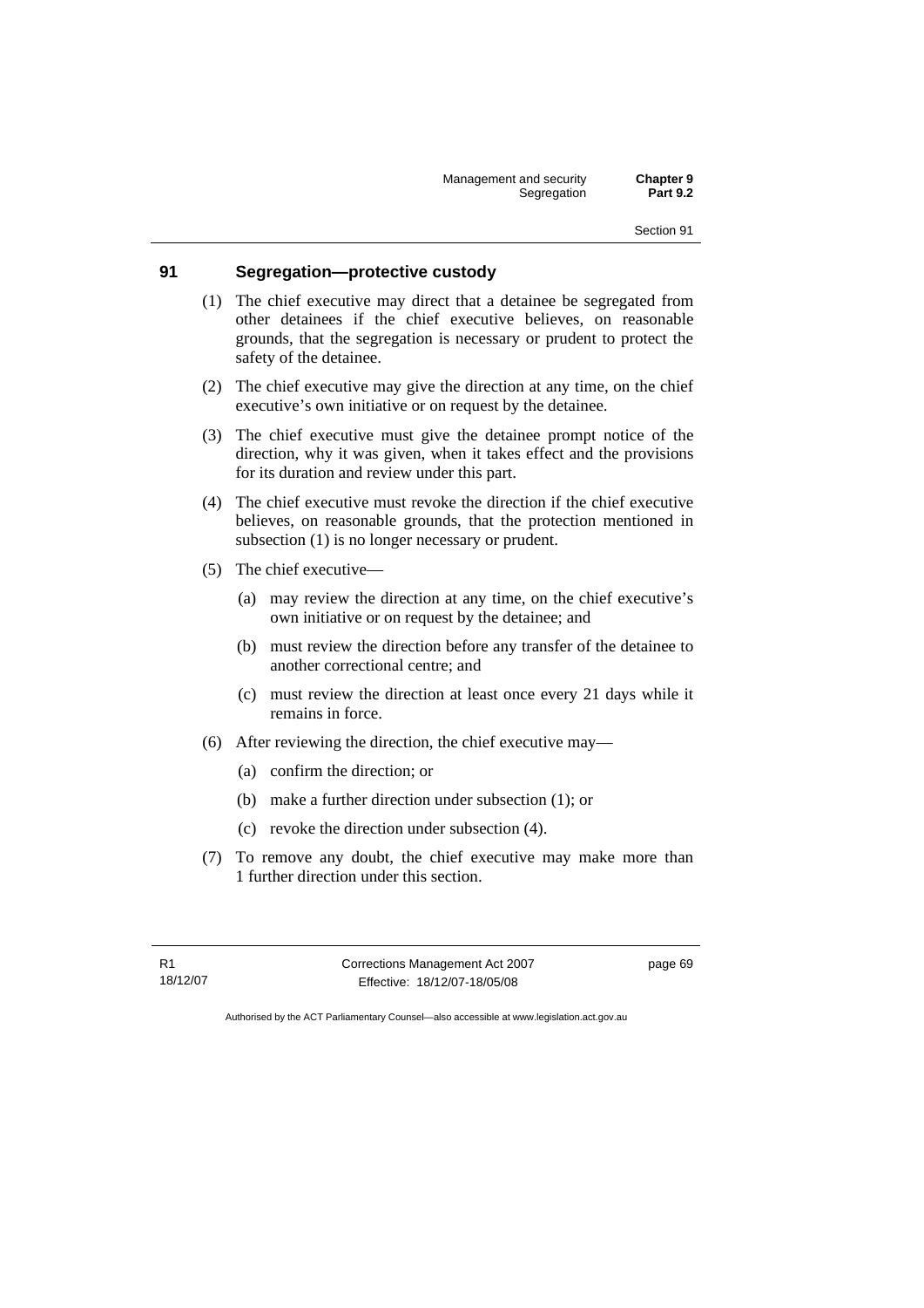## 91 Segregation—protective custody

(1) The chief executive may direct that a detainee be segregated from other detainees if the chief executive believes, on reasonable grounds, that the segregation is necessary or prudent to protect the safety of the detainee.

(2) The chief executive may give the direction at any time, on the chief executive's own initiative or on request by the detainee.

(3) The chief executive must give the detainee prompt notice of the direction, why it was given, when it takes effect and the provisions for its duration and review under this part.

(4) The chief executive must revoke the direction if the chief executive believes, on reasonable grounds, that the protection mentioned in subsection (1) is no longer necessary or prudent.

(5) The chief executive—

- (a) may review the direction at any time, on the chief executive's own initiative or on request by the detainee; and
- (b) must review the direction before any transfer of the detainee to another correctional centre; and
- (c) must review the direction at least once every 21 days while it remains in force.

(6) After reviewing the direction, the chief executive may—

- (a) confirm the direction; or
- (b) make a further direction under subsection (1); or
- (c) revoke the direction under subsection (4).

(7) To remove any doubt, the chief executive may make more than 1 further direction under this section.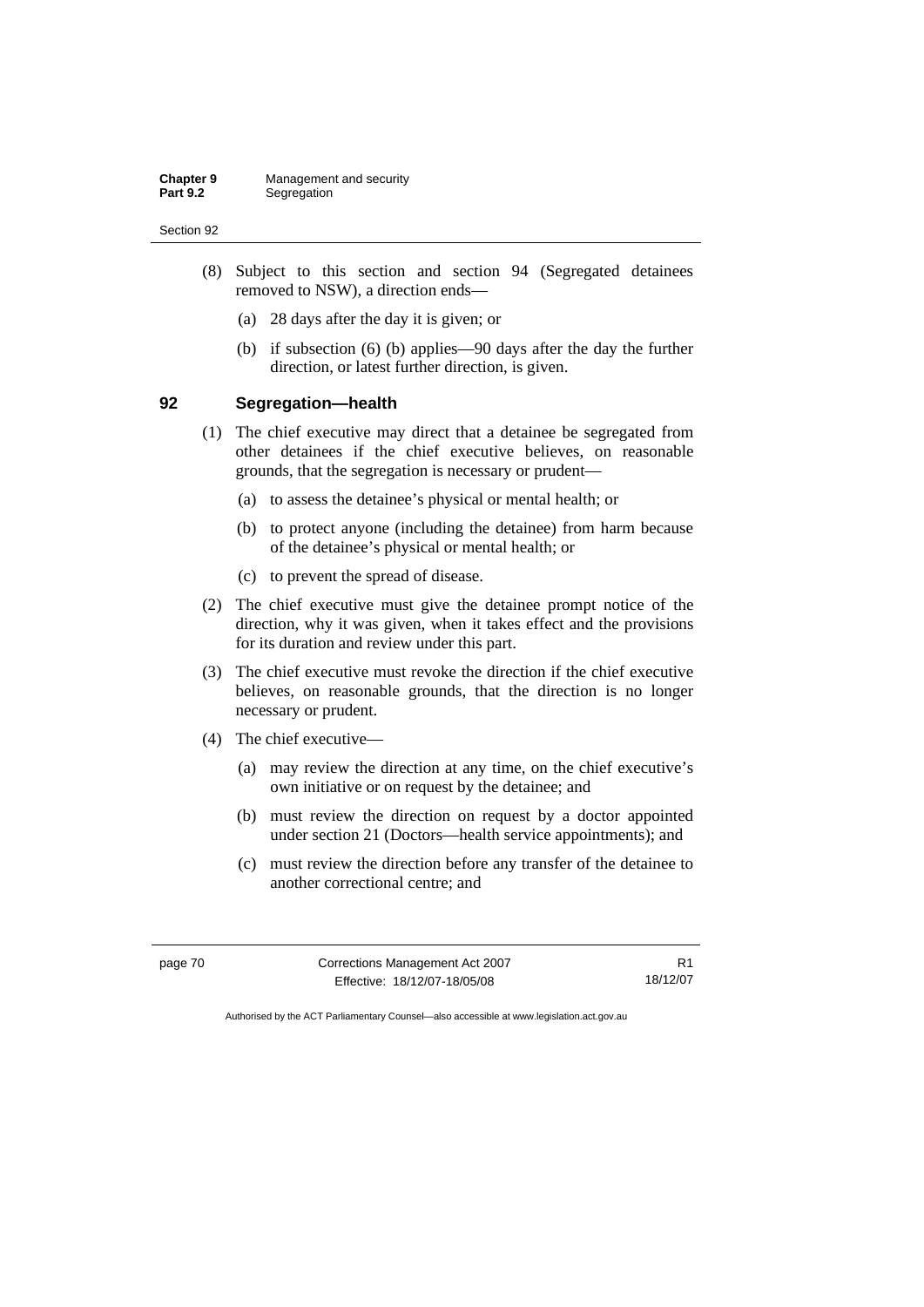(8) Subject to this section and section 94 (Segregated detainees removed to NSW), a direction ends—

(a) 28 days after the day it is given; or

(b) if subsection (6) (b) applies—90 days after the day the further direction, or latest further direction, is given.

## 92 Segregation—health

(1) The chief executive may direct that a detainee be segregated from other detainees if the chief executive believes, on reasonable grounds, that the segregation is necessary or prudent—

(a) to assess the detainee's physical or mental health; or

(b) to protect anyone (including the detainee) from harm because of the detainee's physical or mental health; or

(c) to prevent the spread of disease.

(2) The chief executive must give the detainee prompt notice of the direction, why it was given, when it takes effect and the provisions for its duration and review under this part.

(3) The chief executive must revoke the direction if the chief executive believes, on reasonable grounds, that the direction is no longer necessary or prudent.

(4) The chief executive—

(a) may review the direction at any time, on the chief executive's own initiative or on request by the detainee; and

(b) must review the direction on request by a doctor appointed under section 21 (Doctors—health service appointments); and

(c) must review the direction before any transfer of the detainee to another correctional centre; and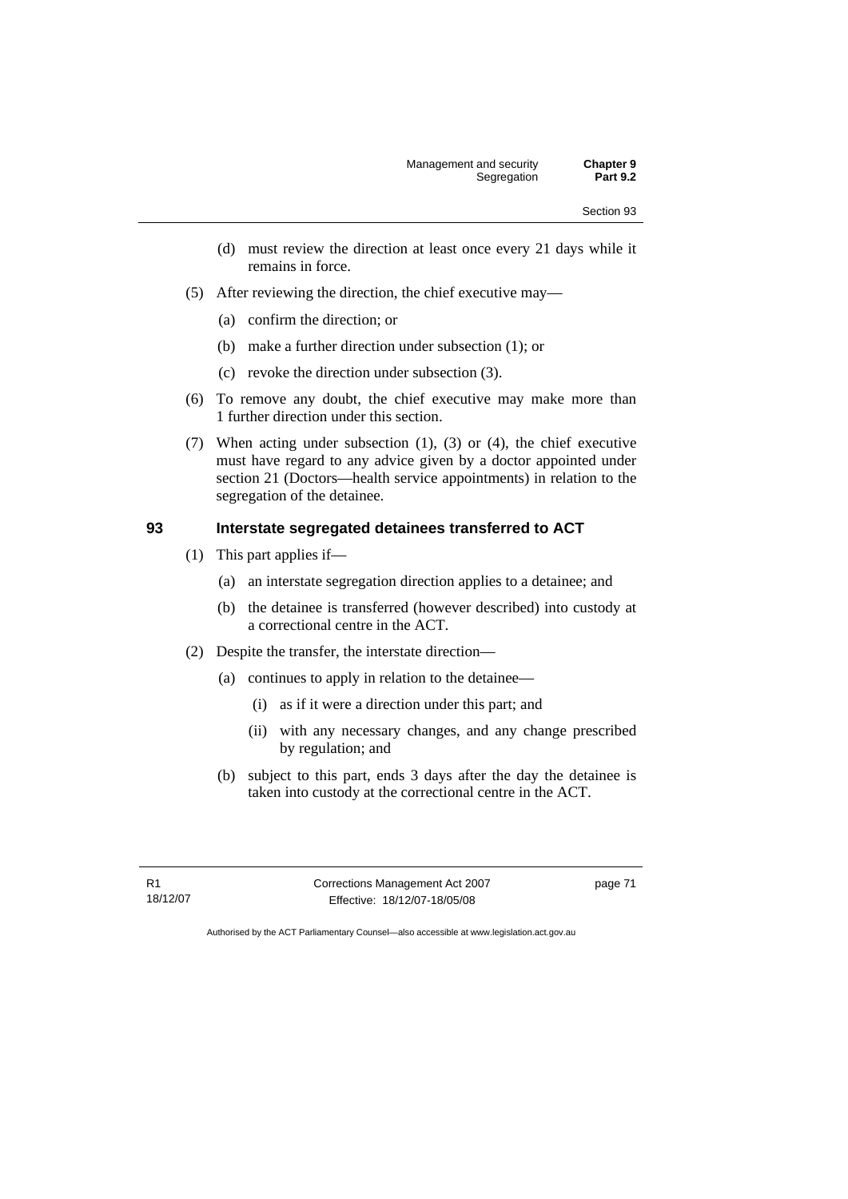(d) must review the direction at least once every 21 days while it remains in force.

(5) After reviewing the direction, the chief executive may—

(a) confirm the direction; or

(b) make a further direction under subsection (1); or

(c) revoke the direction under subsection (3).

(6) To remove any doubt, the chief executive may make more than 1 further direction under this section.

(7) When acting under subsection (1), (3) or (4), the chief executive must have regard to any advice given by a doctor appointed under section 21 (Doctors—health service appointments) in relation to the segregation of the detainee.

## 93 Interstate segregated detainees transferred to ACT

(1) This part applies if—

(a) an interstate segregation direction applies to a detainee; and

(b) the detainee is transferred (however described) into custody at a correctional centre in the ACT.

(2) Despite the transfer, the interstate direction—

(a) continues to apply in relation to the detainee—

(i) as if it were a direction under this part; and

(ii) with any necessary changes, and any change prescribed by regulation; and

(b) subject to this part, ends 3 days after the day the detainee is taken into custody at the correctional centre in the ACT.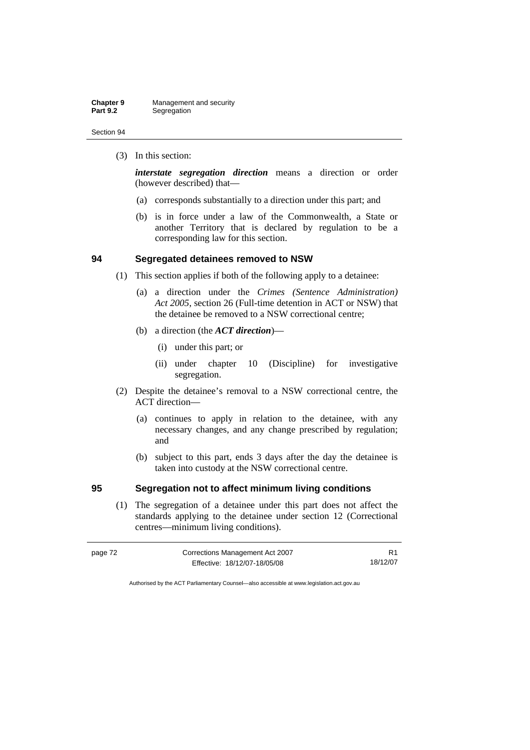(3) In this section:

***interstate segregation direction*** means a direction or order (however described) that—

(a) corresponds substantially to a direction under this part; and

(b) is in force under a law of the Commonwealth, a State or another Territory that is declared by regulation to be a corresponding law for this section.

## 94 Segregated detainees removed to NSW

(1) This section applies if both of the following apply to a detainee:

(a) a direction under the *Crimes (Sentence Administration) Act 2005*, section 26 (Full-time detention in ACT or NSW) that the detainee be removed to a NSW correctional centre;

(b) a direction (the ***ACT direction***)—

(i) under this part; or

(ii) under chapter 10 (Discipline) for investigative segregation.

(2) Despite the detainee's removal to a NSW correctional centre, the ACT direction—

(a) continues to apply in relation to the detainee, with any necessary changes, and any change prescribed by regulation; and

(b) subject to this part, ends 3 days after the day the detainee is taken into custody at the NSW correctional centre.

## 95 Segregation not to affect minimum living conditions

(1) The segregation of a detainee under this part does not affect the standards applying to the detainee under section 12 (Correctional centres—minimum living conditions).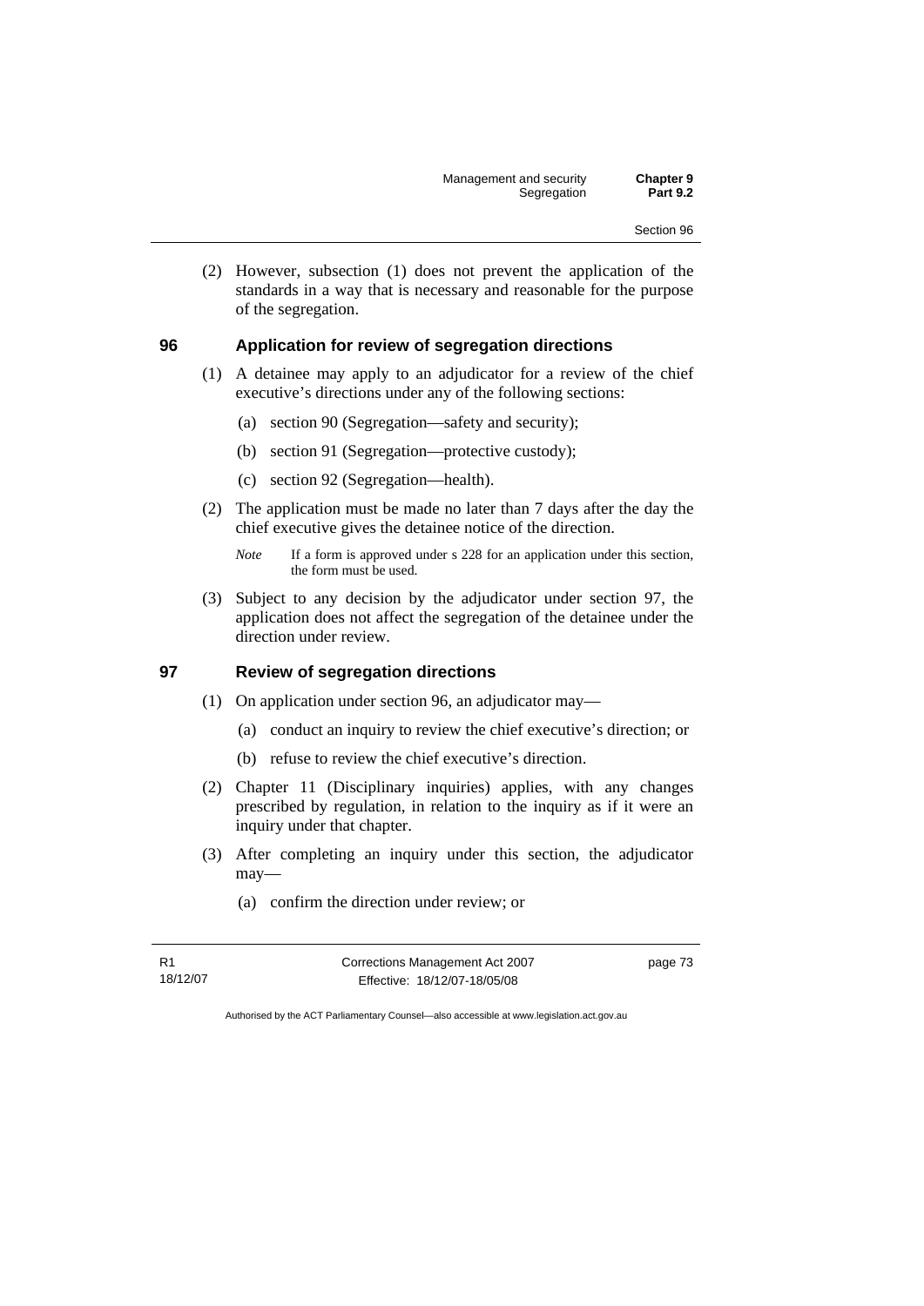(2) However, subsection (1) does not prevent the application of the standards in a way that is necessary and reasonable for the purpose of the segregation.

### 96 Application for review of segregation directions

(1) A detainee may apply to an adjudicator for a review of the chief executive's directions under any of the following sections:

- (a) section 90 (Segregation—safety and security);
- (b) section 91 (Segregation—protective custody);
- (c) section 92 (Segregation—health).

(2) The application must be made no later than 7 days after the day the chief executive gives the detainee notice of the direction.

*Note* If a form is approved under s 228 for an application under this section, the form must be used.

(3) Subject to any decision by the adjudicator under section 97, the application does not affect the segregation of the detainee under the direction under review.

### 97 Review of segregation directions

(1) On application under section 96, an adjudicator may—

- (a) conduct an inquiry to review the chief executive's direction; or
- (b) refuse to review the chief executive's direction.

(2) Chapter 11 (Disciplinary inquiries) applies, with any changes prescribed by regulation, in relation to the inquiry as if it were an inquiry under that chapter.

(3) After completing an inquiry under this section, the adjudicator may—

- (a) confirm the direction under review; or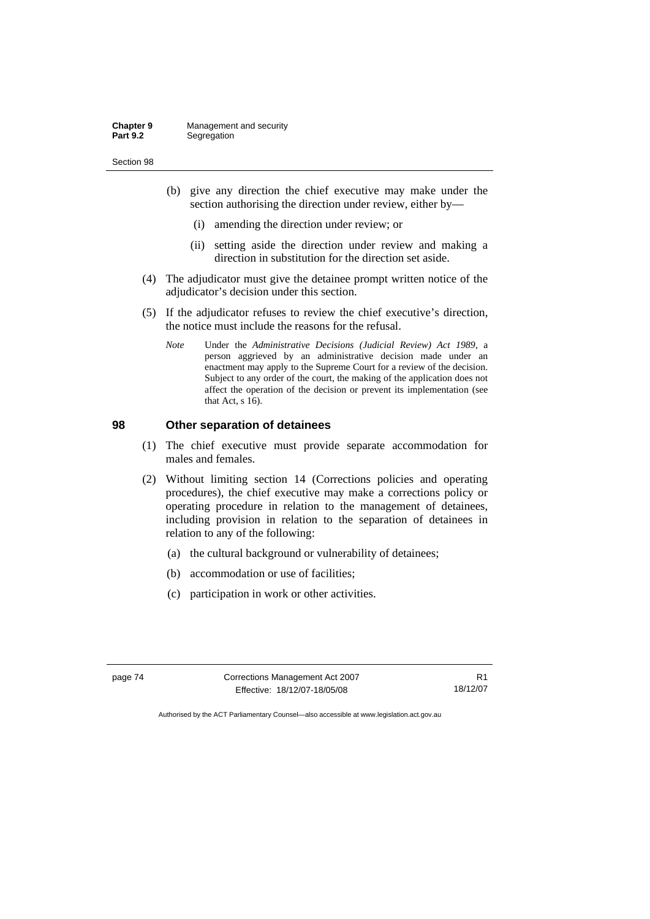(b) give any direction the chief executive may make under the section authorising the direction under review, either by—

  (i) amending the direction under review; or

  (ii) setting aside the direction under review and making a direction in substitution for the direction set aside.

(4) The adjudicator must give the detainee prompt written notice of the adjudicator's decision under this section.

(5) If the adjudicator refuses to review the chief executive's direction, the notice must include the reasons for the refusal.

*Note* Under the *Administrative Decisions (Judicial Review) Act 1989*, a person aggrieved by an administrative decision made under an enactment may apply to the Supreme Court for a review of the decision. Subject to any order of the court, the making of the application does not affect the operation of the decision or prevent its implementation (see that Act, s 16).

## 98 Other separation of detainees

(1) The chief executive must provide separate accommodation for males and females.

(2) Without limiting section 14 (Corrections policies and operating procedures), the chief executive may make a corrections policy or operating procedure in relation to the management of detainees, including provision in relation to the separation of detainees in relation to any of the following:

  (a) the cultural background or vulnerability of detainees;

  (b) accommodation or use of facilities;

  (c) participation in work or other activities.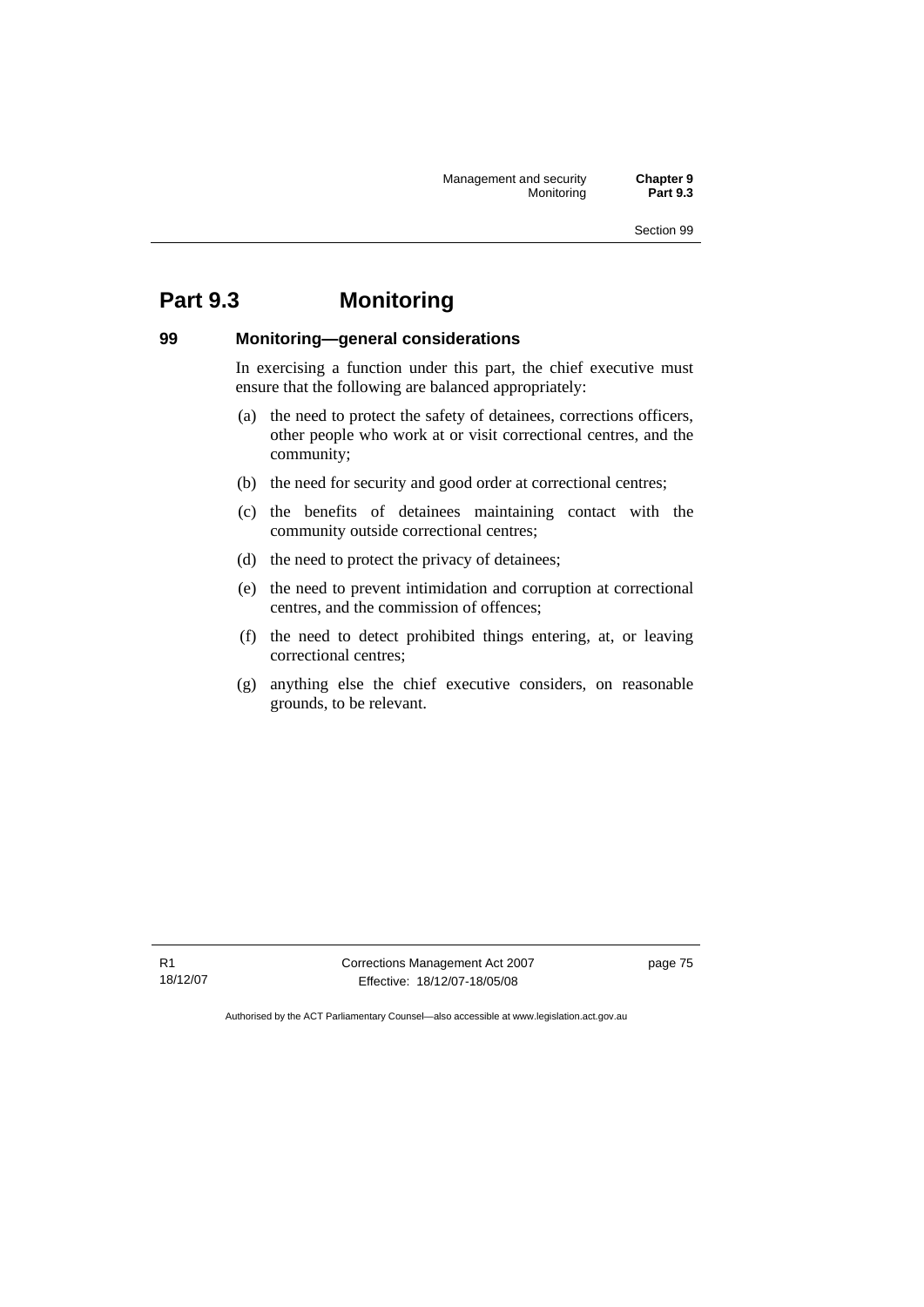# Part 9.3 Monitoring

### 99 Monitoring—general considerations

In exercising a function under this part, the chief executive must ensure that the following are balanced appropriately:

(a) the need to protect the safety of detainees, corrections officers, other people who work at or visit correctional centres, and the community;

(b) the need for security and good order at correctional centres;

(c) the benefits of detainees maintaining contact with the community outside correctional centres;

(d) the need to protect the privacy of detainees;

(e) the need to prevent intimidation and corruption at correctional centres, and the commission of offences;

(f) the need to detect prohibited things entering, at, or leaving correctional centres;

(g) anything else the chief executive considers, on reasonable grounds, to be relevant.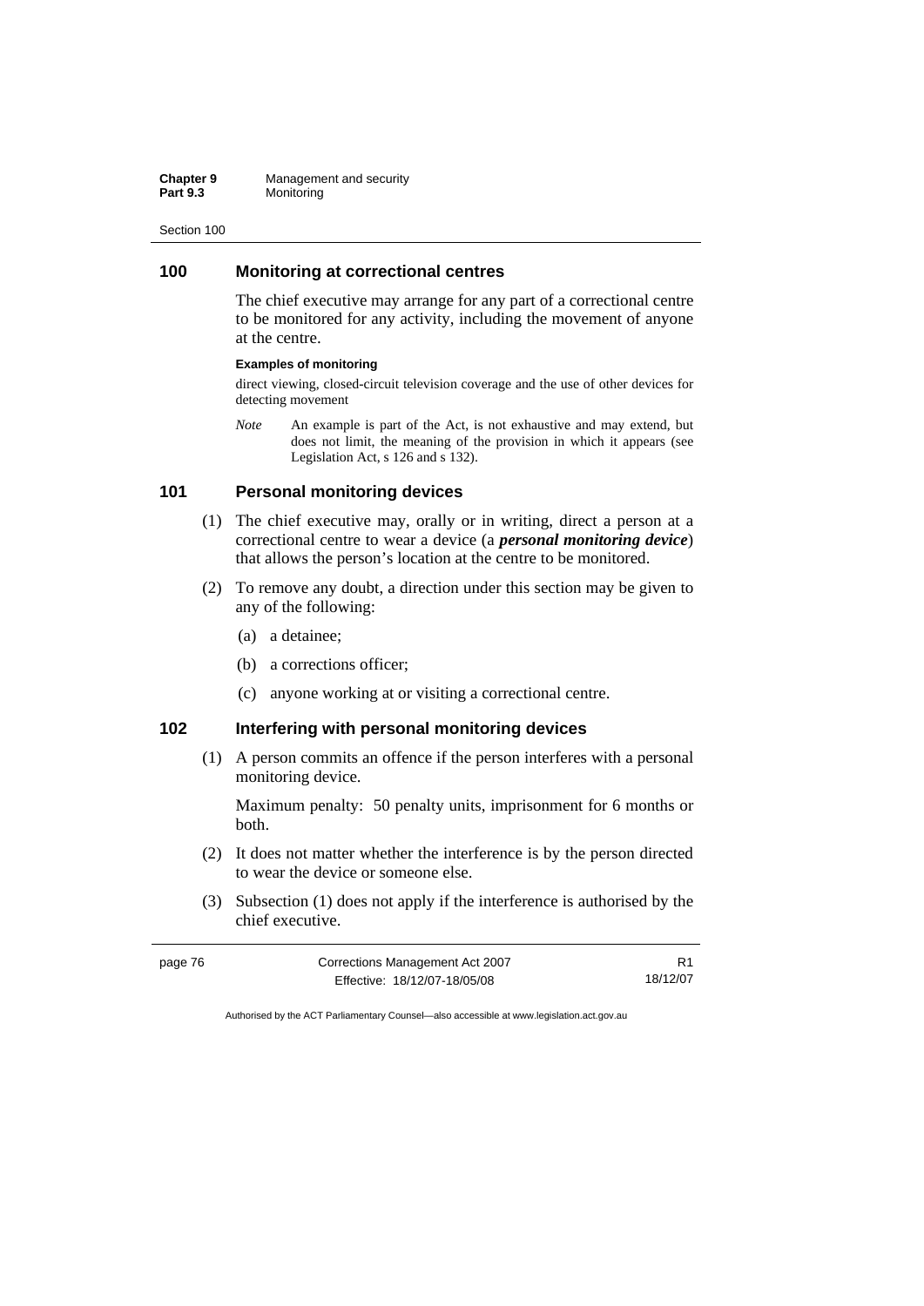## 100 Monitoring at correctional centres

The chief executive may arrange for any part of a correctional centre to be monitored for any activity, including the movement of anyone at the centre.

**Examples of monitoring**

direct viewing, closed-circuit television coverage and the use of other devices for detecting movement

*Note* An example is part of the Act, is not exhaustive and may extend, but does not limit, the meaning of the provision in which it appears (see Legislation Act, s 126 and s 132).

## 101 Personal monitoring devices

(1) The chief executive may, orally or in writing, direct a person at a correctional centre to wear a device (a ***personal monitoring device***) that allows the person's location at the centre to be monitored.

(2) To remove any doubt, a direction under this section may be given to any of the following:

(a) a detainee;

(b) a corrections officer;

(c) anyone working at or visiting a correctional centre.

## 102 Interfering with personal monitoring devices

(1) A person commits an offence if the person interferes with a personal monitoring device.

Maximum penalty: 50 penalty units, imprisonment for 6 months or both.

(2) It does not matter whether the interference is by the person directed to wear the device or someone else.

(3) Subsection (1) does not apply if the interference is authorised by the chief executive.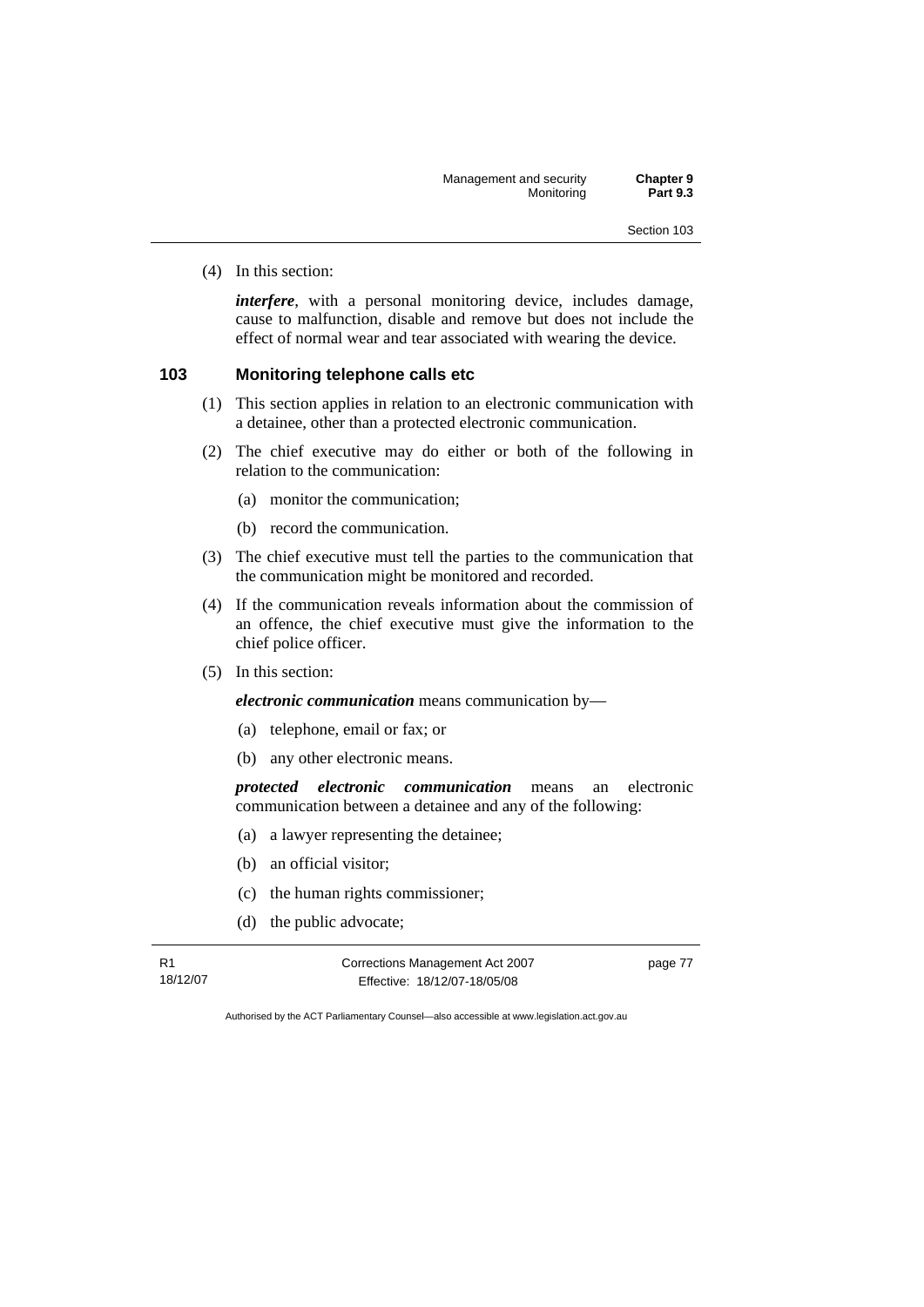(4) In this section:

***interfere***, with a personal monitoring device, includes damage, cause to malfunction, disable and remove but does not include the effect of normal wear and tear associated with wearing the device.

### 103 Monitoring telephone calls etc

(1) This section applies in relation to an electronic communication with a detainee, other than a protected electronic communication.

(2) The chief executive may do either or both of the following in relation to the communication:

(a) monitor the communication;

(b) record the communication.

(3) The chief executive must tell the parties to the communication that the communication might be monitored and recorded.

(4) If the communication reveals information about the commission of an offence, the chief executive must give the information to the chief police officer.

(5) In this section:

***electronic communication*** means communication by—

(a) telephone, email or fax; or

(b) any other electronic means.

***protected electronic communication*** means an electronic communication between a detainee and any of the following:

(a) a lawyer representing the detainee;

(b) an official visitor;

(c) the human rights commissioner;

(d) the public advocate;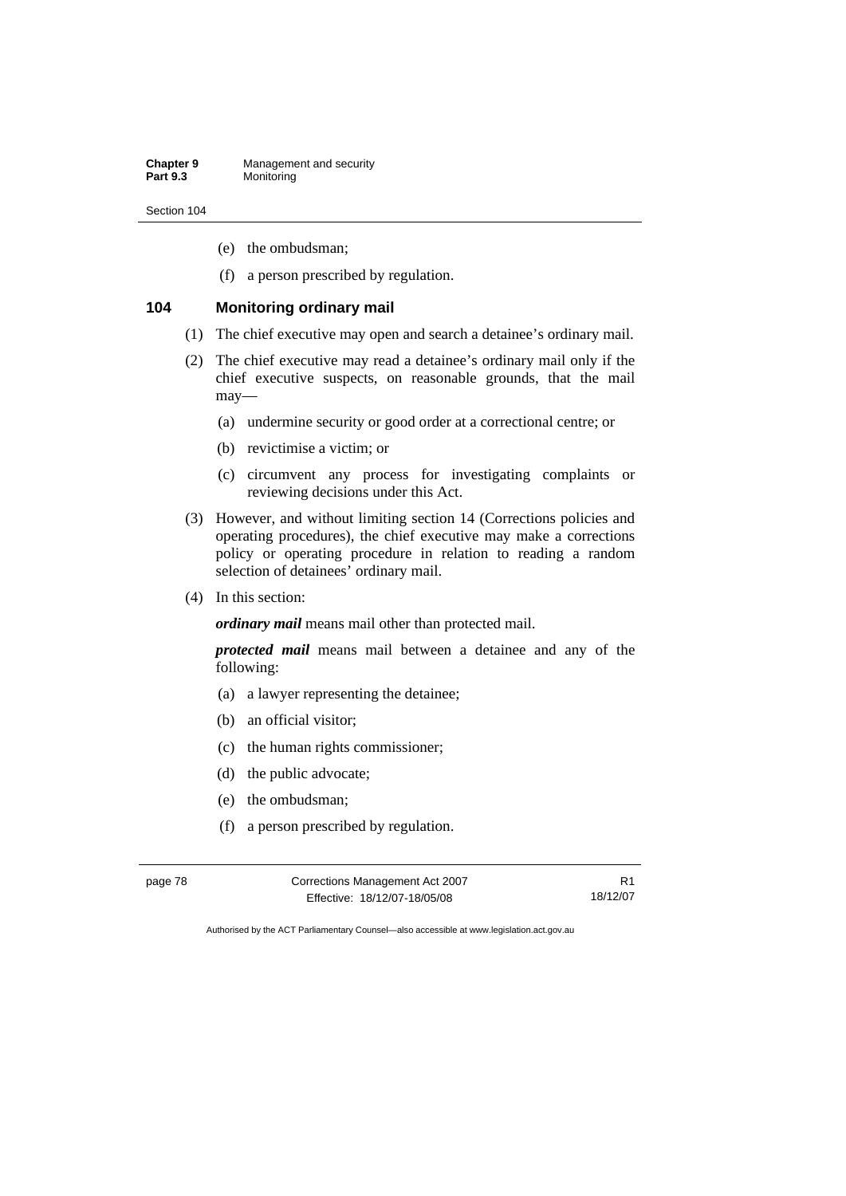(e) the ombudsman;

(f) a person prescribed by regulation.

### 104 Monitoring ordinary mail

(1) The chief executive may open and search a detainee's ordinary mail.

(2) The chief executive may read a detainee's ordinary mail only if the chief executive suspects, on reasonable grounds, that the mail may—

(a) undermine security or good order at a correctional centre; or

(b) revictimise a victim; or

(c) circumvent any process for investigating complaints or reviewing decisions under this Act.

(3) However, and without limiting section 14 (Corrections policies and operating procedures), the chief executive may make a corrections policy or operating procedure in relation to reading a random selection of detainees' ordinary mail.

(4) In this section:

***ordinary mail*** means mail other than protected mail.

***protected mail*** means mail between a detainee and any of the following:

(a) a lawyer representing the detainee;

(b) an official visitor;

(c) the human rights commissioner;

(d) the public advocate;

(e) the ombudsman;

(f) a person prescribed by regulation.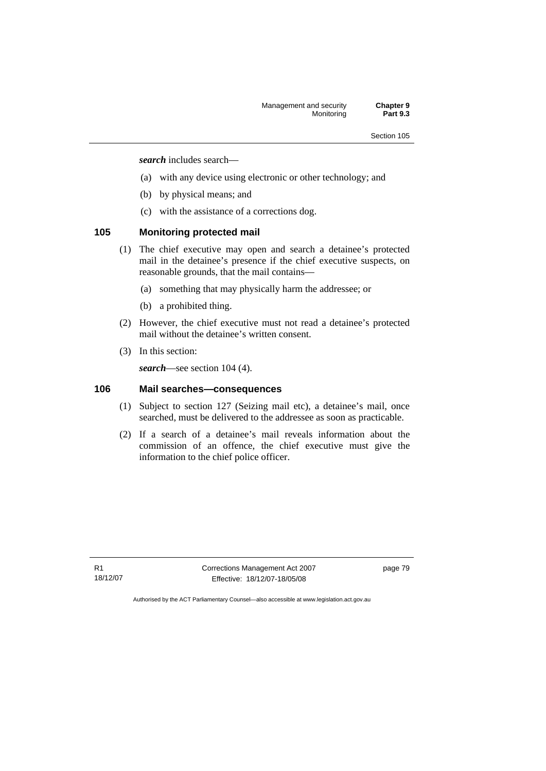***search*** includes search—

(a) with any device using electronic or other technology; and

(b) by physical means; and

(c) with the assistance of a corrections dog.

### 105 Monitoring protected mail

(1) The chief executive may open and search a detainee's protected mail in the detainee's presence if the chief executive suspects, on reasonable grounds, that the mail contains—

(a) something that may physically harm the addressee; or

(b) a prohibited thing.

(2) However, the chief executive must not read a detainee's protected mail without the detainee's written consent.

(3) In this section:

***search***—see section 104 (4).

### 106 Mail searches—consequences

(1) Subject to section 127 (Seizing mail etc), a detainee's mail, once searched, must be delivered to the addressee as soon as practicable.

(2) If a search of a detainee's mail reveals information about the commission of an offence, the chief executive must give the information to the chief police officer.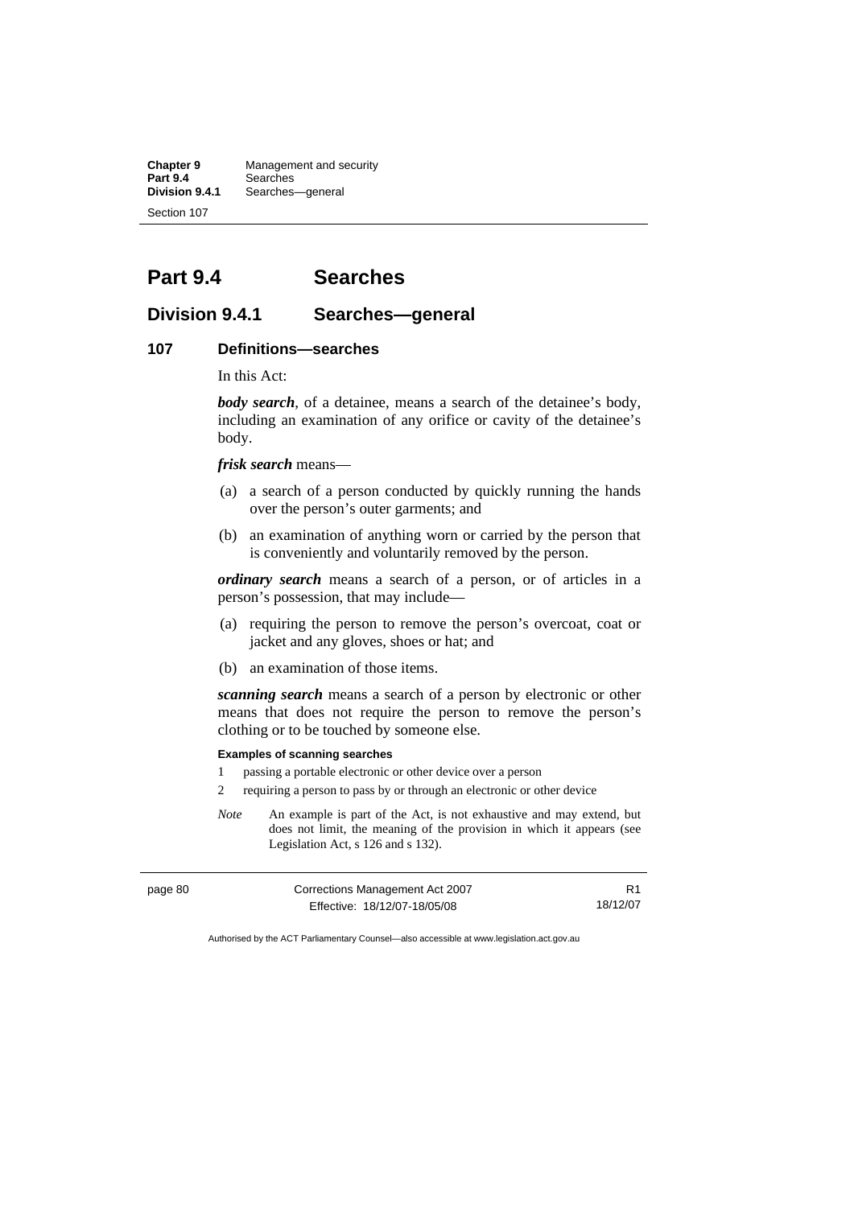# Part 9.4 Searches

## Division 9.4.1 Searches—general

### 107 Definitions—searches

In this Act:

***body search***, of a detainee, means a search of the detainee's body, including an examination of any orifice or cavity of the detainee's body.

***frisk search*** means—

(a) a search of a person conducted by quickly running the hands over the person's outer garments; and

(b) an examination of anything worn or carried by the person that is conveniently and voluntarily removed by the person.

***ordinary search*** means a search of a person, or of articles in a person's possession, that may include—

(a) requiring the person to remove the person's overcoat, coat or jacket and any gloves, shoes or hat; and

(b) an examination of those items.

***scanning search*** means a search of a person by electronic or other means that does not require the person to remove the person's clothing or to be touched by someone else.

**Examples of scanning searches**

1 passing a portable electronic or other device over a person

2 requiring a person to pass by or through an electronic or other device

*Note* An example is part of the Act, is not exhaustive and may extend, but does not limit, the meaning of the provision in which it appears (see Legislation Act, s 126 and s 132).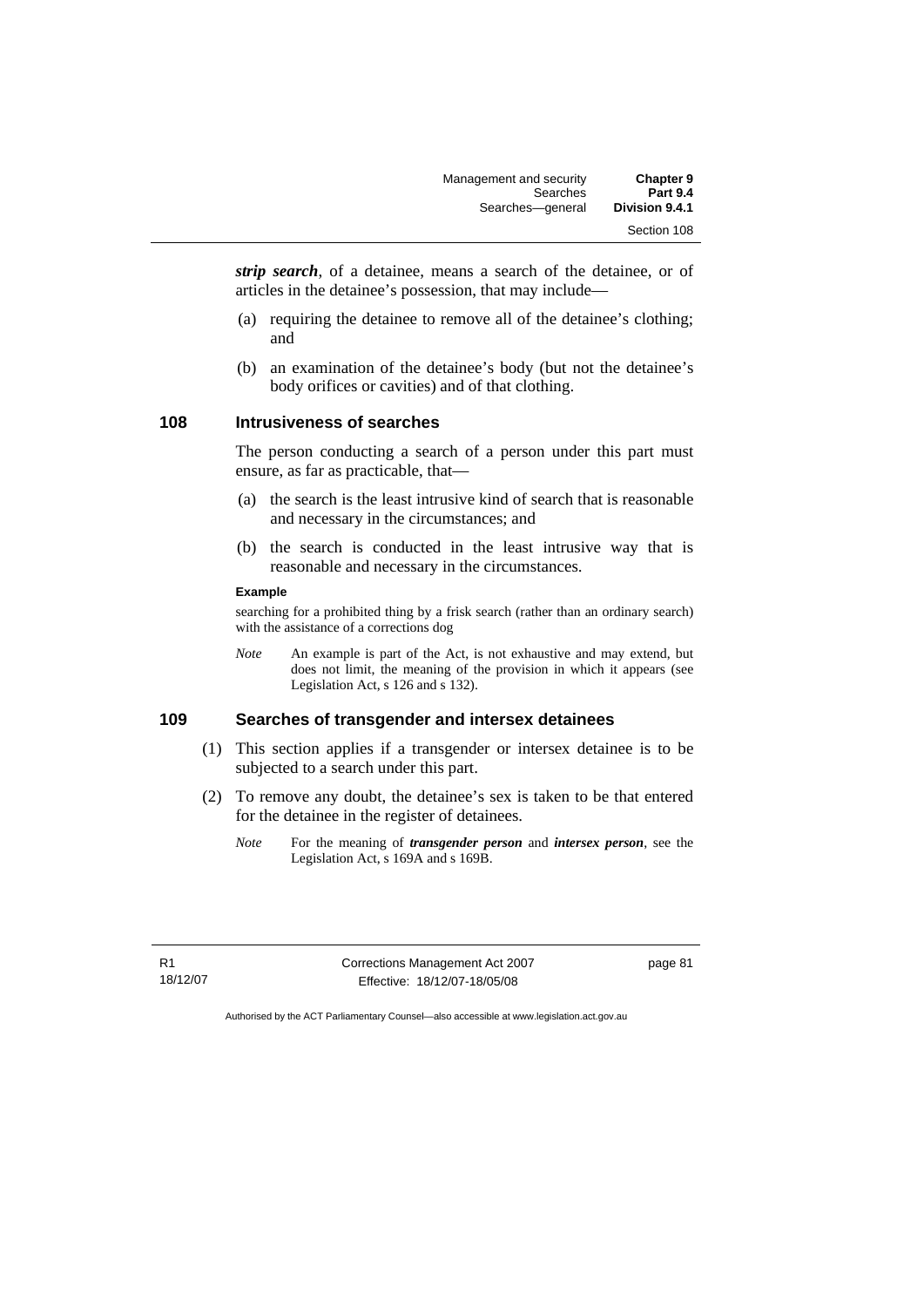***strip search***, of a detainee, means a search of the detainee, or of articles in the detainee's possession, that may include—

(a) requiring the detainee to remove all of the detainee's clothing; and

(b) an examination of the detainee's body (but not the detainee's body orifices or cavities) and of that clothing.

## 108 Intrusiveness of searches

The person conducting a search of a person under this part must ensure, as far as practicable, that—

(a) the search is the least intrusive kind of search that is reasonable and necessary in the circumstances; and

(b) the search is conducted in the least intrusive way that is reasonable and necessary in the circumstances.

**Example**

searching for a prohibited thing by a frisk search (rather than an ordinary search) with the assistance of a corrections dog

*Note* An example is part of the Act, is not exhaustive and may extend, but does not limit, the meaning of the provision in which it appears (see Legislation Act, s 126 and s 132).

## 109 Searches of transgender and intersex detainees

(1) This section applies if a transgender or intersex detainee is to be subjected to a search under this part.

(2) To remove any doubt, the detainee's sex is taken to be that entered for the detainee in the register of detainees.

*Note* For the meaning of ***transgender person*** and ***intersex person***, see the Legislation Act, s 169A and s 169B.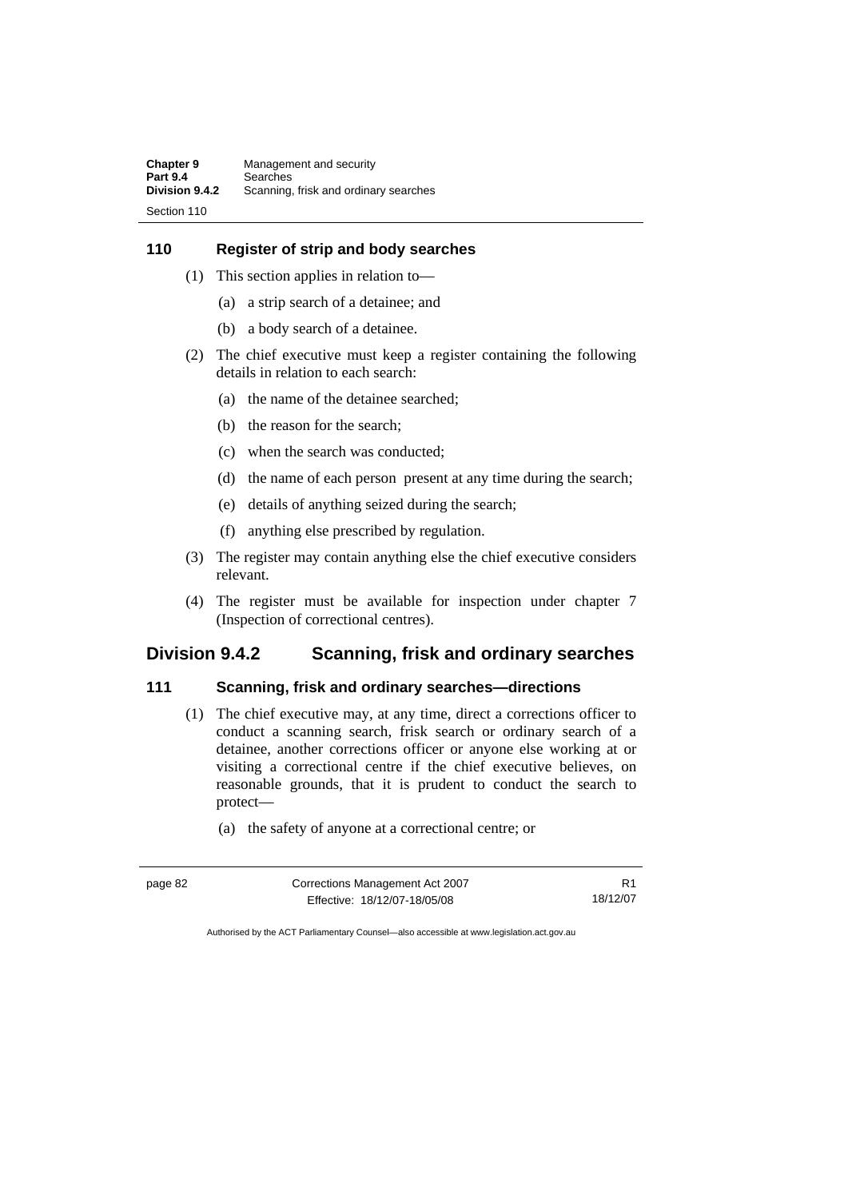### 110 Register of strip and body searches

(1) This section applies in relation to—

(a) a strip search of a detainee; and

(b) a body search of a detainee.

(2) The chief executive must keep a register containing the following details in relation to each search:

(a) the name of the detainee searched;

(b) the reason for the search;

(c) when the search was conducted;

(d) the name of each person present at any time during the search;

(e) details of anything seized during the search;

(f) anything else prescribed by regulation.

(3) The register may contain anything else the chief executive considers relevant.

(4) The register must be available for inspection under chapter 7 (Inspection of correctional centres).

## Division 9.4.2 Scanning, frisk and ordinary searches

### 111 Scanning, frisk and ordinary searches—directions

(1) The chief executive may, at any time, direct a corrections officer to conduct a scanning search, frisk search or ordinary search of a detainee, another corrections officer or anyone else working at or visiting a correctional centre if the chief executive believes, on reasonable grounds, that it is prudent to conduct the search to protect—

(a) the safety of anyone at a correctional centre; or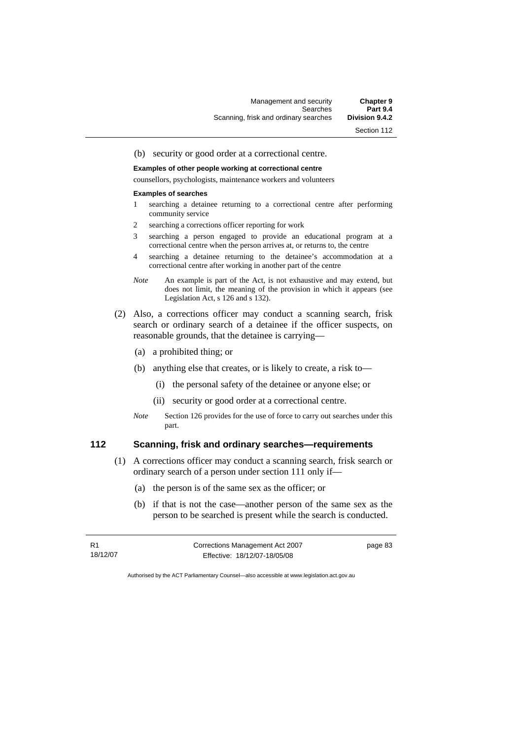(b) security or good order at a correctional centre.

**Examples of other people working at correctional centre**

counsellors, psychologists, maintenance workers and volunteers

**Examples of searches**

1 searching a detainee returning to a correctional centre after performing community service
2 searching a corrections officer reporting for work
3 searching a person engaged to provide an educational program at a correctional centre when the person arrives at, or returns to, the centre
4 searching a detainee returning to the detainee's accommodation at a correctional centre after working in another part of the centre

*Note* An example is part of the Act, is not exhaustive and may extend, but does not limit, the meaning of the provision in which it appears (see Legislation Act, s 126 and s 132).

(2) Also, a corrections officer may conduct a scanning search, frisk search or ordinary search of a detainee if the officer suspects, on reasonable grounds, that the detainee is carrying—

(a) a prohibited thing; or

(b) anything else that creates, or is likely to create, a risk to—

(i) the personal safety of the detainee or anyone else; or

(ii) security or good order at a correctional centre.

*Note* Section 126 provides for the use of force to carry out searches under this part.

## 112 Scanning, frisk and ordinary searches—requirements

(1) A corrections officer may conduct a scanning search, frisk search or ordinary search of a person under section 111 only if—

(a) the person is of the same sex as the officer; or

(b) if that is not the case—another person of the same sex as the person to be searched is present while the search is conducted.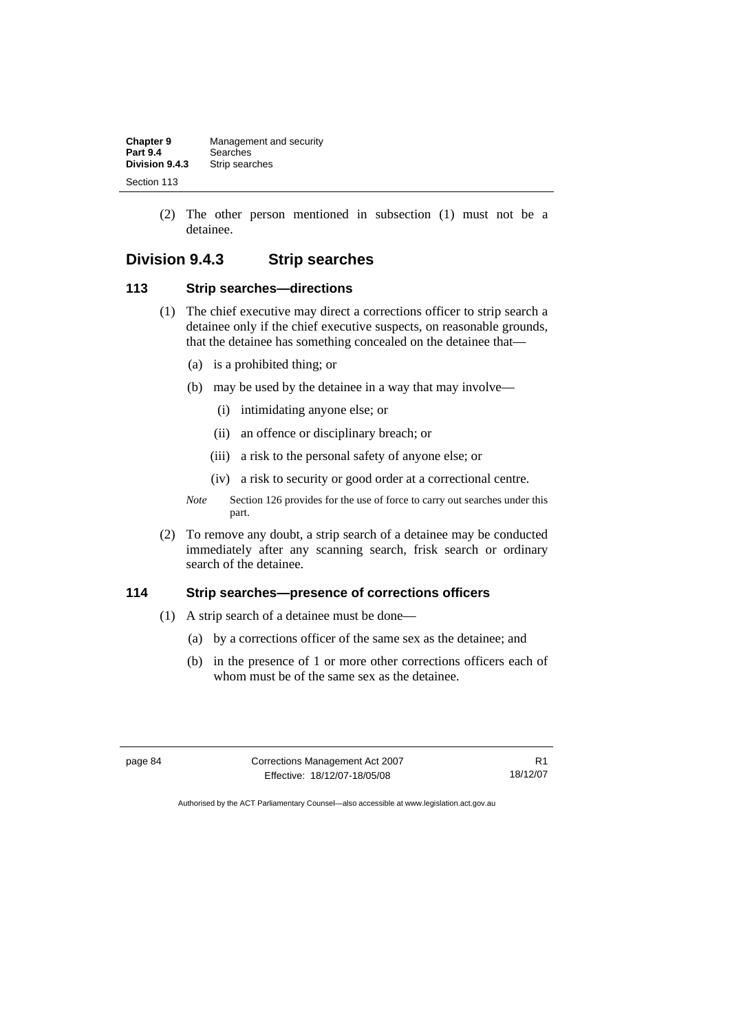(2) The other person mentioned in subsection (1) must not be a detainee.

## Division 9.4.3 Strip searches

### 113 Strip searches—directions

(1) The chief executive may direct a corrections officer to strip search a detainee only if the chief executive suspects, on reasonable grounds, that the detainee has something concealed on the detainee that—

(a) is a prohibited thing; or

(b) may be used by the detainee in a way that may involve—

(i) intimidating anyone else; or

(ii) an offence or disciplinary breach; or

(iii) a risk to the personal safety of anyone else; or

(iv) a risk to security or good order at a correctional centre.

*Note* Section 126 provides for the use of force to carry out searches under this part.

(2) To remove any doubt, a strip search of a detainee may be conducted immediately after any scanning search, frisk search or ordinary search of the detainee.

### 114 Strip searches—presence of corrections officers

(1) A strip search of a detainee must be done—

(a) by a corrections officer of the same sex as the detainee; and

(b) in the presence of 1 or more other corrections officers each of whom must be of the same sex as the detainee.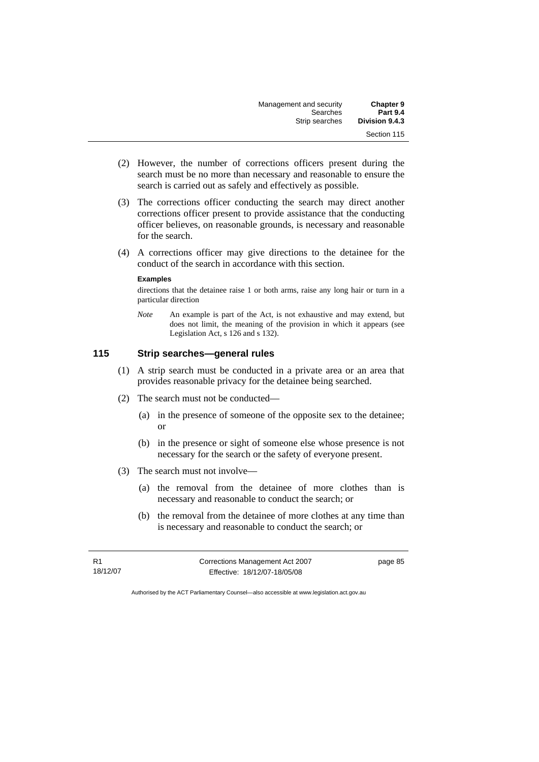(2) However, the number of corrections officers present during the search must be no more than necessary and reasonable to ensure the search is carried out as safely and effectively as possible.

(3) The corrections officer conducting the search may direct another corrections officer present to provide assistance that the conducting officer believes, on reasonable grounds, is necessary and reasonable for the search.

(4) A corrections officer may give directions to the detainee for the conduct of the search in accordance with this section.

**Examples**

directions that the detainee raise 1 or both arms, raise any long hair or turn in a particular direction

*Note* An example is part of the Act, is not exhaustive and may extend, but does not limit, the meaning of the provision in which it appears (see Legislation Act, s 126 and s 132).

## 115 Strip searches—general rules

(1) A strip search must be conducted in a private area or an area that provides reasonable privacy for the detainee being searched.

(2) The search must not be conducted—

(a) in the presence of someone of the opposite sex to the detainee; or

(b) in the presence or sight of someone else whose presence is not necessary for the search or the safety of everyone present.

(3) The search must not involve—

(a) the removal from the detainee of more clothes than is necessary and reasonable to conduct the search; or

(b) the removal from the detainee of more clothes at any time than is necessary and reasonable to conduct the search; or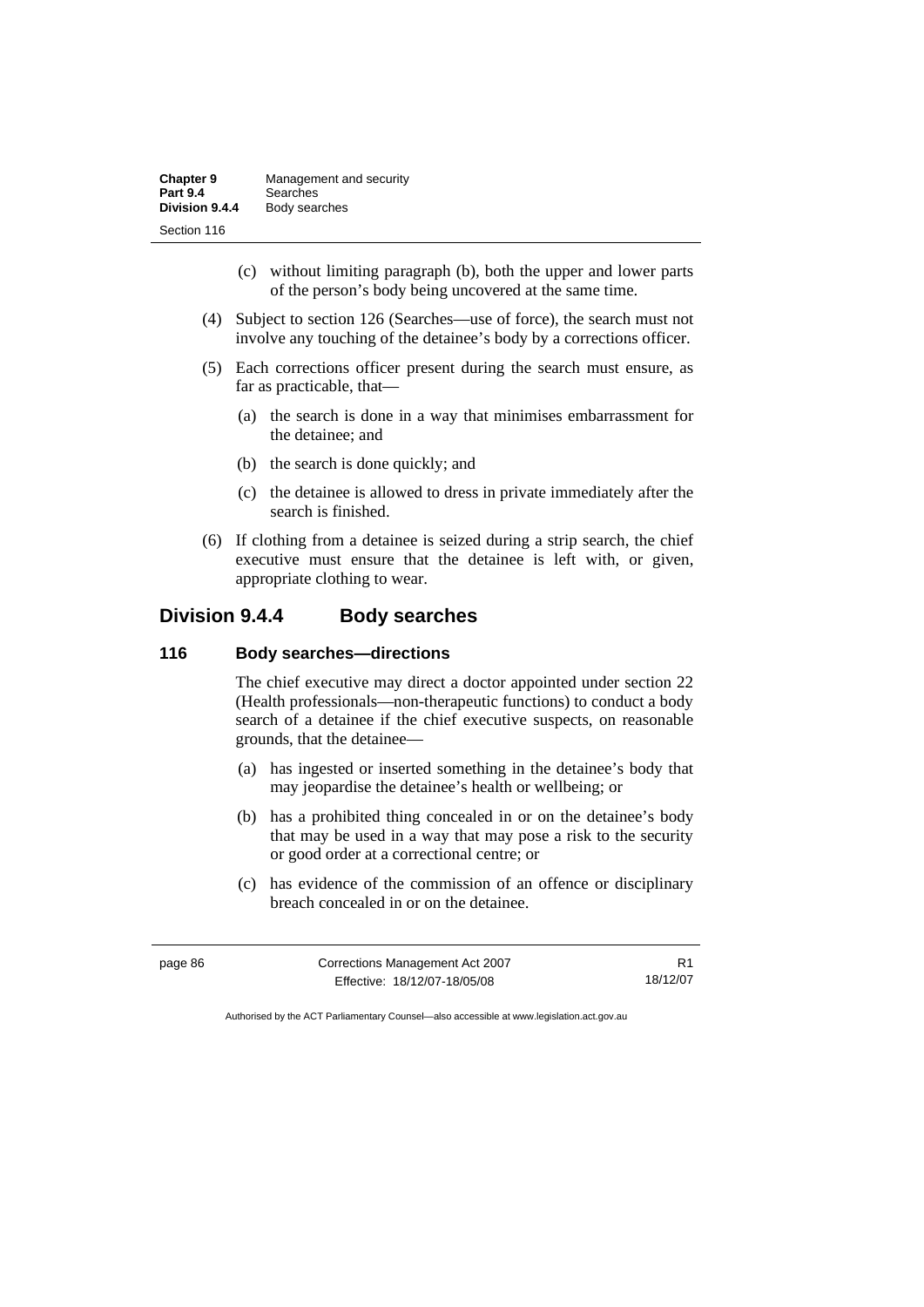(c) without limiting paragraph (b), both the upper and lower parts of the person's body being uncovered at the same time.

(4) Subject to section 126 (Searches—use of force), the search must not involve any touching of the detainee's body by a corrections officer.

(5) Each corrections officer present during the search must ensure, as far as practicable, that—

(a) the search is done in a way that minimises embarrassment for the detainee; and

(b) the search is done quickly; and

(c) the detainee is allowed to dress in private immediately after the search is finished.

(6) If clothing from a detainee is seized during a strip search, the chief executive must ensure that the detainee is left with, or given, appropriate clothing to wear.

## Division 9.4.4 Body searches

### 116 Body searches—directions

The chief executive may direct a doctor appointed under section 22 (Health professionals—non-therapeutic functions) to conduct a body search of a detainee if the chief executive suspects, on reasonable grounds, that the detainee—

(a) has ingested or inserted something in the detainee's body that may jeopardise the detainee's health or wellbeing; or

(b) has a prohibited thing concealed in or on the detainee's body that may be used in a way that may pose a risk to the security or good order at a correctional centre; or

(c) has evidence of the commission of an offence or disciplinary breach concealed in or on the detainee.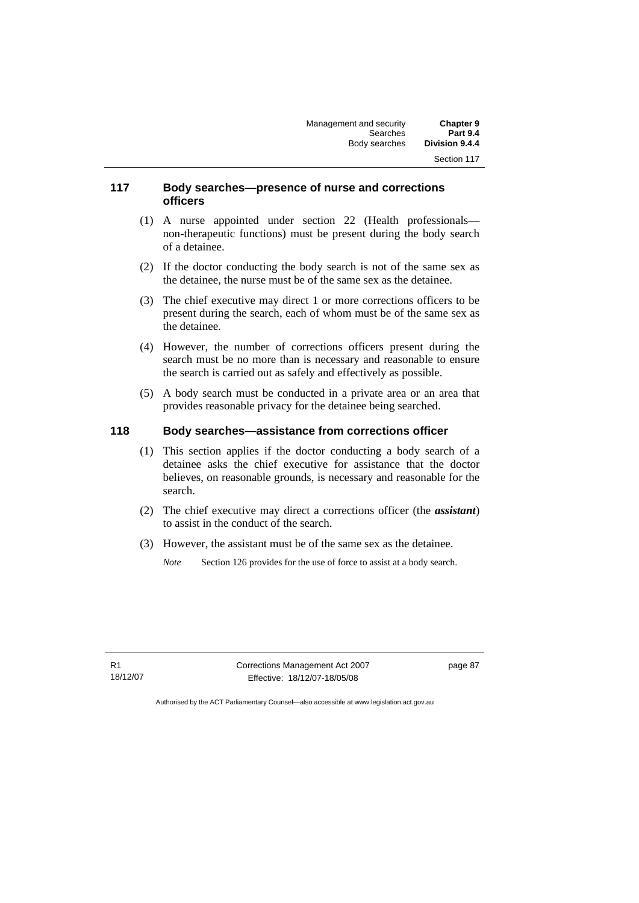## 117 Body searches—presence of nurse and corrections officers

(1) A nurse appointed under section 22 (Health professionals—non-therapeutic functions) must be present during the body search of a detainee.

(2) If the doctor conducting the body search is not of the same sex as the detainee, the nurse must be of the same sex as the detainee.

(3) The chief executive may direct 1 or more corrections officers to be present during the search, each of whom must be of the same sex as the detainee.

(4) However, the number of corrections officers present during the search must be no more than is necessary and reasonable to ensure the search is carried out as safely and effectively as possible.

(5) A body search must be conducted in a private area or an area that provides reasonable privacy for the detainee being searched.

## 118 Body searches—assistance from corrections officer

(1) This section applies if the doctor conducting a body search of a detainee asks the chief executive for assistance that the doctor believes, on reasonable grounds, is necessary and reasonable for the search.

(2) The chief executive may direct a corrections officer (the ***assistant***) to assist in the conduct of the search.

(3) However, the assistant must be of the same sex as the detainee.

*Note* Section 126 provides for the use of force to assist at a body search.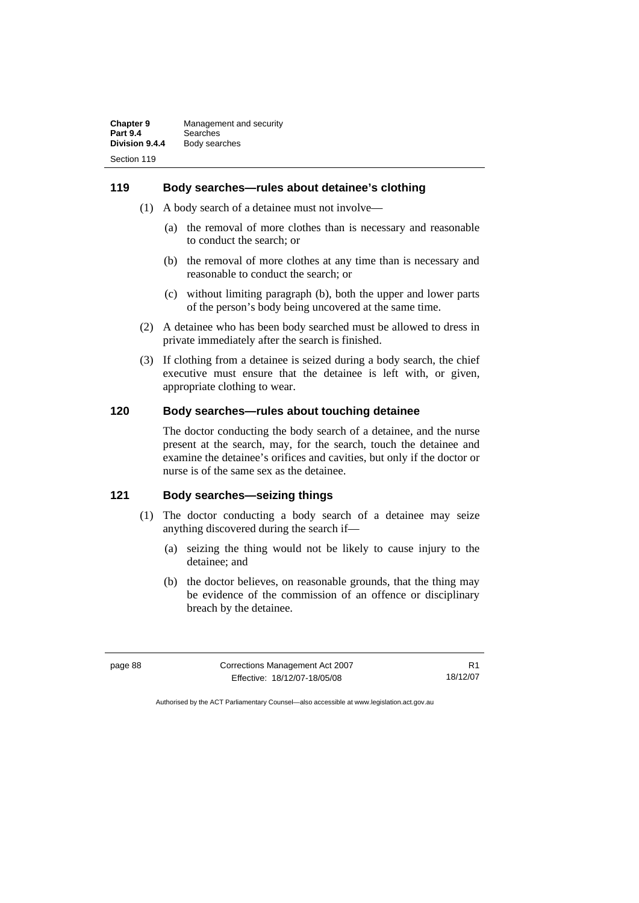## 119 Body searches—rules about detainee's clothing

(1) A body search of a detainee must not involve—

(a) the removal of more clothes than is necessary and reasonable to conduct the search; or

(b) the removal of more clothes at any time than is necessary and reasonable to conduct the search; or

(c) without limiting paragraph (b), both the upper and lower parts of the person's body being uncovered at the same time.

(2) A detainee who has been body searched must be allowed to dress in private immediately after the search is finished.

(3) If clothing from a detainee is seized during a body search, the chief executive must ensure that the detainee is left with, or given, appropriate clothing to wear.

## 120 Body searches—rules about touching detainee

The doctor conducting the body search of a detainee, and the nurse present at the search, may, for the search, touch the detainee and examine the detainee's orifices and cavities, but only if the doctor or nurse is of the same sex as the detainee.

## 121 Body searches—seizing things

(1) The doctor conducting a body search of a detainee may seize anything discovered during the search if—

(a) seizing the thing would not be likely to cause injury to the detainee; and

(b) the doctor believes, on reasonable grounds, that the thing may be evidence of the commission of an offence or disciplinary breach by the detainee.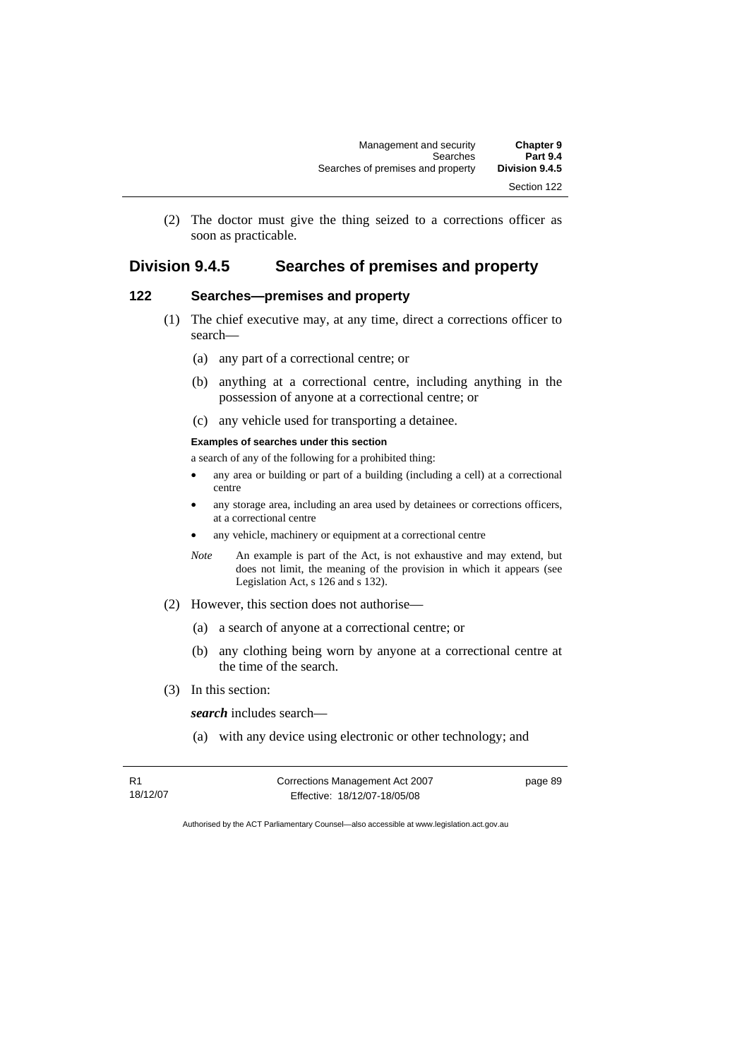(2) The doctor must give the thing seized to a corrections officer as soon as practicable.

## Division 9.4.5 Searches of premises and property

### 122 Searches—premises and property

(1) The chief executive may, at any time, direct a corrections officer to search—

(a) any part of a correctional centre; or

(b) anything at a correctional centre, including anything in the possession of anyone at a correctional centre; or

(c) any vehicle used for transporting a detainee.

**Examples of searches under this section**

a search of any of the following for a prohibited thing:

- any area or building or part of a building (including a cell) at a correctional centre
- any storage area, including an area used by detainees or corrections officers, at a correctional centre
- any vehicle, machinery or equipment at a correctional centre

*Note* An example is part of the Act, is not exhaustive and may extend, but does not limit, the meaning of the provision in which it appears (see Legislation Act, s 126 and s 132).

(2) However, this section does not authorise—

(a) a search of anyone at a correctional centre; or

(b) any clothing being worn by anyone at a correctional centre at the time of the search.

(3) In this section:

***search*** includes search—

(a) with any device using electronic or other technology; and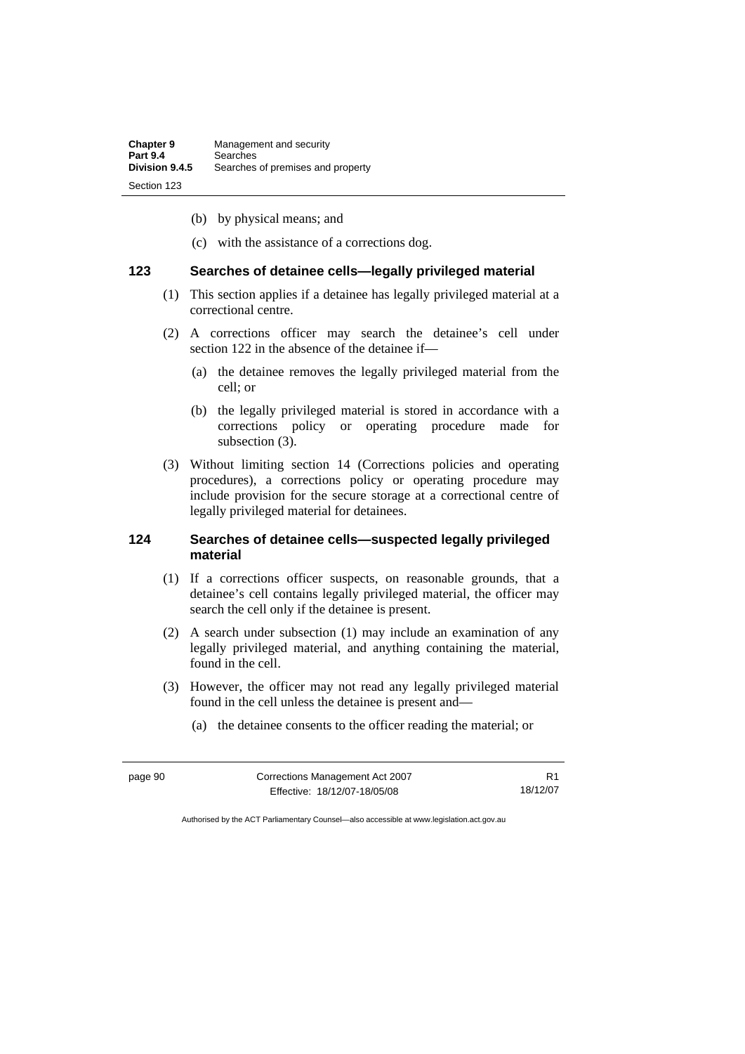(b) by physical means; and

(c) with the assistance of a corrections dog.

### 123 Searches of detainee cells—legally privileged material

(1) This section applies if a detainee has legally privileged material at a correctional centre.

(2) A corrections officer may search the detainee's cell under section 122 in the absence of the detainee if—

(a) the detainee removes the legally privileged material from the cell; or

(b) the legally privileged material is stored in accordance with a corrections policy or operating procedure made for subsection (3).

(3) Without limiting section 14 (Corrections policies and operating procedures), a corrections policy or operating procedure may include provision for the secure storage at a correctional centre of legally privileged material for detainees.

### 124 Searches of detainee cells—suspected legally privileged material

(1) If a corrections officer suspects, on reasonable grounds, that a detainee's cell contains legally privileged material, the officer may search the cell only if the detainee is present.

(2) A search under subsection (1) may include an examination of any legally privileged material, and anything containing the material, found in the cell.

(3) However, the officer may not read any legally privileged material found in the cell unless the detainee is present and—

(a) the detainee consents to the officer reading the material; or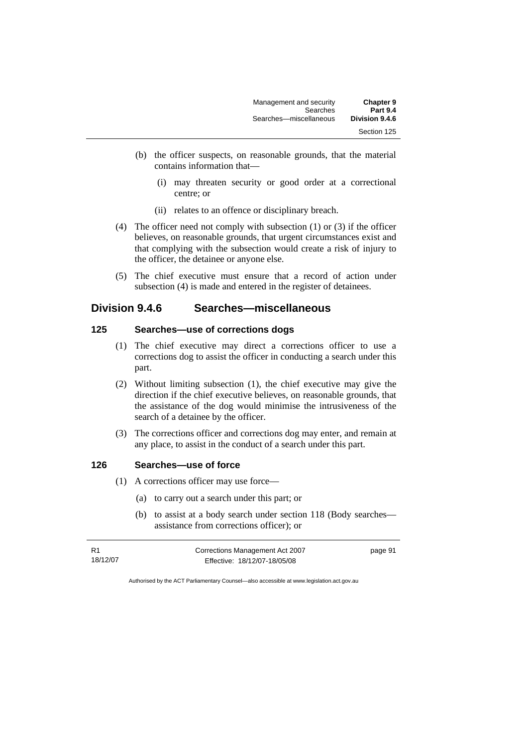(b) the officer suspects, on reasonable grounds, that the material contains information that—

   (i) may threaten security or good order at a correctional centre; or

   (ii) relates to an offence or disciplinary breach.

(4) The officer need not comply with subsection (1) or (3) if the officer believes, on reasonable grounds, that urgent circumstances exist and that complying with the subsection would create a risk of injury to the officer, the detainee or anyone else.

(5) The chief executive must ensure that a record of action under subsection (4) is made and entered in the register of detainees.

## Division 9.4.6 Searches—miscellaneous

### 125 Searches—use of corrections dogs

(1) The chief executive may direct a corrections officer to use a corrections dog to assist the officer in conducting a search under this part.

(2) Without limiting subsection (1), the chief executive may give the direction if the chief executive believes, on reasonable grounds, that the assistance of the dog would minimise the intrusiveness of the search of a detainee by the officer.

(3) The corrections officer and corrections dog may enter, and remain at any place, to assist in the conduct of a search under this part.

### 126 Searches—use of force

(1) A corrections officer may use force—

   (a) to carry out a search under this part; or

   (b) to assist at a body search under section 118 (Body searches—assistance from corrections officer); or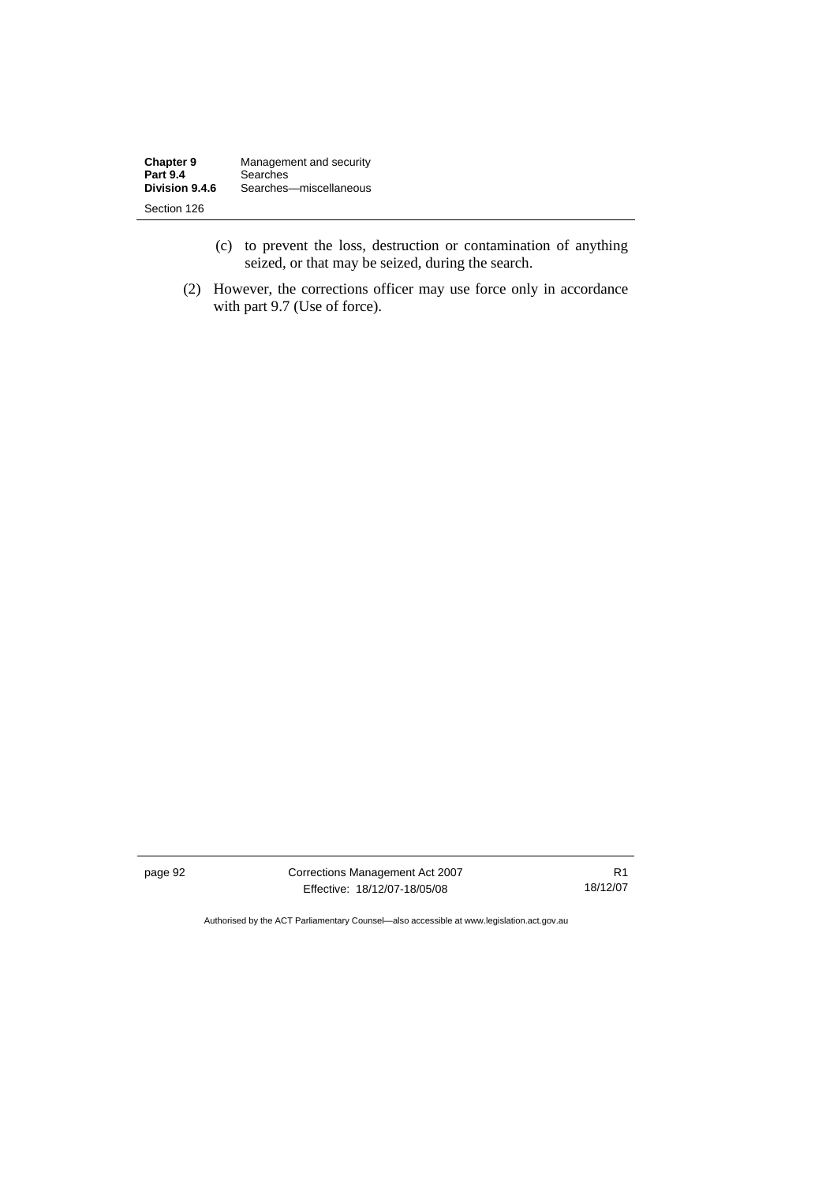(c) to prevent the loss, destruction or contamination of anything seized, or that may be seized, during the search.

(2) However, the corrections officer may use force only in accordance with part 9.7 (Use of force).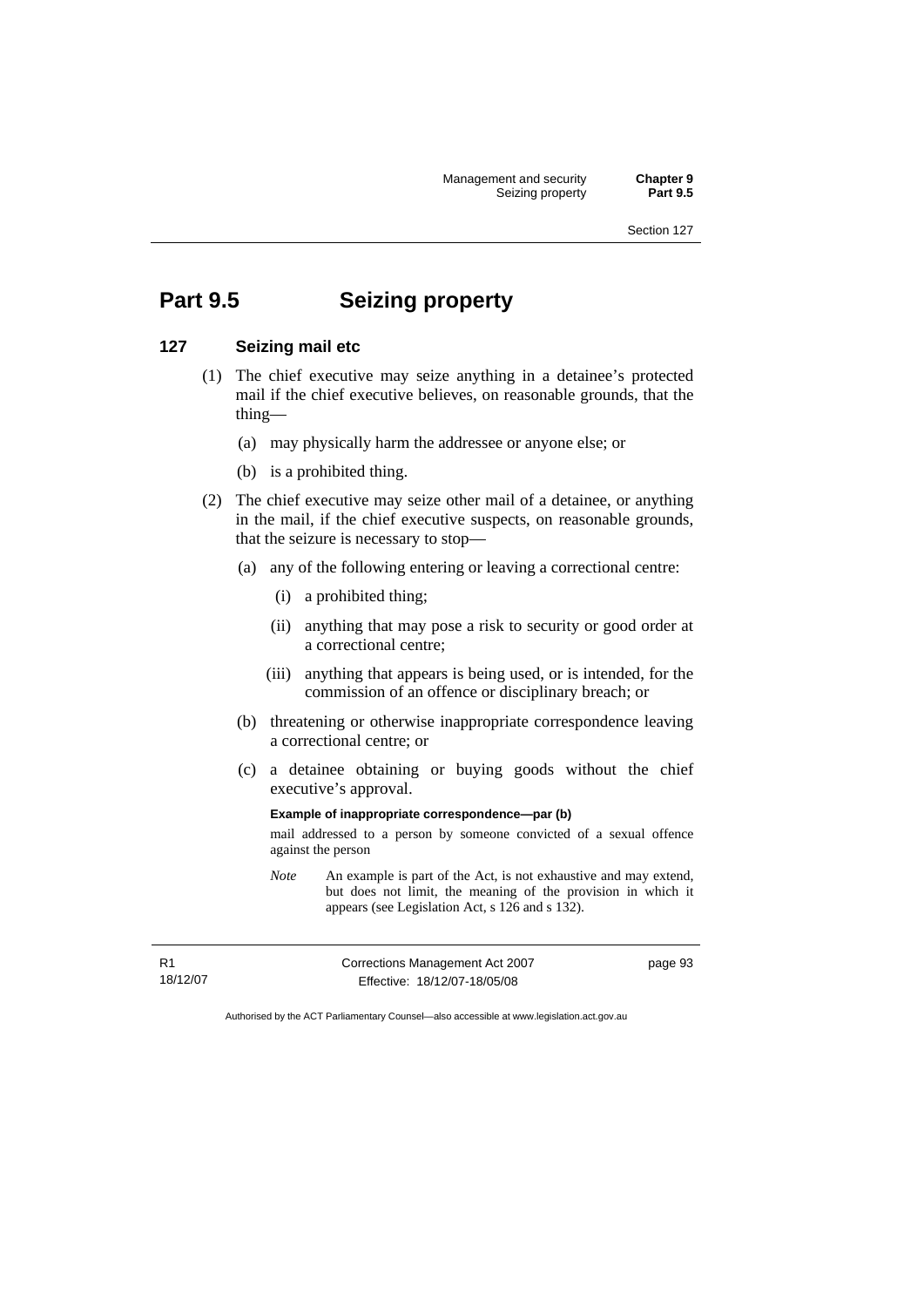# Part 9.5 Seizing property

## 127 Seizing mail etc

(1) The chief executive may seize anything in a detainee's protected mail if the chief executive believes, on reasonable grounds, that the thing—

(a) may physically harm the addressee or anyone else; or

(b) is a prohibited thing.

(2) The chief executive may seize other mail of a detainee, or anything in the mail, if the chief executive suspects, on reasonable grounds, that the seizure is necessary to stop—

(a) any of the following entering or leaving a correctional centre:

(i) a prohibited thing;

(ii) anything that may pose a risk to security or good order at a correctional centre;

(iii) anything that appears is being used, or is intended, for the commission of an offence or disciplinary breach; or

(b) threatening or otherwise inappropriate correspondence leaving a correctional centre; or

(c) a detainee obtaining or buying goods without the chief executive's approval.

**Example of inappropriate correspondence—par (b)**

mail addressed to a person by someone convicted of a sexual offence against the person

*Note* An example is part of the Act, is not exhaustive and may extend, but does not limit, the meaning of the provision in which it appears (see Legislation Act, s 126 and s 132).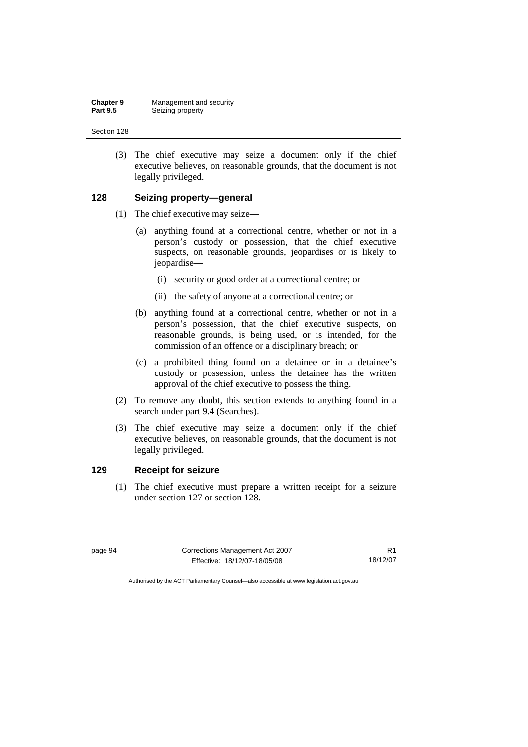(3) The chief executive may seize a document only if the chief executive believes, on reasonable grounds, that the document is not legally privileged.

### 128 Seizing property—general

(1) The chief executive may seize—

(a) anything found at a correctional centre, whether or not in a person's custody or possession, that the chief executive suspects, on reasonable grounds, jeopardises or is likely to jeopardise—

(i) security or good order at a correctional centre; or

(ii) the safety of anyone at a correctional centre; or

(b) anything found at a correctional centre, whether or not in a person's possession, that the chief executive suspects, on reasonable grounds, is being used, or is intended, for the commission of an offence or a disciplinary breach; or

(c) a prohibited thing found on a detainee or in a detainee's custody or possession, unless the detainee has the written approval of the chief executive to possess the thing.

(2) To remove any doubt, this section extends to anything found in a search under part 9.4 (Searches).

(3) The chief executive may seize a document only if the chief executive believes, on reasonable grounds, that the document is not legally privileged.

### 129 Receipt for seizure

(1) The chief executive must prepare a written receipt for a seizure under section 127 or section 128.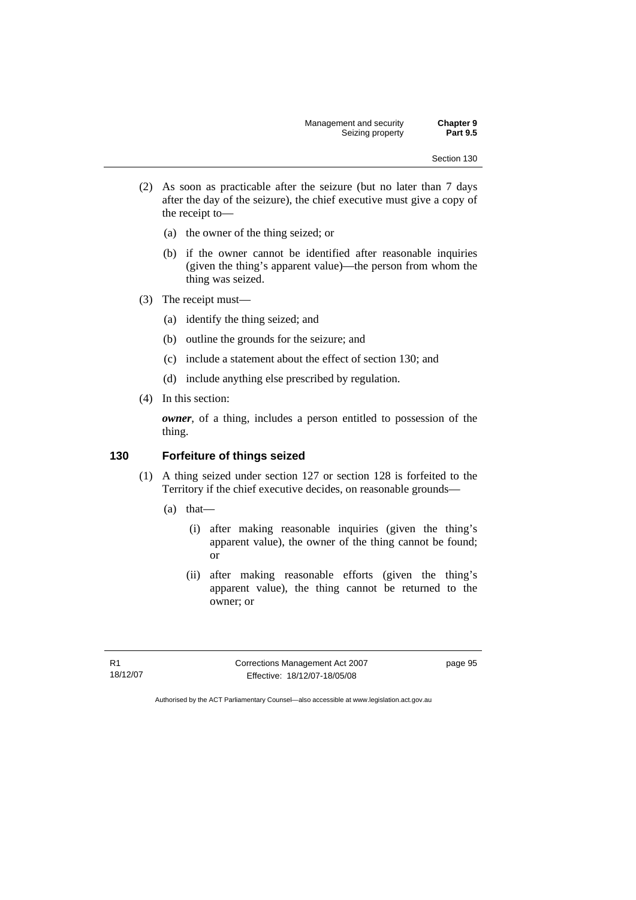(2) As soon as practicable after the seizure (but no later than 7 days after the day of the seizure), the chief executive must give a copy of the receipt to—

(a) the owner of the thing seized; or

(b) if the owner cannot be identified after reasonable inquiries (given the thing's apparent value)—the person from whom the thing was seized.

(3) The receipt must—

(a) identify the thing seized; and

(b) outline the grounds for the seizure; and

(c) include a statement about the effect of section 130; and

(d) include anything else prescribed by regulation.

(4) In this section:

***owner***, of a thing, includes a person entitled to possession of the thing.

### 130 Forfeiture of things seized

(1) A thing seized under section 127 or section 128 is forfeited to the Territory if the chief executive decides, on reasonable grounds—

(a) that—

(i) after making reasonable inquiries (given the thing's apparent value), the owner of the thing cannot be found; or

(ii) after making reasonable efforts (given the thing's apparent value), the thing cannot be returned to the owner; or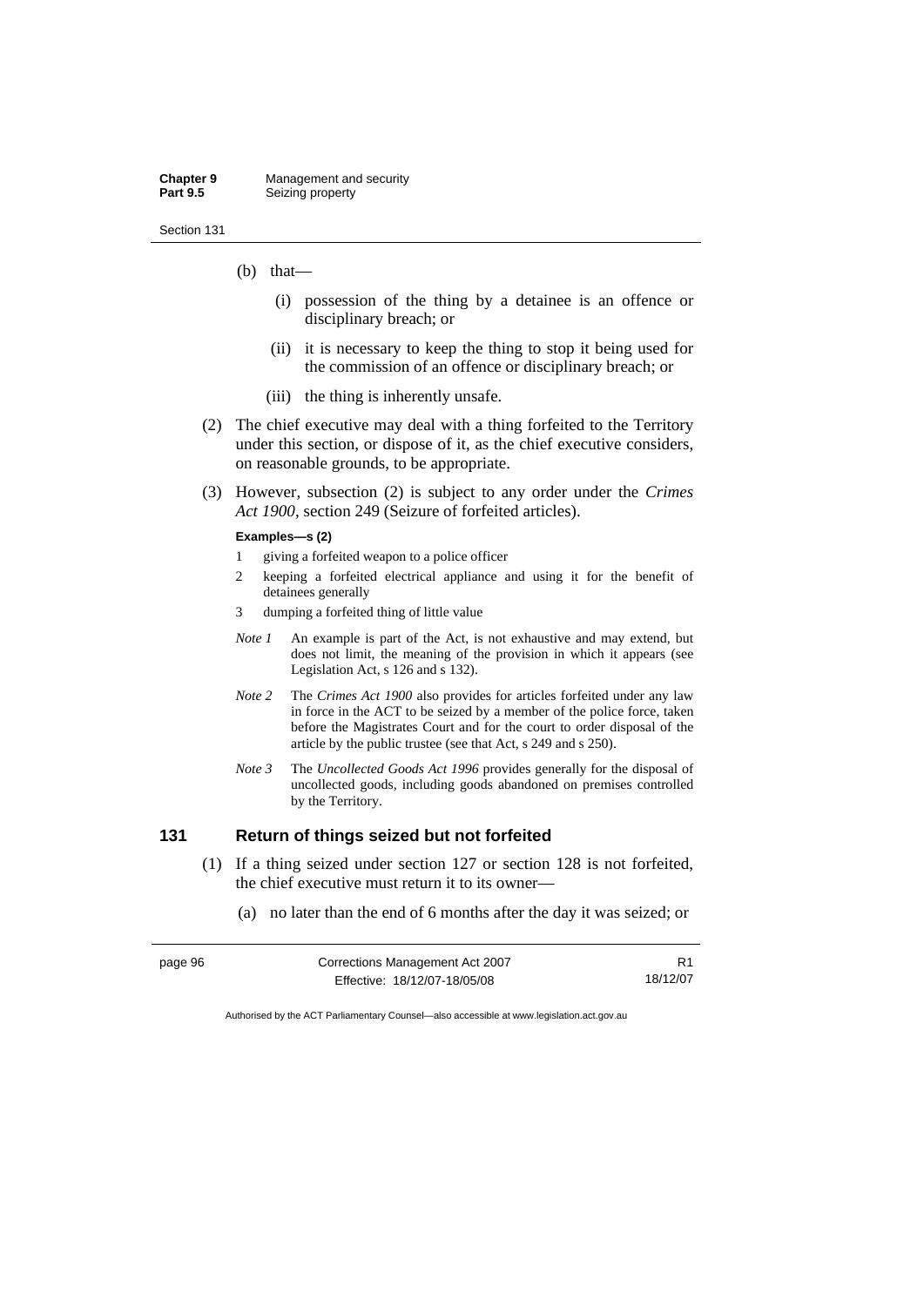(b) that—

   (i) possession of the thing by a detainee is an offence or disciplinary breach; or

   (ii) it is necessary to keep the thing to stop it being used for the commission of an offence or disciplinary breach; or

   (iii) the thing is inherently unsafe.

(2) The chief executive may deal with a thing forfeited to the Territory under this section, or dispose of it, as the chief executive considers, on reasonable grounds, to be appropriate.

(3) However, subsection (2) is subject to any order under the *Crimes Act 1900,* section 249 (Seizure of forfeited articles).

**Examples—s (2)**

1. giving a forfeited weapon to a police officer
2. keeping a forfeited electrical appliance and using it for the benefit of detainees generally
3. dumping a forfeited thing of little value

*Note 1* An example is part of the Act, is not exhaustive and may extend, but does not limit, the meaning of the provision in which it appears (see Legislation Act, s 126 and s 132).

*Note 2* The *Crimes Act 1900* also provides for articles forfeited under any law in force in the ACT to be seized by a member of the police force, taken before the Magistrates Court and for the court to order disposal of the article by the public trustee (see that Act, s 249 and s 250).

*Note 3* The *Uncollected Goods Act 1996* provides generally for the disposal of uncollected goods, including goods abandoned on premises controlled by the Territory.

## 131 Return of things seized but not forfeited

(1) If a thing seized under section 127 or section 128 is not forfeited, the chief executive must return it to its owner—

   (a) no later than the end of 6 months after the day it was seized; or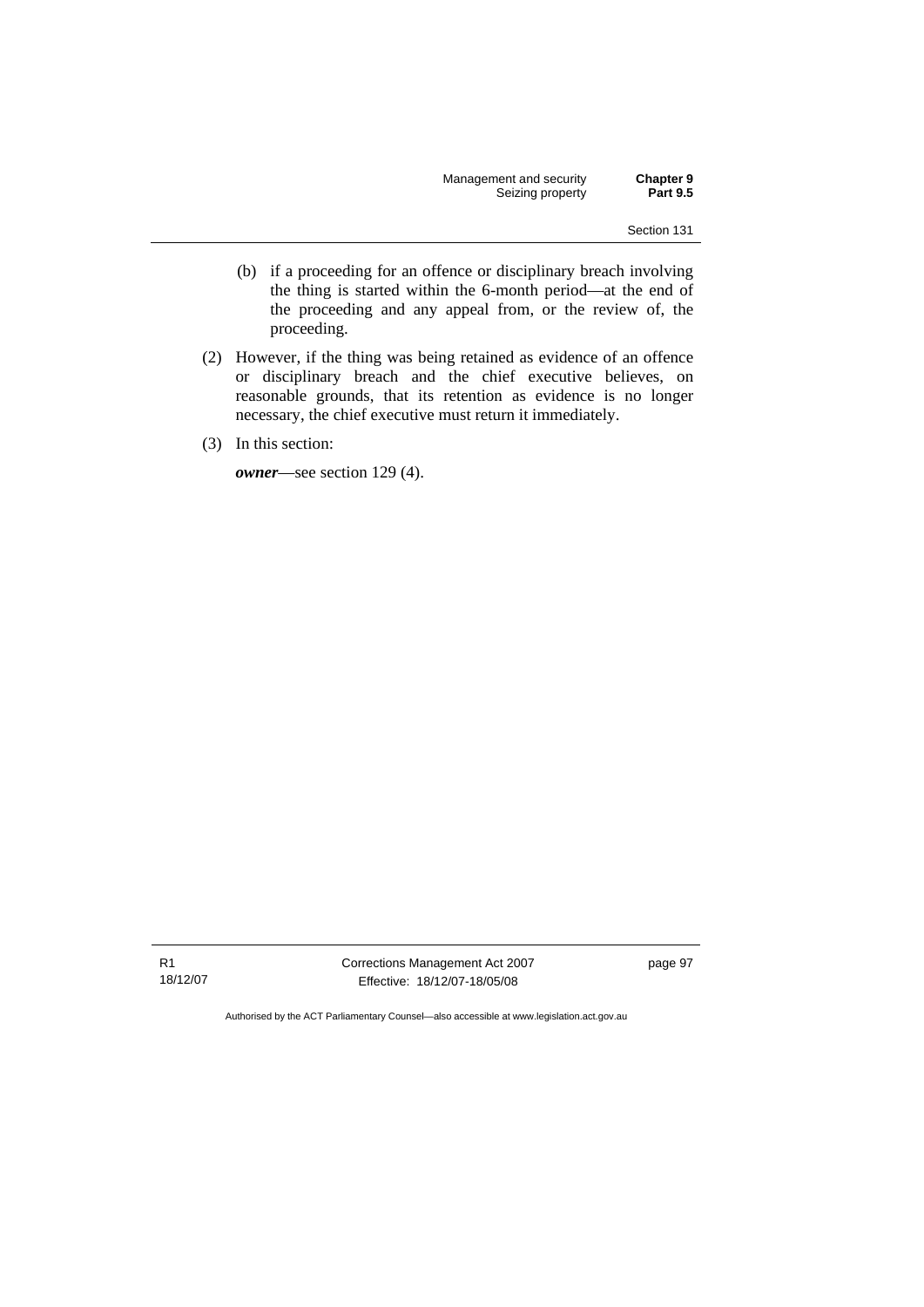(b) if a proceeding for an offence or disciplinary breach involving the thing is started within the 6-month period—at the end of the proceeding and any appeal from, or the review of, the proceeding.

(2) However, if the thing was being retained as evidence of an offence or disciplinary breach and the chief executive believes, on reasonable grounds, that its retention as evidence is no longer necessary, the chief executive must return it immediately.

(3) In this section:

***owner***—see section 129 (4).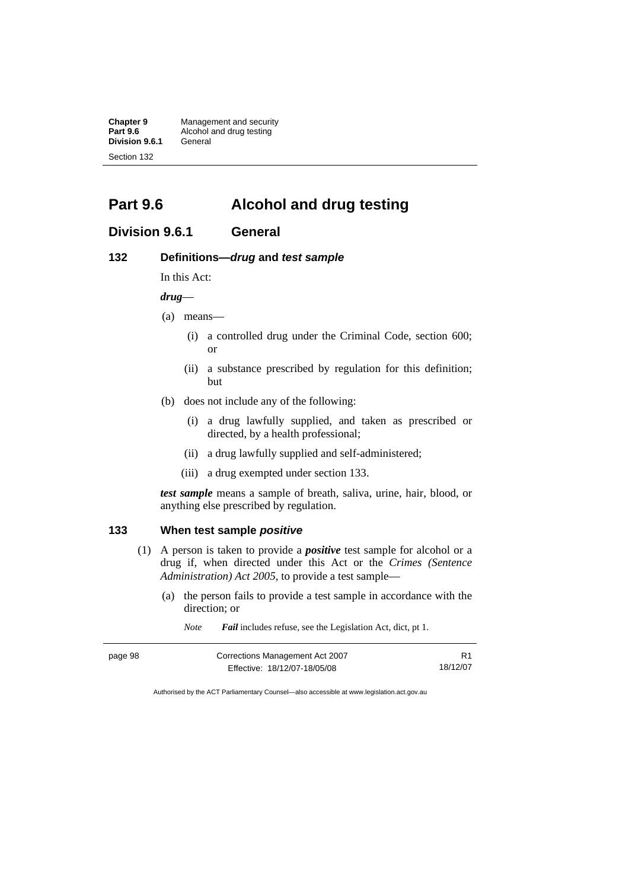# Part 9.6 Alcohol and drug testing

## Division 9.6.1 General

### 132 Definitions—*drug* and *test sample*

In this Act:

***drug***—

(a) means—

(i) a controlled drug under the Criminal Code, section 600; or

(ii) a substance prescribed by regulation for this definition; but

(b) does not include any of the following:

(i) a drug lawfully supplied, and taken as prescribed or directed, by a health professional;

(ii) a drug lawfully supplied and self-administered;

(iii) a drug exempted under section 133.

***test sample*** means a sample of breath, saliva, urine, hair, blood, or anything else prescribed by regulation.

### 133 When test sample *positive*

(1) A person is taken to provide a ***positive*** test sample for alcohol or a drug if, when directed under this Act or the *Crimes (Sentence Administration) Act 2005*, to provide a test sample—

(a) the person fails to provide a test sample in accordance with the direction; or

*Note* ***Fail*** includes refuse, see the Legislation Act, dict, pt 1.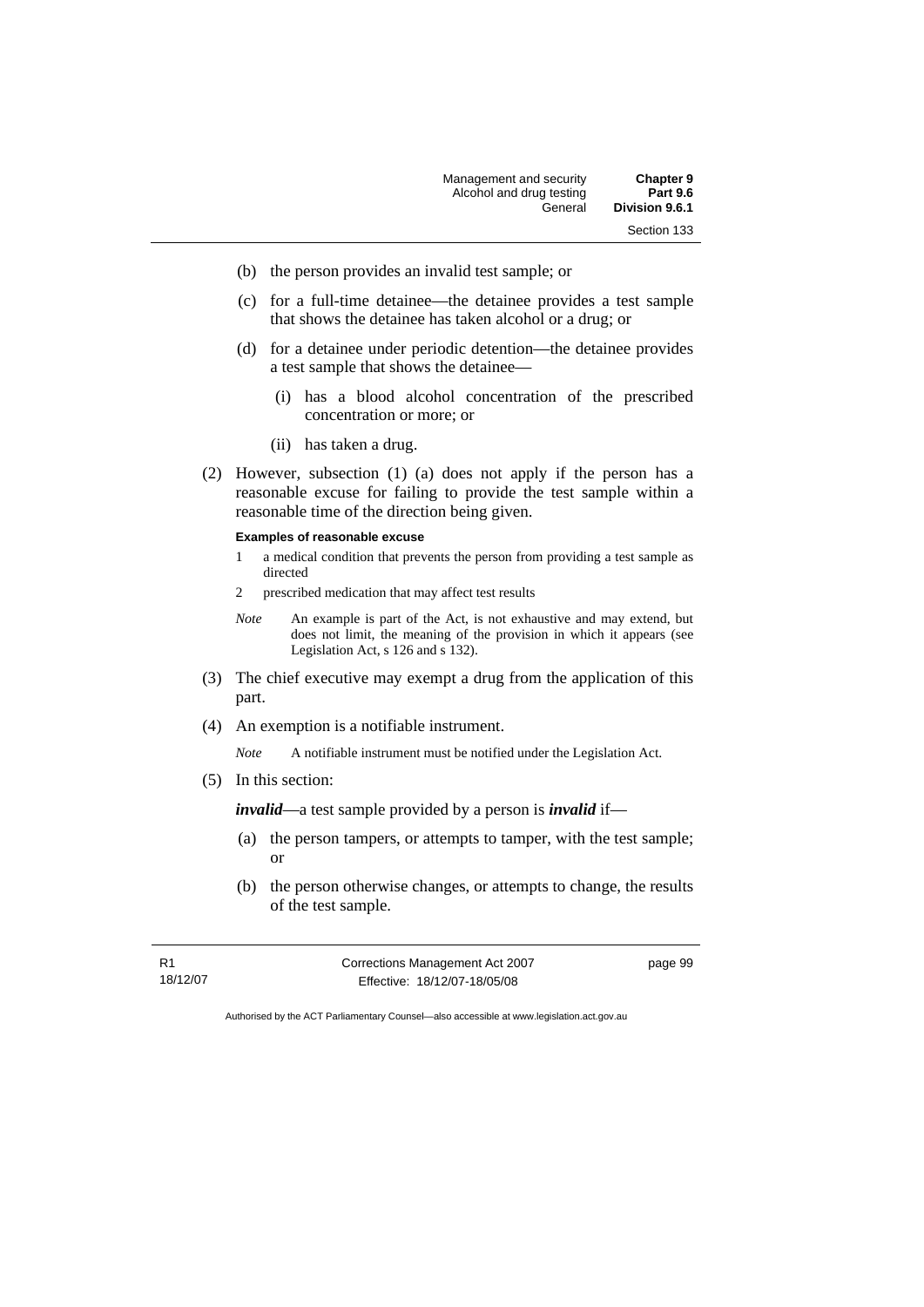(b) the person provides an invalid test sample; or

(c) for a full-time detainee—the detainee provides a test sample that shows the detainee has taken alcohol or a drug; or

(d) for a detainee under periodic detention—the detainee provides a test sample that shows the detainee—

  (i) has a blood alcohol concentration of the prescribed concentration or more; or

  (ii) has taken a drug.

(2) However, subsection (1) (a) does not apply if the person has a reasonable excuse for failing to provide the test sample within a reasonable time of the direction being given.

**Examples of reasonable excuse**

1 a medical condition that prevents the person from providing a test sample as directed

2 prescribed medication that may affect test results

*Note* An example is part of the Act, is not exhaustive and may extend, but does not limit, the meaning of the provision in which it appears (see Legislation Act, s 126 and s 132).

(3) The chief executive may exempt a drug from the application of this part.

(4) An exemption is a notifiable instrument.

*Note* A notifiable instrument must be notified under the Legislation Act.

(5) In this section:

***invalid***—a test sample provided by a person is ***invalid*** if—

(a) the person tampers, or attempts to tamper, with the test sample; or

(b) the person otherwise changes, or attempts to change, the results of the test sample.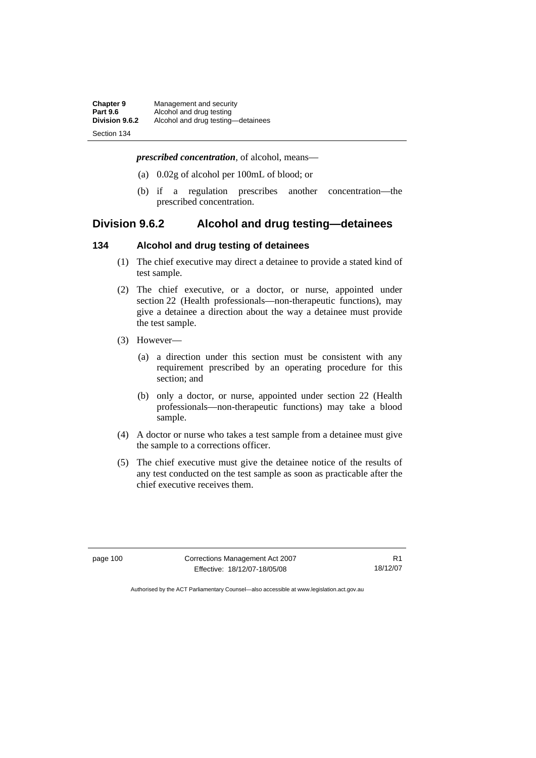***prescribed concentration***, of alcohol, means—

(a) 0.02g of alcohol per 100mL of blood; or

(b) if a regulation prescribes another concentration—the prescribed concentration.

## Division 9.6.2 Alcohol and drug testing—detainees

### 134 Alcohol and drug testing of detainees

(1) The chief executive may direct a detainee to provide a stated kind of test sample.

(2) The chief executive, or a doctor, or nurse, appointed under section 22 (Health professionals—non-therapeutic functions), may give a detainee a direction about the way a detainee must provide the test sample.

(3) However—

(a) a direction under this section must be consistent with any requirement prescribed by an operating procedure for this section; and

(b) only a doctor, or nurse, appointed under section 22 (Health professionals—non-therapeutic functions) may take a blood sample.

(4) A doctor or nurse who takes a test sample from a detainee must give the sample to a corrections officer.

(5) The chief executive must give the detainee notice of the results of any test conducted on the test sample as soon as practicable after the chief executive receives them.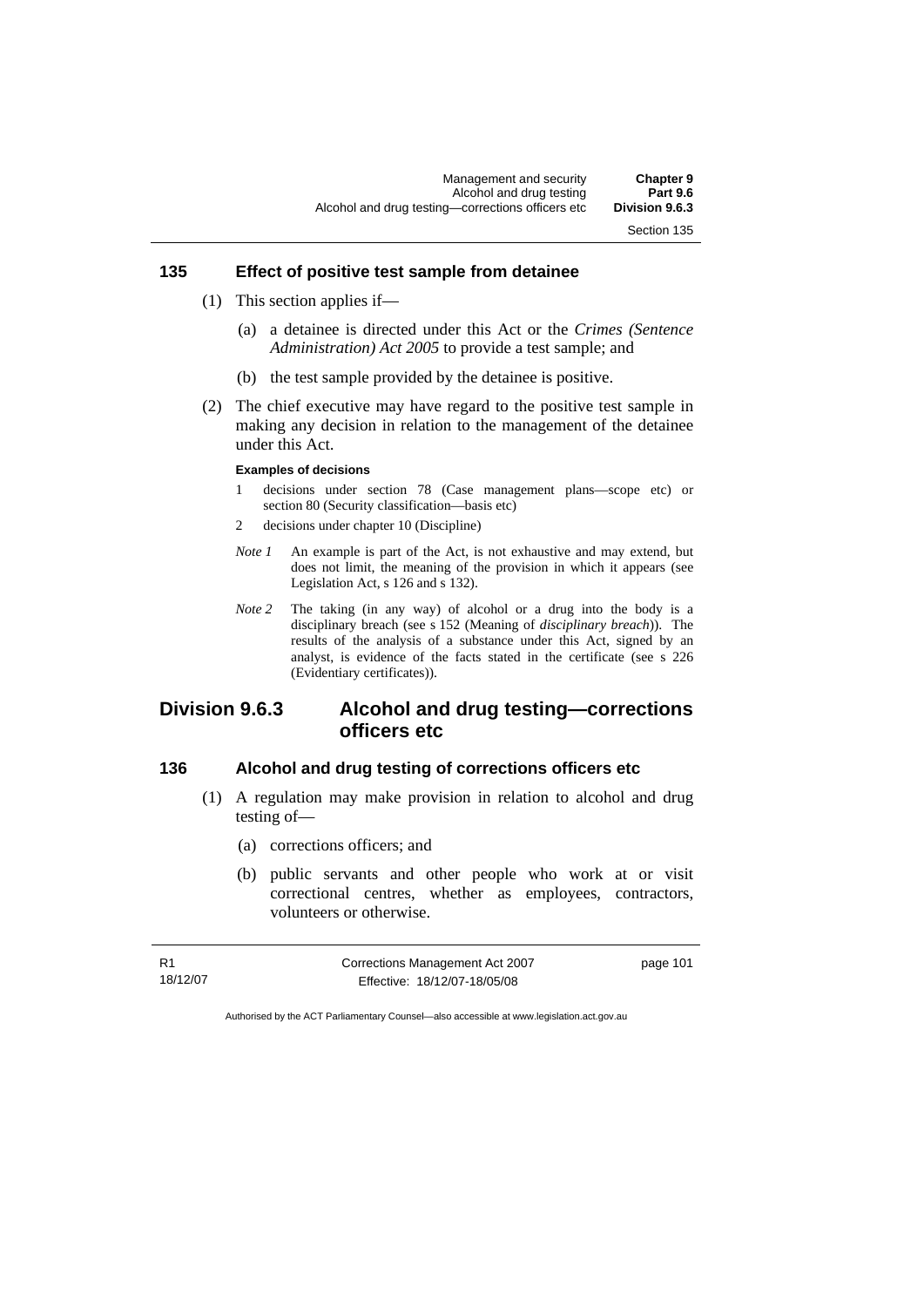### 135 Effect of positive test sample from detainee

(1) This section applies if—

(a) a detainee is directed under this Act or the *Crimes (Sentence Administration) Act 2005* to provide a test sample; and

(b) the test sample provided by the detainee is positive.

(2) The chief executive may have regard to the positive test sample in making any decision in relation to the management of the detainee under this Act.

**Examples of decisions**

1 decisions under section 78 (Case management plans—scope etc) or section 80 (Security classification—basis etc)

2 decisions under chapter 10 (Discipline)

*Note 1* An example is part of the Act, is not exhaustive and may extend, but does not limit, the meaning of the provision in which it appears (see Legislation Act, s 126 and s 132).

*Note 2* The taking (in any way) of alcohol or a drug into the body is a disciplinary breach (see s 152 (Meaning of *disciplinary breach*)). The results of the analysis of a substance under this Act, signed by an analyst, is evidence of the facts stated in the certificate (see s 226 (Evidentiary certificates)).

## Division 9.6.3 Alcohol and drug testing—corrections officers etc

### 136 Alcohol and drug testing of corrections officers etc

(1) A regulation may make provision in relation to alcohol and drug testing of—

(a) corrections officers; and

(b) public servants and other people who work at or visit correctional centres, whether as employees, contractors, volunteers or otherwise.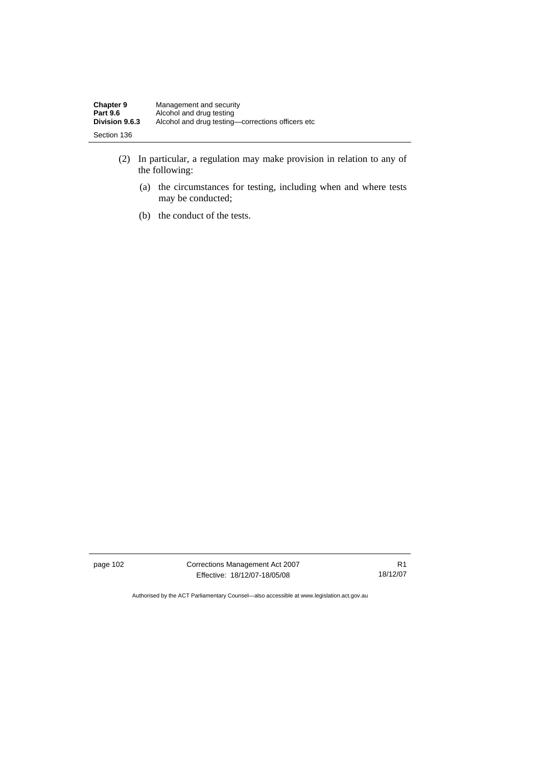(2) In particular, a regulation may make provision in relation to any of the following:

(a) the circumstances for testing, including when and where tests may be conducted;

(b) the conduct of the tests.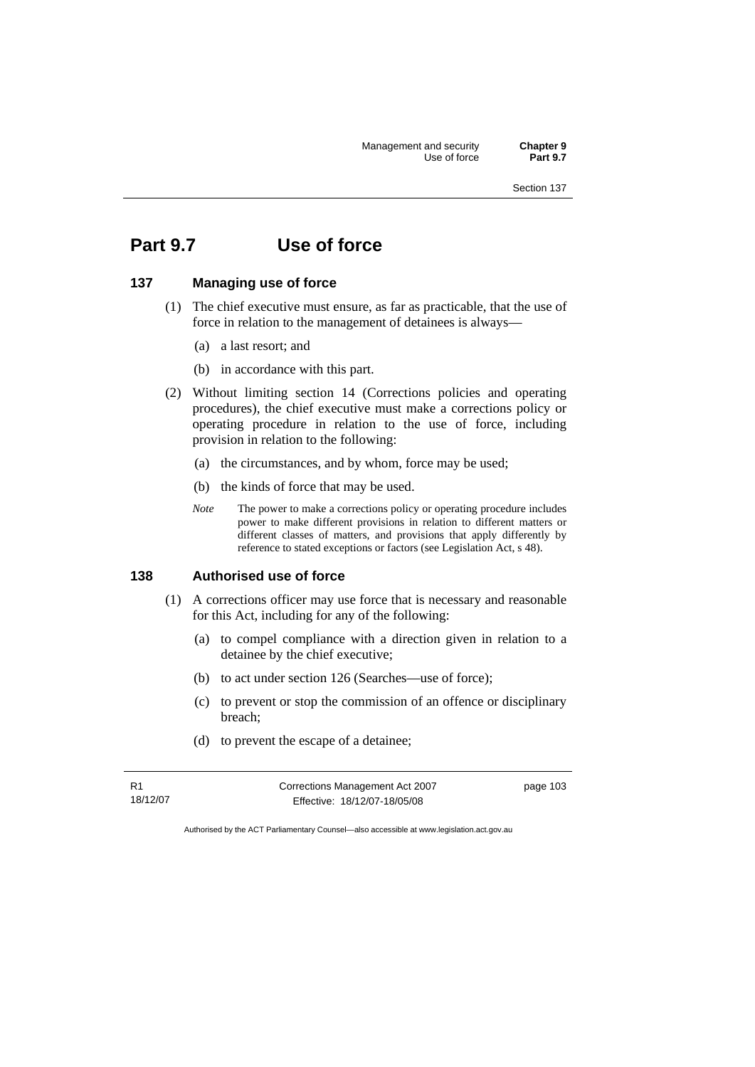# Part 9.7 Use of force

## 137 Managing use of force

(1) The chief executive must ensure, as far as practicable, that the use of force in relation to the management of detainees is always—

(a) a last resort; and

(b) in accordance with this part.

(2) Without limiting section 14 (Corrections policies and operating procedures), the chief executive must make a corrections policy or operating procedure in relation to the use of force, including provision in relation to the following:

(a) the circumstances, and by whom, force may be used;

(b) the kinds of force that may be used.

*Note* The power to make a corrections policy or operating procedure includes power to make different provisions in relation to different matters or different classes of matters, and provisions that apply differently by reference to stated exceptions or factors (see Legislation Act, s 48).

## 138 Authorised use of force

(1) A corrections officer may use force that is necessary and reasonable for this Act, including for any of the following:

(a) to compel compliance with a direction given in relation to a detainee by the chief executive;

(b) to act under section 126 (Searches—use of force);

(c) to prevent or stop the commission of an offence or disciplinary breach;

(d) to prevent the escape of a detainee;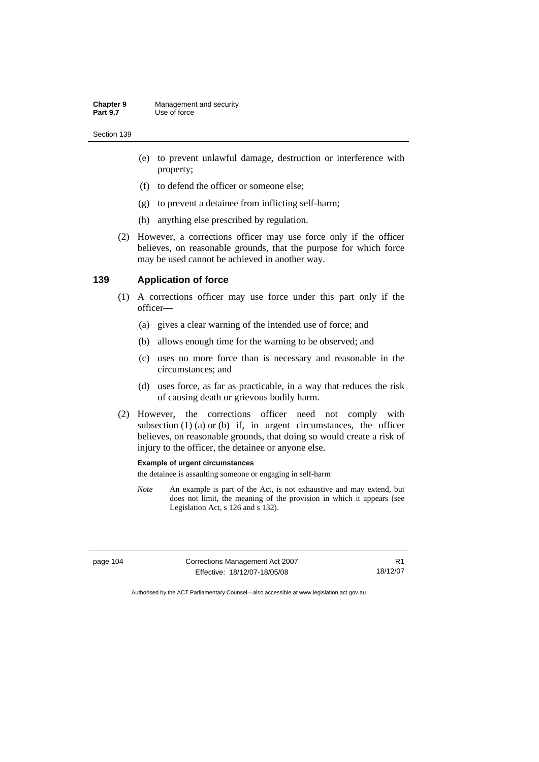(e) to prevent unlawful damage, destruction or interference with property;

(f) to defend the officer or someone else;

(g) to prevent a detainee from inflicting self-harm;

(h) anything else prescribed by regulation.

(2) However, a corrections officer may use force only if the officer believes, on reasonable grounds, that the purpose for which force may be used cannot be achieved in another way.

## 139 Application of force

(1) A corrections officer may use force under this part only if the officer—

(a) gives a clear warning of the intended use of force; and

(b) allows enough time for the warning to be observed; and

(c) uses no more force than is necessary and reasonable in the circumstances; and

(d) uses force, as far as practicable, in a way that reduces the risk of causing death or grievous bodily harm.

(2) However, the corrections officer need not comply with subsection (1) (a) or (b) if, in urgent circumstances, the officer believes, on reasonable grounds, that doing so would create a risk of injury to the officer, the detainee or anyone else.

**Example of urgent circumstances**

the detainee is assaulting someone or engaging in self-harm

*Note* An example is part of the Act, is not exhaustive and may extend, but does not limit, the meaning of the provision in which it appears (see Legislation Act, s 126 and s 132).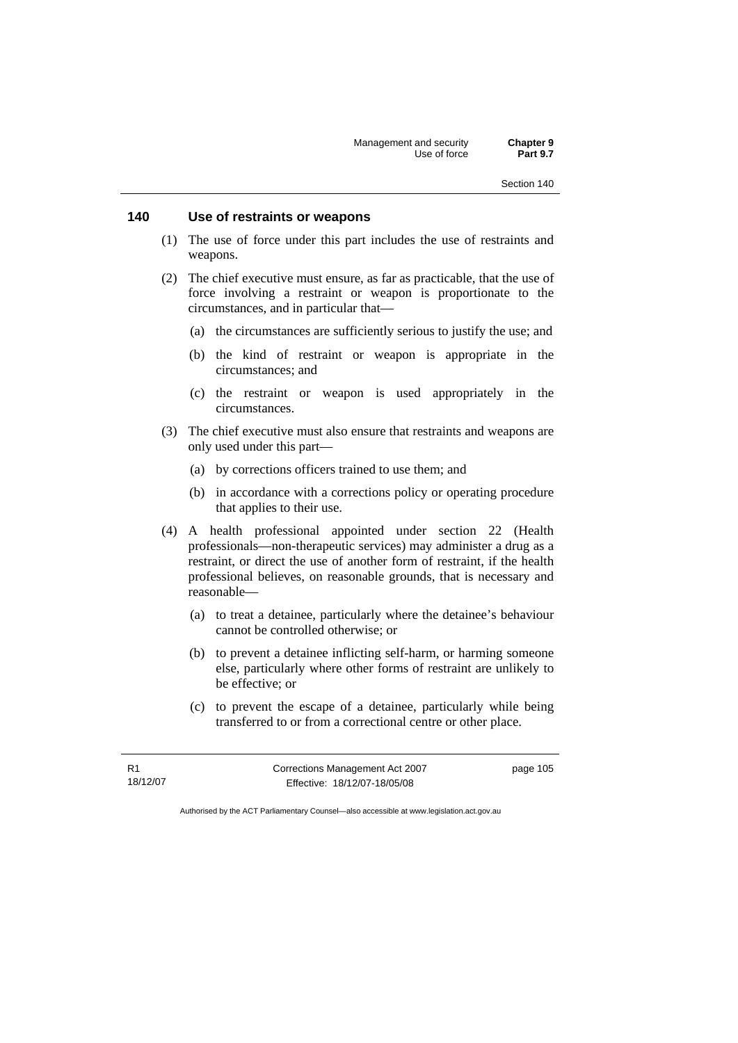### 140 Use of restraints or weapons

(1) The use of force under this part includes the use of restraints and weapons.

(2) The chief executive must ensure, as far as practicable, that the use of force involving a restraint or weapon is proportionate to the circumstances, and in particular that—

(a) the circumstances are sufficiently serious to justify the use; and

(b) the kind of restraint or weapon is appropriate in the circumstances; and

(c) the restraint or weapon is used appropriately in the circumstances.

(3) The chief executive must also ensure that restraints and weapons are only used under this part—

(a) by corrections officers trained to use them; and

(b) in accordance with a corrections policy or operating procedure that applies to their use.

(4) A health professional appointed under section 22 (Health professionals—non-therapeutic services) may administer a drug as a restraint, or direct the use of another form of restraint, if the health professional believes, on reasonable grounds, that is necessary and reasonable—

(a) to treat a detainee, particularly where the detainee's behaviour cannot be controlled otherwise; or

(b) to prevent a detainee inflicting self-harm, or harming someone else, particularly where other forms of restraint are unlikely to be effective; or

(c) to prevent the escape of a detainee, particularly while being transferred to or from a correctional centre or other place.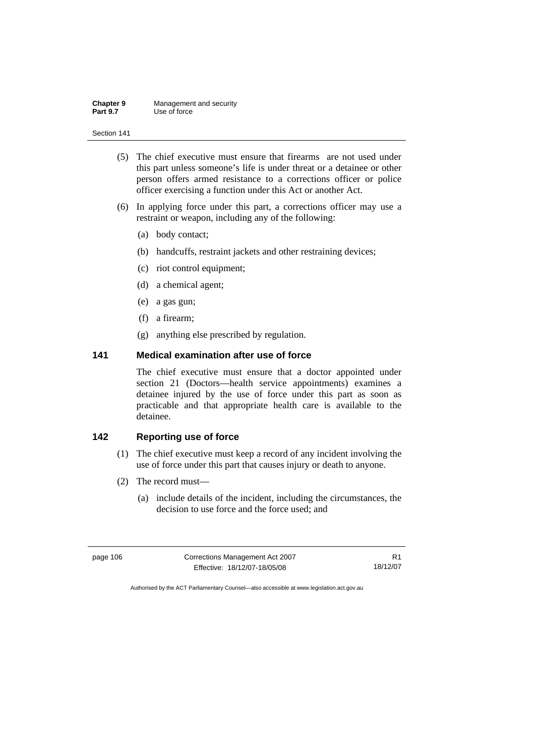(5) The chief executive must ensure that firearms are not used under this part unless someone's life is under threat or a detainee or other person offers armed resistance to a corrections officer or police officer exercising a function under this Act or another Act.

(6) In applying force under this part, a corrections officer may use a restraint or weapon, including any of the following:

(a) body contact;

(b) handcuffs, restraint jackets and other restraining devices;

(c) riot control equipment;

(d) a chemical agent;

(e) a gas gun;

(f) a firearm;

(g) anything else prescribed by regulation.

### 141 Medical examination after use of force

The chief executive must ensure that a doctor appointed under section 21 (Doctors—health service appointments) examines a detainee injured by the use of force under this part as soon as practicable and that appropriate health care is available to the detainee.

### 142 Reporting use of force

(1) The chief executive must keep a record of any incident involving the use of force under this part that causes injury or death to anyone.

(2) The record must—

(a) include details of the incident, including the circumstances, the decision to use force and the force used; and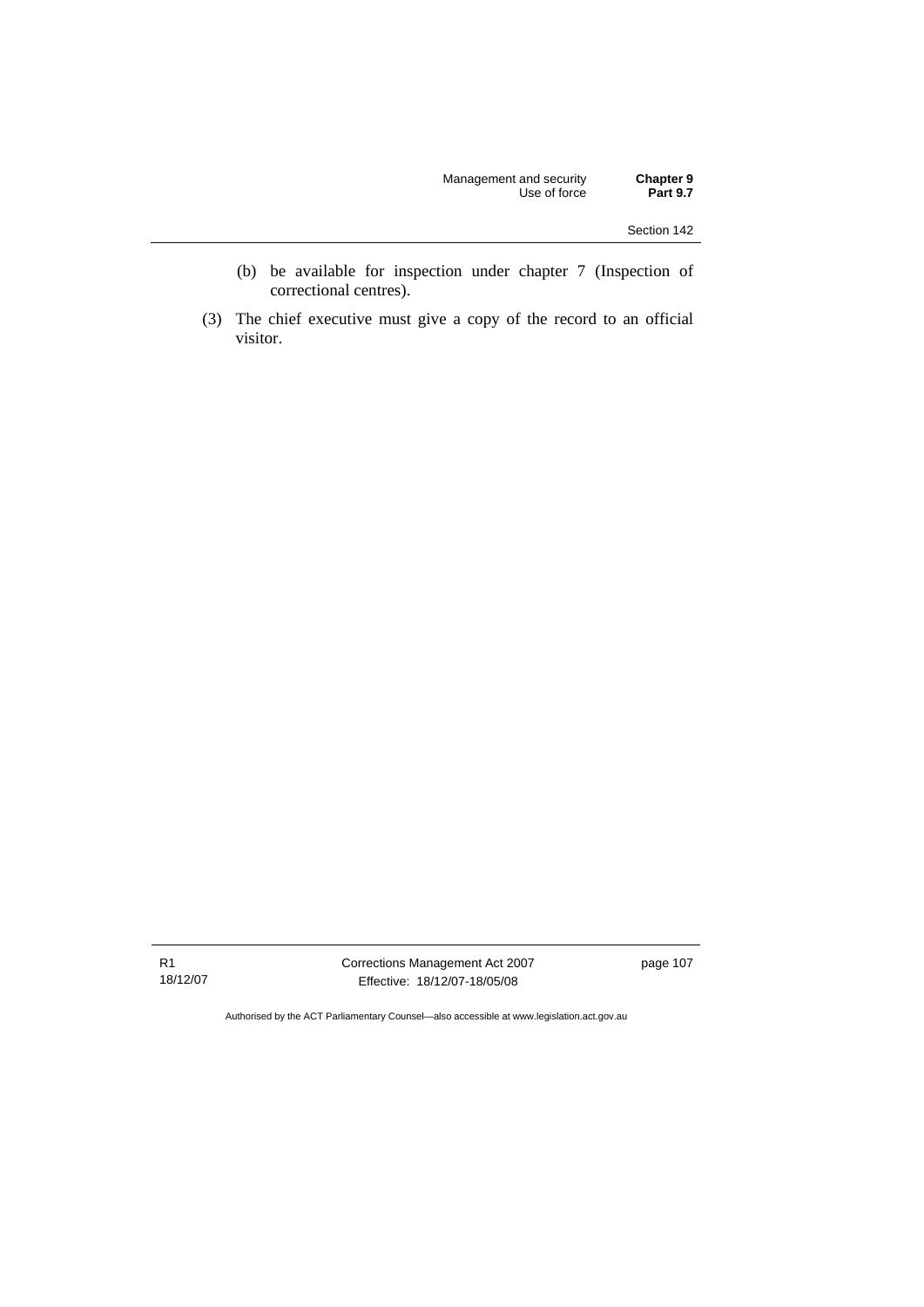(b) be available for inspection under chapter 7 (Inspection of correctional centres).

(3) The chief executive must give a copy of the record to an official visitor.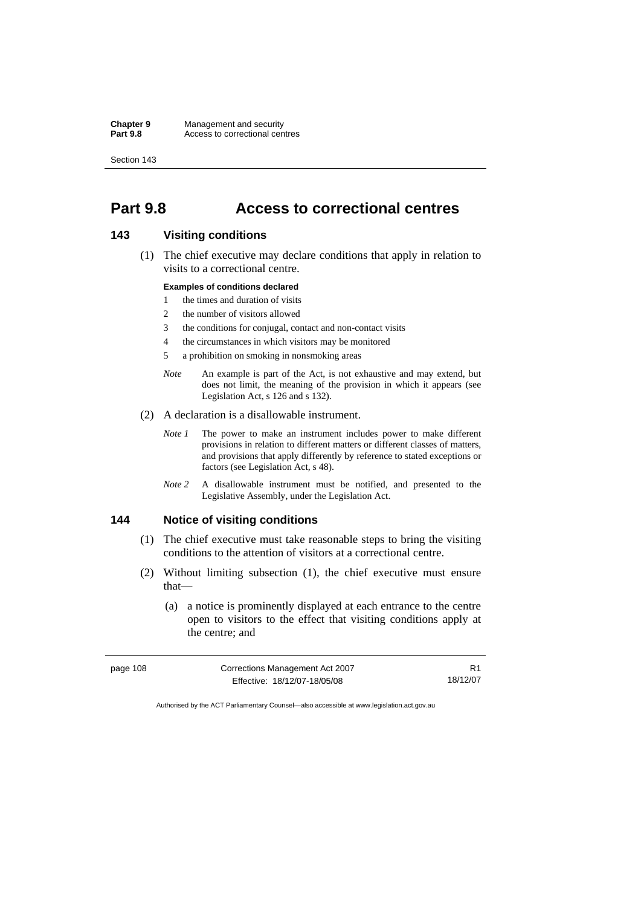# Part 9.8 Access to correctional centres

## 143 Visiting conditions

(1) The chief executive may declare conditions that apply in relation to visits to a correctional centre.

**Examples of conditions declared**

1. the times and duration of visits
2. the number of visitors allowed
3. the conditions for conjugal, contact and non-contact visits
4. the circumstances in which visitors may be monitored
5. a prohibition on smoking in nonsmoking areas

*Note* An example is part of the Act, is not exhaustive and may extend, but does not limit, the meaning of the provision in which it appears (see Legislation Act, s 126 and s 132).

(2) A declaration is a disallowable instrument.

*Note 1* The power to make an instrument includes power to make different provisions in relation to different matters or different classes of matters, and provisions that apply differently by reference to stated exceptions or factors (see Legislation Act, s 48).

*Note 2* A disallowable instrument must be notified, and presented to the Legislative Assembly, under the Legislation Act.

## 144 Notice of visiting conditions

(1) The chief executive must take reasonable steps to bring the visiting conditions to the attention of visitors at a correctional centre.

(2) Without limiting subsection (1), the chief executive must ensure that—

(a) a notice is prominently displayed at each entrance to the centre open to visitors to the effect that visiting conditions apply at the centre; and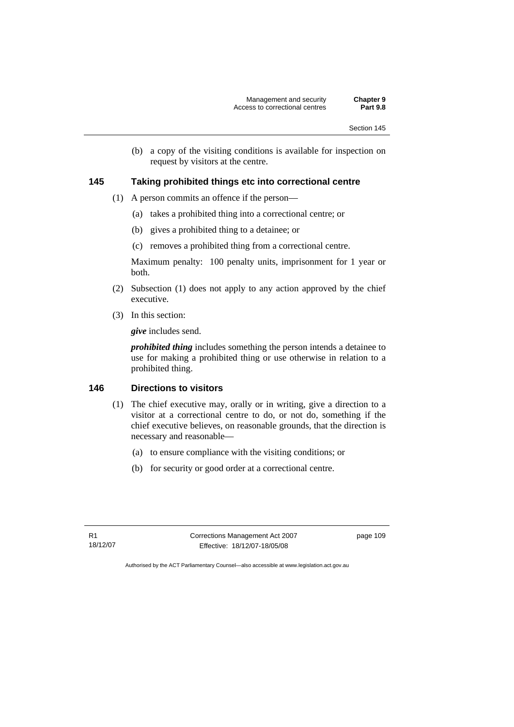(b) a copy of the visiting conditions is available for inspection on request by visitors at the centre.

### 145 Taking prohibited things etc into correctional centre

(1) A person commits an offence if the person—

(a) takes a prohibited thing into a correctional centre; or

(b) gives a prohibited thing to a detainee; or

(c) removes a prohibited thing from a correctional centre.

Maximum penalty: 100 penalty units, imprisonment for 1 year or both.

(2) Subsection (1) does not apply to any action approved by the chief executive.

(3) In this section:

***give*** includes send.

***prohibited thing*** includes something the person intends a detainee to use for making a prohibited thing or use otherwise in relation to a prohibited thing.

### 146 Directions to visitors

(1) The chief executive may, orally or in writing, give a direction to a visitor at a correctional centre to do, or not do, something if the chief executive believes, on reasonable grounds, that the direction is necessary and reasonable—

(a) to ensure compliance with the visiting conditions; or

(b) for security or good order at a correctional centre.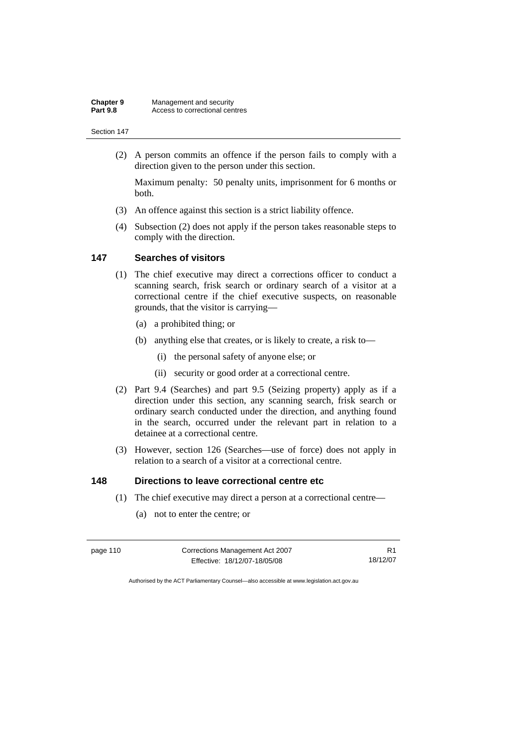(2) A person commits an offence if the person fails to comply with a direction given to the person under this section.

Maximum penalty: 50 penalty units, imprisonment for 6 months or both.

(3) An offence against this section is a strict liability offence.

(4) Subsection (2) does not apply if the person takes reasonable steps to comply with the direction.

### 147 Searches of visitors

(1) The chief executive may direct a corrections officer to conduct a scanning search, frisk search or ordinary search of a visitor at a correctional centre if the chief executive suspects, on reasonable grounds, that the visitor is carrying—

(a) a prohibited thing; or

(b) anything else that creates, or is likely to create, a risk to—

(i) the personal safety of anyone else; or

(ii) security or good order at a correctional centre.

(2) Part 9.4 (Searches) and part 9.5 (Seizing property) apply as if a direction under this section, any scanning search, frisk search or ordinary search conducted under the direction, and anything found in the search, occurred under the relevant part in relation to a detainee at a correctional centre.

(3) However, section 126 (Searches—use of force) does not apply in relation to a search of a visitor at a correctional centre.

### 148 Directions to leave correctional centre etc

(1) The chief executive may direct a person at a correctional centre—

(a) not to enter the centre; or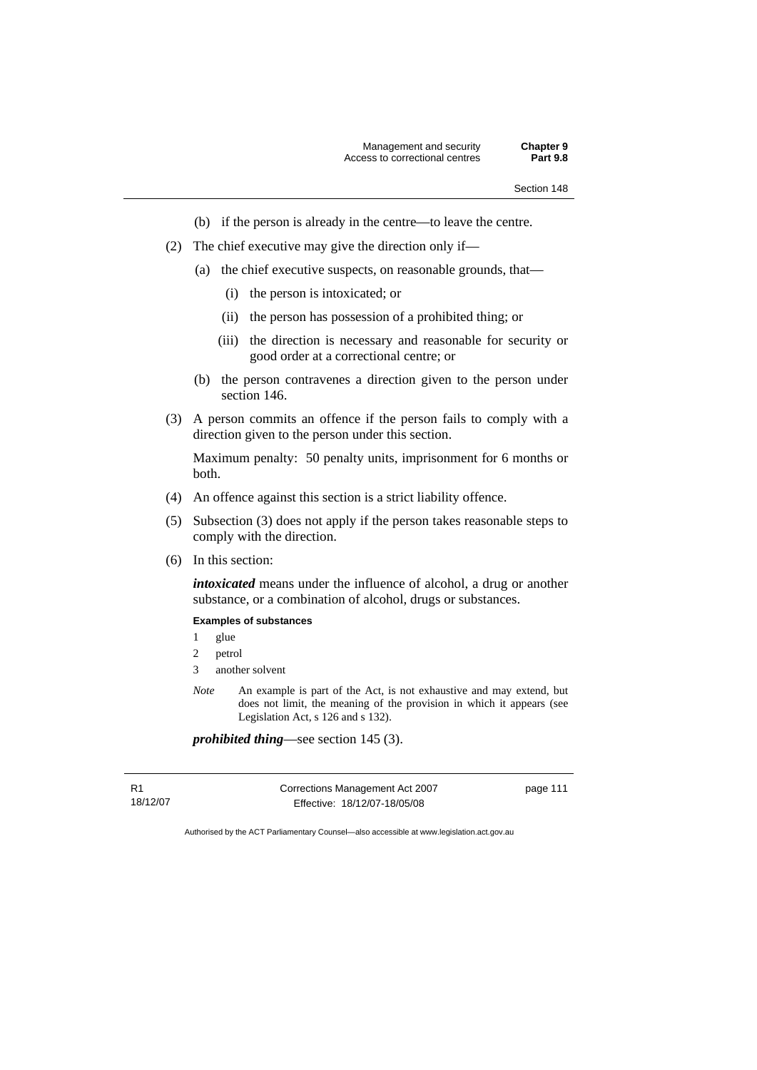(b) if the person is already in the centre—to leave the centre.

(2) The chief executive may give the direction only if—

(a) the chief executive suspects, on reasonable grounds, that—

(i) the person is intoxicated; or

(ii) the person has possession of a prohibited thing; or

(iii) the direction is necessary and reasonable for security or good order at a correctional centre; or

(b) the person contravenes a direction given to the person under section 146.

(3) A person commits an offence if the person fails to comply with a direction given to the person under this section.

Maximum penalty: 50 penalty units, imprisonment for 6 months or both.

(4) An offence against this section is a strict liability offence.

(5) Subsection (3) does not apply if the person takes reasonable steps to comply with the direction.

(6) In this section:

***intoxicated*** means under the influence of alcohol, a drug or another substance, or a combination of alcohol, drugs or substances.

**Examples of substances**

1 glue

2 petrol

3 another solvent

*Note* An example is part of the Act, is not exhaustive and may extend, but does not limit, the meaning of the provision in which it appears (see Legislation Act, s 126 and s 132).

***prohibited thing***—see section 145 (3).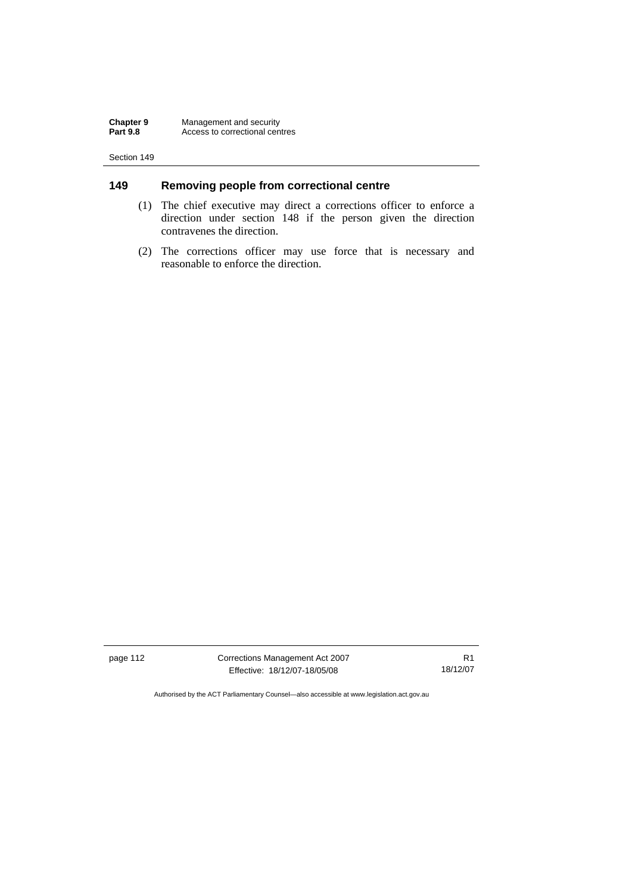## 149 Removing people from correctional centre

(1) The chief executive may direct a corrections officer to enforce a direction under section 148 if the person given the direction contravenes the direction.

(2) The corrections officer may use force that is necessary and reasonable to enforce the direction.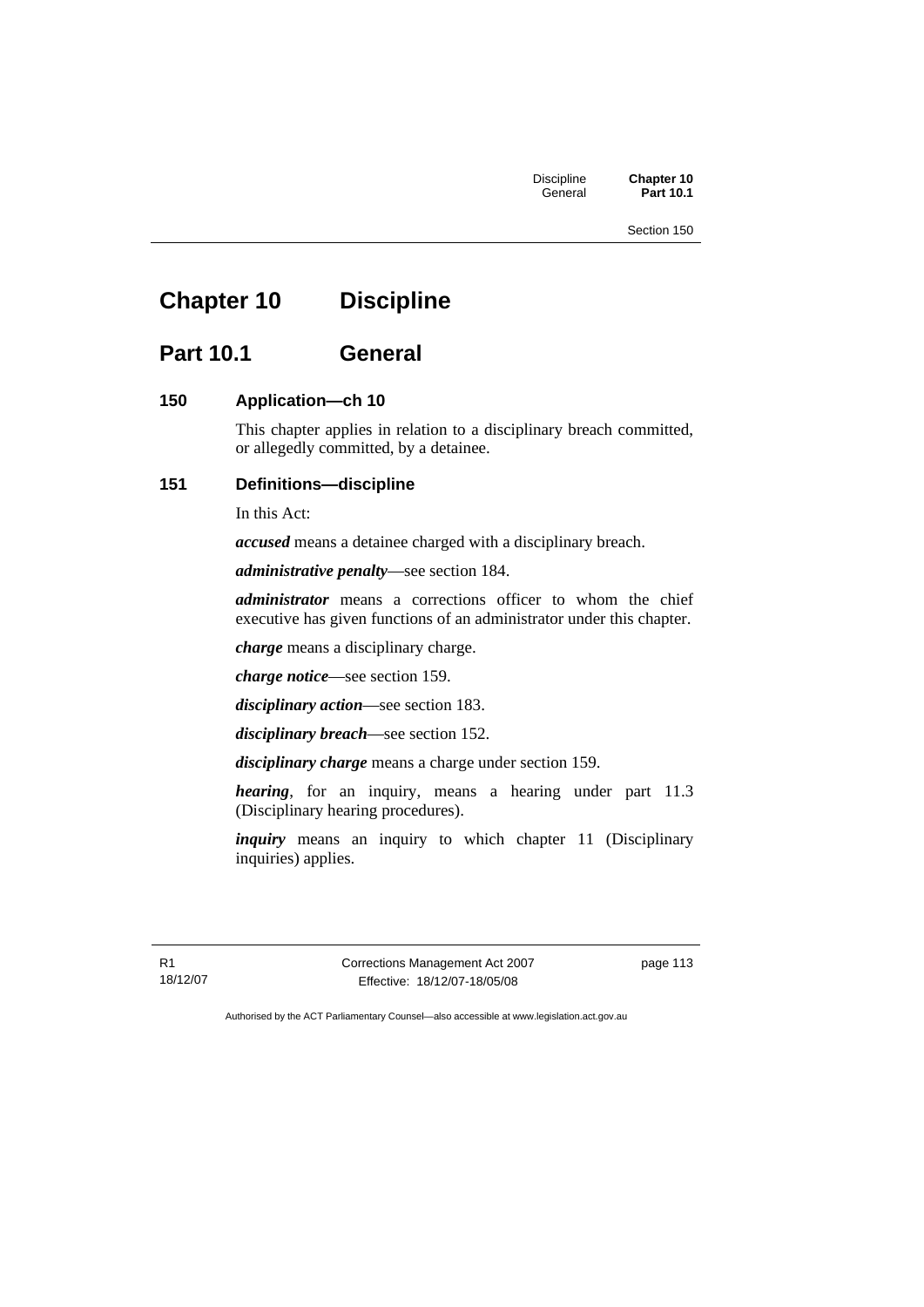# Chapter 10 Discipline

## Part 10.1 General

### 150 Application—ch 10

This chapter applies in relation to a disciplinary breach committed, or allegedly committed, by a detainee.

### 151 Definitions—discipline

In this Act:

***accused*** means a detainee charged with a disciplinary breach.

***administrative penalty***—see section 184.

***administrator*** means a corrections officer to whom the chief executive has given functions of an administrator under this chapter.

***charge*** means a disciplinary charge.

***charge notice***—see section 159.

***disciplinary action***—see section 183.

***disciplinary breach***—see section 152.

***disciplinary charge*** means a charge under section 159.

***hearing***, for an inquiry, means a hearing under part 11.3 (Disciplinary hearing procedures).

***inquiry*** means an inquiry to which chapter 11 (Disciplinary inquiries) applies.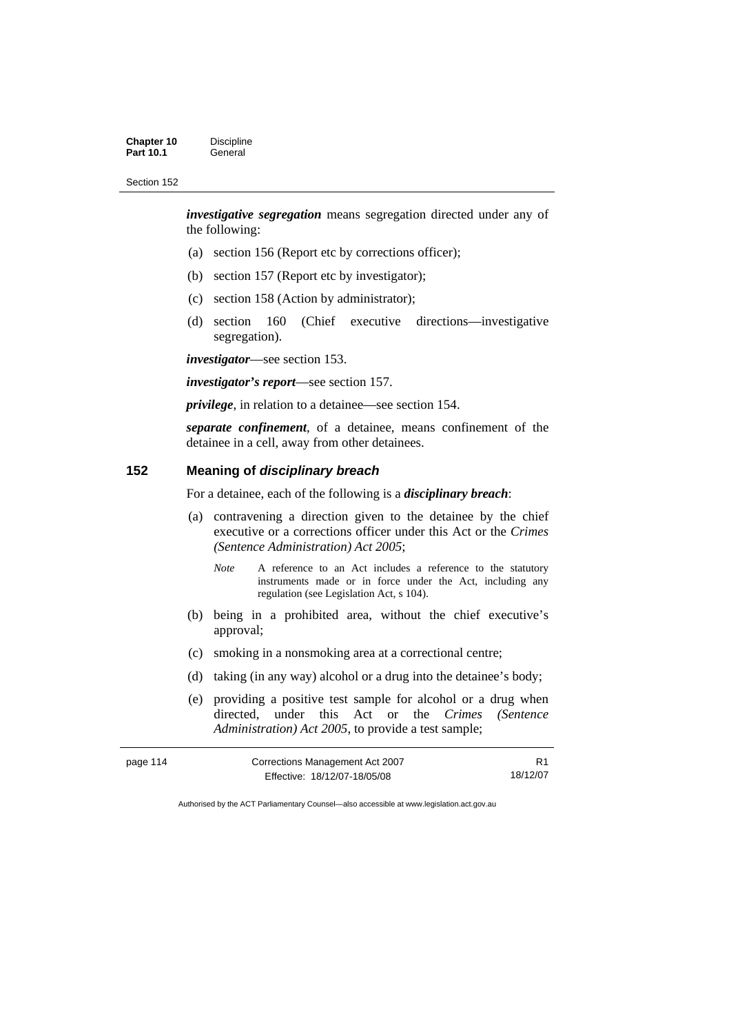***investigative segregation*** means segregation directed under any of the following:

(a) section 156 (Report etc by corrections officer);

(b) section 157 (Report etc by investigator);

(c) section 158 (Action by administrator);

(d) section 160 (Chief executive directions—investigative segregation).

***investigator***—see section 153.

***investigator's report***—see section 157.

***privilege***, in relation to a detainee—see section 154.

***separate confinement***, of a detainee, means confinement of the detainee in a cell, away from other detainees.

## 152 Meaning of *disciplinary breach*

For a detainee, each of the following is a ***disciplinary breach***:

(a) contravening a direction given to the detainee by the chief executive or a corrections officer under this Act or the *Crimes (Sentence Administration) Act 2005*;

*Note* A reference to an Act includes a reference to the statutory instruments made or in force under the Act, including any regulation (see Legislation Act, s 104).

(b) being in a prohibited area, without the chief executive's approval;

(c) smoking in a nonsmoking area at a correctional centre;

(d) taking (in any way) alcohol or a drug into the detainee's body;

(e) providing a positive test sample for alcohol or a drug when directed, under this Act or the *Crimes (Sentence Administration) Act 2005*, to provide a test sample;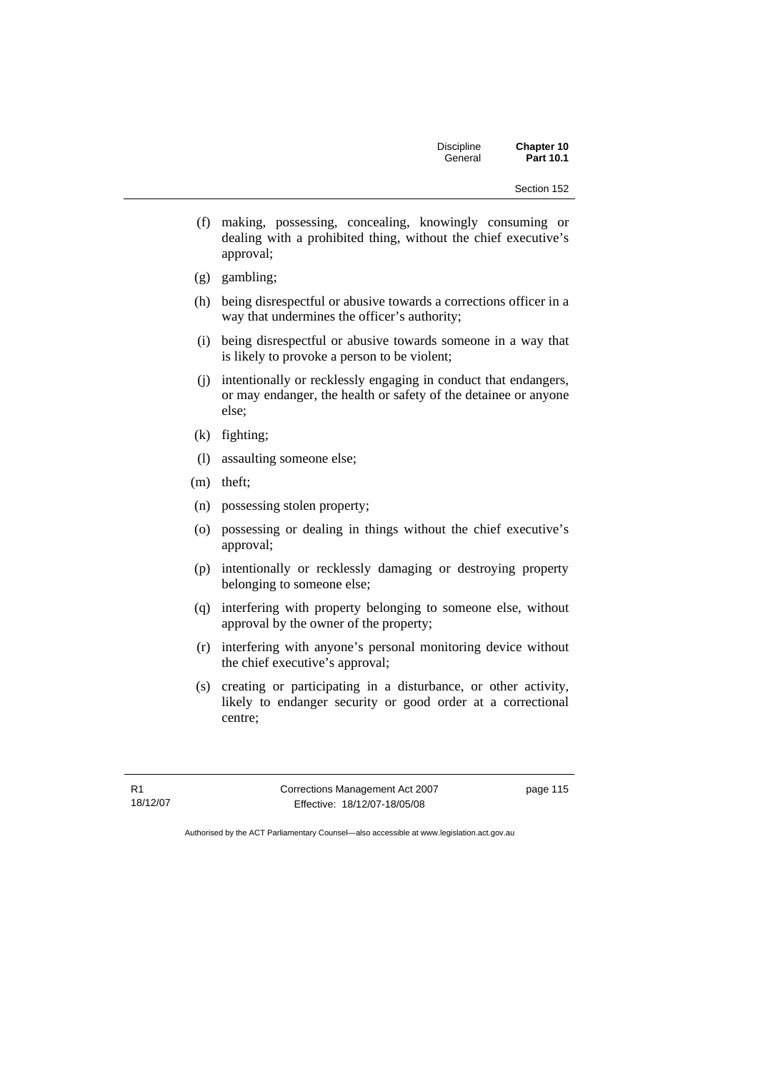(f) making, possessing, concealing, knowingly consuming or dealing with a prohibited thing, without the chief executive's approval;

(g) gambling;

(h) being disrespectful or abusive towards a corrections officer in a way that undermines the officer's authority;

(i) being disrespectful or abusive towards someone in a way that is likely to provoke a person to be violent;

(j) intentionally or recklessly engaging in conduct that endangers, or may endanger, the health or safety of the detainee or anyone else;

(k) fighting;

(l) assaulting someone else;

(m) theft;

(n) possessing stolen property;

(o) possessing or dealing in things without the chief executive's approval;

(p) intentionally or recklessly damaging or destroying property belonging to someone else;

(q) interfering with property belonging to someone else, without approval by the owner of the property;

(r) interfering with anyone's personal monitoring device without the chief executive's approval;

(s) creating or participating in a disturbance, or other activity, likely to endanger security or good order at a correctional centre;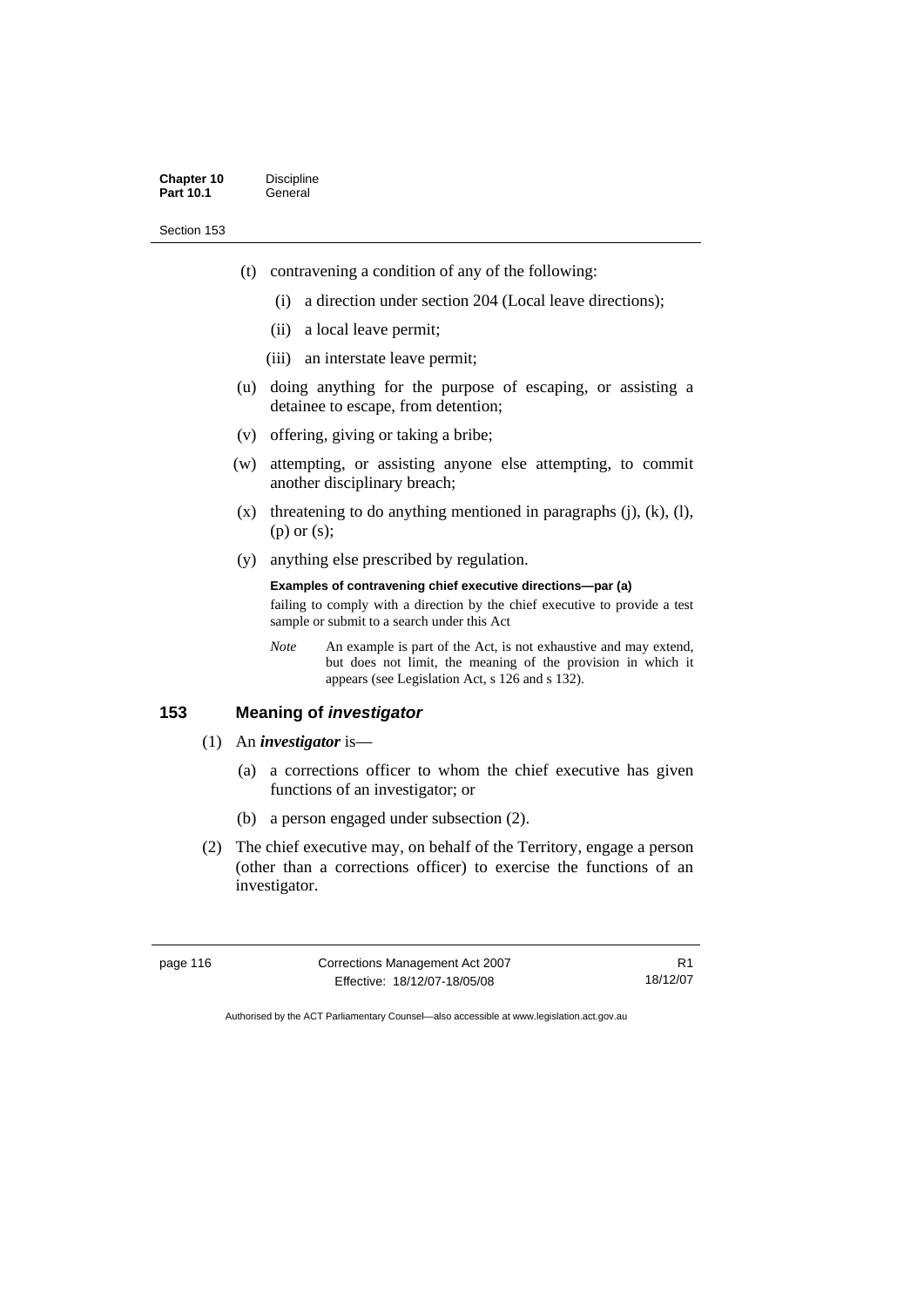(t) contravening a condition of any of the following:

  (i) a direction under section 204 (Local leave directions);

  (ii) a local leave permit;

  (iii) an interstate leave permit;

(u) doing anything for the purpose of escaping, or assisting a detainee to escape, from detention;

(v) offering, giving or taking a bribe;

(w) attempting, or assisting anyone else attempting, to commit another disciplinary breach;

(x) threatening to do anything mentioned in paragraphs (j), (k), (l), (p) or (s);

(y) anything else prescribed by regulation.

**Examples of contravening chief executive directions—par (a)**

failing to comply with a direction by the chief executive to provide a test sample or submit to a search under this Act

*Note* An example is part of the Act, is not exhaustive and may extend, but does not limit, the meaning of the provision in which it appears (see Legislation Act, s 126 and s 132).

## 153 Meaning of *investigator*

(1) An ***investigator*** is—

  (a) a corrections officer to whom the chief executive has given functions of an investigator; or

  (b) a person engaged under subsection (2).

(2) The chief executive may, on behalf of the Territory, engage a person (other than a corrections officer) to exercise the functions of an investigator.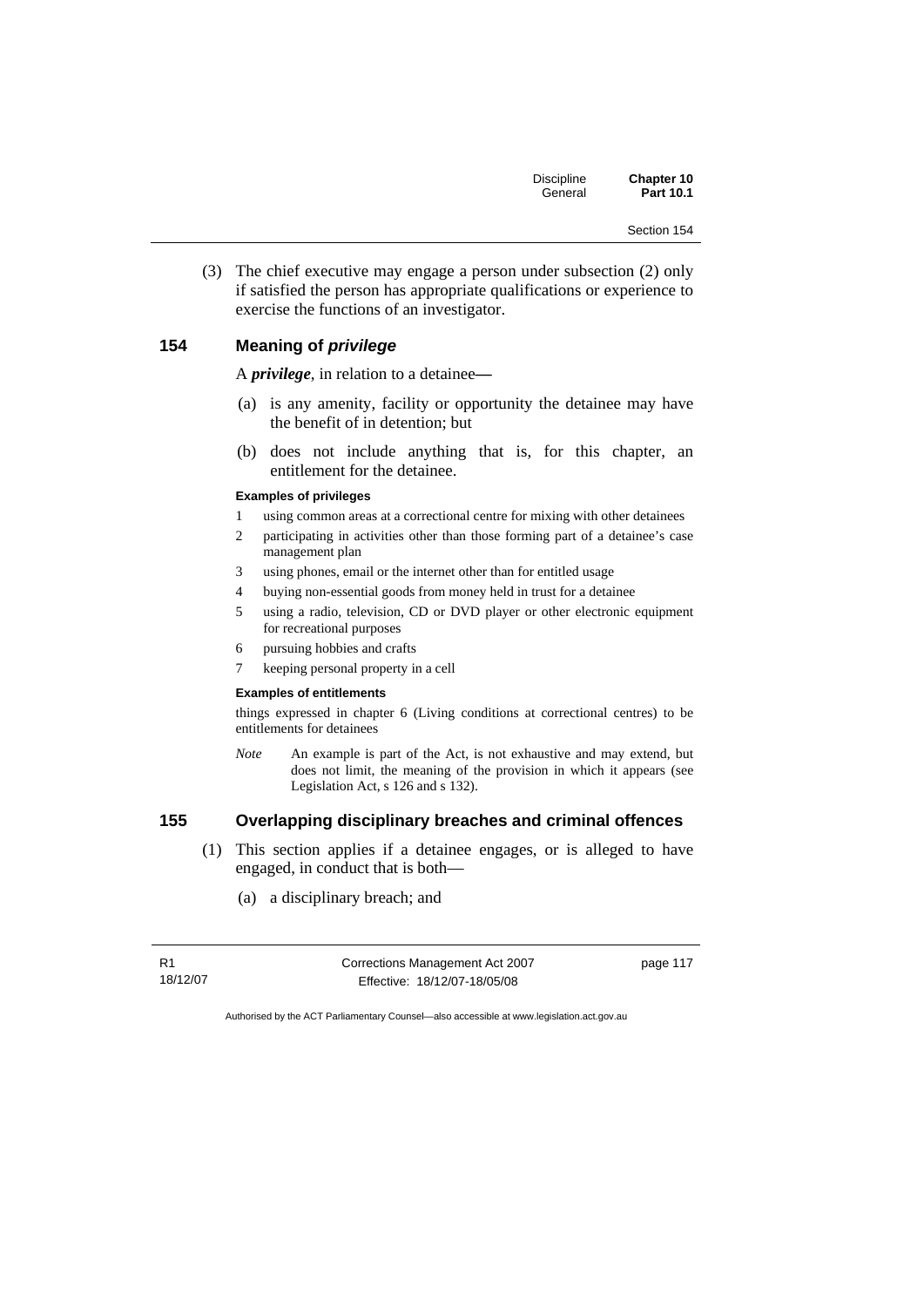(3) The chief executive may engage a person under subsection (2) only if satisfied the person has appropriate qualifications or experience to exercise the functions of an investigator.

## 154 Meaning of *privilege*

A ***privilege***, in relation to a detainee—

(a) is any amenity, facility or opportunity the detainee may have the benefit of in detention; but

(b) does not include anything that is, for this chapter, an entitlement for the detainee.

**Examples of privileges**

1 using common areas at a correctional centre for mixing with other detainees
2 participating in activities other than those forming part of a detainee's case management plan
3 using phones, email or the internet other than for entitled usage
4 buying non-essential goods from money held in trust for a detainee
5 using a radio, television, CD or DVD player or other electronic equipment for recreational purposes
6 pursuing hobbies and crafts
7 keeping personal property in a cell

**Examples of entitlements**

things expressed in chapter 6 (Living conditions at correctional centres) to be entitlements for detainees

*Note* An example is part of the Act, is not exhaustive and may extend, but does not limit, the meaning of the provision in which it appears (see Legislation Act, s 126 and s 132).

## 155 Overlapping disciplinary breaches and criminal offences

(1) This section applies if a detainee engages, or is alleged to have engaged, in conduct that is both—

(a) a disciplinary breach; and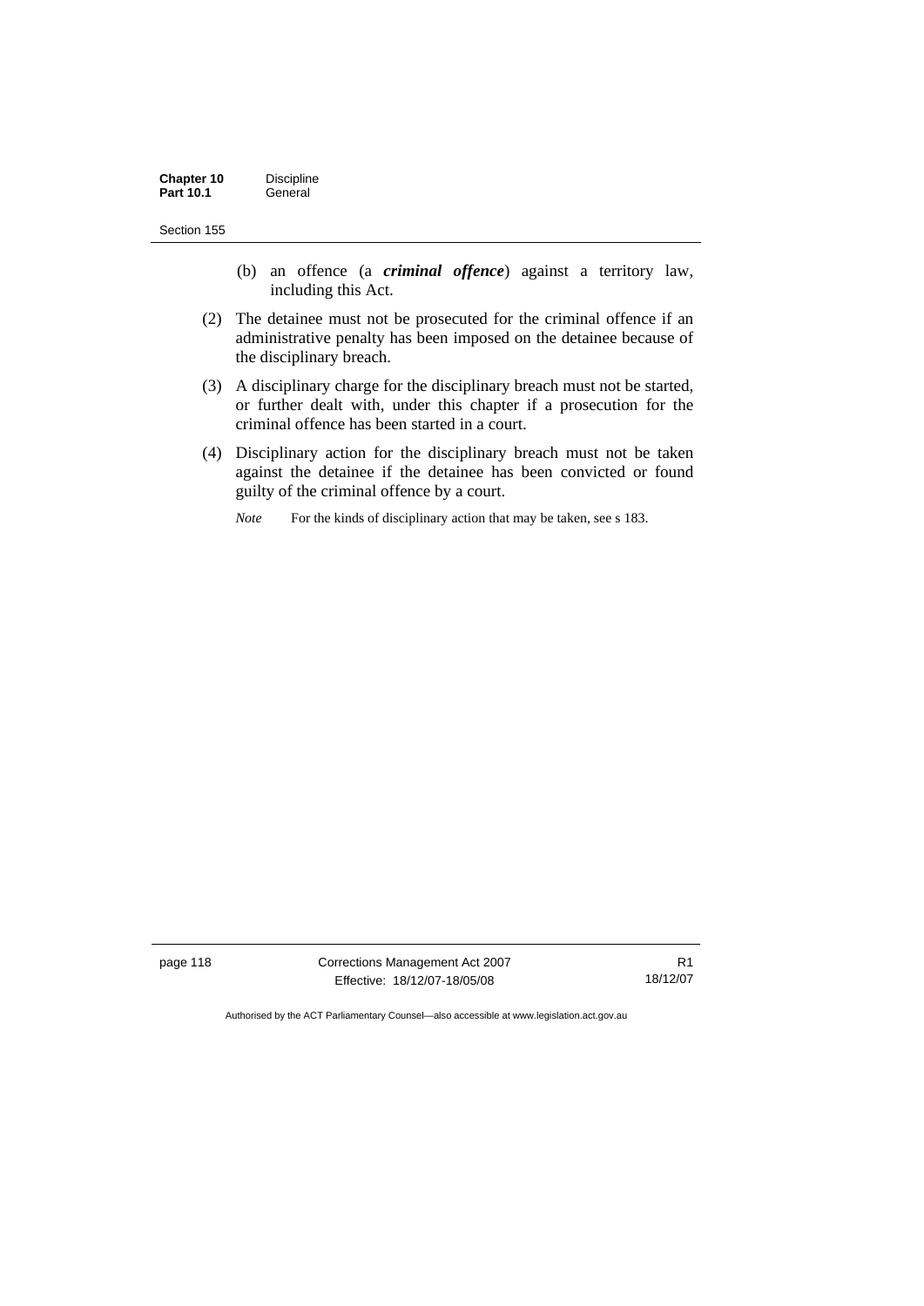(b) an offence (a ***criminal offence***) against a territory law, including this Act.

(2) The detainee must not be prosecuted for the criminal offence if an administrative penalty has been imposed on the detainee because of the disciplinary breach.

(3) A disciplinary charge for the disciplinary breach must not be started, or further dealt with, under this chapter if a prosecution for the criminal offence has been started in a court.

(4) Disciplinary action for the disciplinary breach must not be taken against the detainee if the detainee has been convicted or found guilty of the criminal offence by a court.

*Note* For the kinds of disciplinary action that may be taken, see s 183.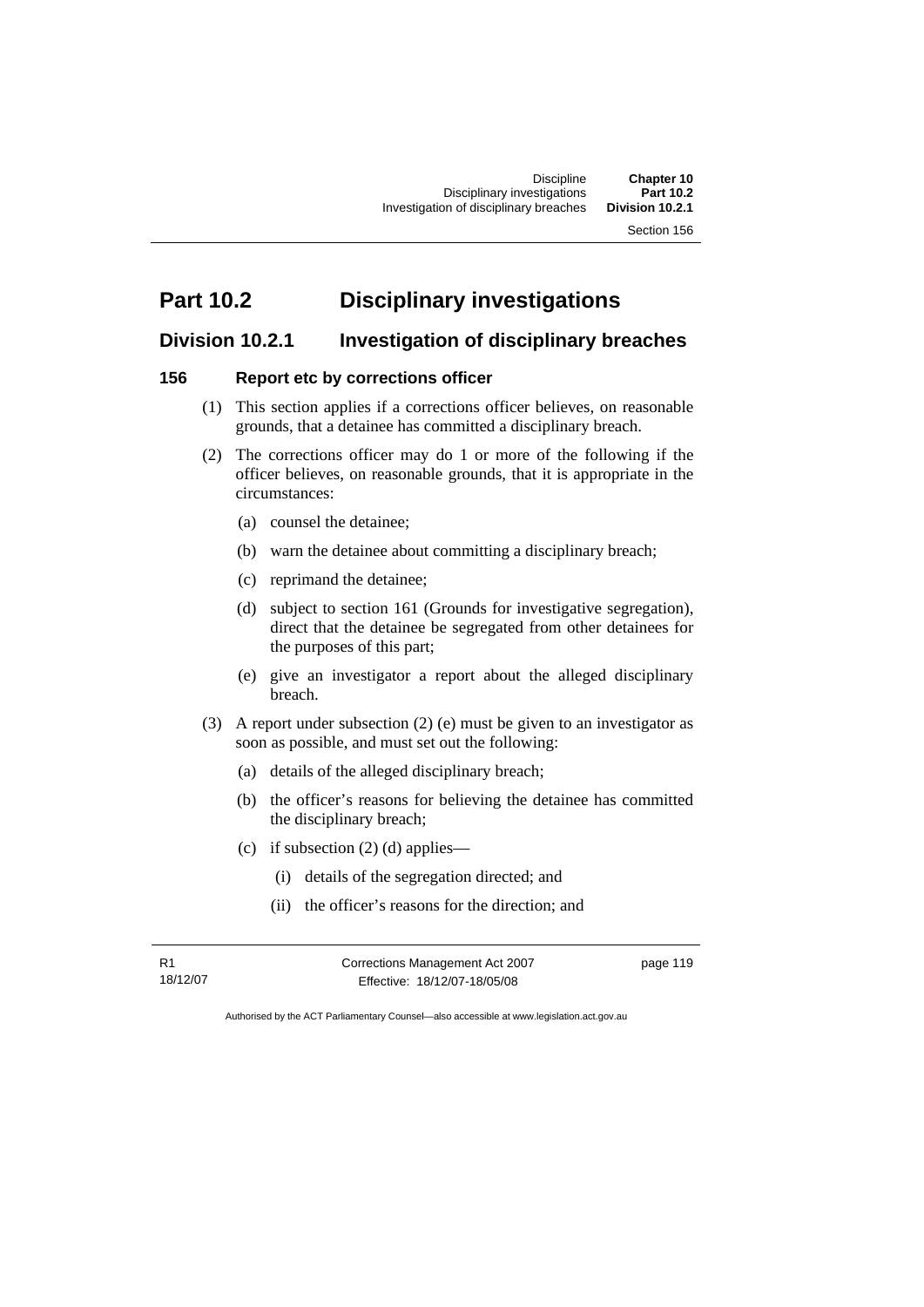# Part 10.2 Disciplinary investigations

## Division 10.2.1 Investigation of disciplinary breaches

### 156 Report etc by corrections officer

(1) This section applies if a corrections officer believes, on reasonable grounds, that a detainee has committed a disciplinary breach.

(2) The corrections officer may do 1 or more of the following if the officer believes, on reasonable grounds, that it is appropriate in the circumstances:

- (a) counsel the detainee;
- (b) warn the detainee about committing a disciplinary breach;
- (c) reprimand the detainee;
- (d) subject to section 161 (Grounds for investigative segregation), direct that the detainee be segregated from other detainees for the purposes of this part;
- (e) give an investigator a report about the alleged disciplinary breach.

(3) A report under subsection (2) (e) must be given to an investigator as soon as possible, and must set out the following:

- (a) details of the alleged disciplinary breach;
- (b) the officer's reasons for believing the detainee has committed the disciplinary breach;
- (c) if subsection (2) (d) applies—
  - (i) details of the segregation directed; and
  - (ii) the officer's reasons for the direction; and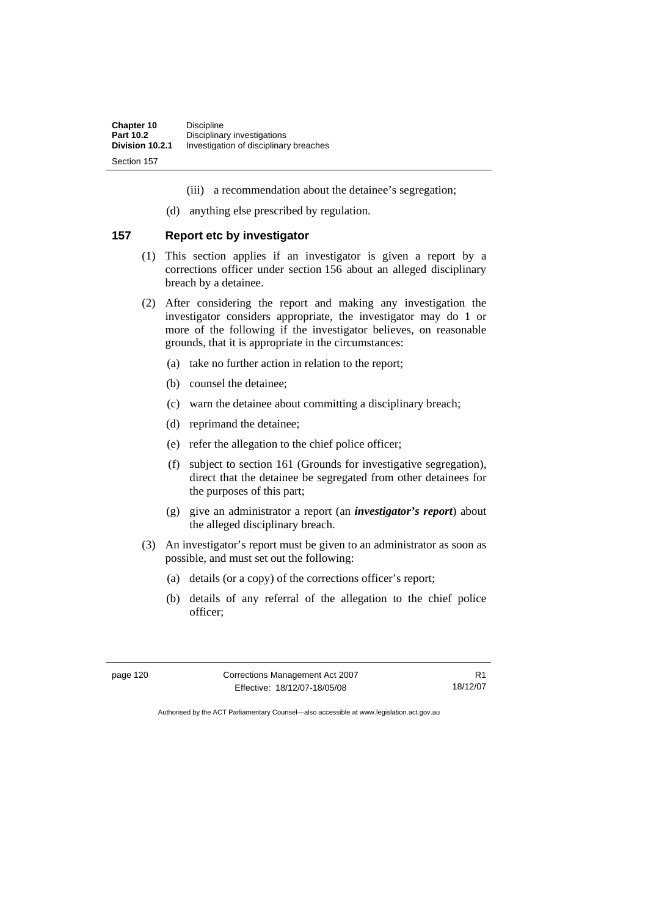(iii) a recommendation about the detainee's segregation;

(d) anything else prescribed by regulation.

## 157 Report etc by investigator

(1) This section applies if an investigator is given a report by a corrections officer under section 156 about an alleged disciplinary breach by a detainee.

(2) After considering the report and making any investigation the investigator considers appropriate, the investigator may do 1 or more of the following if the investigator believes, on reasonable grounds, that it is appropriate in the circumstances:

(a) take no further action in relation to the report;

(b) counsel the detainee;

(c) warn the detainee about committing a disciplinary breach;

(d) reprimand the detainee;

(e) refer the allegation to the chief police officer;

(f) subject to section 161 (Grounds for investigative segregation), direct that the detainee be segregated from other detainees for the purposes of this part;

(g) give an administrator a report (an ***investigator's report***) about the alleged disciplinary breach.

(3) An investigator's report must be given to an administrator as soon as possible, and must set out the following:

(a) details (or a copy) of the corrections officer's report;

(b) details of any referral of the allegation to the chief police officer;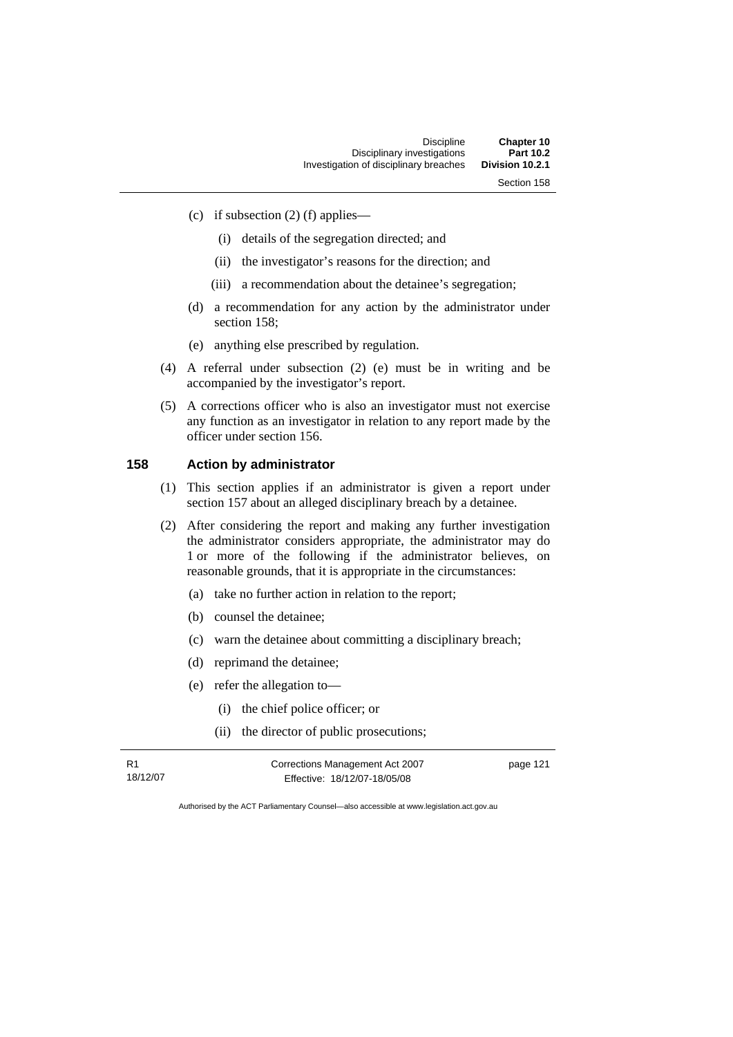(c) if subsection (2) (f) applies—

(i) details of the segregation directed; and

(ii) the investigator's reasons for the direction; and

(iii) a recommendation about the detainee's segregation;

(d) a recommendation for any action by the administrator under section 158;

(e) anything else prescribed by regulation.

(4) A referral under subsection (2) (e) must be in writing and be accompanied by the investigator's report.

(5) A corrections officer who is also an investigator must not exercise any function as an investigator in relation to any report made by the officer under section 156.

## 158 Action by administrator

(1) This section applies if an administrator is given a report under section 157 about an alleged disciplinary breach by a detainee.

(2) After considering the report and making any further investigation the administrator considers appropriate, the administrator may do 1 or more of the following if the administrator believes, on reasonable grounds, that it is appropriate in the circumstances:

(a) take no further action in relation to the report;

(b) counsel the detainee;

(c) warn the detainee about committing a disciplinary breach;

(d) reprimand the detainee;

(e) refer the allegation to—

(i) the chief police officer; or

(ii) the director of public prosecutions;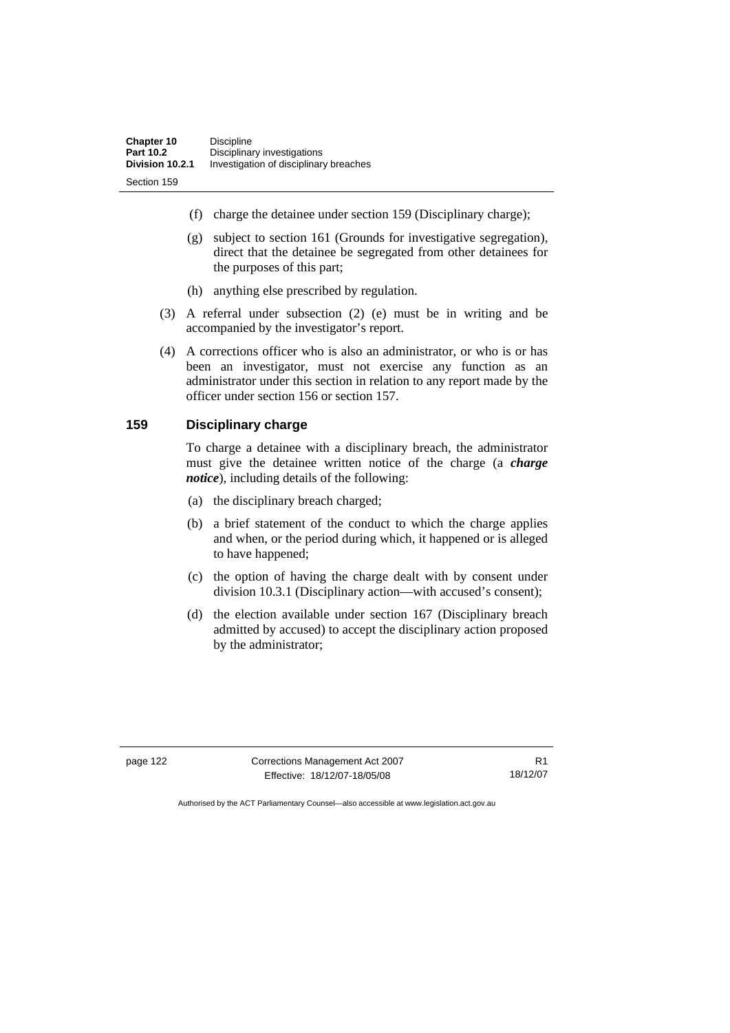(f) charge the detainee under section 159 (Disciplinary charge);

(g) subject to section 161 (Grounds for investigative segregation), direct that the detainee be segregated from other detainees for the purposes of this part;

(h) anything else prescribed by regulation.

(3) A referral under subsection (2) (e) must be in writing and be accompanied by the investigator's report.

(4) A corrections officer who is also an administrator, or who is or has been an investigator, must not exercise any function as an administrator under this section in relation to any report made by the officer under section 156 or section 157.

## 159 Disciplinary charge

To charge a detainee with a disciplinary breach, the administrator must give the detainee written notice of the charge (a ***charge notice***), including details of the following:

(a) the disciplinary breach charged;

(b) a brief statement of the conduct to which the charge applies and when, or the period during which, it happened or is alleged to have happened;

(c) the option of having the charge dealt with by consent under division 10.3.1 (Disciplinary action—with accused's consent);

(d) the election available under section 167 (Disciplinary breach admitted by accused) to accept the disciplinary action proposed by the administrator;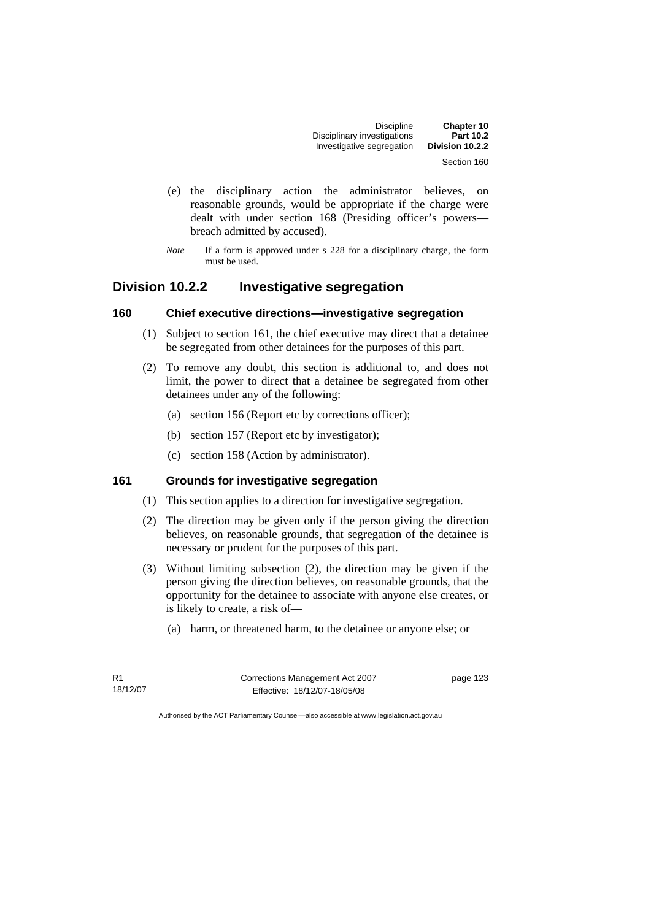(e) the disciplinary action the administrator believes, on reasonable grounds, would be appropriate if the charge were dealt with under section 168 (Presiding officer's powers—breach admitted by accused).

*Note* If a form is approved under s 228 for a disciplinary charge, the form must be used.

## Division 10.2.2 Investigative segregation

### 160 Chief executive directions—investigative segregation

(1) Subject to section 161, the chief executive may direct that a detainee be segregated from other detainees for the purposes of this part.

(2) To remove any doubt, this section is additional to, and does not limit, the power to direct that a detainee be segregated from other detainees under any of the following:

(a) section 156 (Report etc by corrections officer);

(b) section 157 (Report etc by investigator);

(c) section 158 (Action by administrator).

### 161 Grounds for investigative segregation

(1) This section applies to a direction for investigative segregation.

(2) The direction may be given only if the person giving the direction believes, on reasonable grounds, that segregation of the detainee is necessary or prudent for the purposes of this part.

(3) Without limiting subsection (2), the direction may be given if the person giving the direction believes, on reasonable grounds, that the opportunity for the detainee to associate with anyone else creates, or is likely to create, a risk of—

(a) harm, or threatened harm, to the detainee or anyone else; or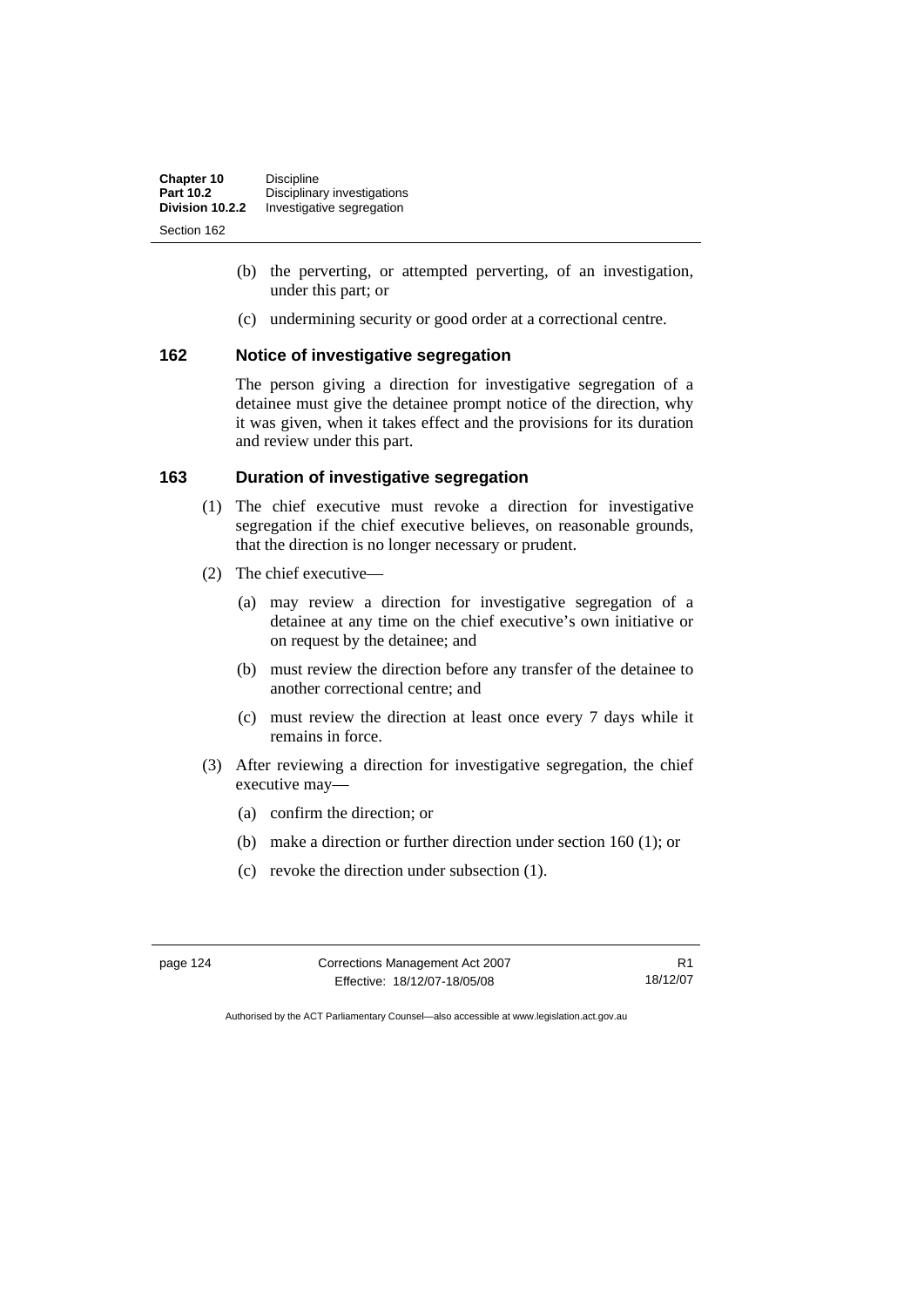(b) the perverting, or attempted perverting, of an investigation, under this part; or

(c) undermining security or good order at a correctional centre.

### 162 Notice of investigative segregation

The person giving a direction for investigative segregation of a detainee must give the detainee prompt notice of the direction, why it was given, when it takes effect and the provisions for its duration and review under this part.

### 163 Duration of investigative segregation

(1) The chief executive must revoke a direction for investigative segregation if the chief executive believes, on reasonable grounds, that the direction is no longer necessary or prudent.

(2) The chief executive—

(a) may review a direction for investigative segregation of a detainee at any time on the chief executive's own initiative or on request by the detainee; and

(b) must review the direction before any transfer of the detainee to another correctional centre; and

(c) must review the direction at least once every 7 days while it remains in force.

(3) After reviewing a direction for investigative segregation, the chief executive may—

(a) confirm the direction; or

(b) make a direction or further direction under section 160 (1); or

(c) revoke the direction under subsection (1).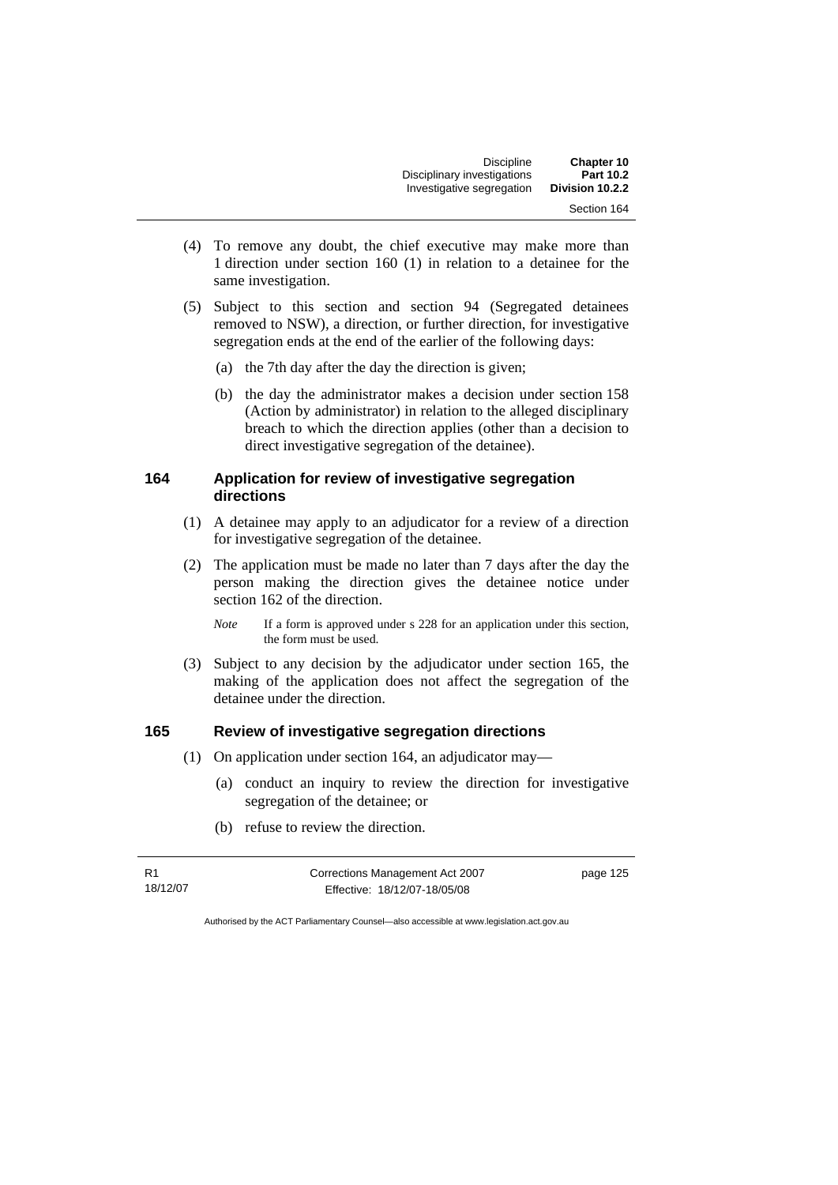(4) To remove any doubt, the chief executive may make more than 1 direction under section 160 (1) in relation to a detainee for the same investigation.

(5) Subject to this section and section 94 (Segregated detainees removed to NSW), a direction, or further direction, for investigative segregation ends at the end of the earlier of the following days:

(a) the 7th day after the day the direction is given;

(b) the day the administrator makes a decision under section 158 (Action by administrator) in relation to the alleged disciplinary breach to which the direction applies (other than a decision to direct investigative segregation of the detainee).

### 164 Application for review of investigative segregation directions

(1) A detainee may apply to an adjudicator for a review of a direction for investigative segregation of the detainee.

(2) The application must be made no later than 7 days after the day the person making the direction gives the detainee notice under section 162 of the direction.

*Note* If a form is approved under s 228 for an application under this section, the form must be used.

(3) Subject to any decision by the adjudicator under section 165, the making of the application does not affect the segregation of the detainee under the direction.

### 165 Review of investigative segregation directions

(1) On application under section 164, an adjudicator may—

(a) conduct an inquiry to review the direction for investigative segregation of the detainee; or

(b) refuse to review the direction.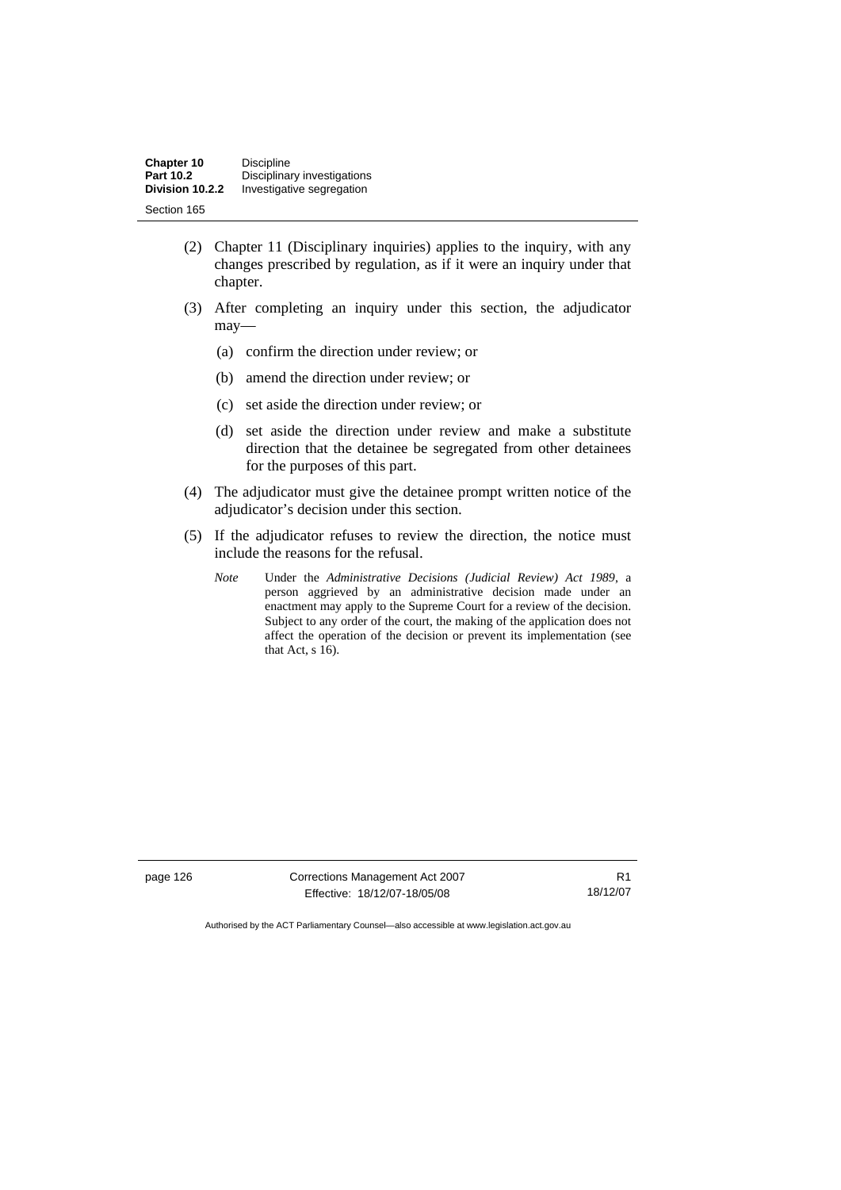(2) Chapter 11 (Disciplinary inquiries) applies to the inquiry, with any changes prescribed by regulation, as if it were an inquiry under that chapter.

(3) After completing an inquiry under this section, the adjudicator may—

(a) confirm the direction under review; or

(b) amend the direction under review; or

(c) set aside the direction under review; or

(d) set aside the direction under review and make a substitute direction that the detainee be segregated from other detainees for the purposes of this part.

(4) The adjudicator must give the detainee prompt written notice of the adjudicator's decision under this section.

(5) If the adjudicator refuses to review the direction, the notice must include the reasons for the refusal.

*Note* Under the *Administrative Decisions (Judicial Review) Act 1989*, a person aggrieved by an administrative decision made under an enactment may apply to the Supreme Court for a review of the decision. Subject to any order of the court, the making of the application does not affect the operation of the decision or prevent its implementation (see that Act, s 16).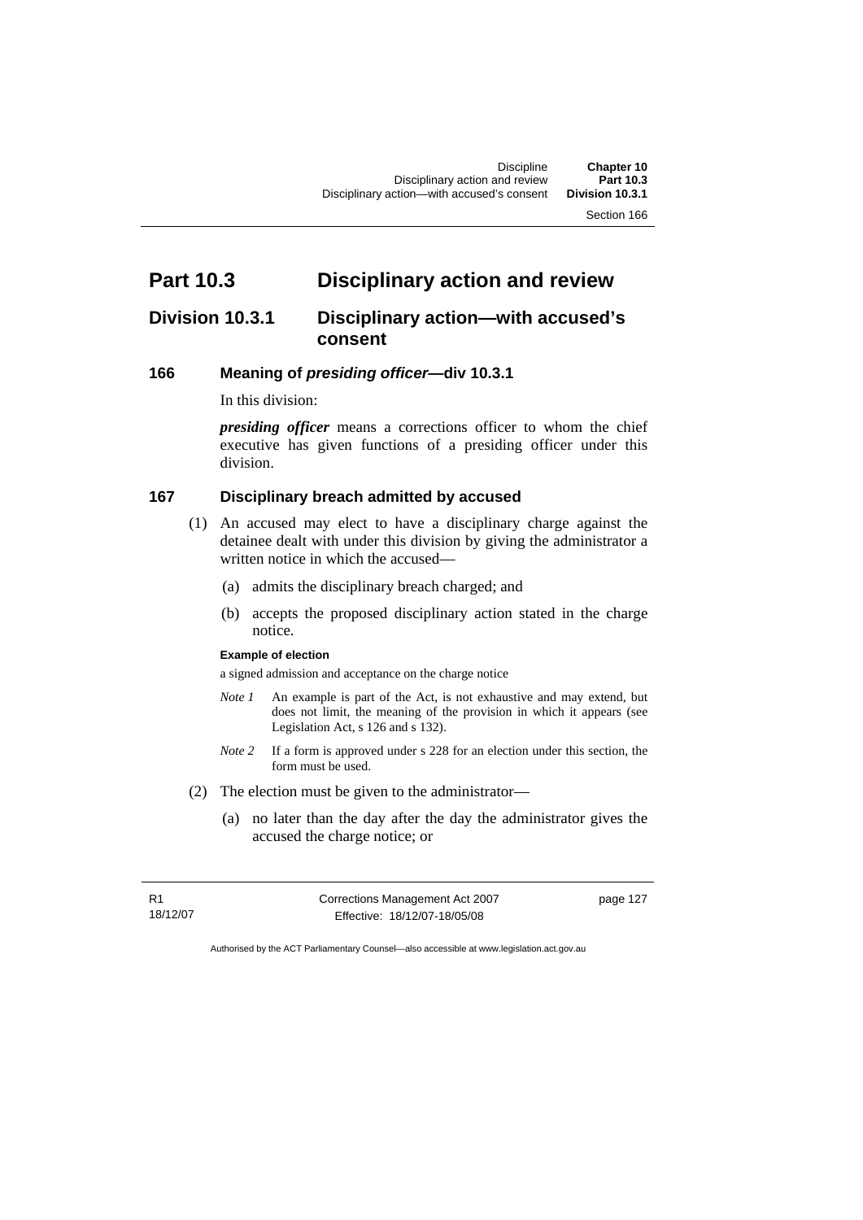# Part 10.3 Disciplinary action and review

## Division 10.3.1 Disciplinary action—with accused's consent

### 166 Meaning of *presiding officer*—div 10.3.1

In this division:

***presiding officer*** means a corrections officer to whom the chief executive has given functions of a presiding officer under this division.

### 167 Disciplinary breach admitted by accused

(1) An accused may elect to have a disciplinary charge against the detainee dealt with under this division by giving the administrator a written notice in which the accused—

(a) admits the disciplinary breach charged; and

(b) accepts the proposed disciplinary action stated in the charge notice.

**Example of election**

a signed admission and acceptance on the charge notice

*Note 1* An example is part of the Act, is not exhaustive and may extend, but does not limit, the meaning of the provision in which it appears (see Legislation Act, s 126 and s 132).

*Note 2* If a form is approved under s 228 for an election under this section, the form must be used.

(2) The election must be given to the administrator—

(a) no later than the day after the day the administrator gives the accused the charge notice; or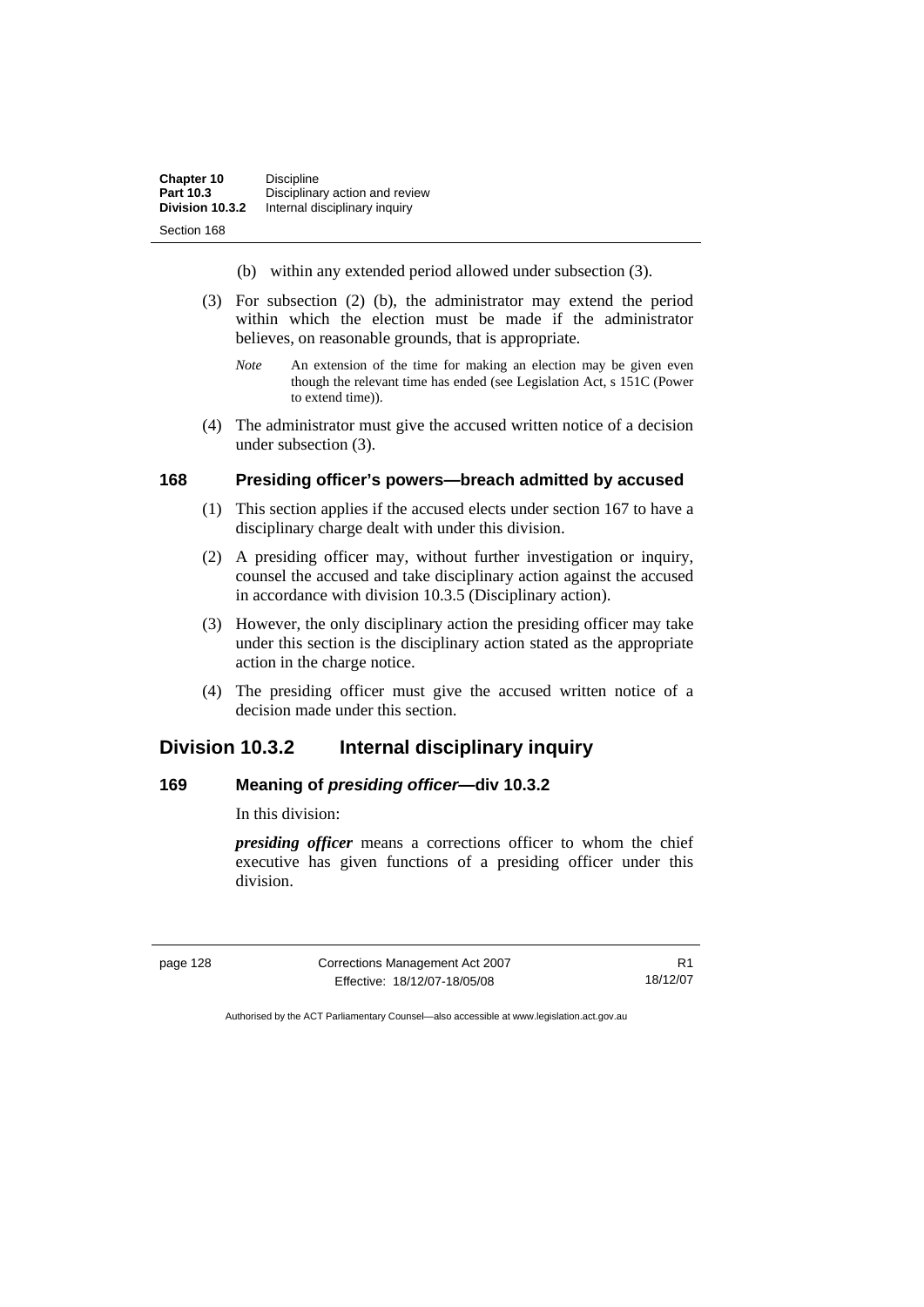(b) within any extended period allowed under subsection (3).

(3) For subsection (2) (b), the administrator may extend the period within which the election must be made if the administrator believes, on reasonable grounds, that is appropriate.

*Note* An extension of the time for making an election may be given even though the relevant time has ended (see Legislation Act, s 151C (Power to extend time)).

(4) The administrator must give the accused written notice of a decision under subsection (3).

### 168 Presiding officer's powers—breach admitted by accused

(1) This section applies if the accused elects under section 167 to have a disciplinary charge dealt with under this division.

(2) A presiding officer may, without further investigation or inquiry, counsel the accused and take disciplinary action against the accused in accordance with division 10.3.5 (Disciplinary action).

(3) However, the only disciplinary action the presiding officer may take under this section is the disciplinary action stated as the appropriate action in the charge notice.

(4) The presiding officer must give the accused written notice of a decision made under this section.

## Division 10.3.2 Internal disciplinary inquiry

### 169 Meaning of *presiding officer*—div 10.3.2

In this division:

***presiding officer*** means a corrections officer to whom the chief executive has given functions of a presiding officer under this division.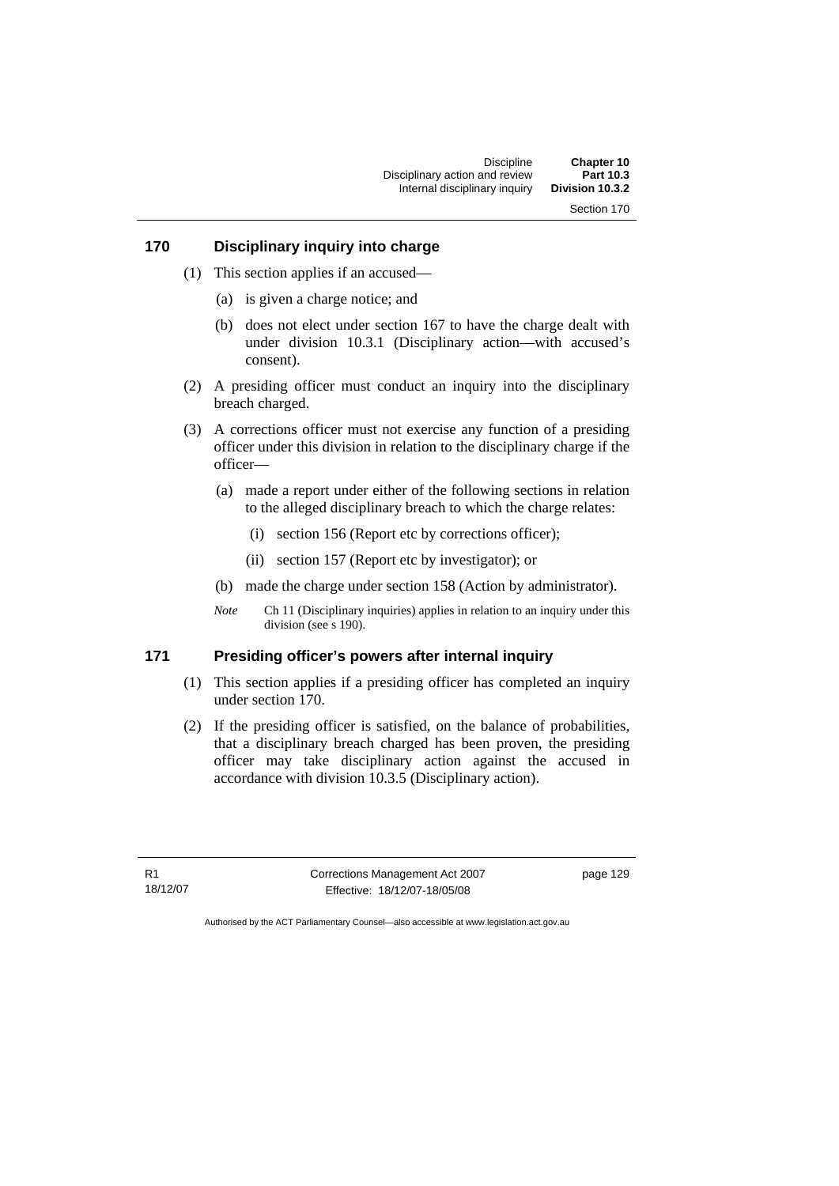## 170 Disciplinary inquiry into charge

(1) This section applies if an accused—

(a) is given a charge notice; and

(b) does not elect under section 167 to have the charge dealt with under division 10.3.1 (Disciplinary action—with accused's consent).

(2) A presiding officer must conduct an inquiry into the disciplinary breach charged.

(3) A corrections officer must not exercise any function of a presiding officer under this division in relation to the disciplinary charge if the officer—

(a) made a report under either of the following sections in relation to the alleged disciplinary breach to which the charge relates:

(i) section 156 (Report etc by corrections officer);

(ii) section 157 (Report etc by investigator); or

(b) made the charge under section 158 (Action by administrator).

*Note* Ch 11 (Disciplinary inquiries) applies in relation to an inquiry under this division (see s 190).

## 171 Presiding officer's powers after internal inquiry

(1) This section applies if a presiding officer has completed an inquiry under section 170.

(2) If the presiding officer is satisfied, on the balance of probabilities, that a disciplinary breach charged has been proven, the presiding officer may take disciplinary action against the accused in accordance with division 10.3.5 (Disciplinary action).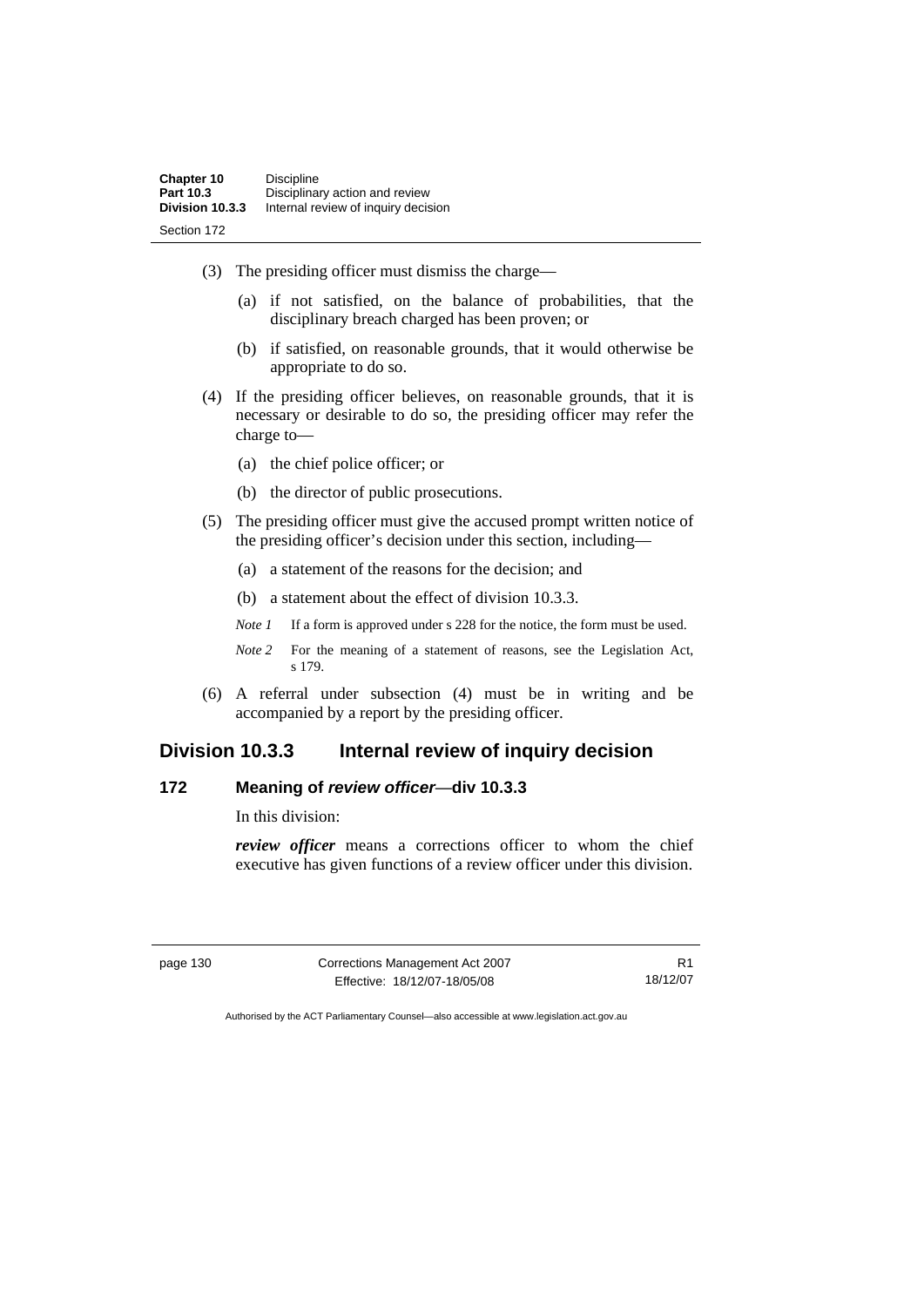(3) The presiding officer must dismiss the charge—

(a) if not satisfied, on the balance of probabilities, that the disciplinary breach charged has been proven; or

(b) if satisfied, on reasonable grounds, that it would otherwise be appropriate to do so.

(4) If the presiding officer believes, on reasonable grounds, that it is necessary or desirable to do so, the presiding officer may refer the charge to—

(a) the chief police officer; or

(b) the director of public prosecutions.

(5) The presiding officer must give the accused prompt written notice of the presiding officer's decision under this section, including—

(a) a statement of the reasons for the decision; and

(b) a statement about the effect of division 10.3.3.

*Note 1* If a form is approved under s 228 for the notice, the form must be used.

*Note 2* For the meaning of a statement of reasons, see the Legislation Act, s 179.

(6) A referral under subsection (4) must be in writing and be accompanied by a report by the presiding officer.

## Division 10.3.3 Internal review of inquiry decision

### 172 Meaning of *review officer*—div 10.3.3

In this division:

***review officer*** means a corrections officer to whom the chief executive has given functions of a review officer under this division.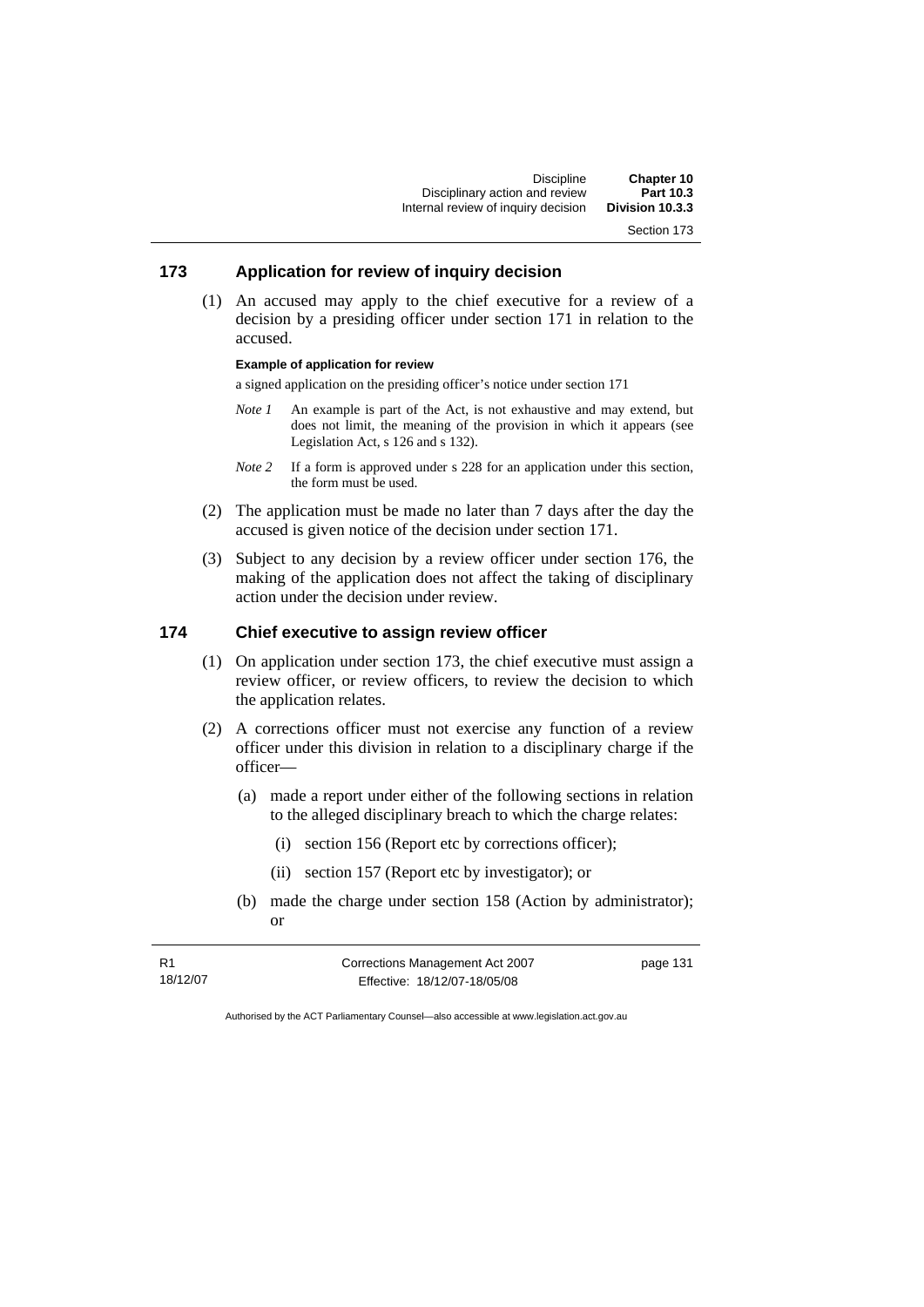## 173 Application for review of inquiry decision

(1) An accused may apply to the chief executive for a review of a decision by a presiding officer under section 171 in relation to the accused.

**Example of application for review**

a signed application on the presiding officer's notice under section 171

*Note 1* An example is part of the Act, is not exhaustive and may extend, but does not limit, the meaning of the provision in which it appears (see Legislation Act, s 126 and s 132).

*Note 2* If a form is approved under s 228 for an application under this section, the form must be used.

(2) The application must be made no later than 7 days after the day the accused is given notice of the decision under section 171.

(3) Subject to any decision by a review officer under section 176, the making of the application does not affect the taking of disciplinary action under the decision under review.

## 174 Chief executive to assign review officer

(1) On application under section 173, the chief executive must assign a review officer, or review officers, to review the decision to which the application relates.

(2) A corrections officer must not exercise any function of a review officer under this division in relation to a disciplinary charge if the officer—

(a) made a report under either of the following sections in relation to the alleged disciplinary breach to which the charge relates:

(i) section 156 (Report etc by corrections officer);

(ii) section 157 (Report etc by investigator); or

(b) made the charge under section 158 (Action by administrator); or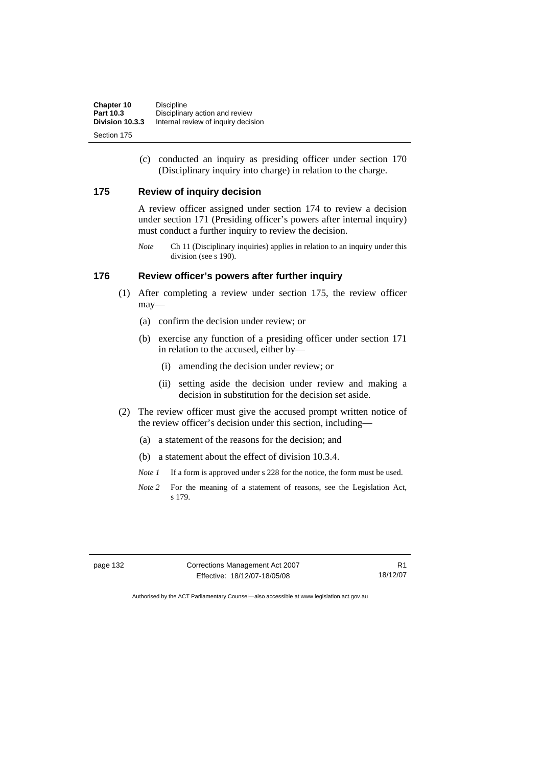(c) conducted an inquiry as presiding officer under section 170 (Disciplinary inquiry into charge) in relation to the charge.

### 175 Review of inquiry decision

A review officer assigned under section 174 to review a decision under section 171 (Presiding officer's powers after internal inquiry) must conduct a further inquiry to review the decision.

*Note* Ch 11 (Disciplinary inquiries) applies in relation to an inquiry under this division (see s 190).

### 176 Review officer's powers after further inquiry

(1) After completing a review under section 175, the review officer may—

(a) confirm the decision under review; or

(b) exercise any function of a presiding officer under section 171 in relation to the accused, either by—

(i) amending the decision under review; or

(ii) setting aside the decision under review and making a decision in substitution for the decision set aside.

(2) The review officer must give the accused prompt written notice of the review officer's decision under this section, including—

(a) a statement of the reasons for the decision; and

(b) a statement about the effect of division 10.3.4.

*Note 1* If a form is approved under s 228 for the notice, the form must be used.

*Note 2* For the meaning of a statement of reasons, see the Legislation Act, s 179.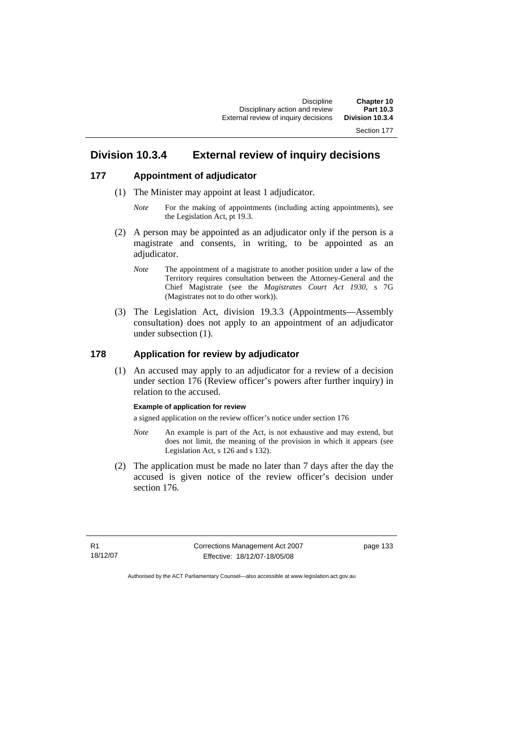## Division 10.3.4 External review of inquiry decisions

### 177 Appointment of adjudicator

(1) The Minister may appoint at least 1 adjudicator.

*Note* For the making of appointments (including acting appointments), see the Legislation Act, pt 19.3.

(2) A person may be appointed as an adjudicator only if the person is a magistrate and consents, in writing, to be appointed as an adjudicator.

*Note* The appointment of a magistrate to another position under a law of the Territory requires consultation between the Attorney-General and the Chief Magistrate (see the *Magistrates Court Act 1930*, s 7G (Magistrates not to do other work)).

(3) The Legislation Act, division 19.3.3 (Appointments—Assembly consultation) does not apply to an appointment of an adjudicator under subsection (1).

### 178 Application for review by adjudicator

(1) An accused may apply to an adjudicator for a review of a decision under section 176 (Review officer's powers after further inquiry) in relation to the accused.

**Example of application for review**

a signed application on the review officer's notice under section 176

*Note* An example is part of the Act, is not exhaustive and may extend, but does not limit, the meaning of the provision in which it appears (see Legislation Act, s 126 and s 132).

(2) The application must be made no later than 7 days after the day the accused is given notice of the review officer's decision under section 176.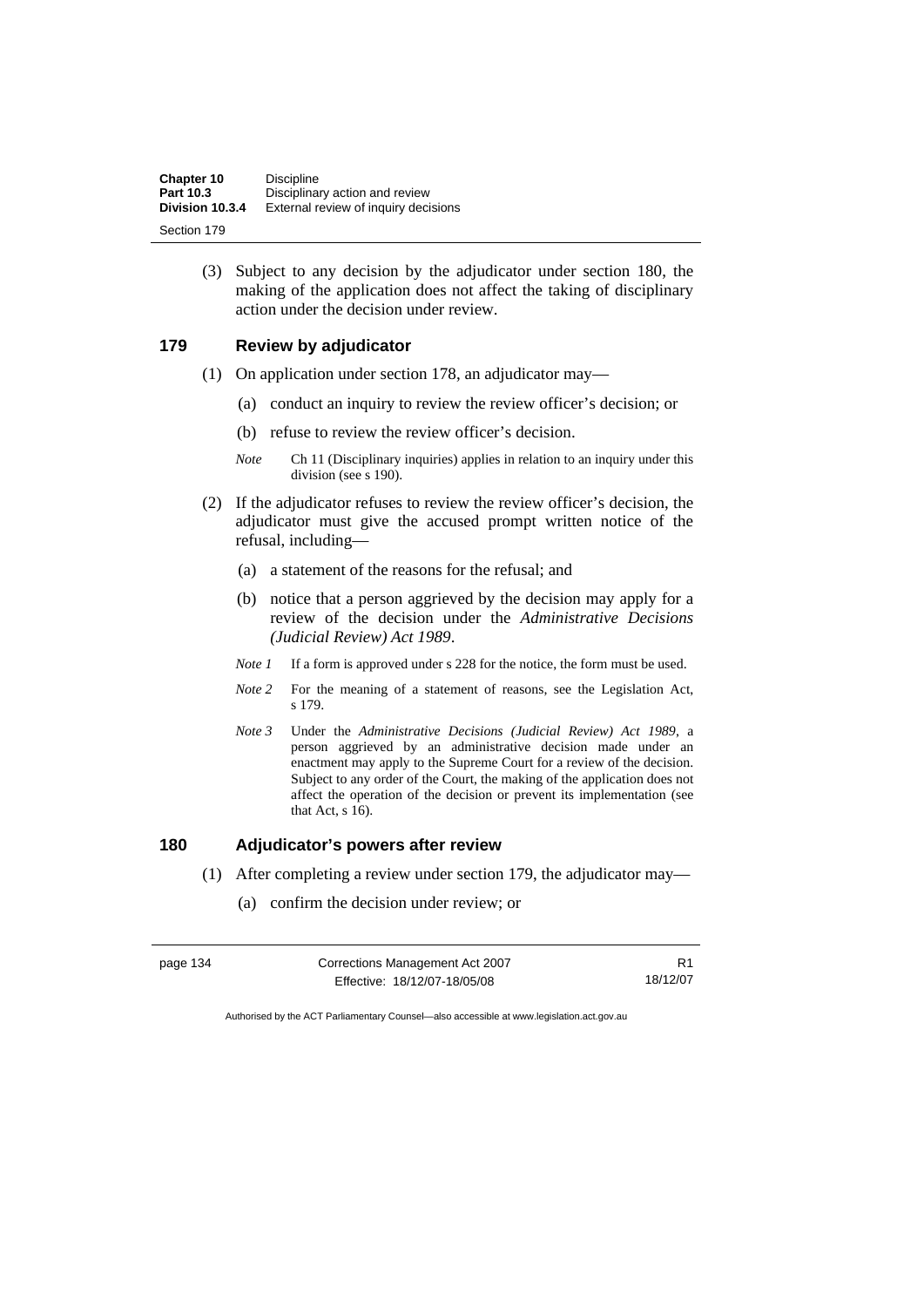(3) Subject to any decision by the adjudicator under section 180, the making of the application does not affect the taking of disciplinary action under the decision under review.

## 179 Review by adjudicator

(1) On application under section 178, an adjudicator may—

(a) conduct an inquiry to review the review officer's decision; or

(b) refuse to review the review officer's decision.

*Note* Ch 11 (Disciplinary inquiries) applies in relation to an inquiry under this division (see s 190).

(2) If the adjudicator refuses to review the review officer's decision, the adjudicator must give the accused prompt written notice of the refusal, including—

(a) a statement of the reasons for the refusal; and

(b) notice that a person aggrieved by the decision may apply for a review of the decision under the *Administrative Decisions (Judicial Review) Act 1989*.

*Note 1* If a form is approved under s 228 for the notice, the form must be used.

*Note 2* For the meaning of a statement of reasons, see the Legislation Act, s 179.

*Note 3* Under the *Administrative Decisions (Judicial Review) Act 1989*, a person aggrieved by an administrative decision made under an enactment may apply to the Supreme Court for a review of the decision. Subject to any order of the Court, the making of the application does not affect the operation of the decision or prevent its implementation (see that Act, s 16).

## 180 Adjudicator's powers after review

(1) After completing a review under section 179, the adjudicator may—

(a) confirm the decision under review; or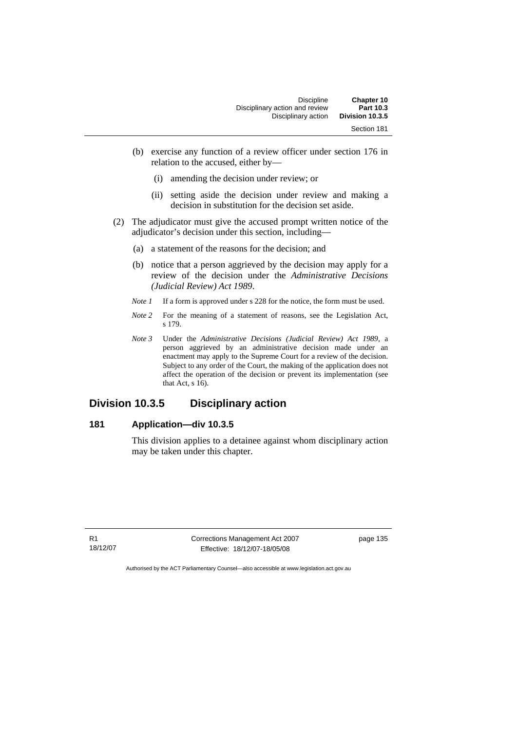(b) exercise any function of a review officer under section 176 in relation to the accused, either by—

  (i) amending the decision under review; or

  (ii) setting aside the decision under review and making a decision in substitution for the decision set aside.

(2) The adjudicator must give the accused prompt written notice of the adjudicator's decision under this section, including—

  (a) a statement of the reasons for the decision; and

  (b) notice that a person aggrieved by the decision may apply for a review of the decision under the *Administrative Decisions (Judicial Review) Act 1989*.

*Note 1* If a form is approved under s 228 for the notice, the form must be used.

*Note 2* For the meaning of a statement of reasons, see the Legislation Act, s 179.

*Note 3* Under the *Administrative Decisions (Judicial Review) Act 1989*, a person aggrieved by an administrative decision made under an enactment may apply to the Supreme Court for a review of the decision. Subject to any order of the Court, the making of the application does not affect the operation of the decision or prevent its implementation (see that Act, s 16).

## Division 10.3.5 Disciplinary action

### 181 Application—div 10.3.5

This division applies to a detainee against whom disciplinary action may be taken under this chapter.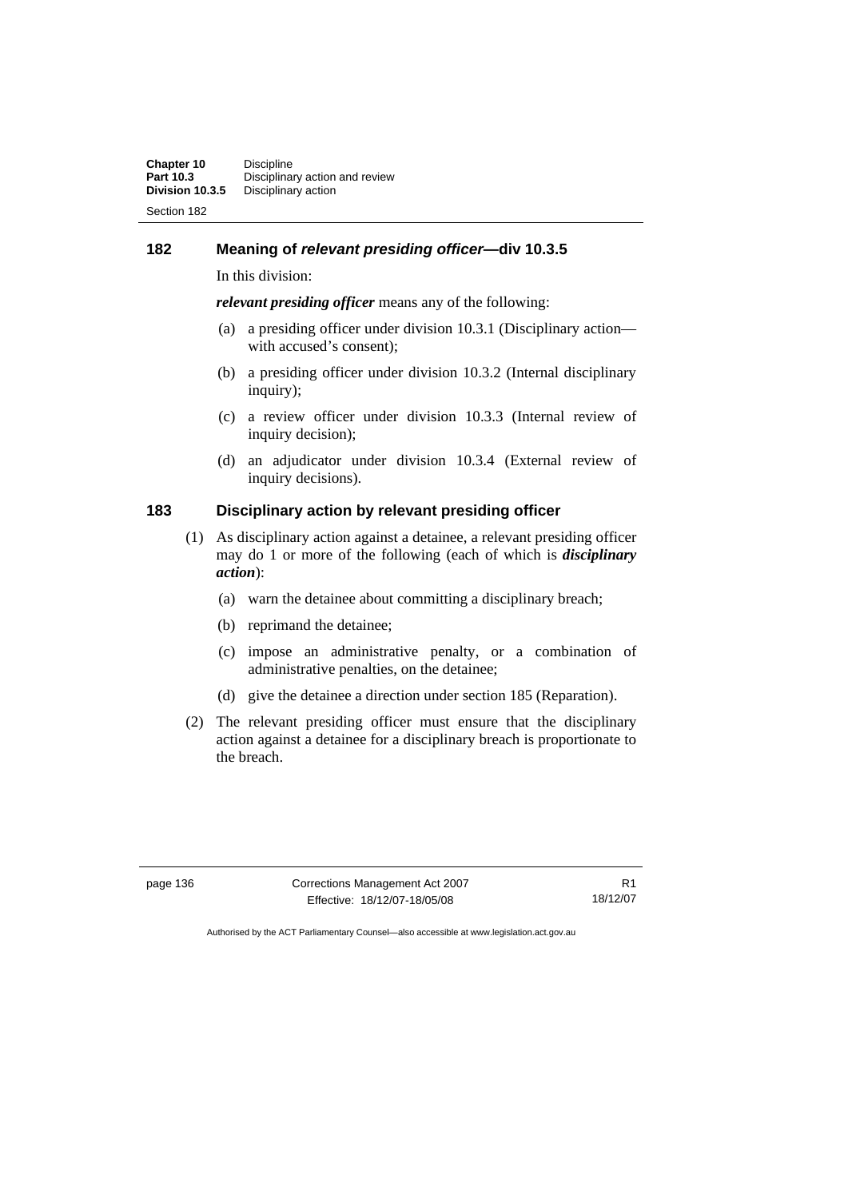## 182 Meaning of *relevant presiding officer*—div 10.3.5

In this division:

***relevant presiding officer*** means any of the following:

(a) a presiding officer under division 10.3.1 (Disciplinary action—with accused's consent);

(b) a presiding officer under division 10.3.2 (Internal disciplinary inquiry);

(c) a review officer under division 10.3.3 (Internal review of inquiry decision);

(d) an adjudicator under division 10.3.4 (External review of inquiry decisions).

## 183 Disciplinary action by relevant presiding officer

(1) As disciplinary action against a detainee, a relevant presiding officer may do 1 or more of the following (each of which is ***disciplinary action***):

(a) warn the detainee about committing a disciplinary breach;

(b) reprimand the detainee;

(c) impose an administrative penalty, or a combination of administrative penalties, on the detainee;

(d) give the detainee a direction under section 185 (Reparation).

(2) The relevant presiding officer must ensure that the disciplinary action against a detainee for a disciplinary breach is proportionate to the breach.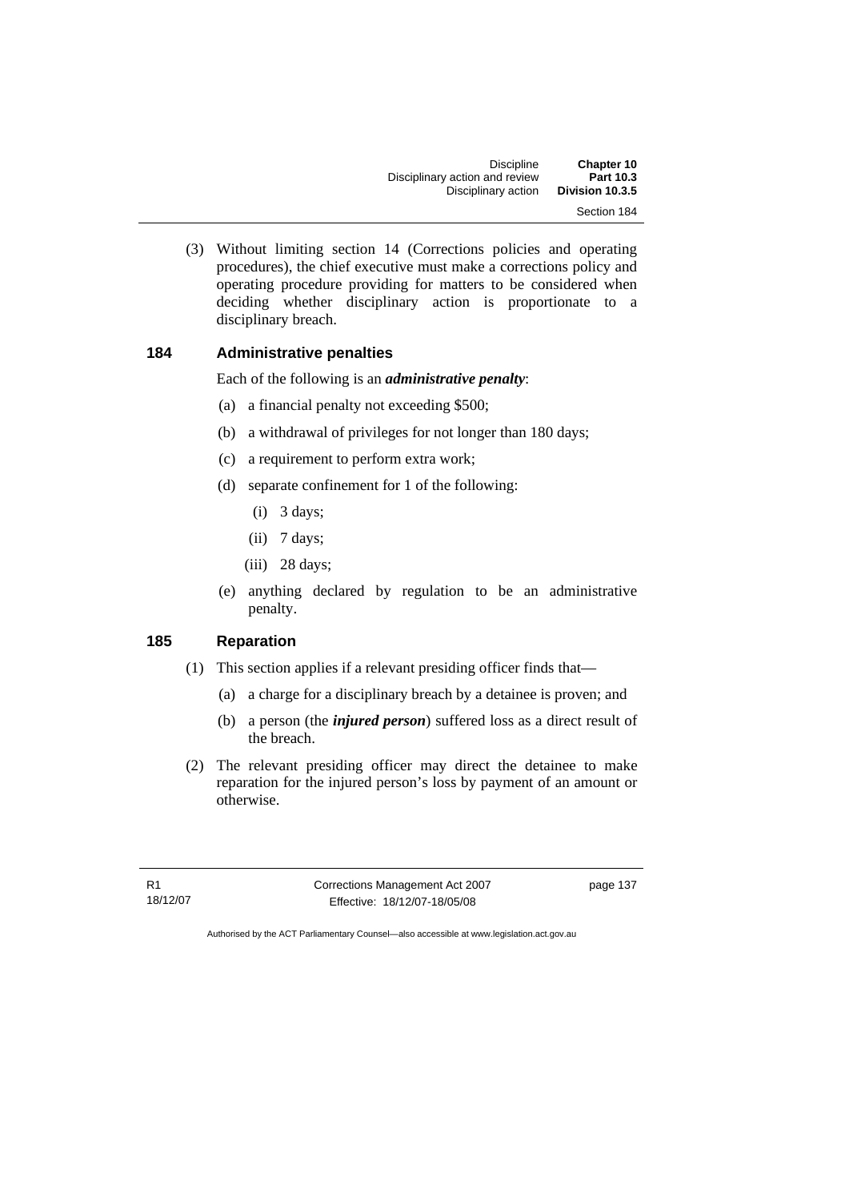(3) Without limiting section 14 (Corrections policies and operating procedures), the chief executive must make a corrections policy and operating procedure providing for matters to be considered when deciding whether disciplinary action is proportionate to a disciplinary breach.

### 184 Administrative penalties

Each of the following is an ***administrative penalty***:

(a) a financial penalty not exceeding $500;

(b) a withdrawal of privileges for not longer than 180 days;

(c) a requirement to perform extra work;

(d) separate confinement for 1 of the following:

(i) 3 days;

(ii) 7 days;

(iii) 28 days;

(e) anything declared by regulation to be an administrative penalty.

### 185 Reparation

(1) This section applies if a relevant presiding officer finds that—

(a) a charge for a disciplinary breach by a detainee is proven; and

(b) a person (the ***injured person***) suffered loss as a direct result of the breach.

(2) The relevant presiding officer may direct the detainee to make reparation for the injured person's loss by payment of an amount or otherwise.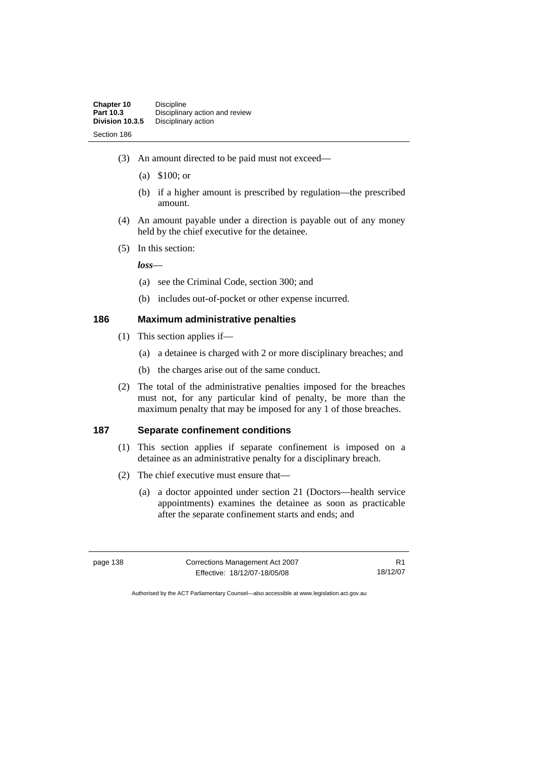(3) An amount directed to be paid must not exceed—

(a) $100; or

(b) if a higher amount is prescribed by regulation—the prescribed amount.

(4) An amount payable under a direction is payable out of any money held by the chief executive for the detainee.

(5) In this section:

***loss***—

(a) see the Criminal Code, section 300; and

(b) includes out-of-pocket or other expense incurred.

## 186 Maximum administrative penalties

(1) This section applies if—

(a) a detainee is charged with 2 or more disciplinary breaches; and

(b) the charges arise out of the same conduct.

(2) The total of the administrative penalties imposed for the breaches must not, for any particular kind of penalty, be more than the maximum penalty that may be imposed for any 1 of those breaches.

## 187 Separate confinement conditions

(1) This section applies if separate confinement is imposed on a detainee as an administrative penalty for a disciplinary breach.

(2) The chief executive must ensure that—

(a) a doctor appointed under section 21 (Doctors—health service appointments) examines the detainee as soon as practicable after the separate confinement starts and ends; and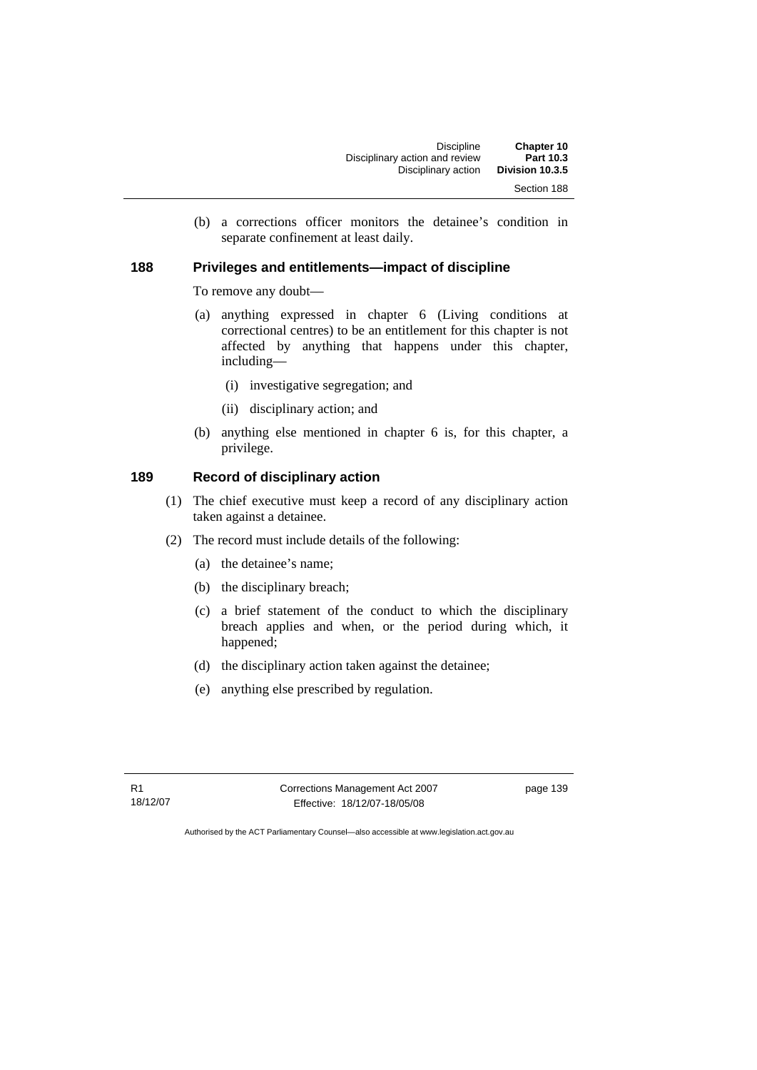(b) a corrections officer monitors the detainee's condition in separate confinement at least daily.

### 188 Privileges and entitlements—impact of discipline

To remove any doubt—

(a) anything expressed in chapter 6 (Living conditions at correctional centres) to be an entitlement for this chapter is not affected by anything that happens under this chapter, including—

   (i) investigative segregation; and

   (ii) disciplinary action; and

(b) anything else mentioned in chapter 6 is, for this chapter, a privilege.

### 189 Record of disciplinary action

(1) The chief executive must keep a record of any disciplinary action taken against a detainee.

(2) The record must include details of the following:

   (a) the detainee's name;

   (b) the disciplinary breach;

   (c) a brief statement of the conduct to which the disciplinary breach applies and when, or the period during which, it happened;

   (d) the disciplinary action taken against the detainee;

   (e) anything else prescribed by regulation.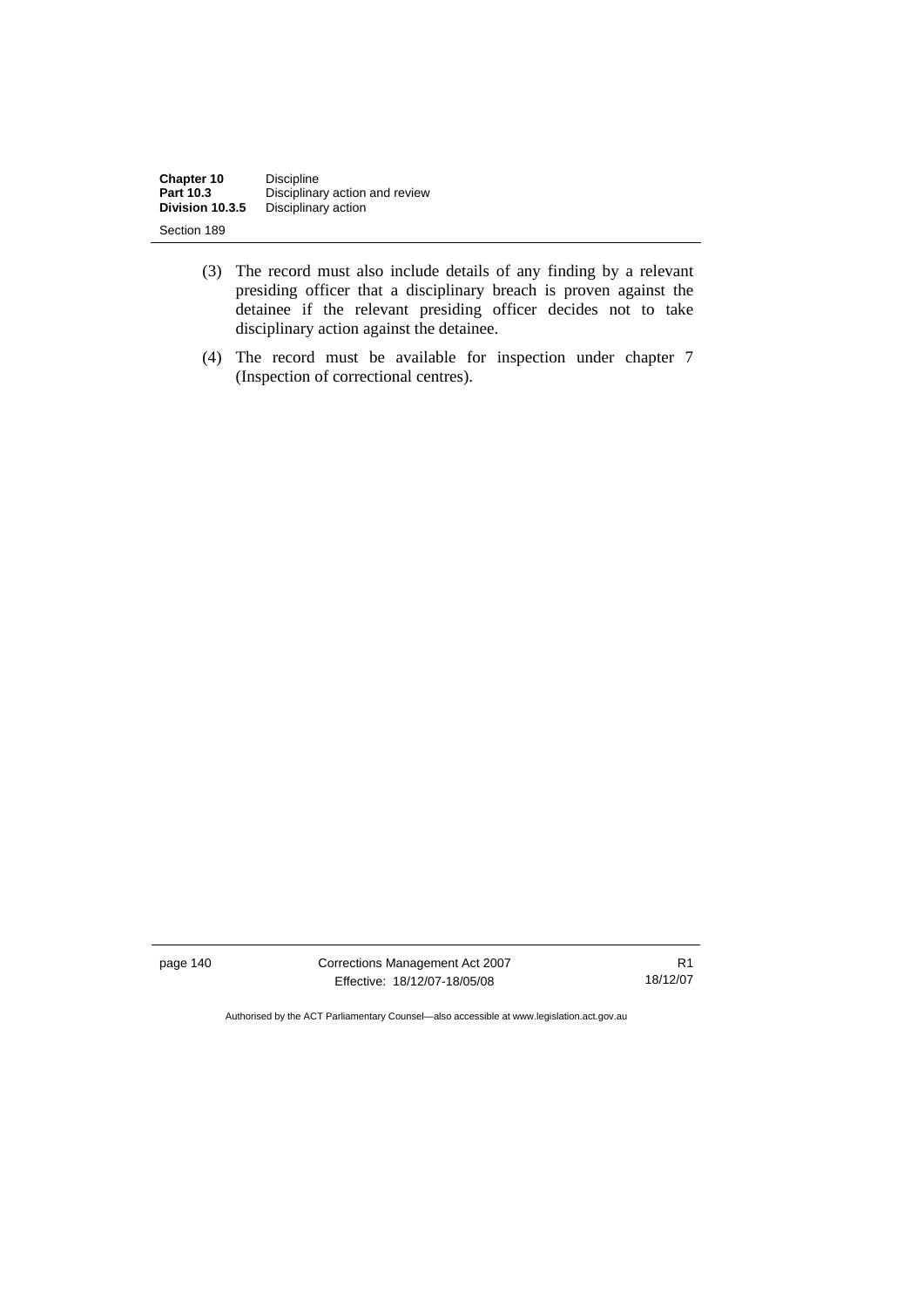(3) The record must also include details of any finding by a relevant presiding officer that a disciplinary breach is proven against the detainee if the relevant presiding officer decides not to take disciplinary action against the detainee.

(4) The record must be available for inspection under chapter 7 (Inspection of correctional centres).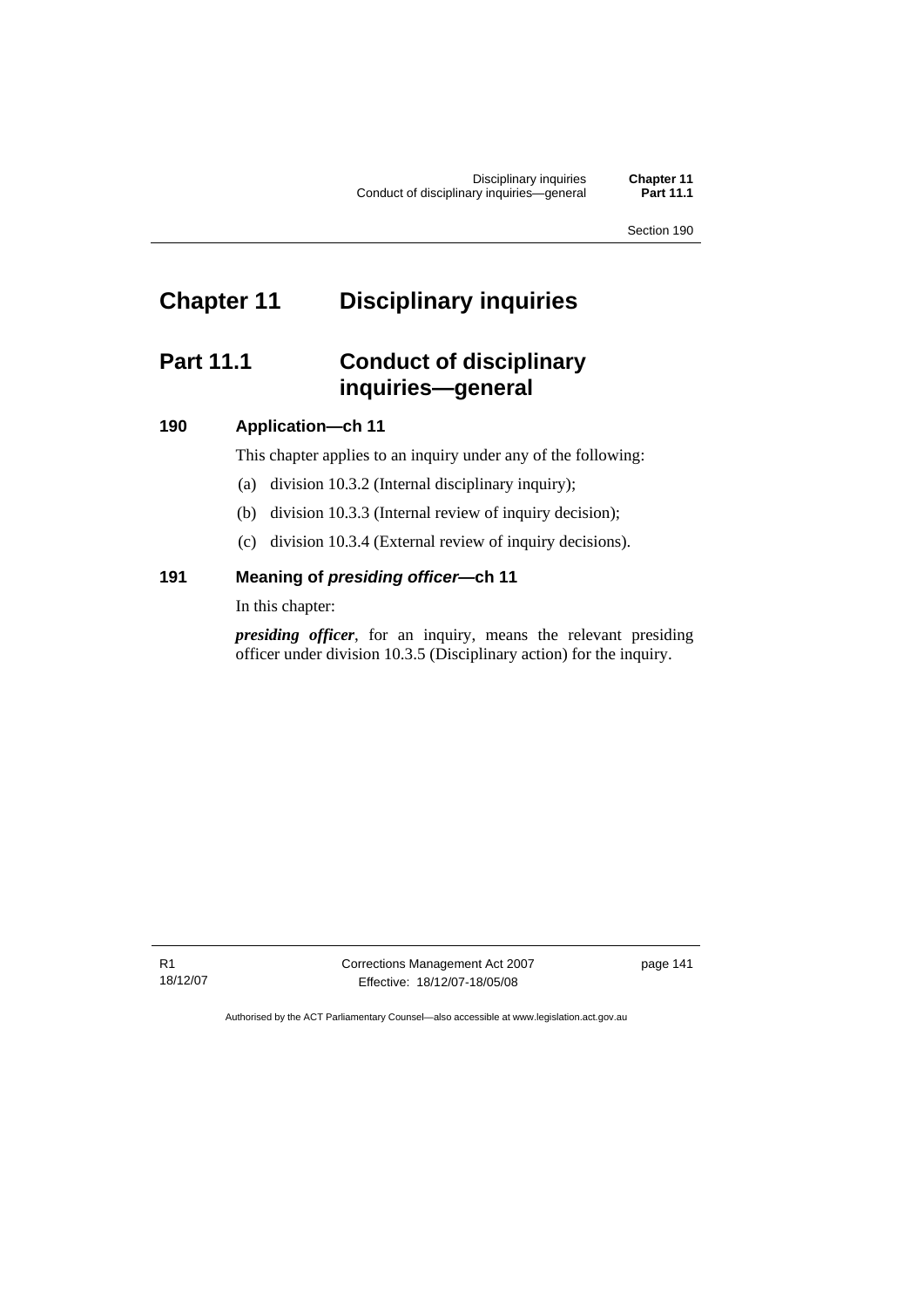# Chapter 11 Disciplinary inquiries

## Part 11.1 Conduct of disciplinary inquiries—general

### 190 Application—ch 11

This chapter applies to an inquiry under any of the following:

(a) division 10.3.2 (Internal disciplinary inquiry);

(b) division 10.3.3 (Internal review of inquiry decision);

(c) division 10.3.4 (External review of inquiry decisions).

### 191 Meaning of *presiding officer*—ch 11

In this chapter:

***presiding officer***, for an inquiry, means the relevant presiding officer under division 10.3.5 (Disciplinary action) for the inquiry.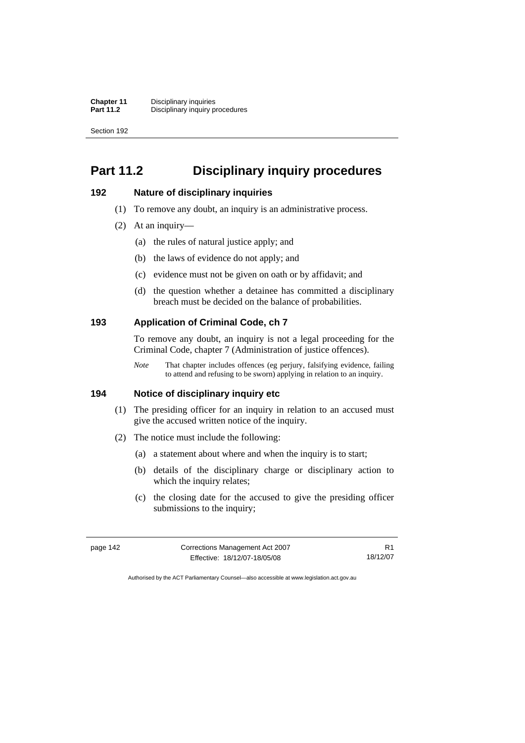# Part 11.2 Disciplinary inquiry procedures

### 192 Nature of disciplinary inquiries

(1) To remove any doubt, an inquiry is an administrative process.

(2) At an inquiry—

(a) the rules of natural justice apply; and

(b) the laws of evidence do not apply; and

(c) evidence must not be given on oath or by affidavit; and

(d) the question whether a detainee has committed a disciplinary breach must be decided on the balance of probabilities.

### 193 Application of Criminal Code, ch 7

To remove any doubt, an inquiry is not a legal proceeding for the Criminal Code, chapter 7 (Administration of justice offences).

*Note* That chapter includes offences (eg perjury, falsifying evidence, failing to attend and refusing to be sworn) applying in relation to an inquiry.

### 194 Notice of disciplinary inquiry etc

(1) The presiding officer for an inquiry in relation to an accused must give the accused written notice of the inquiry.

(2) The notice must include the following:

(a) a statement about where and when the inquiry is to start;

(b) details of the disciplinary charge or disciplinary action to which the inquiry relates;

(c) the closing date for the accused to give the presiding officer submissions to the inquiry;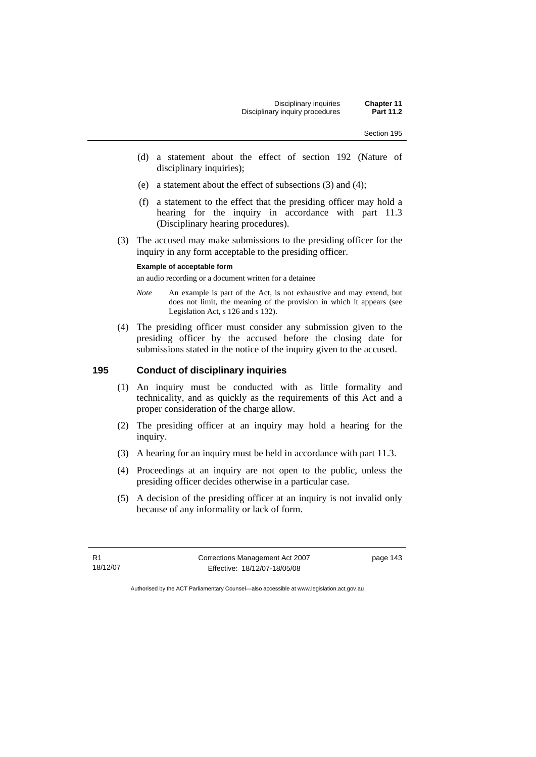(d) a statement about the effect of section 192 (Nature of disciplinary inquiries);

(e) a statement about the effect of subsections (3) and (4);

(f) a statement to the effect that the presiding officer may hold a hearing for the inquiry in accordance with part 11.3 (Disciplinary hearing procedures).

(3) The accused may make submissions to the presiding officer for the inquiry in any form acceptable to the presiding officer.

**Example of acceptable form**

an audio recording or a document written for a detainee

*Note* An example is part of the Act, is not exhaustive and may extend, but does not limit, the meaning of the provision in which it appears (see Legislation Act, s 126 and s 132).

(4) The presiding officer must consider any submission given to the presiding officer by the accused before the closing date for submissions stated in the notice of the inquiry given to the accused.

### 195 Conduct of disciplinary inquiries

(1) An inquiry must be conducted with as little formality and technicality, and as quickly as the requirements of this Act and a proper consideration of the charge allow.

(2) The presiding officer at an inquiry may hold a hearing for the inquiry.

(3) A hearing for an inquiry must be held in accordance with part 11.3.

(4) Proceedings at an inquiry are not open to the public, unless the presiding officer decides otherwise in a particular case.

(5) A decision of the presiding officer at an inquiry is not invalid only because of any informality or lack of form.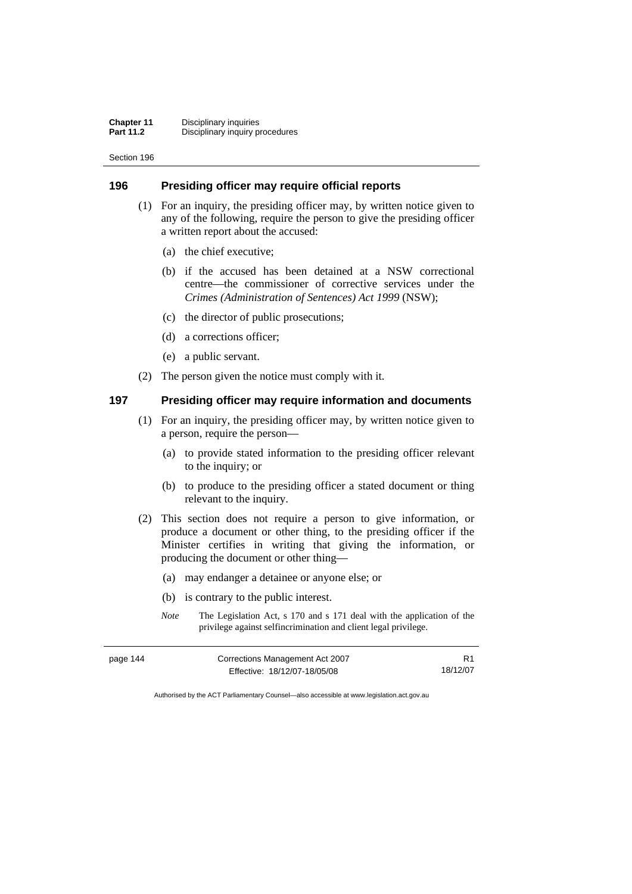## 196 Presiding officer may require official reports

(1) For an inquiry, the presiding officer may, by written notice given to any of the following, require the person to give the presiding officer a written report about the accused:

(a) the chief executive;

(b) if the accused has been detained at a NSW correctional centre—the commissioner of corrective services under the *Crimes (Administration of Sentences) Act 1999* (NSW);

(c) the director of public prosecutions;

(d) a corrections officer;

(e) a public servant.

(2) The person given the notice must comply with it.

## 197 Presiding officer may require information and documents

(1) For an inquiry, the presiding officer may, by written notice given to a person, require the person—

(a) to provide stated information to the presiding officer relevant to the inquiry; or

(b) to produce to the presiding officer a stated document or thing relevant to the inquiry.

(2) This section does not require a person to give information, or produce a document or other thing, to the presiding officer if the Minister certifies in writing that giving the information, or producing the document or other thing—

(a) may endanger a detainee or anyone else; or

(b) is contrary to the public interest.

*Note* The Legislation Act, s 170 and s 171 deal with the application of the privilege against selfincrimination and client legal privilege.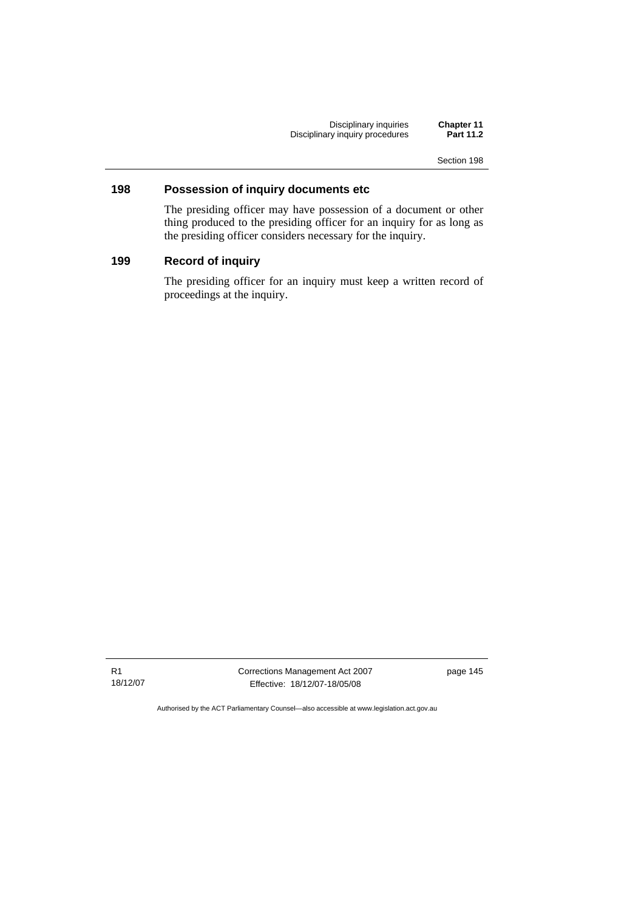## 198 Possession of inquiry documents etc

The presiding officer may have possession of a document or other thing produced to the presiding officer for an inquiry for as long as the presiding officer considers necessary for the inquiry.

## 199 Record of inquiry

The presiding officer for an inquiry must keep a written record of proceedings at the inquiry.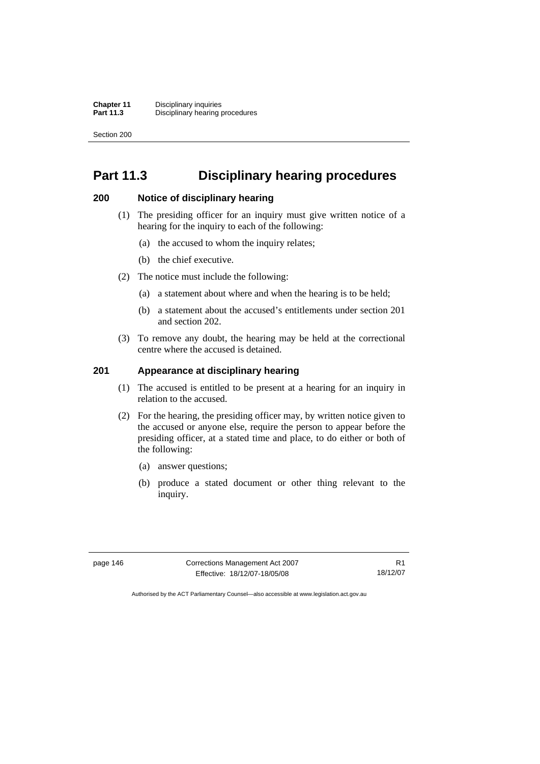# Part 11.3 Disciplinary hearing procedures

## 200 Notice of disciplinary hearing

(1) The presiding officer for an inquiry must give written notice of a hearing for the inquiry to each of the following:

(a) the accused to whom the inquiry relates;

(b) the chief executive.

(2) The notice must include the following:

(a) a statement about where and when the hearing is to be held;

(b) a statement about the accused's entitlements under section 201 and section 202.

(3) To remove any doubt, the hearing may be held at the correctional centre where the accused is detained.

## 201 Appearance at disciplinary hearing

(1) The accused is entitled to be present at a hearing for an inquiry in relation to the accused.

(2) For the hearing, the presiding officer may, by written notice given to the accused or anyone else, require the person to appear before the presiding officer, at a stated time and place, to do either or both of the following:

(a) answer questions;

(b) produce a stated document or other thing relevant to the inquiry.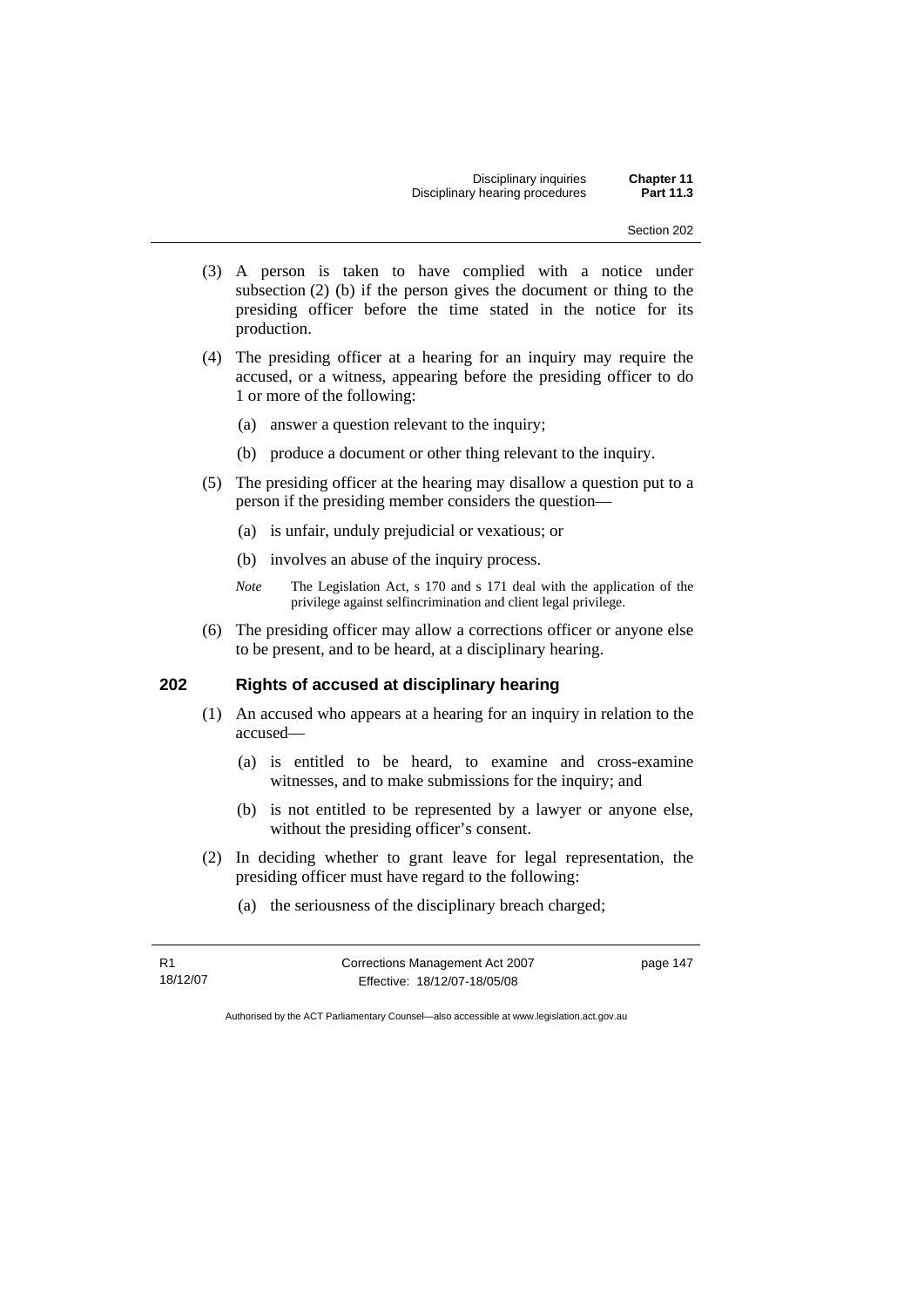(3) A person is taken to have complied with a notice under subsection (2) (b) if the person gives the document or thing to the presiding officer before the time stated in the notice for its production.

(4) The presiding officer at a hearing for an inquiry may require the accused, or a witness, appearing before the presiding officer to do 1 or more of the following:

(a) answer a question relevant to the inquiry;

(b) produce a document or other thing relevant to the inquiry.

(5) The presiding officer at the hearing may disallow a question put to a person if the presiding member considers the question—

(a) is unfair, unduly prejudicial or vexatious; or

(b) involves an abuse of the inquiry process.

*Note* The Legislation Act, s 170 and s 171 deal with the application of the privilege against selfincrimination and client legal privilege.

(6) The presiding officer may allow a corrections officer or anyone else to be present, and to be heard, at a disciplinary hearing.

## 202 Rights of accused at disciplinary hearing

(1) An accused who appears at a hearing for an inquiry in relation to the accused—

(a) is entitled to be heard, to examine and cross-examine witnesses, and to make submissions for the inquiry; and

(b) is not entitled to be represented by a lawyer or anyone else, without the presiding officer's consent.

(2) In deciding whether to grant leave for legal representation, the presiding officer must have regard to the following:

(a) the seriousness of the disciplinary breach charged;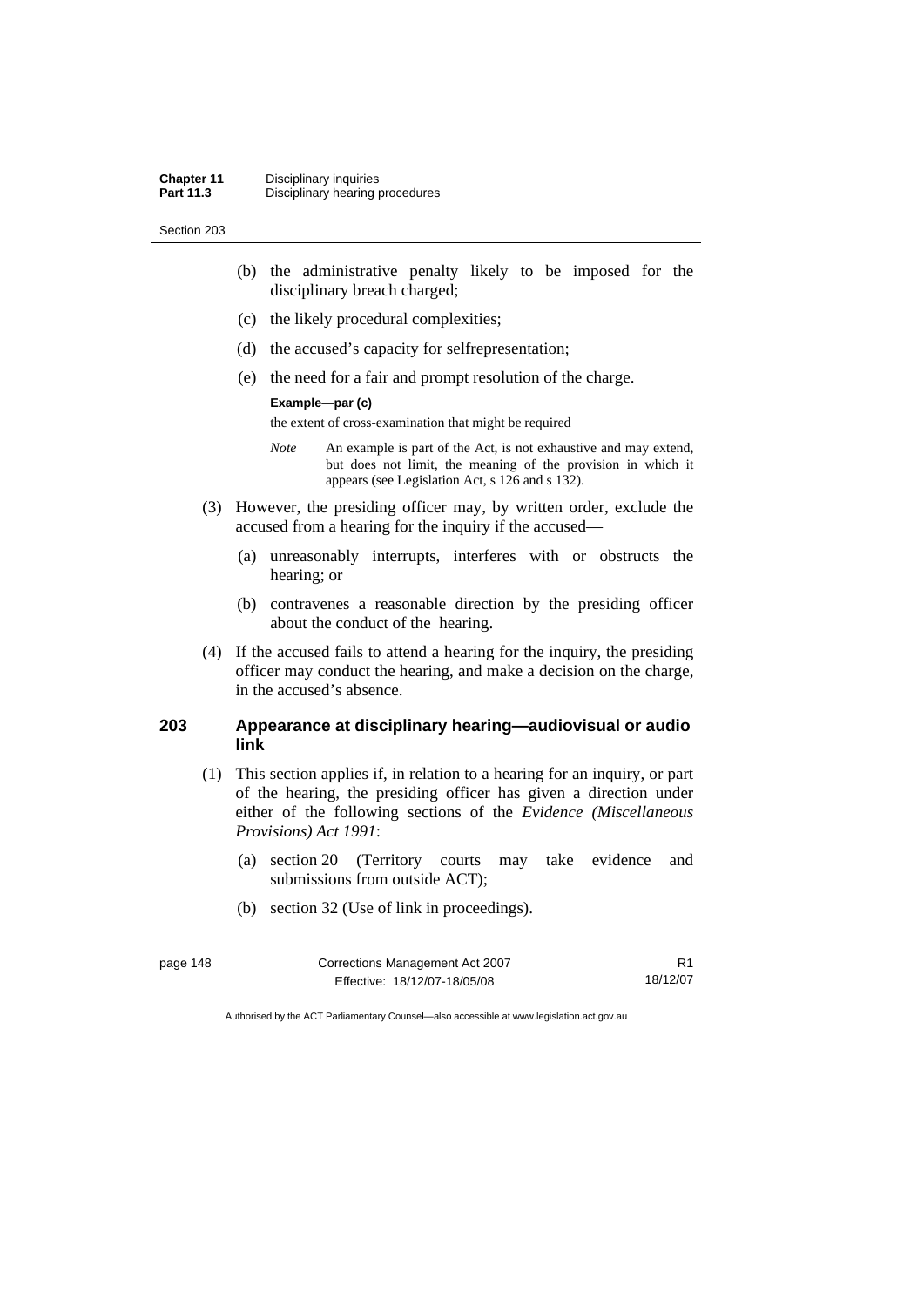(b) the administrative penalty likely to be imposed for the disciplinary breach charged;

(c) the likely procedural complexities;

(d) the accused's capacity for selfrepresentation;

(e) the need for a fair and prompt resolution of the charge.

**Example—par (c)**

the extent of cross-examination that might be required

*Note* An example is part of the Act, is not exhaustive and may extend, but does not limit, the meaning of the provision in which it appears (see Legislation Act, s 126 and s 132).

(3) However, the presiding officer may, by written order, exclude the accused from a hearing for the inquiry if the accused—

(a) unreasonably interrupts, interferes with or obstructs the hearing; or

(b) contravenes a reasonable direction by the presiding officer about the conduct of the hearing.

(4) If the accused fails to attend a hearing for the inquiry, the presiding officer may conduct the hearing, and make a decision on the charge, in the accused's absence.

## 203 Appearance at disciplinary hearing—audiovisual or audio link

(1) This section applies if, in relation to a hearing for an inquiry, or part of the hearing, the presiding officer has given a direction under either of the following sections of the *Evidence (Miscellaneous Provisions) Act 1991*:

(a) section 20 (Territory courts may take evidence and submissions from outside ACT);

(b) section 32 (Use of link in proceedings).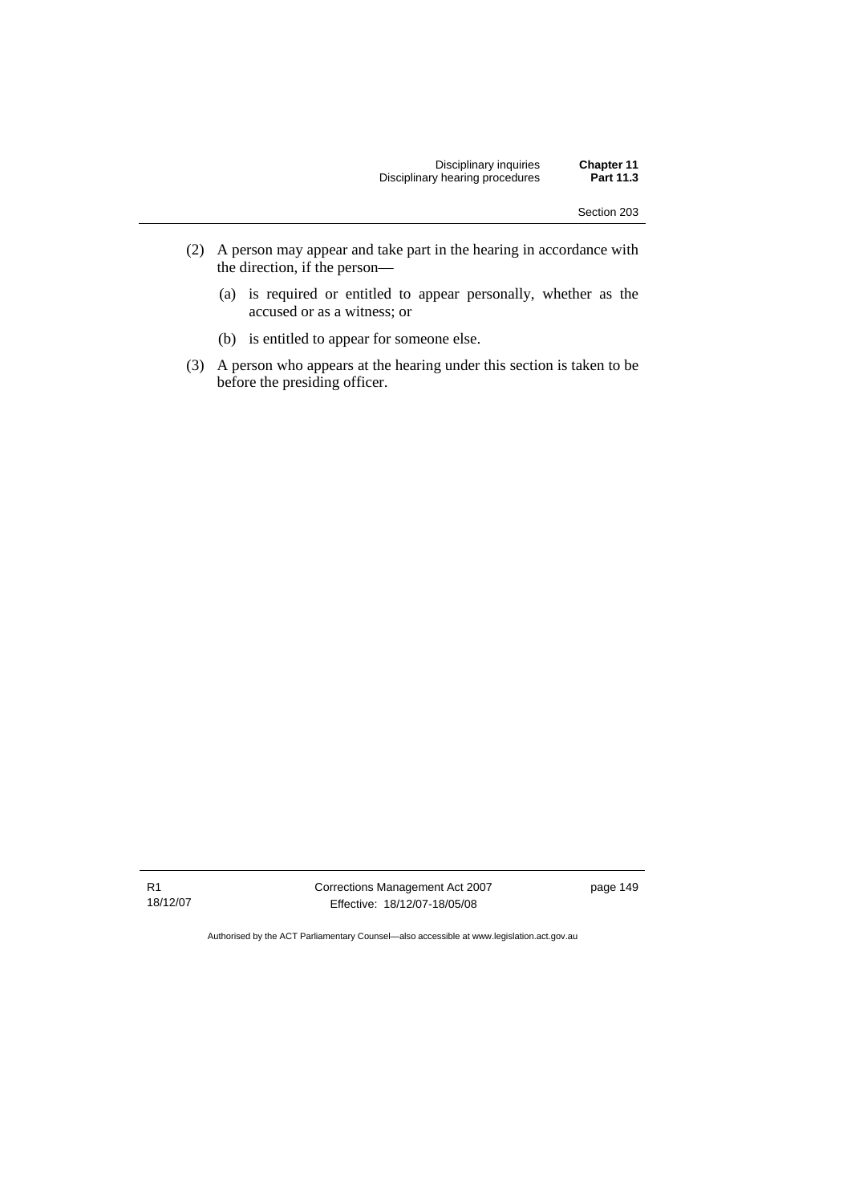(2) A person may appear and take part in the hearing in accordance with the direction, if the person—

(a) is required or entitled to appear personally, whether as the accused or as a witness; or

(b) is entitled to appear for someone else.

(3) A person who appears at the hearing under this section is taken to be before the presiding officer.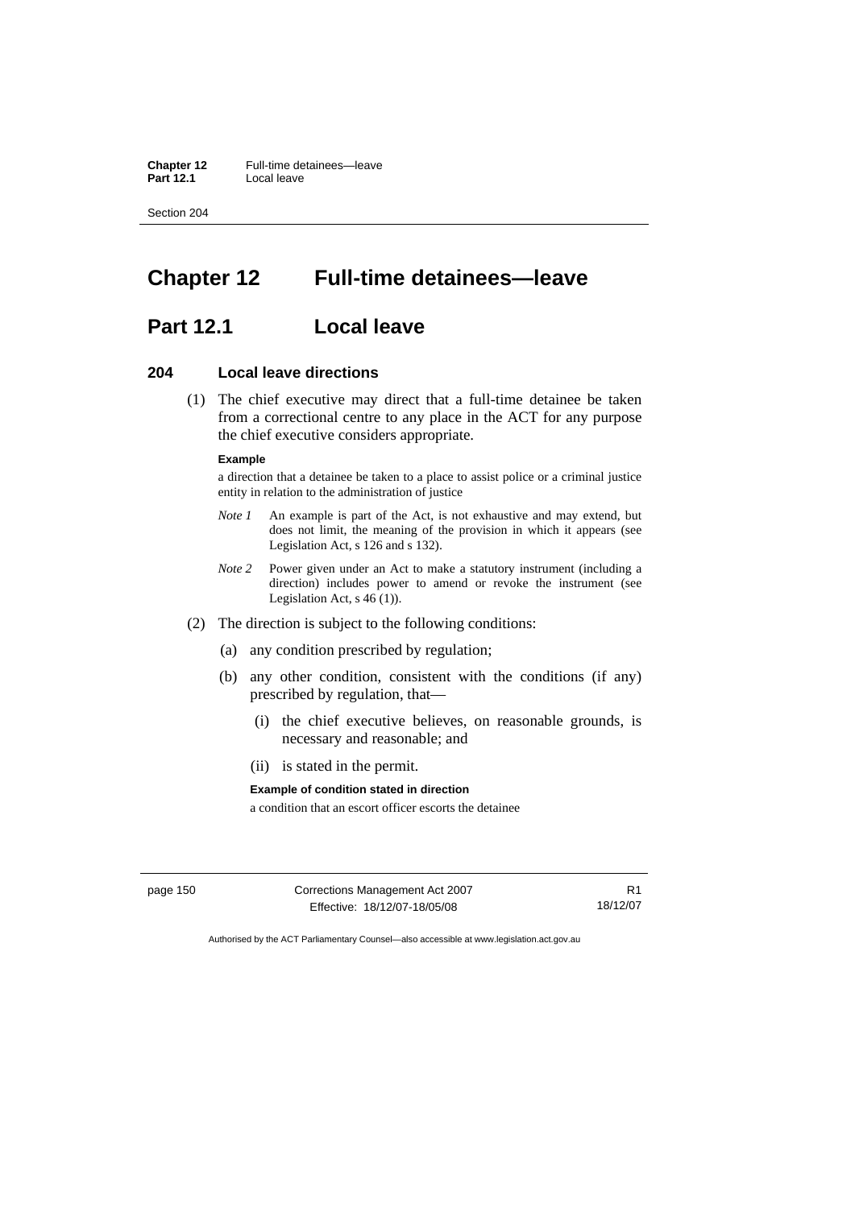# Chapter 12 Full-time detainees—leave

## Part 12.1 Local leave

### 204 Local leave directions

(1) The chief executive may direct that a full-time detainee be taken from a correctional centre to any place in the ACT for any purpose the chief executive considers appropriate.

**Example**

a direction that a detainee be taken to a place to assist police or a criminal justice entity in relation to the administration of justice

*Note 1* An example is part of the Act, is not exhaustive and may extend, but does not limit, the meaning of the provision in which it appears (see Legislation Act, s 126 and s 132).

*Note 2* Power given under an Act to make a statutory instrument (including a direction) includes power to amend or revoke the instrument (see Legislation Act, s 46 (1)).

(2) The direction is subject to the following conditions:

(a) any condition prescribed by regulation;

(b) any other condition, consistent with the conditions (if any) prescribed by regulation, that—

(i) the chief executive believes, on reasonable grounds, is necessary and reasonable; and

(ii) is stated in the permit.

**Example of condition stated in direction**

a condition that an escort officer escorts the detainee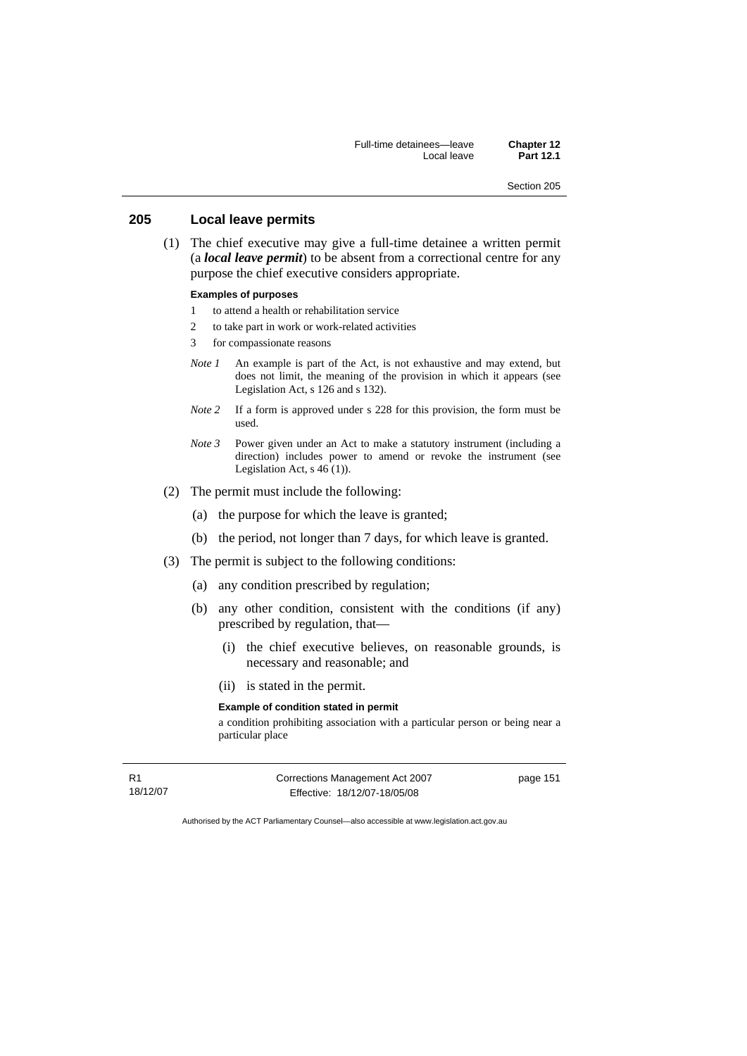## 205 Local leave permits

(1) The chief executive may give a full-time detainee a written permit (a ***local leave permit***) to be absent from a correctional centre for any purpose the chief executive considers appropriate.

**Examples of purposes**

1 to attend a health or rehabilitation service

2 to take part in work or work-related activities

3 for compassionate reasons

*Note 1* An example is part of the Act, is not exhaustive and may extend, but does not limit, the meaning of the provision in which it appears (see Legislation Act, s 126 and s 132).

*Note 2* If a form is approved under s 228 for this provision, the form must be used.

*Note 3* Power given under an Act to make a statutory instrument (including a direction) includes power to amend or revoke the instrument (see Legislation Act, s 46 (1)).

(2) The permit must include the following:

(a) the purpose for which the leave is granted;

(b) the period, not longer than 7 days, for which leave is granted.

(3) The permit is subject to the following conditions:

(a) any condition prescribed by regulation;

(b) any other condition, consistent with the conditions (if any) prescribed by regulation, that—

(i) the chief executive believes, on reasonable grounds, is necessary and reasonable; and

(ii) is stated in the permit.

**Example of condition stated in permit**

a condition prohibiting association with a particular person or being near a particular place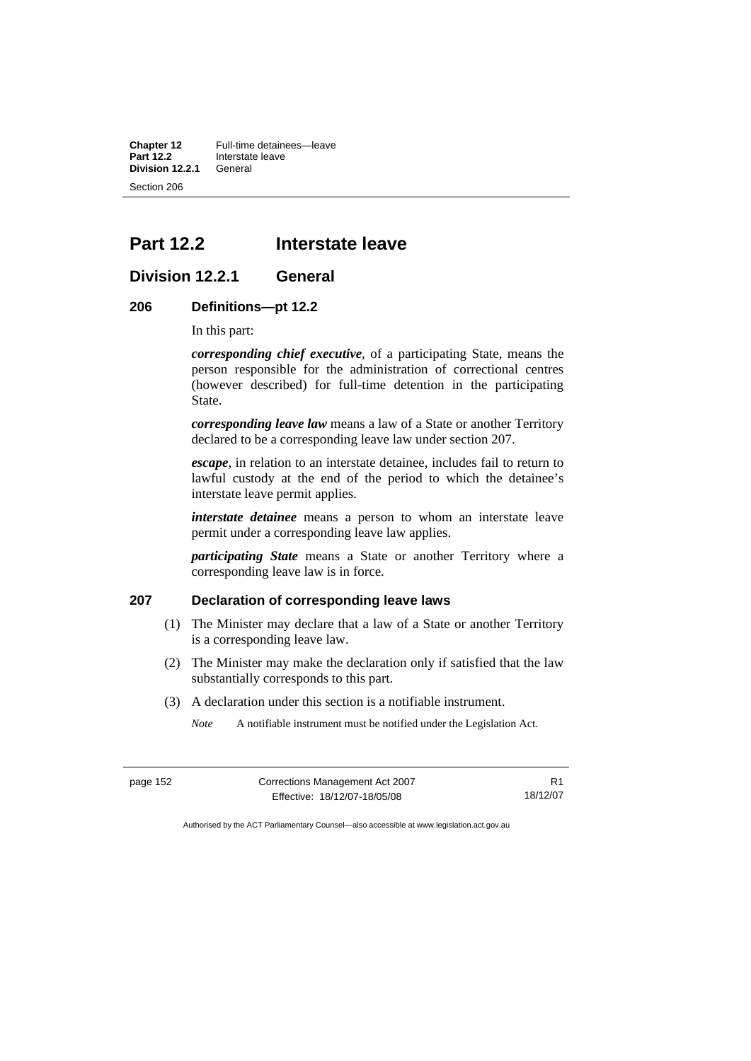# Part 12.2 Interstate leave

## Division 12.2.1 General

### 206 Definitions—pt 12.2

In this part:

***corresponding chief executive***, of a participating State, means the person responsible for the administration of correctional centres (however described) for full-time detention in the participating State.

***corresponding leave law*** means a law of a State or another Territory declared to be a corresponding leave law under section 207.

***escape***, in relation to an interstate detainee, includes fail to return to lawful custody at the end of the period to which the detainee's interstate leave permit applies.

***interstate detainee*** means a person to whom an interstate leave permit under a corresponding leave law applies.

***participating State*** means a State or another Territory where a corresponding leave law is in force.

### 207 Declaration of corresponding leave laws

(1) The Minister may declare that a law of a State or another Territory is a corresponding leave law.

(2) The Minister may make the declaration only if satisfied that the law substantially corresponds to this part.

(3) A declaration under this section is a notifiable instrument.

*Note* A notifiable instrument must be notified under the Legislation Act.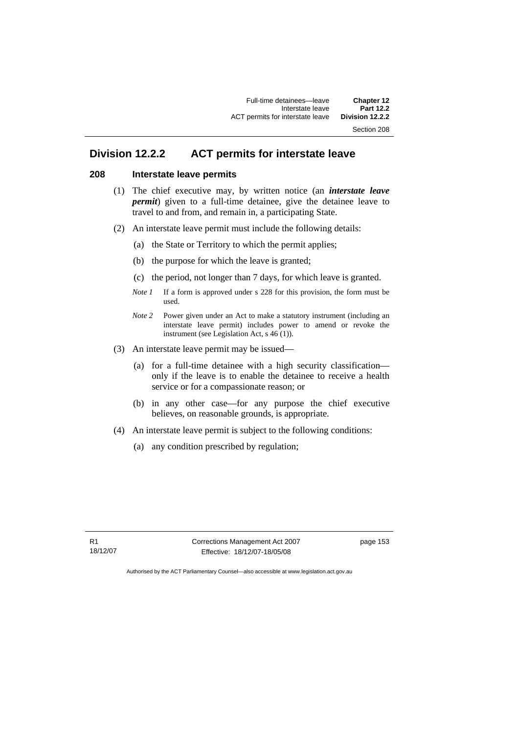## Division 12.2.2 ACT permits for interstate leave

### 208 Interstate leave permits

(1) The chief executive may, by written notice (an ***interstate leave permit***) given to a full-time detainee, give the detainee leave to travel to and from, and remain in, a participating State.

(2) An interstate leave permit must include the following details:

  (a) the State or Territory to which the permit applies;

  (b) the purpose for which the leave is granted;

  (c) the period, not longer than 7 days, for which leave is granted.

  *Note 1* If a form is approved under s 228 for this provision, the form must be used.

  *Note 2* Power given under an Act to make a statutory instrument (including an interstate leave permit) includes power to amend or revoke the instrument (see Legislation Act, s 46 (1)).

(3) An interstate leave permit may be issued—

  (a) for a full-time detainee with a high security classification—only if the leave is to enable the detainee to receive a health service or for a compassionate reason; or

  (b) in any other case—for any purpose the chief executive believes, on reasonable grounds, is appropriate.

(4) An interstate leave permit is subject to the following conditions:

  (a) any condition prescribed by regulation;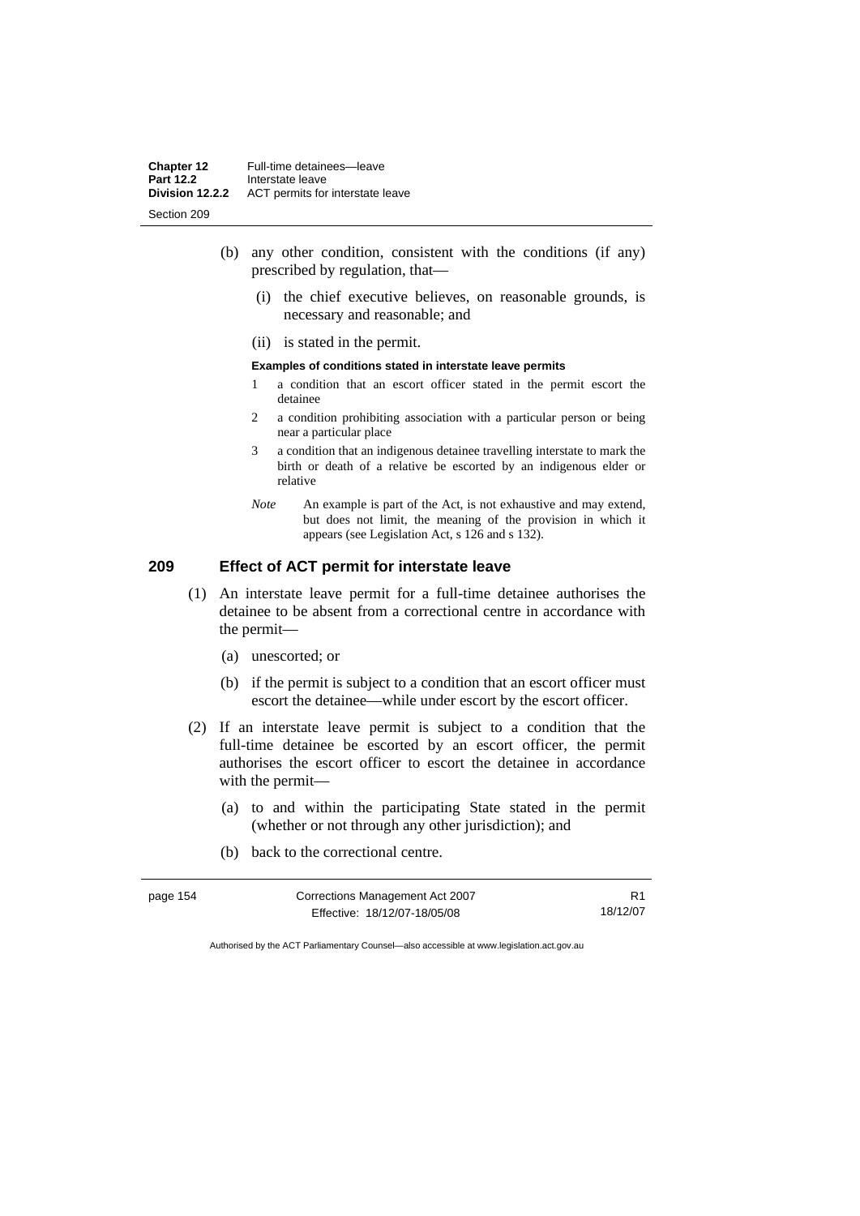(b) any other condition, consistent with the conditions (if any) prescribed by regulation, that—

   (i) the chief executive believes, on reasonable grounds, is necessary and reasonable; and

   (ii) is stated in the permit.

**Examples of conditions stated in interstate leave permits**

1 a condition that an escort officer stated in the permit escort the detainee

2 a condition prohibiting association with a particular person or being near a particular place

3 a condition that an indigenous detainee travelling interstate to mark the birth or death of a relative be escorted by an indigenous elder or relative

*Note* An example is part of the Act, is not exhaustive and may extend, but does not limit, the meaning of the provision in which it appears (see Legislation Act, s 126 and s 132).

## 209 Effect of ACT permit for interstate leave

(1) An interstate leave permit for a full-time detainee authorises the detainee to be absent from a correctional centre in accordance with the permit—

   (a) unescorted; or

   (b) if the permit is subject to a condition that an escort officer must escort the detainee—while under escort by the escort officer.

(2) If an interstate leave permit is subject to a condition that the full-time detainee be escorted by an escort officer, the permit authorises the escort officer to escort the detainee in accordance with the permit—

   (a) to and within the participating State stated in the permit (whether or not through any other jurisdiction); and

   (b) back to the correctional centre.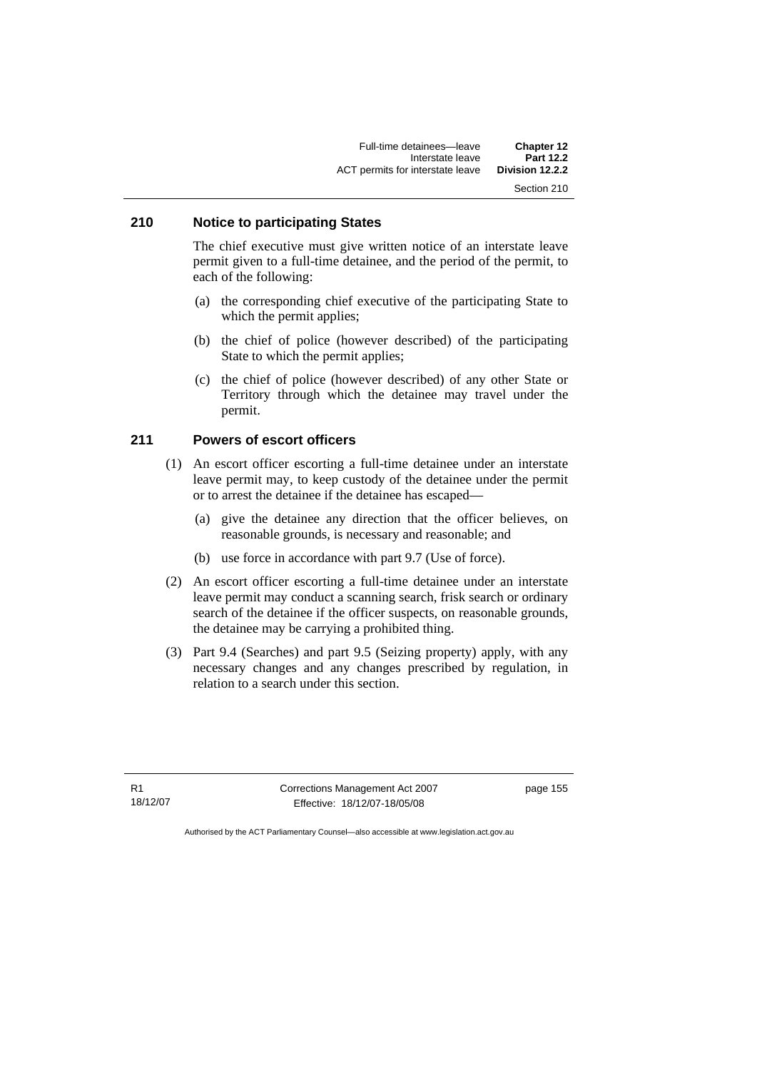## 210 Notice to participating States

The chief executive must give written notice of an interstate leave permit given to a full-time detainee, and the period of the permit, to each of the following:

(a) the corresponding chief executive of the participating State to which the permit applies;

(b) the chief of police (however described) of the participating State to which the permit applies;

(c) the chief of police (however described) of any other State or Territory through which the detainee may travel under the permit.

## 211 Powers of escort officers

(1) An escort officer escorting a full-time detainee under an interstate leave permit may, to keep custody of the detainee under the permit or to arrest the detainee if the detainee has escaped—

(a) give the detainee any direction that the officer believes, on reasonable grounds, is necessary and reasonable; and

(b) use force in accordance with part 9.7 (Use of force).

(2) An escort officer escorting a full-time detainee under an interstate leave permit may conduct a scanning search, frisk search or ordinary search of the detainee if the officer suspects, on reasonable grounds, the detainee may be carrying a prohibited thing.

(3) Part 9.4 (Searches) and part 9.5 (Seizing property) apply, with any necessary changes and any changes prescribed by regulation, in relation to a search under this section.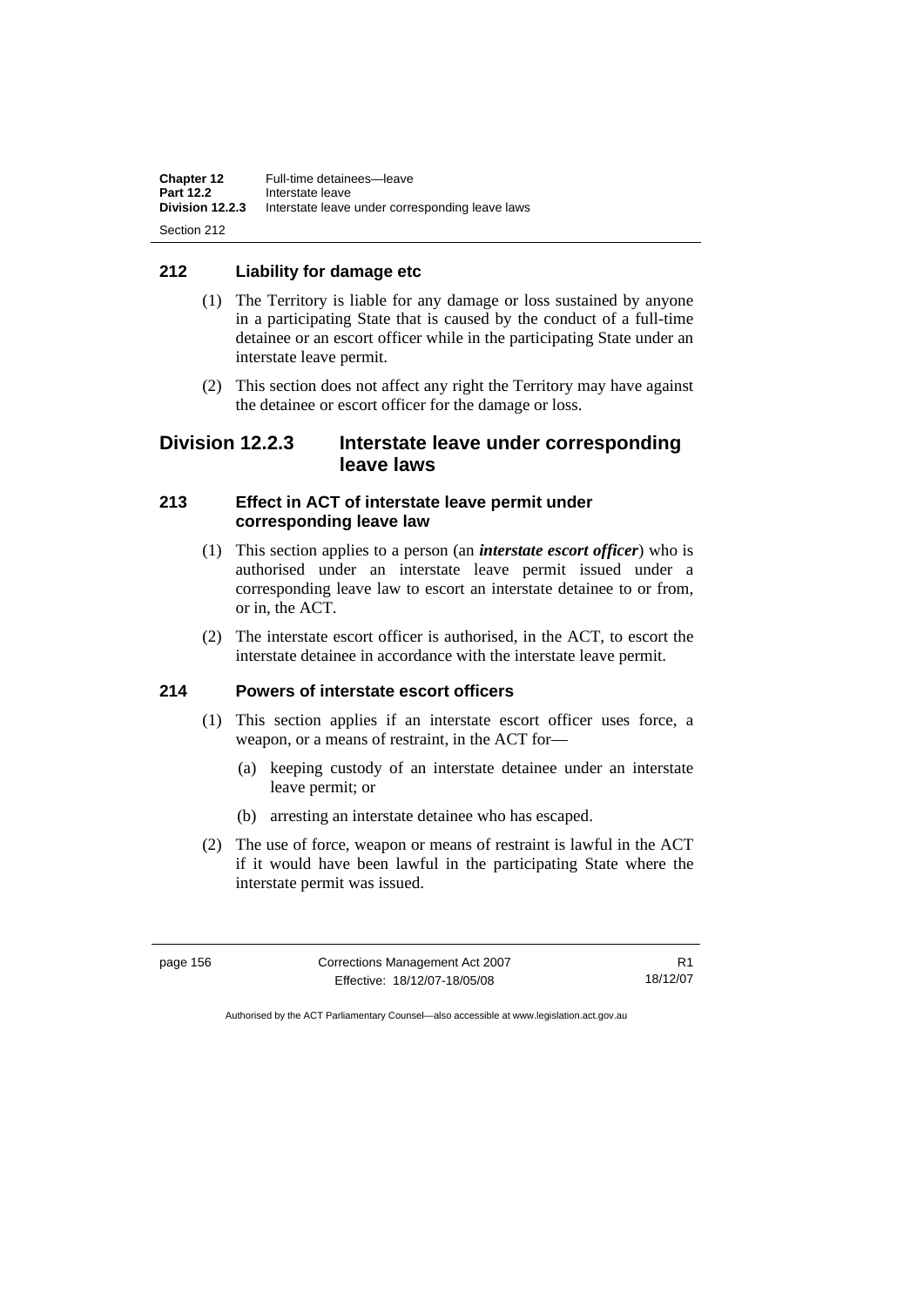### 212 Liability for damage etc

(1) The Territory is liable for any damage or loss sustained by anyone in a participating State that is caused by the conduct of a full-time detainee or an escort officer while in the participating State under an interstate leave permit.

(2) This section does not affect any right the Territory may have against the detainee or escort officer for the damage or loss.

## Division 12.2.3 Interstate leave under corresponding leave laws

### 213 Effect in ACT of interstate leave permit under corresponding leave law

(1) This section applies to a person (an ***interstate escort officer***) who is authorised under an interstate leave permit issued under a corresponding leave law to escort an interstate detainee to or from, or in, the ACT.

(2) The interstate escort officer is authorised, in the ACT, to escort the interstate detainee in accordance with the interstate leave permit.

### 214 Powers of interstate escort officers

(1) This section applies if an interstate escort officer uses force, a weapon, or a means of restraint, in the ACT for—

(a) keeping custody of an interstate detainee under an interstate leave permit; or

(b) arresting an interstate detainee who has escaped.

(2) The use of force, weapon or means of restraint is lawful in the ACT if it would have been lawful in the participating State where the interstate permit was issued.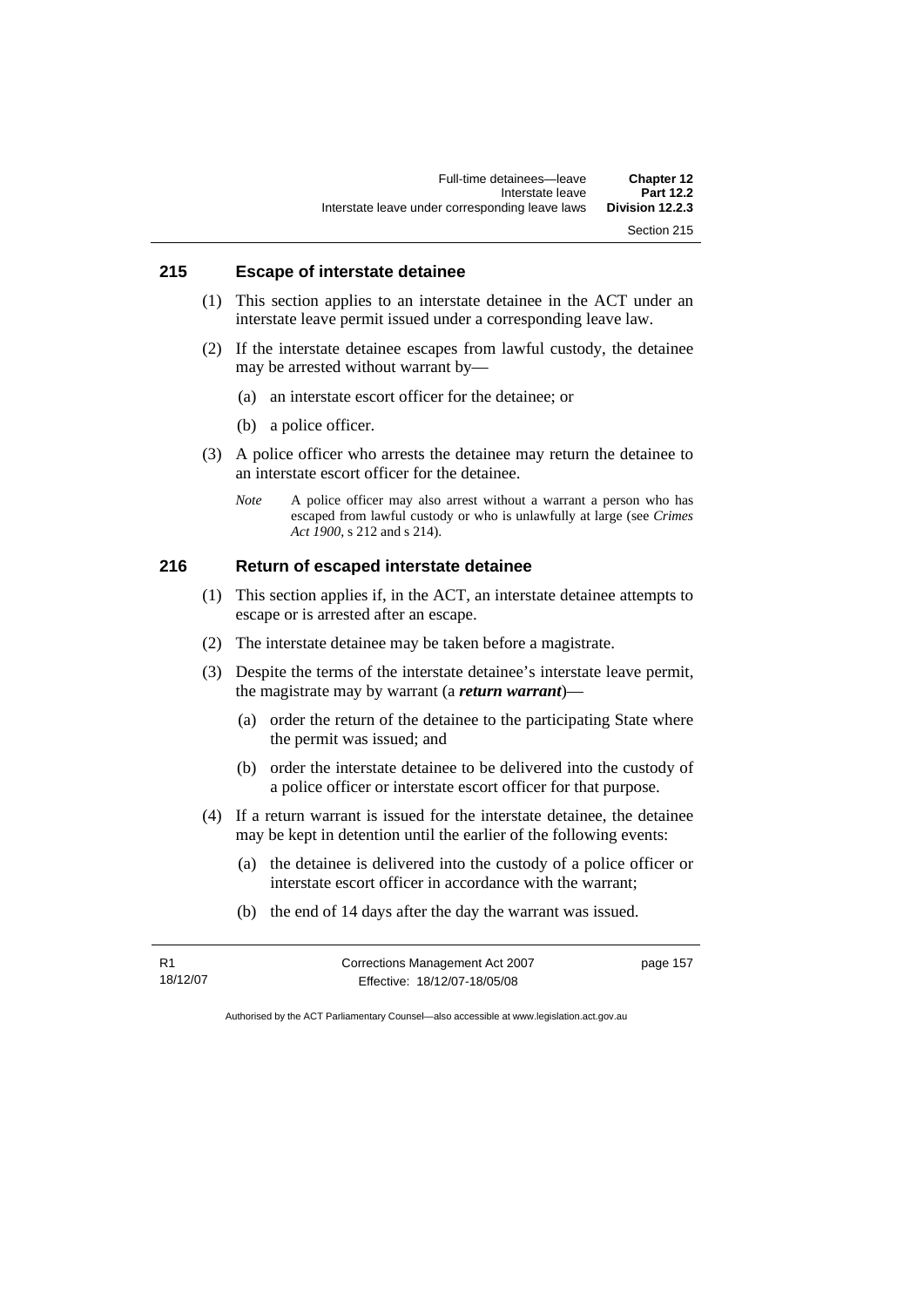## 215 Escape of interstate detainee

(1) This section applies to an interstate detainee in the ACT under an interstate leave permit issued under a corresponding leave law.

(2) If the interstate detainee escapes from lawful custody, the detainee may be arrested without warrant by—

(a) an interstate escort officer for the detainee; or

(b) a police officer.

(3) A police officer who arrests the detainee may return the detainee to an interstate escort officer for the detainee.

*Note* A police officer may also arrest without a warrant a person who has escaped from lawful custody or who is unlawfully at large (see *Crimes Act 1900*, s 212 and s 214).

## 216 Return of escaped interstate detainee

(1) This section applies if, in the ACT, an interstate detainee attempts to escape or is arrested after an escape.

(2) The interstate detainee may be taken before a magistrate.

(3) Despite the terms of the interstate detainee's interstate leave permit, the magistrate may by warrant (a ***return warrant***)—

(a) order the return of the detainee to the participating State where the permit was issued; and

(b) order the interstate detainee to be delivered into the custody of a police officer or interstate escort officer for that purpose.

(4) If a return warrant is issued for the interstate detainee, the detainee may be kept in detention until the earlier of the following events:

(a) the detainee is delivered into the custody of a police officer or interstate escort officer in accordance with the warrant;

(b) the end of 14 days after the day the warrant was issued.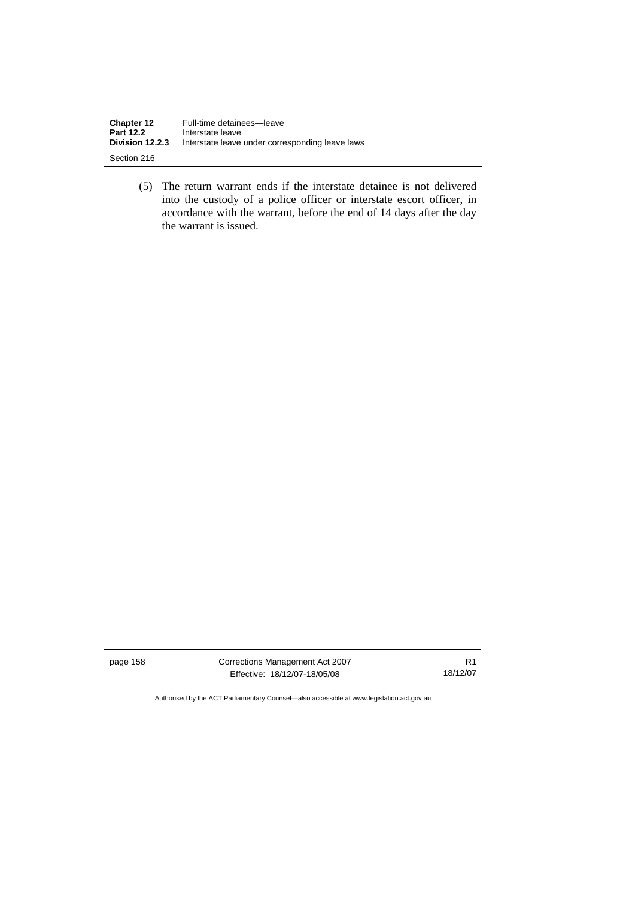(5) The return warrant ends if the interstate detainee is not delivered into the custody of a police officer or interstate escort officer, in accordance with the warrant, before the end of 14 days after the day the warrant is issued.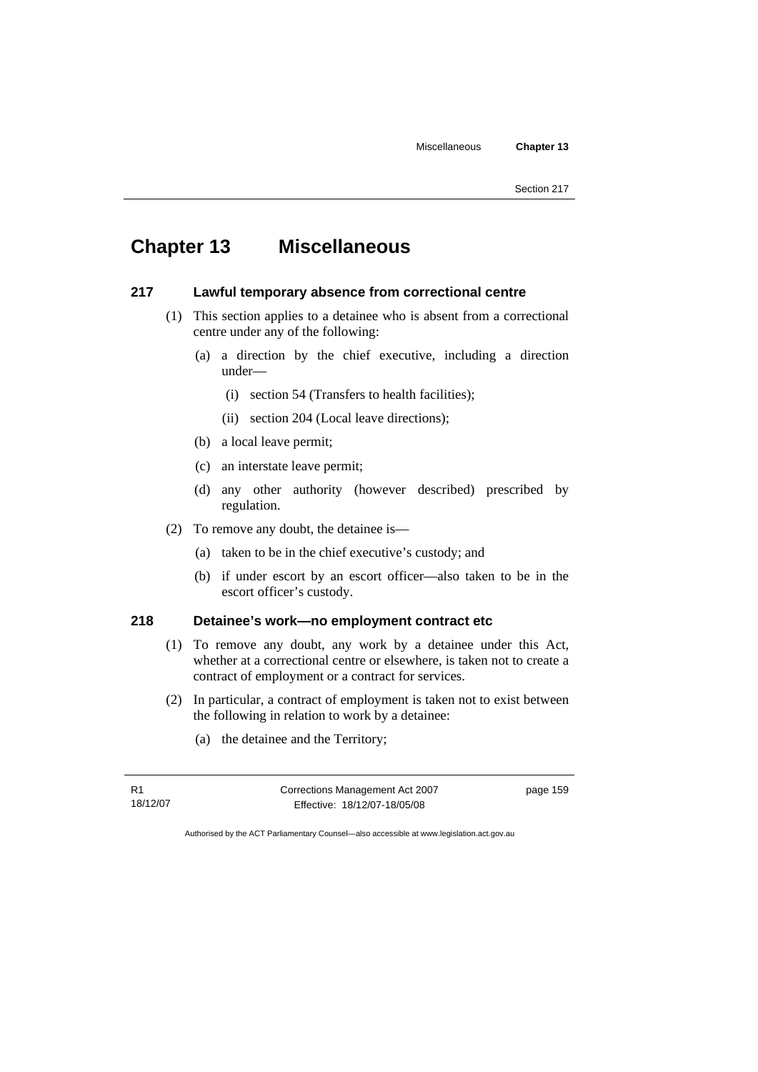# Chapter 13 Miscellaneous

## 217 Lawful temporary absence from correctional centre

(1) This section applies to a detainee who is absent from a correctional centre under any of the following:

- (a) a direction by the chief executive, including a direction under—
  - (i) section 54 (Transfers to health facilities);
  - (ii) section 204 (Local leave directions);
- (b) a local leave permit;
- (c) an interstate leave permit;
- (d) any other authority (however described) prescribed by regulation.

(2) To remove any doubt, the detainee is—

- (a) taken to be in the chief executive's custody; and
- (b) if under escort by an escort officer—also taken to be in the escort officer's custody.

## 218 Detainee's work—no employment contract etc

(1) To remove any doubt, any work by a detainee under this Act, whether at a correctional centre or elsewhere, is taken not to create a contract of employment or a contract for services.

(2) In particular, a contract of employment is taken not to exist between the following in relation to work by a detainee:

- (a) the detainee and the Territory;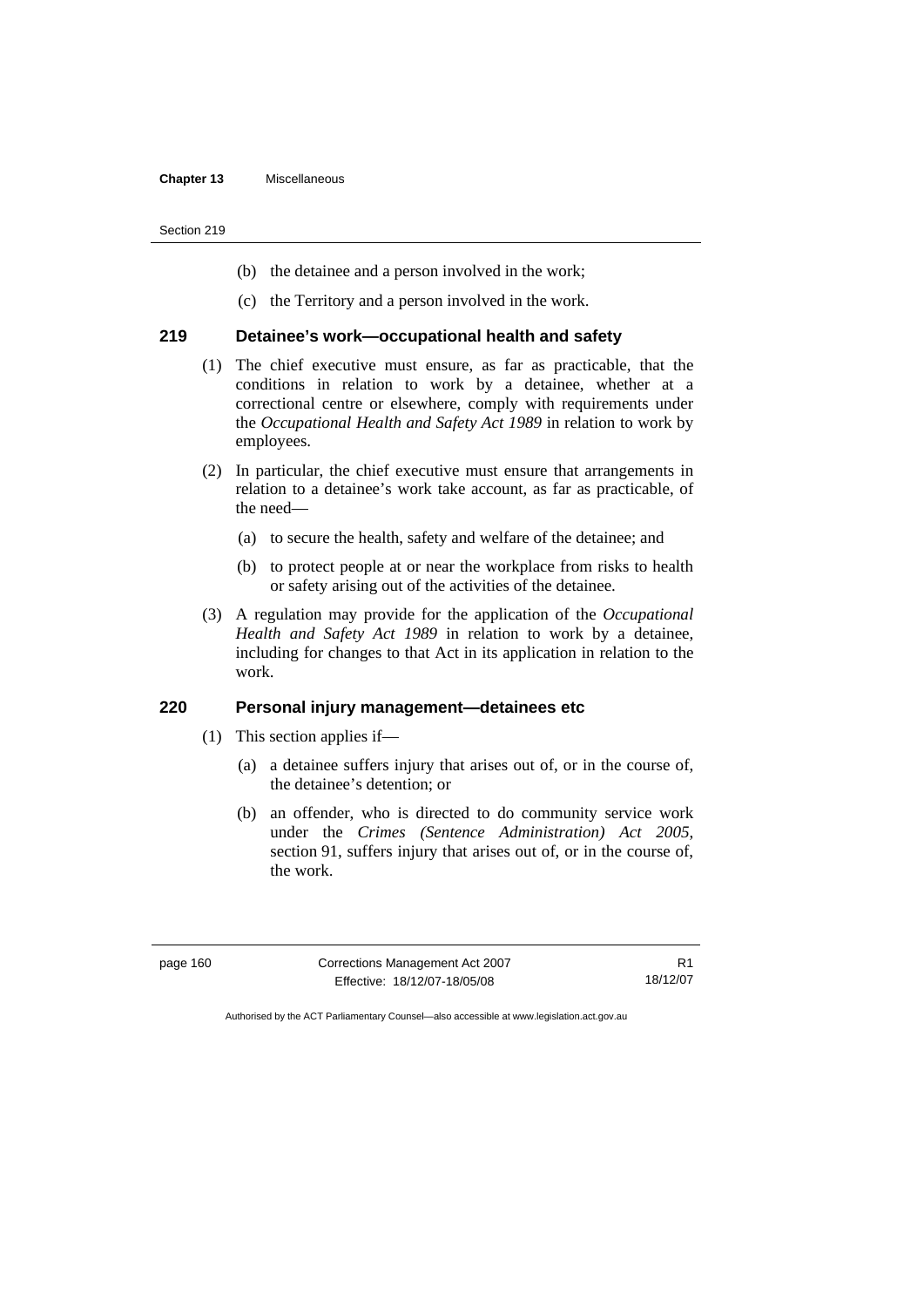(b) the detainee and a person involved in the work;

(c) the Territory and a person involved in the work.

### 219 Detainee's work—occupational health and safety

(1) The chief executive must ensure, as far as practicable, that the conditions in relation to work by a detainee, whether at a correctional centre or elsewhere, comply with requirements under the *Occupational Health and Safety Act 1989* in relation to work by employees.

(2) In particular, the chief executive must ensure that arrangements in relation to a detainee's work take account, as far as practicable, of the need—

(a) to secure the health, safety and welfare of the detainee; and

(b) to protect people at or near the workplace from risks to health or safety arising out of the activities of the detainee.

(3) A regulation may provide for the application of the *Occupational Health and Safety Act 1989* in relation to work by a detainee, including for changes to that Act in its application in relation to the work.

### 220 Personal injury management—detainees etc

(1) This section applies if—

(a) a detainee suffers injury that arises out of, or in the course of, the detainee's detention; or

(b) an offender, who is directed to do community service work under the *Crimes (Sentence Administration) Act 2005*, section 91, suffers injury that arises out of, or in the course of, the work.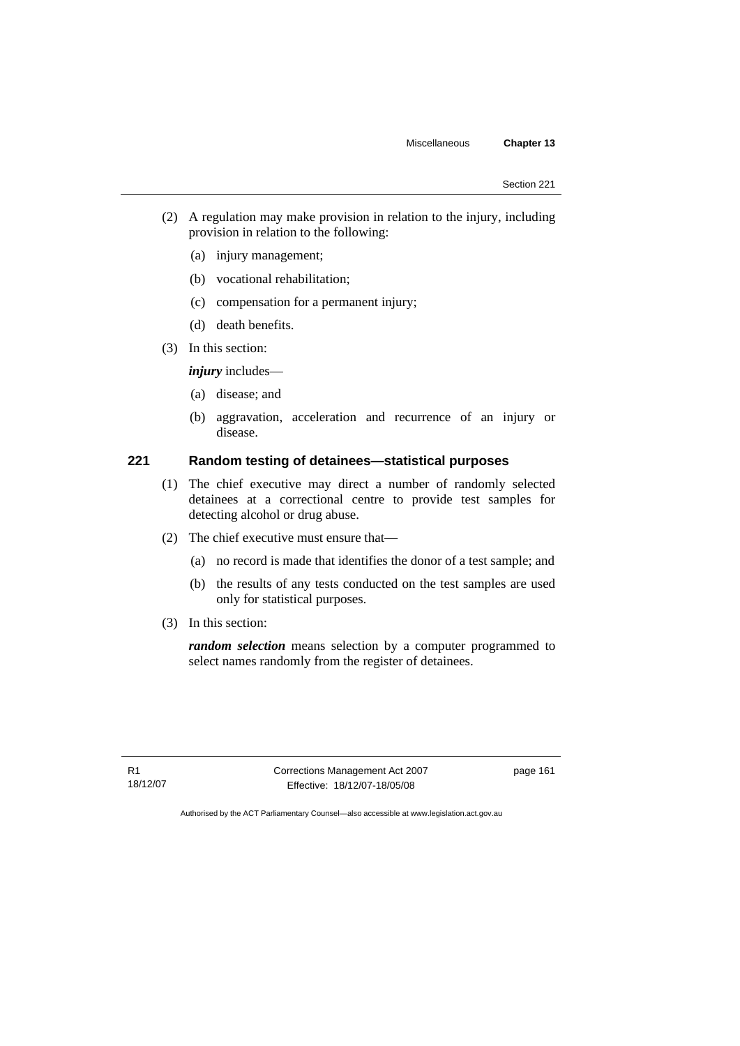(2) A regulation may make provision in relation to the injury, including provision in relation to the following:

(a) injury management;

(b) vocational rehabilitation;

(c) compensation for a permanent injury;

(d) death benefits.

(3) In this section:

***injury*** includes—

(a) disease; and

(b) aggravation, acceleration and recurrence of an injury or disease.

### 221 Random testing of detainees—statistical purposes

(1) The chief executive may direct a number of randomly selected detainees at a correctional centre to provide test samples for detecting alcohol or drug abuse.

(2) The chief executive must ensure that—

(a) no record is made that identifies the donor of a test sample; and

(b) the results of any tests conducted on the test samples are used only for statistical purposes.

(3) In this section:

***random selection*** means selection by a computer programmed to select names randomly from the register of detainees.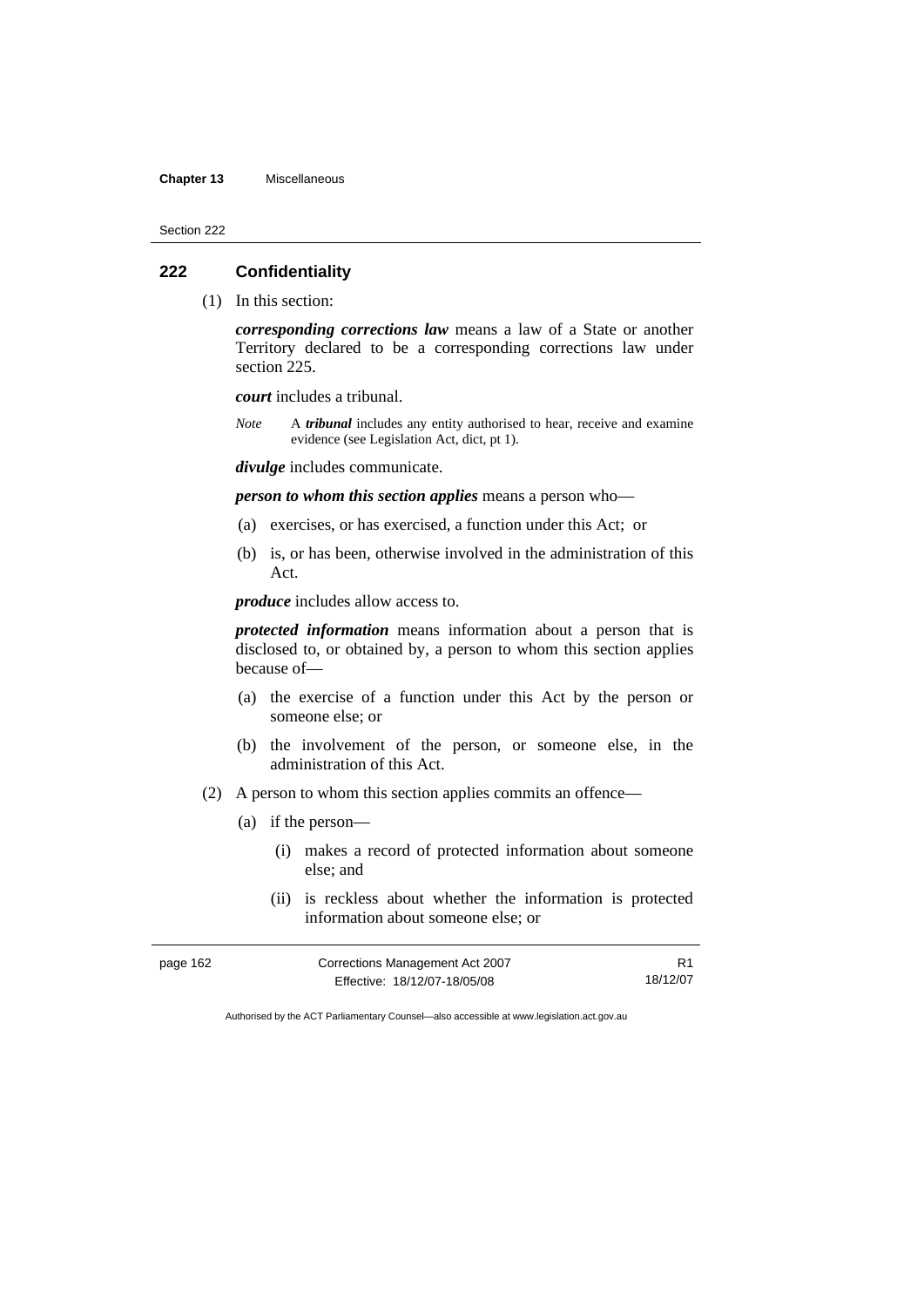## 222 Confidentiality

(1) In this section:

***corresponding corrections law*** means a law of a State or another Territory declared to be a corresponding corrections law under section 225.

***court*** includes a tribunal.

*Note* A ***tribunal*** includes any entity authorised to hear, receive and examine evidence (see Legislation Act, dict, pt 1).

***divulge*** includes communicate.

***person to whom this section applies*** means a person who—

(a) exercises, or has exercised, a function under this Act; or

(b) is, or has been, otherwise involved in the administration of this Act.

***produce*** includes allow access to.

***protected information*** means information about a person that is disclosed to, or obtained by, a person to whom this section applies because of—

(a) the exercise of a function under this Act by the person or someone else; or

(b) the involvement of the person, or someone else, in the administration of this Act.

(2) A person to whom this section applies commits an offence—

(a) if the person—

(i) makes a record of protected information about someone else; and

(ii) is reckless about whether the information is protected information about someone else; or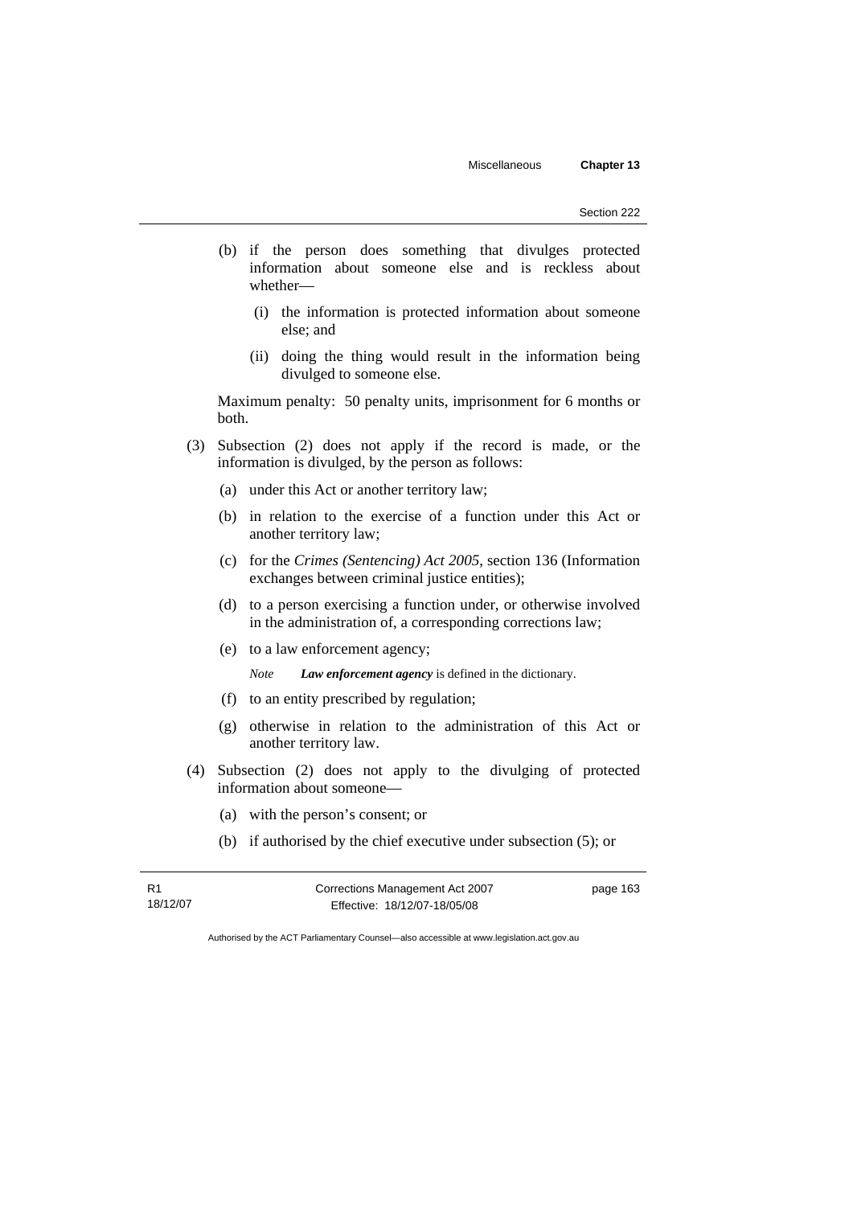(b) if the person does something that divulges protected information about someone else and is reckless about whether—

   (i) the information is protected information about someone else; and

   (ii) doing the thing would result in the information being divulged to someone else.

Maximum penalty: 50 penalty units, imprisonment for 6 months or both.

(3) Subsection (2) does not apply if the record is made, or the information is divulged, by the person as follows:

   (a) under this Act or another territory law;

   (b) in relation to the exercise of a function under this Act or another territory law;

   (c) for the *Crimes (Sentencing) Act 2005*, section 136 (Information exchanges between criminal justice entities);

   (d) to a person exercising a function under, or otherwise involved in the administration of, a corresponding corrections law;

   (e) to a law enforcement agency;

   *Note* ***Law enforcement agency*** is defined in the dictionary.

   (f) to an entity prescribed by regulation;

   (g) otherwise in relation to the administration of this Act or another territory law.

(4) Subsection (2) does not apply to the divulging of protected information about someone—

   (a) with the person's consent; or

   (b) if authorised by the chief executive under subsection (5); or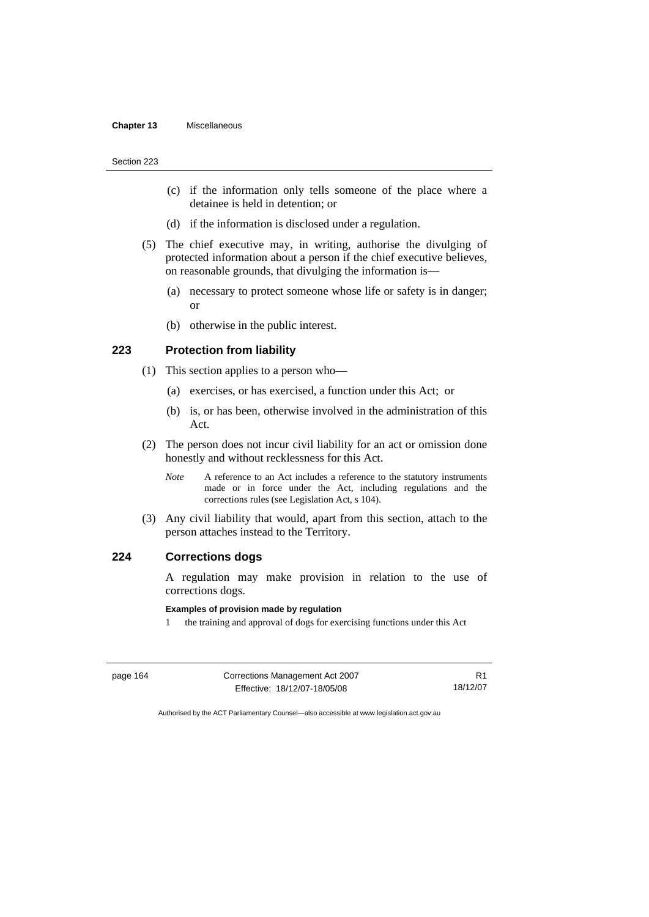(c) if the information only tells someone of the place where a detainee is held in detention; or

(d) if the information is disclosed under a regulation.

(5) The chief executive may, in writing, authorise the divulging of protected information about a person if the chief executive believes, on reasonable grounds, that divulging the information is—

(a) necessary to protect someone whose life or safety is in danger; or

(b) otherwise in the public interest.

## 223 Protection from liability

(1) This section applies to a person who—

(a) exercises, or has exercised, a function under this Act; or

(b) is, or has been, otherwise involved in the administration of this Act.

(2) The person does not incur civil liability for an act or omission done honestly and without recklessness for this Act.

*Note* A reference to an Act includes a reference to the statutory instruments made or in force under the Act, including regulations and the corrections rules (see Legislation Act, s 104).

(3) Any civil liability that would, apart from this section, attach to the person attaches instead to the Territory.

## 224 Corrections dogs

A regulation may make provision in relation to the use of corrections dogs.

**Examples of provision made by regulation**

1 the training and approval of dogs for exercising functions under this Act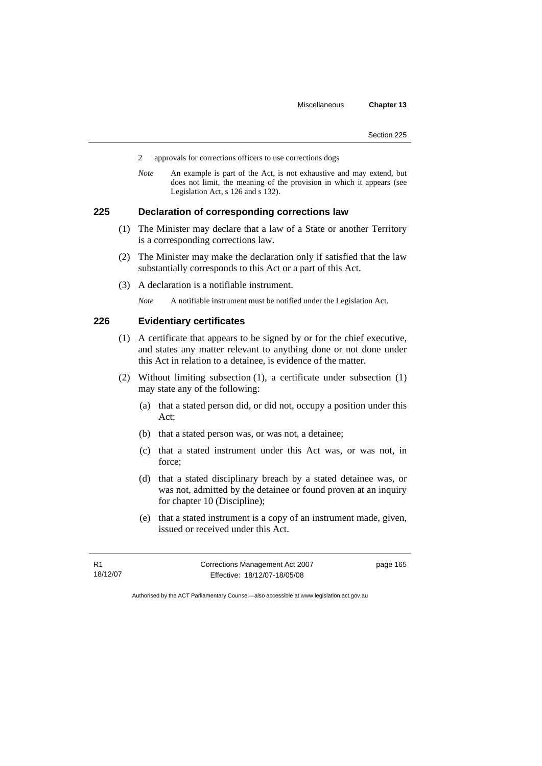2 approvals for corrections officers to use corrections dogs

*Note* An example is part of the Act, is not exhaustive and may extend, but does not limit, the meaning of the provision in which it appears (see Legislation Act, s 126 and s 132).

## 225 Declaration of corresponding corrections law

(1) The Minister may declare that a law of a State or another Territory is a corresponding corrections law.

(2) The Minister may make the declaration only if satisfied that the law substantially corresponds to this Act or a part of this Act.

(3) A declaration is a notifiable instrument.

*Note* A notifiable instrument must be notified under the Legislation Act.

## 226 Evidentiary certificates

(1) A certificate that appears to be signed by or for the chief executive, and states any matter relevant to anything done or not done under this Act in relation to a detainee, is evidence of the matter.

(2) Without limiting subsection (1), a certificate under subsection (1) may state any of the following:

(a) that a stated person did, or did not, occupy a position under this Act;

(b) that a stated person was, or was not, a detainee;

(c) that a stated instrument under this Act was, or was not, in force;

(d) that a stated disciplinary breach by a stated detainee was, or was not, admitted by the detainee or found proven at an inquiry for chapter 10 (Discipline);

(e) that a stated instrument is a copy of an instrument made, given, issued or received under this Act.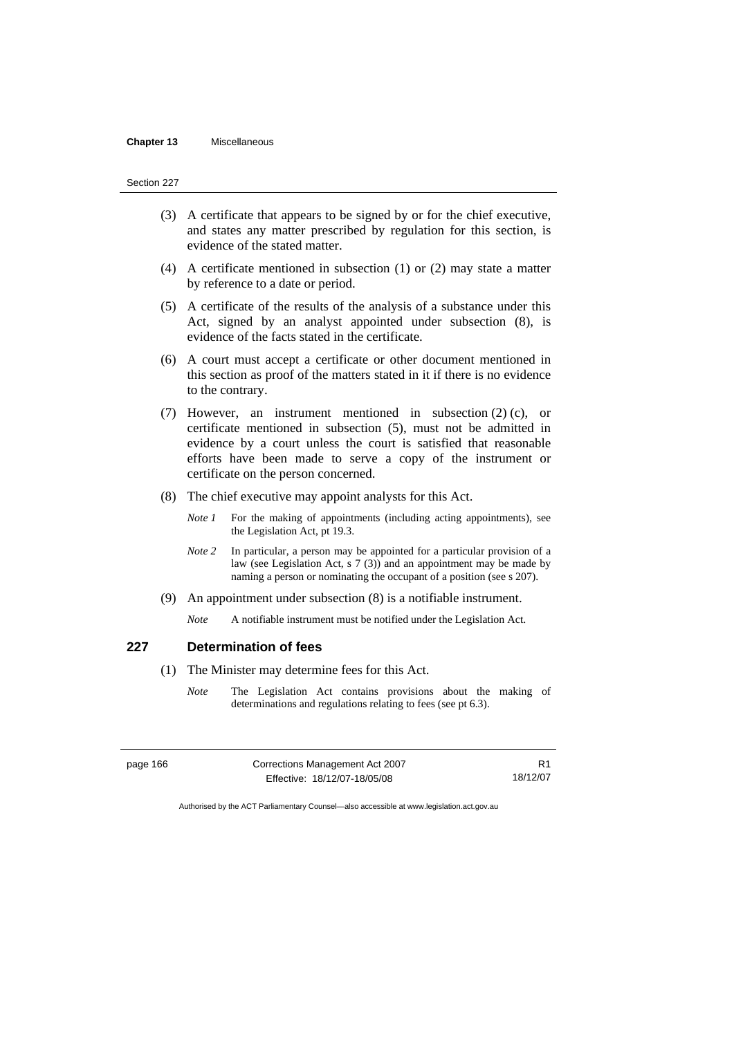(3) A certificate that appears to be signed by or for the chief executive, and states any matter prescribed by regulation for this section, is evidence of the stated matter.

(4) A certificate mentioned in subsection (1) or (2) may state a matter by reference to a date or period.

(5) A certificate of the results of the analysis of a substance under this Act, signed by an analyst appointed under subsection (8), is evidence of the facts stated in the certificate.

(6) A court must accept a certificate or other document mentioned in this section as proof of the matters stated in it if there is no evidence to the contrary.

(7) However, an instrument mentioned in subsection (2) (c), or certificate mentioned in subsection (5), must not be admitted in evidence by a court unless the court is satisfied that reasonable efforts have been made to serve a copy of the instrument or certificate on the person concerned.

(8) The chief executive may appoint analysts for this Act.

*Note 1* For the making of appointments (including acting appointments), see the Legislation Act, pt 19.3.

*Note 2* In particular, a person may be appointed for a particular provision of a law (see Legislation Act, s 7 (3)) and an appointment may be made by naming a person or nominating the occupant of a position (see s 207).

(9) An appointment under subsection (8) is a notifiable instrument.

*Note* A notifiable instrument must be notified under the Legislation Act.

## 227 Determination of fees

(1) The Minister may determine fees for this Act.

*Note* The Legislation Act contains provisions about the making of determinations and regulations relating to fees (see pt 6.3).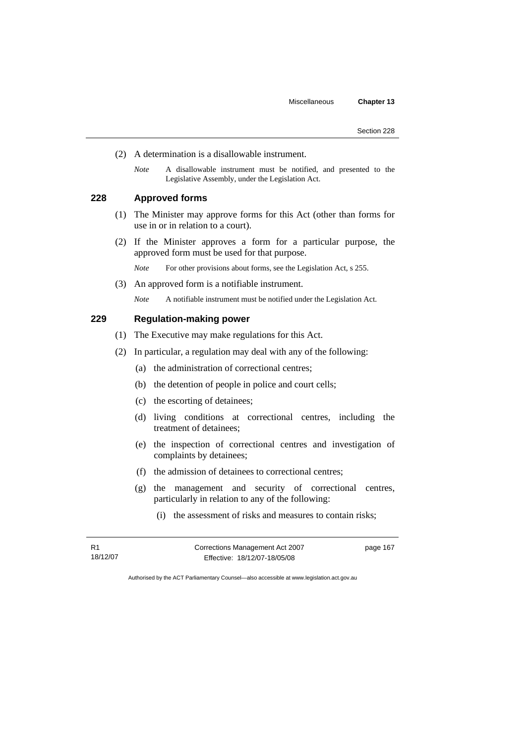(2) A determination is a disallowable instrument.

*Note* A disallowable instrument must be notified, and presented to the Legislative Assembly, under the Legislation Act.

### 228 Approved forms

(1) The Minister may approve forms for this Act (other than forms for use in or in relation to a court).

(2) If the Minister approves a form for a particular purpose, the approved form must be used for that purpose.

*Note* For other provisions about forms, see the Legislation Act, s 255.

(3) An approved form is a notifiable instrument.

*Note* A notifiable instrument must be notified under the Legislation Act.

### 229 Regulation-making power

(1) The Executive may make regulations for this Act.

(2) In particular, a regulation may deal with any of the following:

(a) the administration of correctional centres;

(b) the detention of people in police and court cells;

(c) the escorting of detainees;

(d) living conditions at correctional centres, including the treatment of detainees;

(e) the inspection of correctional centres and investigation of complaints by detainees;

(f) the admission of detainees to correctional centres;

(g) the management and security of correctional centres, particularly in relation to any of the following:

(i) the assessment of risks and measures to contain risks;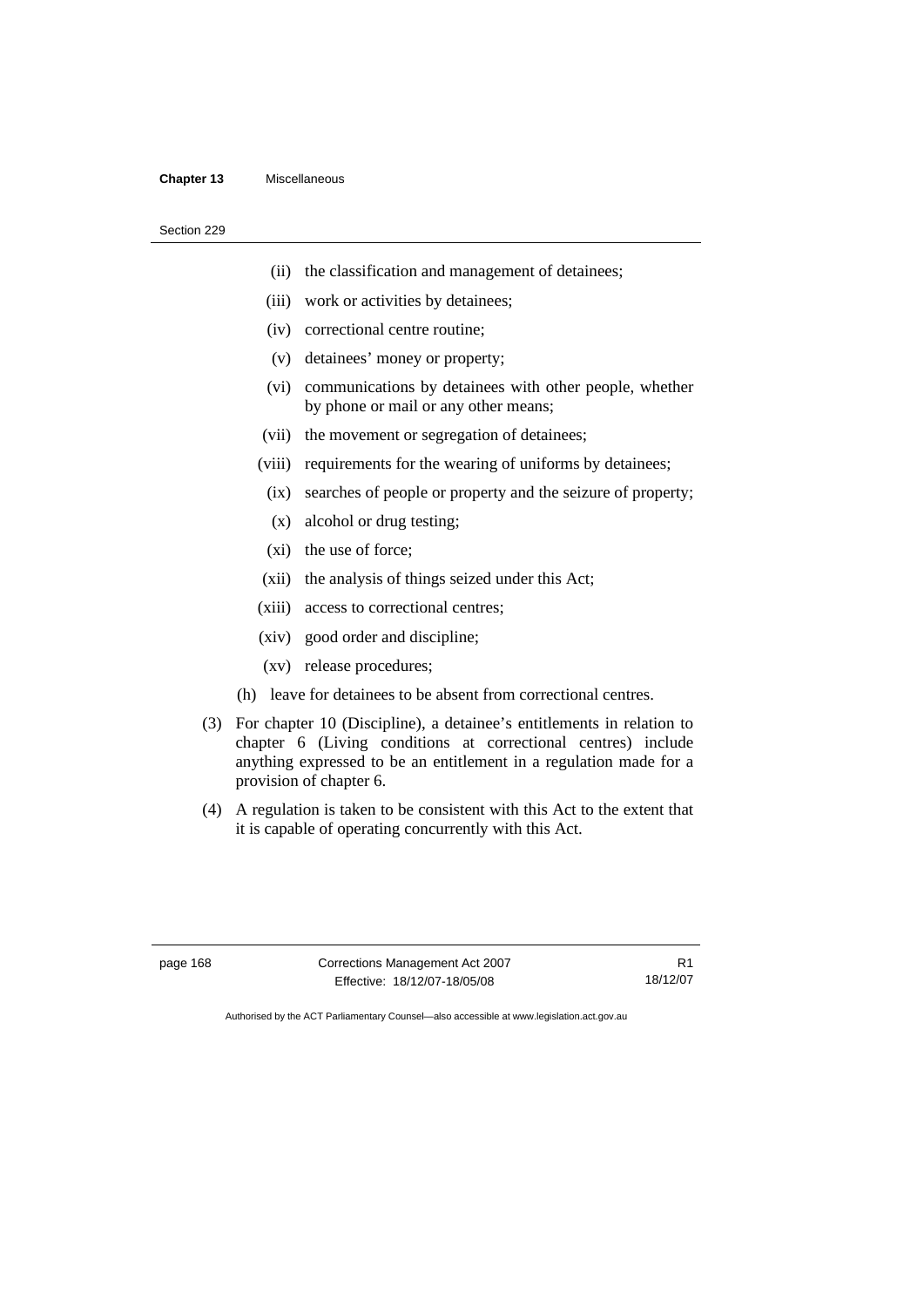(ii) the classification and management of detainees;

(iii) work or activities by detainees;

(iv) correctional centre routine;

(v) detainees' money or property;

(vi) communications by detainees with other people, whether by phone or mail or any other means;

(vii) the movement or segregation of detainees;

(viii) requirements for the wearing of uniforms by detainees;

(ix) searches of people or property and the seizure of property;

(x) alcohol or drug testing;

(xi) the use of force;

(xii) the analysis of things seized under this Act;

(xiii) access to correctional centres;

(xiv) good order and discipline;

(xv) release procedures;

(h) leave for detainees to be absent from correctional centres.

(3) For chapter 10 (Discipline), a detainee's entitlements in relation to chapter 6 (Living conditions at correctional centres) include anything expressed to be an entitlement in a regulation made for a provision of chapter 6.

(4) A regulation is taken to be consistent with this Act to the extent that it is capable of operating concurrently with this Act.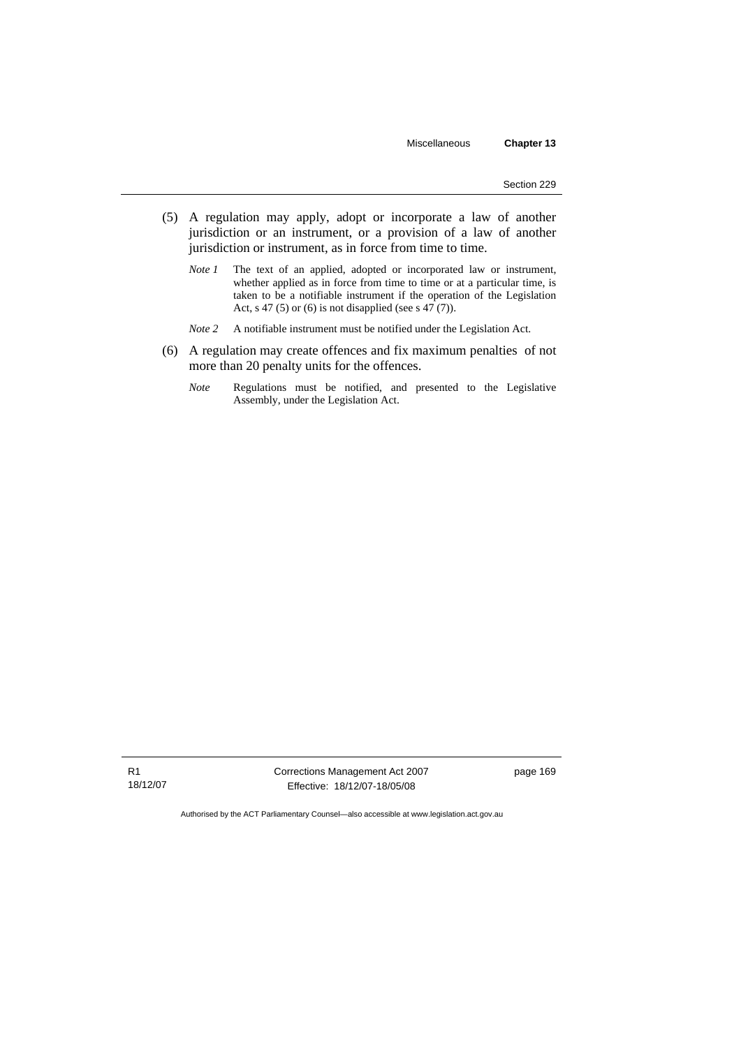(5) A regulation may apply, adopt or incorporate a law of another jurisdiction or an instrument, or a provision of a law of another jurisdiction or instrument, as in force from time to time.

*Note 1* The text of an applied, adopted or incorporated law or instrument, whether applied as in force from time to time or at a particular time, is taken to be a notifiable instrument if the operation of the Legislation Act, s 47 (5) or (6) is not disapplied (see s 47 (7)).

*Note 2* A notifiable instrument must be notified under the Legislation Act.

(6) A regulation may create offences and fix maximum penalties of not more than 20 penalty units for the offences.

*Note* Regulations must be notified, and presented to the Legislative Assembly, under the Legislation Act.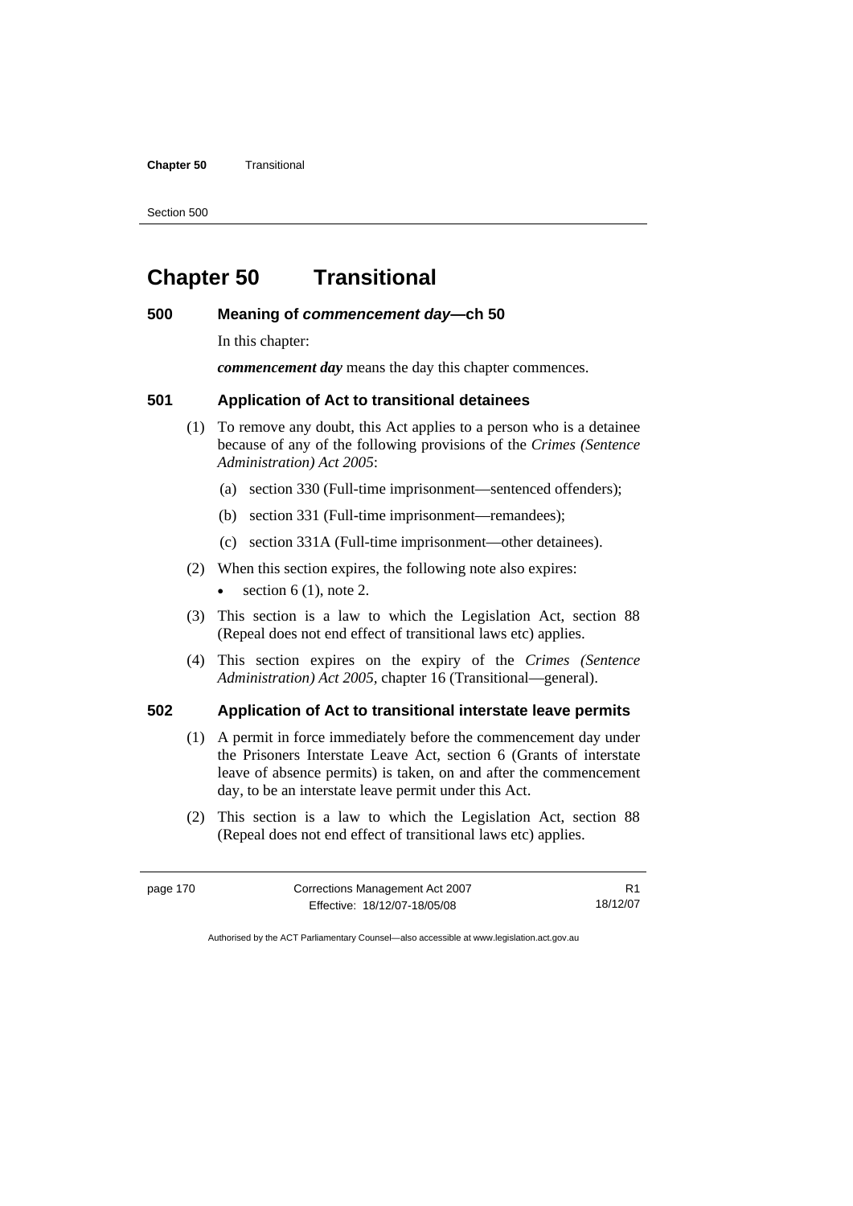# Chapter 50 Transitional

### 500 Meaning of *commencement day*—ch 50

In this chapter:

***commencement day*** means the day this chapter commences.

### 501 Application of Act to transitional detainees

(1) To remove any doubt, this Act applies to a person who is a detainee because of any of the following provisions of the *Crimes (Sentence Administration) Act 2005*:

(a) section 330 (Full-time imprisonment—sentenced offenders);

(b) section 331 (Full-time imprisonment—remandees);

(c) section 331A (Full-time imprisonment—other detainees).

(2) When this section expires, the following note also expires:

- section 6 (1), note 2.

(3) This section is a law to which the Legislation Act, section 88 (Repeal does not end effect of transitional laws etc) applies.

(4) This section expires on the expiry of the *Crimes (Sentence Administration) Act 2005*, chapter 16 (Transitional—general).

### 502 Application of Act to transitional interstate leave permits

(1) A permit in force immediately before the commencement day under the Prisoners Interstate Leave Act, section 6 (Grants of interstate leave of absence permits) is taken, on and after the commencement day, to be an interstate leave permit under this Act.

(2) This section is a law to which the Legislation Act, section 88 (Repeal does not end effect of transitional laws etc) applies.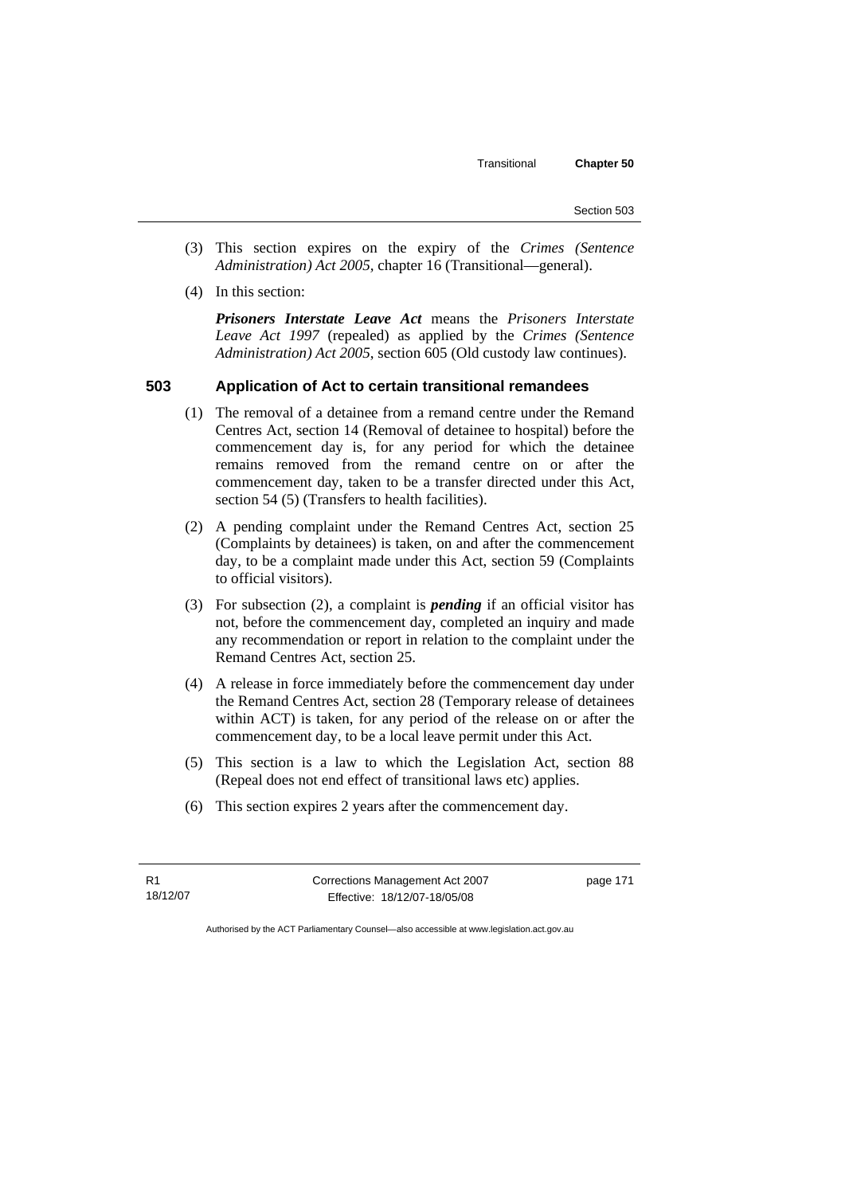(3) This section expires on the expiry of the *Crimes (Sentence Administration) Act 2005*, chapter 16 (Transitional—general).

(4) In this section:

***Prisoners Interstate Leave Act*** means the *Prisoners Interstate Leave Act 1997* (repealed) as applied by the *Crimes (Sentence Administration) Act 2005*, section 605 (Old custody law continues).

### 503 Application of Act to certain transitional remandees

(1) The removal of a detainee from a remand centre under the Remand Centres Act, section 14 (Removal of detainee to hospital) before the commencement day is, for any period for which the detainee remains removed from the remand centre on or after the commencement day, taken to be a transfer directed under this Act, section 54 (5) (Transfers to health facilities).

(2) A pending complaint under the Remand Centres Act, section 25 (Complaints by detainees) is taken, on and after the commencement day, to be a complaint made under this Act, section 59 (Complaints to official visitors).

(3) For subsection (2), a complaint is ***pending*** if an official visitor has not, before the commencement day, completed an inquiry and made any recommendation or report in relation to the complaint under the Remand Centres Act, section 25.

(4) A release in force immediately before the commencement day under the Remand Centres Act, section 28 (Temporary release of detainees within ACT) is taken, for any period of the release on or after the commencement day, to be a local leave permit under this Act.

(5) This section is a law to which the Legislation Act, section 88 (Repeal does not end effect of transitional laws etc) applies.

(6) This section expires 2 years after the commencement day.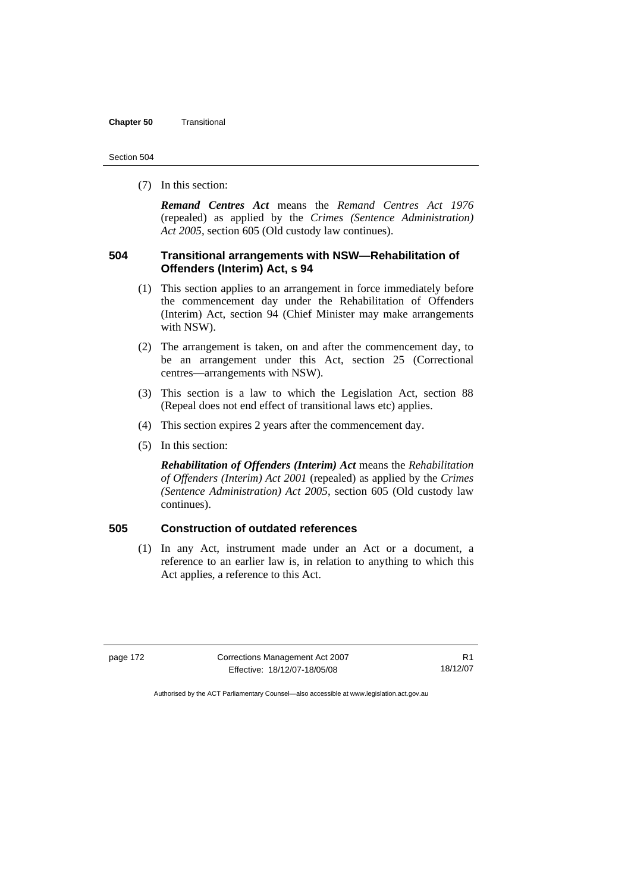(7) In this section:

***Remand Centres Act*** means the *Remand Centres Act 1976* (repealed) as applied by the *Crimes (Sentence Administration) Act 2005*, section 605 (Old custody law continues).

## 504 Transitional arrangements with NSW—Rehabilitation of Offenders (Interim) Act, s 94

(1) This section applies to an arrangement in force immediately before the commencement day under the Rehabilitation of Offenders (Interim) Act, section 94 (Chief Minister may make arrangements with NSW).

(2) The arrangement is taken, on and after the commencement day, to be an arrangement under this Act, section 25 (Correctional centres—arrangements with NSW).

(3) This section is a law to which the Legislation Act, section 88 (Repeal does not end effect of transitional laws etc) applies.

(4) This section expires 2 years after the commencement day.

(5) In this section:

***Rehabilitation of Offenders (Interim) Act*** means the *Rehabilitation of Offenders (Interim) Act 2001* (repealed) as applied by the *Crimes (Sentence Administration) Act 2005*, section 605 (Old custody law continues).

## 505 Construction of outdated references

(1) In any Act, instrument made under an Act or a document, a reference to an earlier law is, in relation to anything to which this Act applies, a reference to this Act.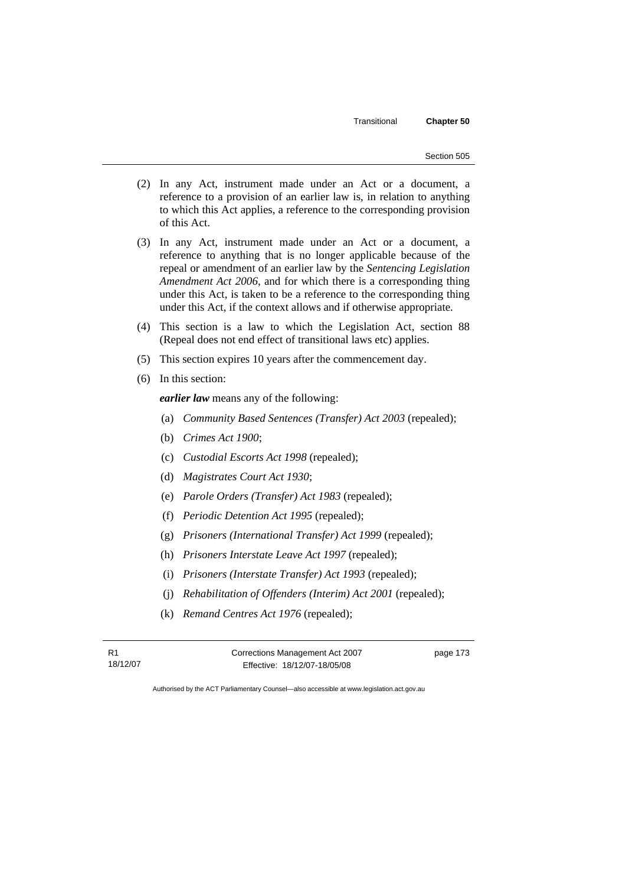(2) In any Act, instrument made under an Act or a document, a reference to a provision of an earlier law is, in relation to anything to which this Act applies, a reference to the corresponding provision of this Act.

(3) In any Act, instrument made under an Act or a document, a reference to anything that is no longer applicable because of the repeal or amendment of an earlier law by the *Sentencing Legislation Amendment Act 2006*, and for which there is a corresponding thing under this Act, is taken to be a reference to the corresponding thing under this Act, if the context allows and if otherwise appropriate.

(4) This section is a law to which the Legislation Act, section 88 (Repeal does not end effect of transitional laws etc) applies.

(5) This section expires 10 years after the commencement day.

(6) In this section:

***earlier law*** means any of the following:

(a) *Community Based Sentences (Transfer) Act 2003* (repealed);

(b) *Crimes Act 1900*;

(c) *Custodial Escorts Act 1998* (repealed);

(d) *Magistrates Court Act 1930*;

(e) *Parole Orders (Transfer) Act 1983* (repealed);

(f) *Periodic Detention Act 1995* (repealed);

(g) *Prisoners (International Transfer) Act 1999* (repealed);

(h) *Prisoners Interstate Leave Act 1997* (repealed);

(i) *Prisoners (Interstate Transfer) Act 1993* (repealed);

(j) *Rehabilitation of Offenders (Interim) Act 2001* (repealed);

(k) *Remand Centres Act 1976* (repealed);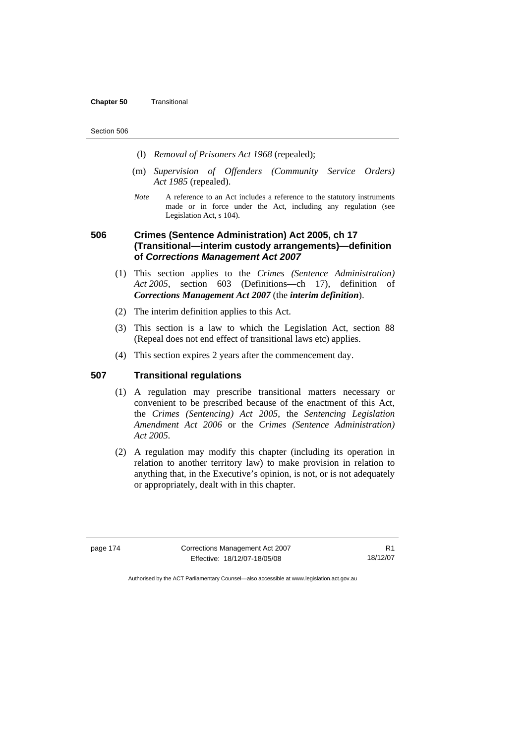(l) *Removal of Prisoners Act 1968* (repealed);

(m) *Supervision of Offenders (Community Service Orders) Act 1985* (repealed).

*Note* A reference to an Act includes a reference to the statutory instruments made or in force under the Act, including any regulation (see Legislation Act, s 104).

### 506 Crimes (Sentence Administration) Act 2005, ch 17 (Transitional—interim custody arrangements)—definition of *Corrections Management Act 2007*

(1) This section applies to the *Crimes (Sentence Administration) Act 2005*, section 603 (Definitions—ch 17), definition of ***Corrections Management Act 2007*** (the ***interim definition***).

(2) The interim definition applies to this Act.

(3) This section is a law to which the Legislation Act, section 88 (Repeal does not end effect of transitional laws etc) applies.

(4) This section expires 2 years after the commencement day.

### 507 Transitional regulations

(1) A regulation may prescribe transitional matters necessary or convenient to be prescribed because of the enactment of this Act, the *Crimes (Sentencing) Act 2005*, the *Sentencing Legislation Amendment Act 2006* or the *Crimes (Sentence Administration) Act 2005*.

(2) A regulation may modify this chapter (including its operation in relation to another territory law) to make provision in relation to anything that, in the Executive's opinion, is not, or is not adequately or appropriately, dealt with in this chapter.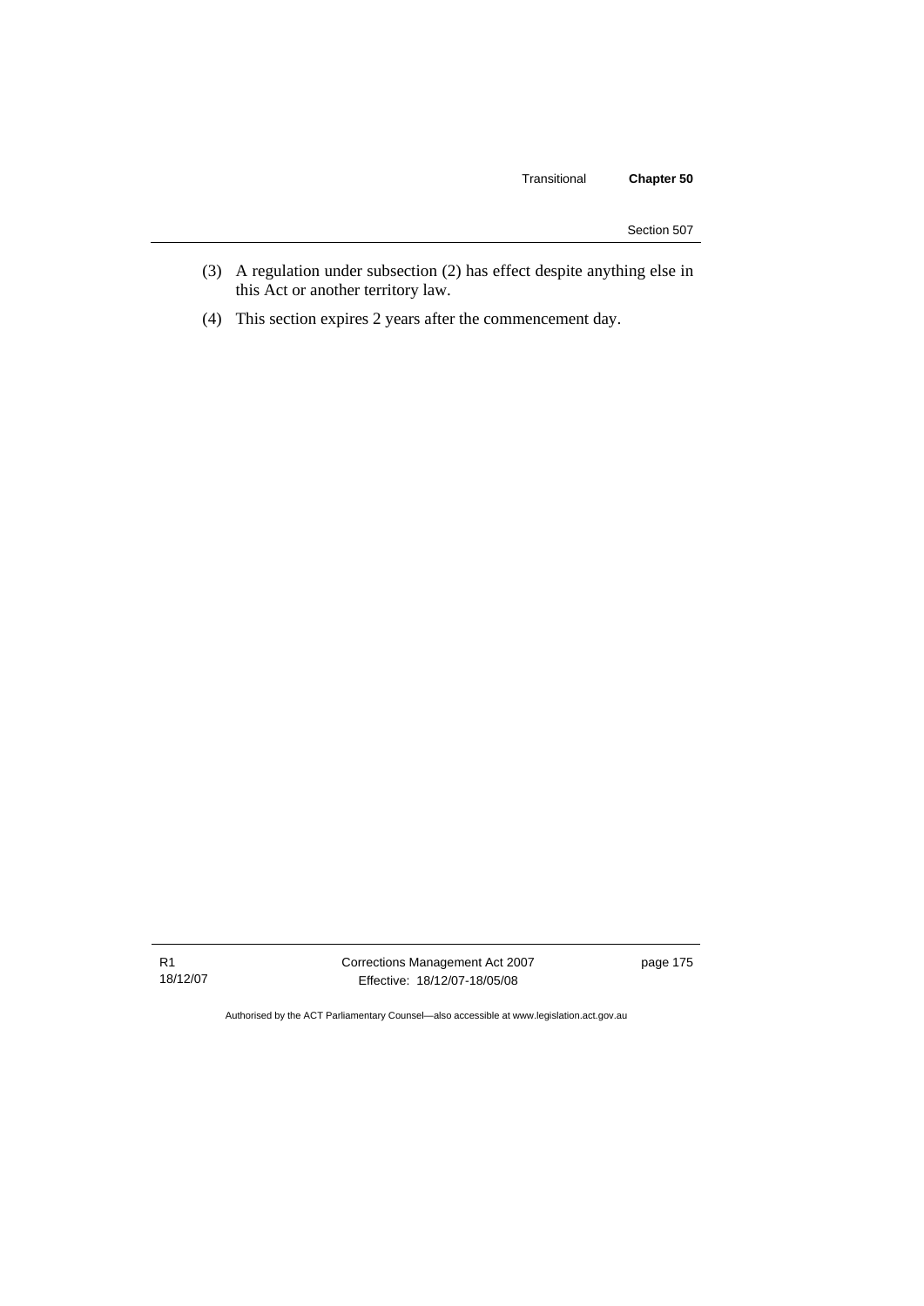(3) A regulation under subsection (2) has effect despite anything else in this Act or another territory law.

(4) This section expires 2 years after the commencement day.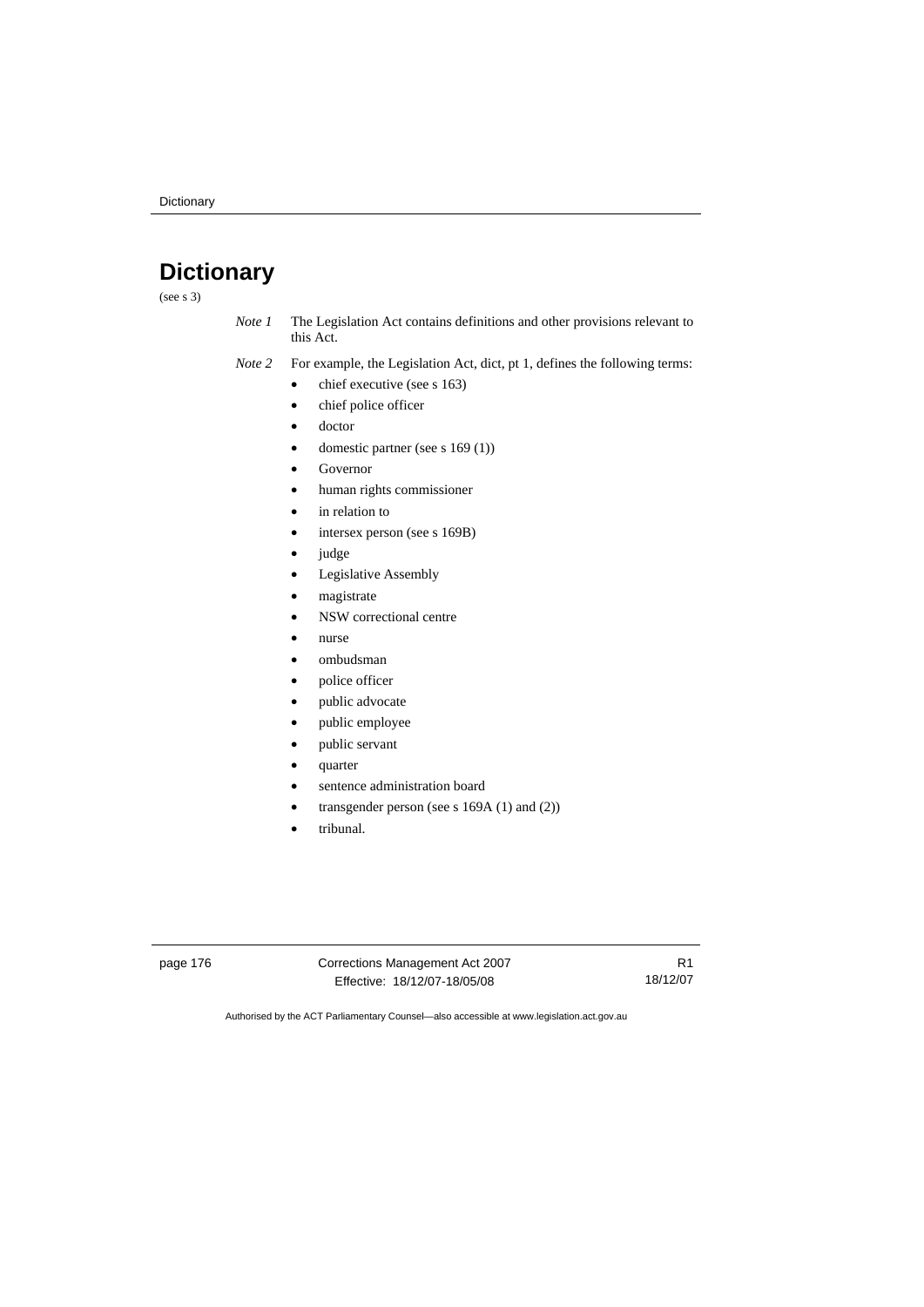# Dictionary

(see s 3)

*Note 1* The Legislation Act contains definitions and other provisions relevant to this Act.

*Note 2* For example, the Legislation Act, dict, pt 1, defines the following terms:

- chief executive (see s 163)
- chief police officer
- doctor
- domestic partner (see s 169 (1))
- Governor
- human rights commissioner
- in relation to
- intersex person (see s 169B)
- judge
- Legislative Assembly
- magistrate
- NSW correctional centre
- nurse
- ombudsman
- police officer
- public advocate
- public employee
- public servant
- quarter
- sentence administration board
- transgender person (see s 169A (1) and (2))
- tribunal.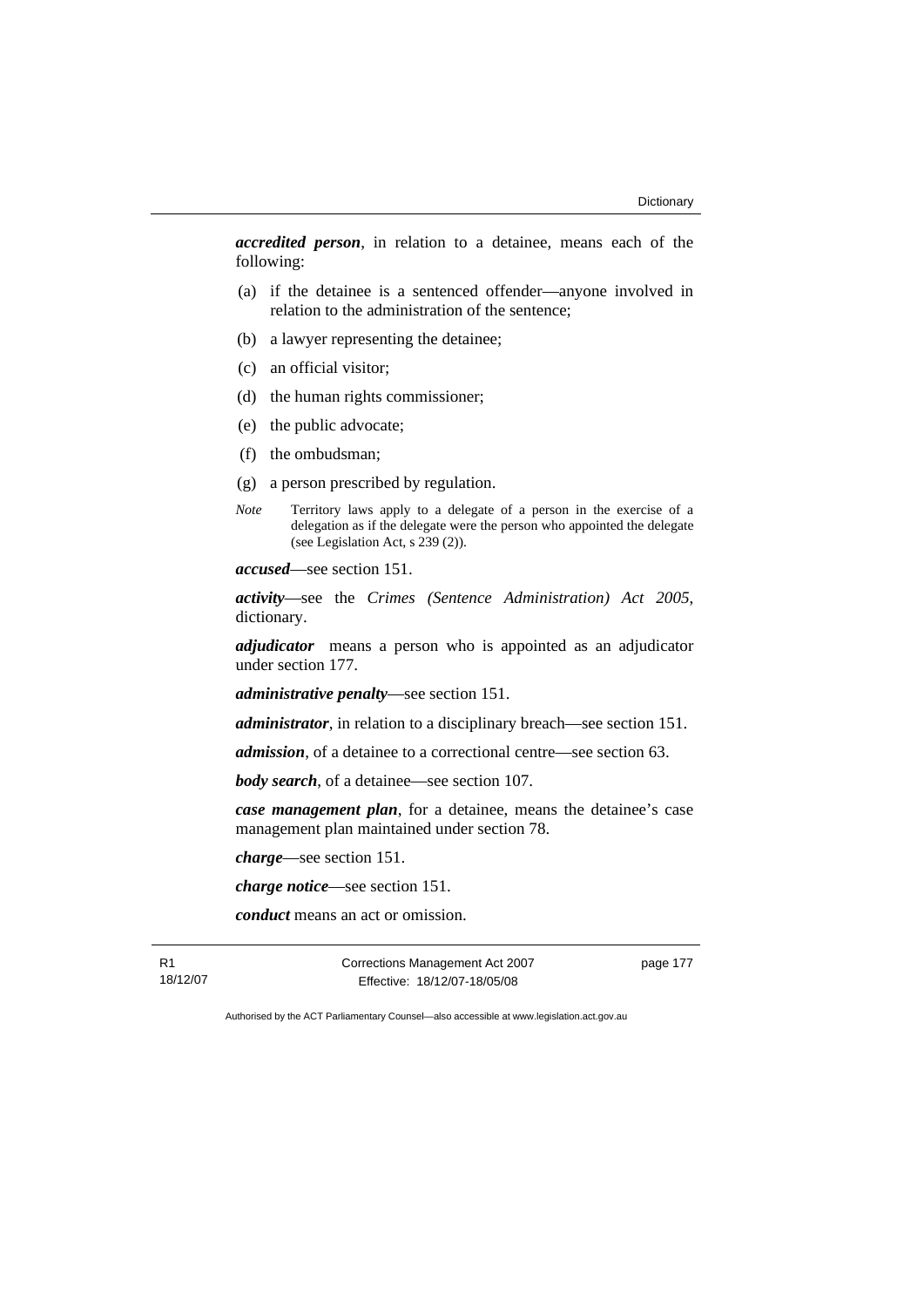***accredited person***, in relation to a detainee, means each of the following:

(a) if the detainee is a sentenced offender—anyone involved in relation to the administration of the sentence;

(b) a lawyer representing the detainee;

(c) an official visitor;

(d) the human rights commissioner;

(e) the public advocate;

(f) the ombudsman;

(g) a person prescribed by regulation.

*Note* Territory laws apply to a delegate of a person in the exercise of a delegation as if the delegate were the person who appointed the delegate (see Legislation Act, s 239 (2)).

***accused***—see section 151.

***activity***—see the *Crimes (Sentence Administration) Act 2005*, dictionary.

***adjudicator*** means a person who is appointed as an adjudicator under section 177.

***administrative penalty***—see section 151.

***administrator***, in relation to a disciplinary breach—see section 151.

***admission***, of a detainee to a correctional centre—see section 63.

***body search***, of a detainee—see section 107.

***case management plan***, for a detainee, means the detainee's case management plan maintained under section 78.

***charge***—see section 151.

***charge notice***—see section 151.

***conduct*** means an act or omission.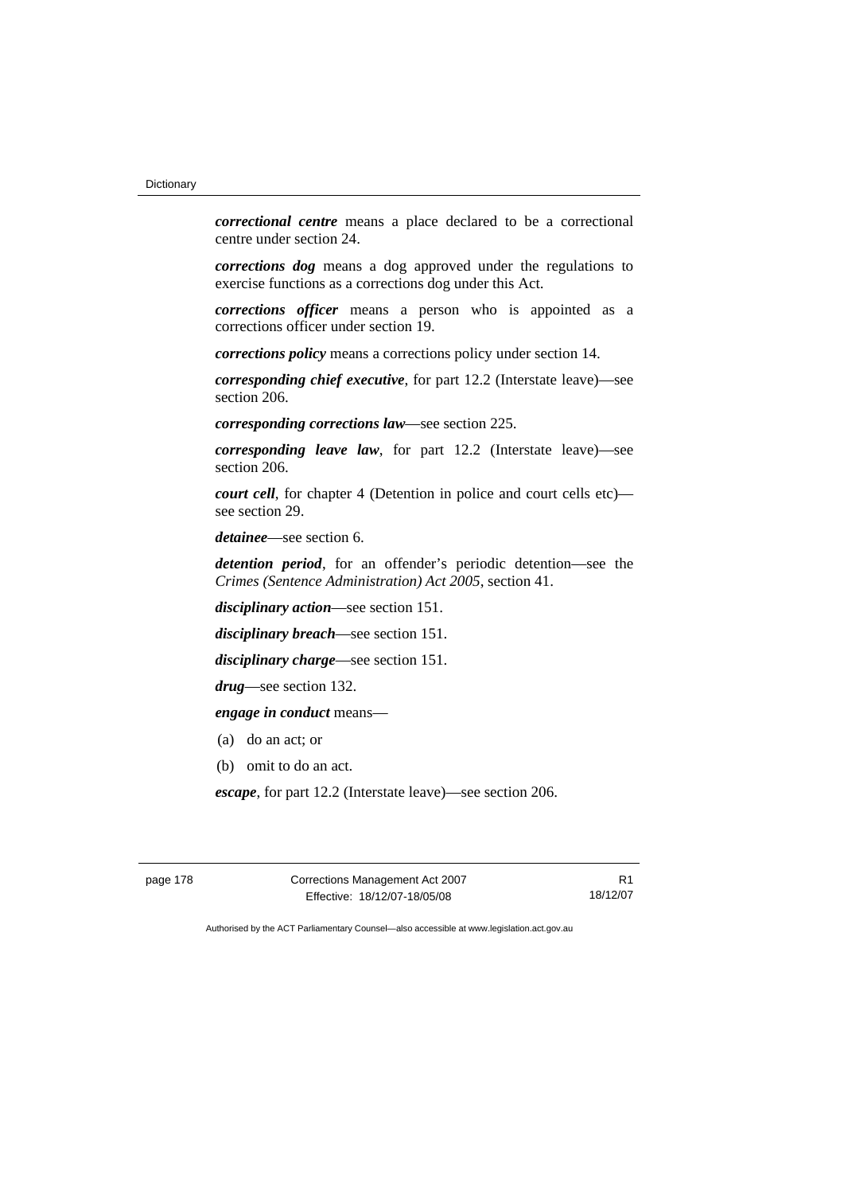***correctional centre*** means a place declared to be a correctional centre under section 24.

***corrections dog*** means a dog approved under the regulations to exercise functions as a corrections dog under this Act.

***corrections officer*** means a person who is appointed as a corrections officer under section 19.

***corrections policy*** means a corrections policy under section 14.

***corresponding chief executive***, for part 12.2 (Interstate leave)—see section 206.

***corresponding corrections law***—see section 225.

***corresponding leave law***, for part 12.2 (Interstate leave)—see section 206.

***court cell***, for chapter 4 (Detention in police and court cells etc)—see section 29.

***detainee***—see section 6.

***detention period***, for an offender's periodic detention—see the *Crimes (Sentence Administration) Act 2005*, section 41.

***disciplinary action***—see section 151.

***disciplinary breach***—see section 151.

***disciplinary charge***—see section 151.

***drug***—see section 132.

***engage in conduct*** means—

(a) do an act; or

(b) omit to do an act.

***escape***, for part 12.2 (Interstate leave)—see section 206.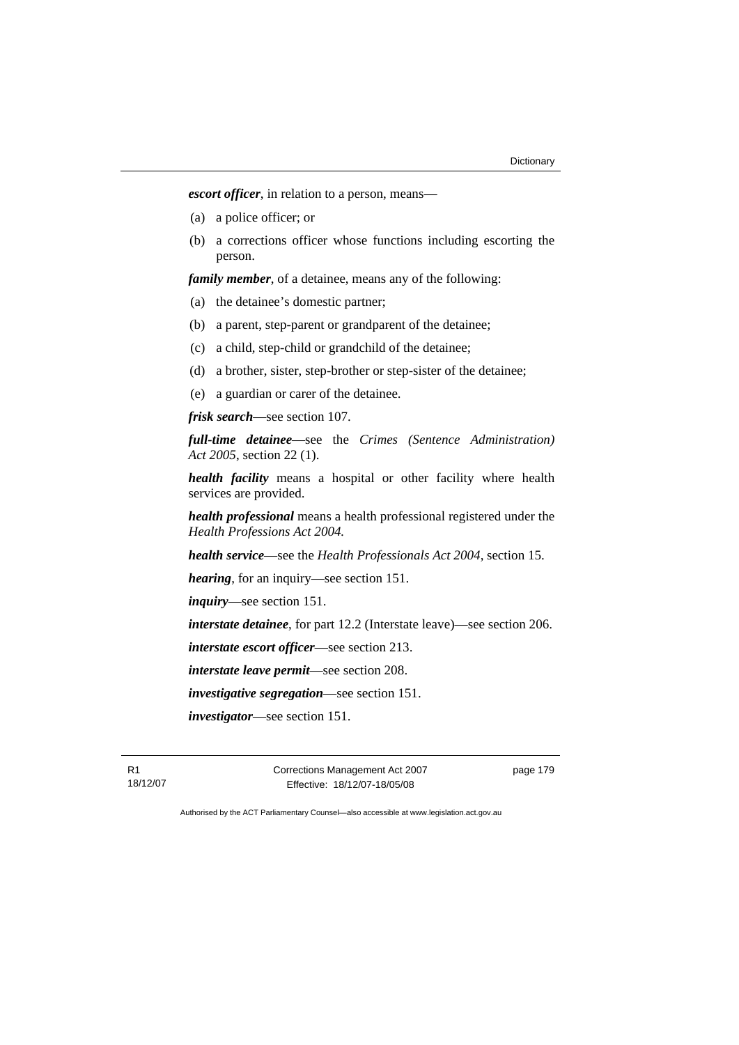***escort officer***, in relation to a person, means—

(a) a police officer; or

(b) a corrections officer whose functions including escorting the person.

***family member***, of a detainee, means any of the following:

(a) the detainee's domestic partner;

(b) a parent, step-parent or grandparent of the detainee;

(c) a child, step-child or grandchild of the detainee;

(d) a brother, sister, step-brother or step-sister of the detainee;

(e) a guardian or carer of the detainee.

***frisk search***—see section 107.

***full-time detainee***—see the *Crimes (Sentence Administration) Act 2005*, section 22 (1).

***health facility*** means a hospital or other facility where health services are provided.

***health professional*** means a health professional registered under the *Health Professions Act 2004.*

***health service***—see the *Health Professionals Act 2004*, section 15.

***hearing***, for an inquiry—see section 151.

***inquiry***—see section 151.

***interstate detainee***, for part 12.2 (Interstate leave)—see section 206.

***interstate escort officer***—see section 213.

***interstate leave permit***—see section 208.

***investigative segregation***—see section 151.

***investigator***—see section 151.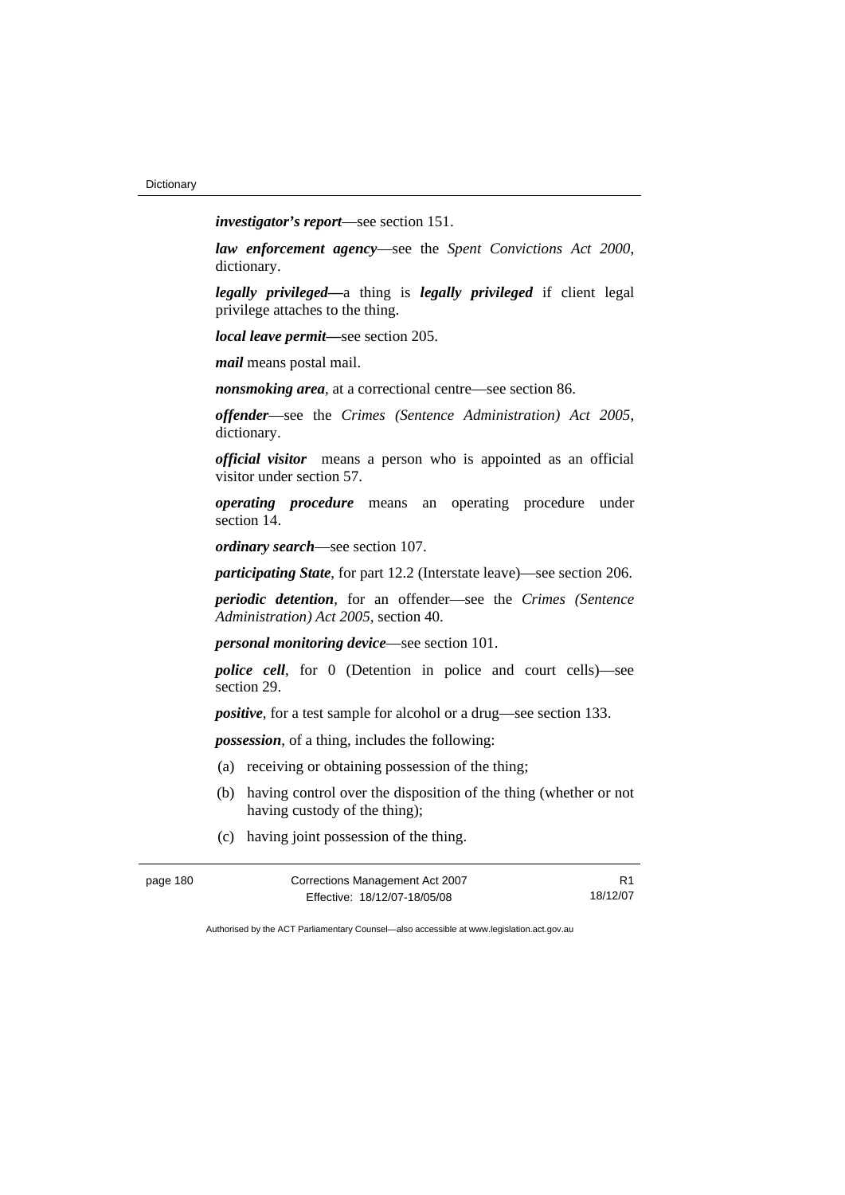***investigator's report***—see section 151.

***law enforcement agency***—see the *Spent Convictions Act 2000*, dictionary.

***legally privileged***—a thing is ***legally privileged*** if client legal privilege attaches to the thing.

***local leave permit***—see section 205.

***mail*** means postal mail.

***nonsmoking area***, at a correctional centre—see section 86.

***offender***—see the *Crimes (Sentence Administration) Act 2005*, dictionary.

***official visitor*** means a person who is appointed as an official visitor under section 57.

***operating procedure*** means an operating procedure under section 14.

***ordinary search***—see section 107.

***participating State***, for part 12.2 (Interstate leave)—see section 206.

***periodic detention***, for an offender—see the *Crimes (Sentence Administration) Act 2005*, section 40.

***personal monitoring device***—see section 101.

***police cell***, for 0 (Detention in police and court cells)—see section 29.

***positive***, for a test sample for alcohol or a drug—see section 133.

***possession***, of a thing, includes the following:

(a) receiving or obtaining possession of the thing;

(b) having control over the disposition of the thing (whether or not having custody of the thing);

(c) having joint possession of the thing.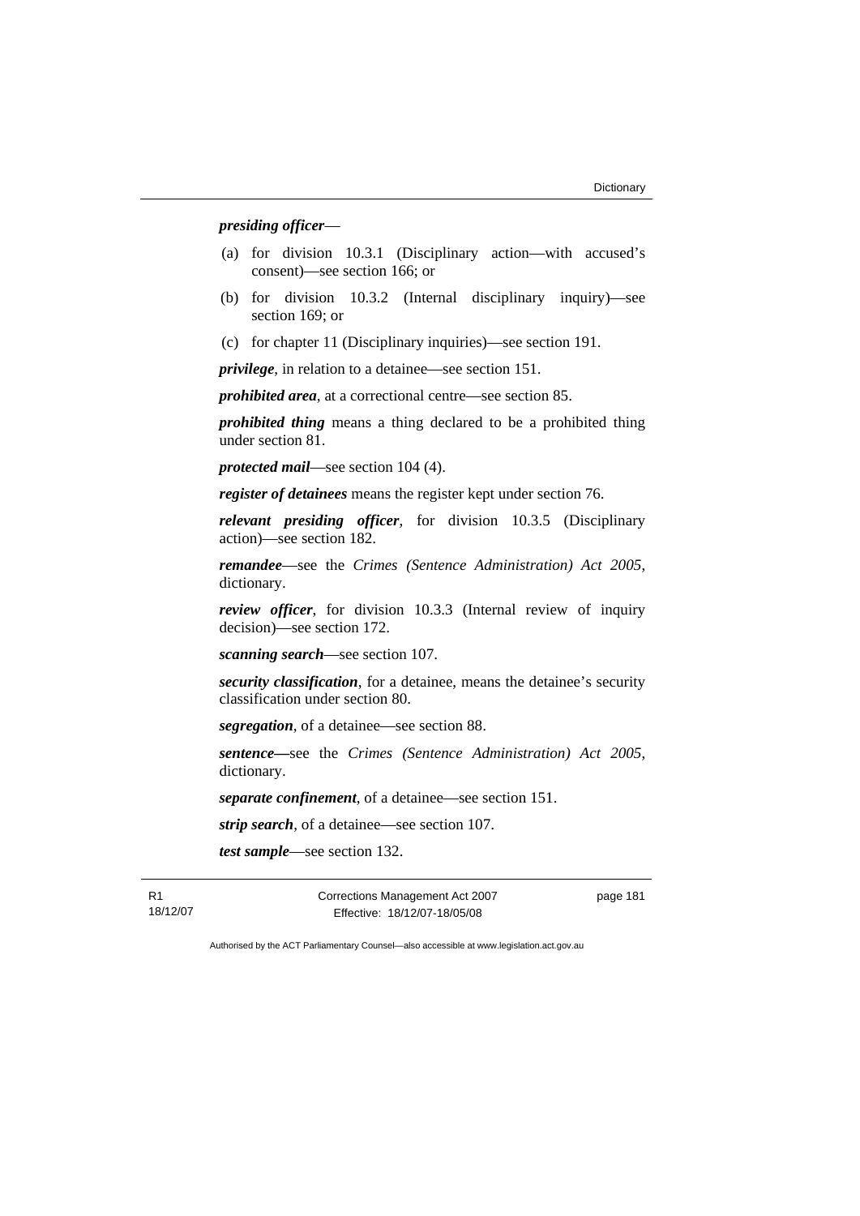***presiding officer***—

(a) for division 10.3.1 (Disciplinary action—with accused's consent)—see section 166; or

(b) for division 10.3.2 (Internal disciplinary inquiry)—see section 169; or

(c) for chapter 11 (Disciplinary inquiries)—see section 191.

***privilege***, in relation to a detainee—see section 151.

***prohibited area***, at a correctional centre—see section 85.

***prohibited thing*** means a thing declared to be a prohibited thing under section 81.

***protected mail***—see section 104 (4).

***register of detainees*** means the register kept under section 76.

***relevant presiding officer***, for division 10.3.5 (Disciplinary action)—see section 182.

***remandee***—see the *Crimes (Sentence Administration) Act 2005*, dictionary.

***review officer***, for division 10.3.3 (Internal review of inquiry decision)—see section 172.

***scanning search***—see section 107.

***security classification***, for a detainee, means the detainee's security classification under section 80.

***segregation***, of a detainee—see section 88.

***sentence—***see the *Crimes (Sentence Administration) Act 2005*, dictionary.

***separate confinement***, of a detainee—see section 151.

***strip search***, of a detainee—see section 107.

***test sample***—see section 132.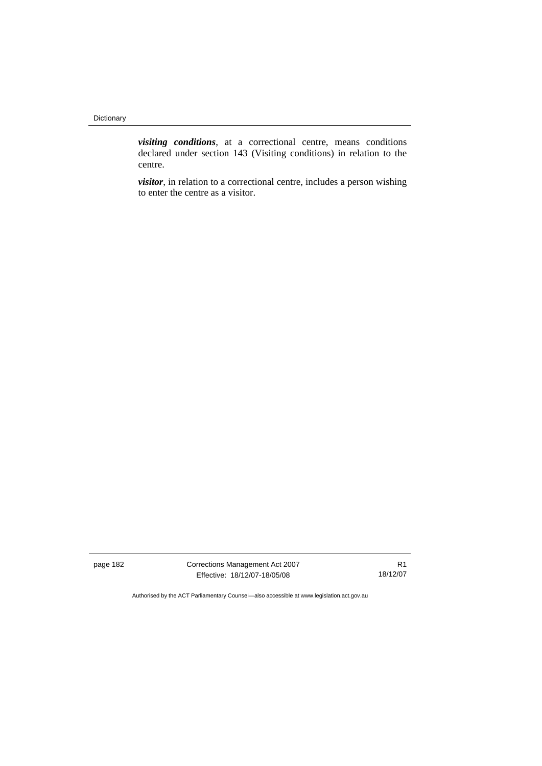***visiting conditions***, at a correctional centre, means conditions declared under section 143 (Visiting conditions) in relation to the centre.

***visitor***, in relation to a correctional centre, includes a person wishing to enter the centre as a visitor.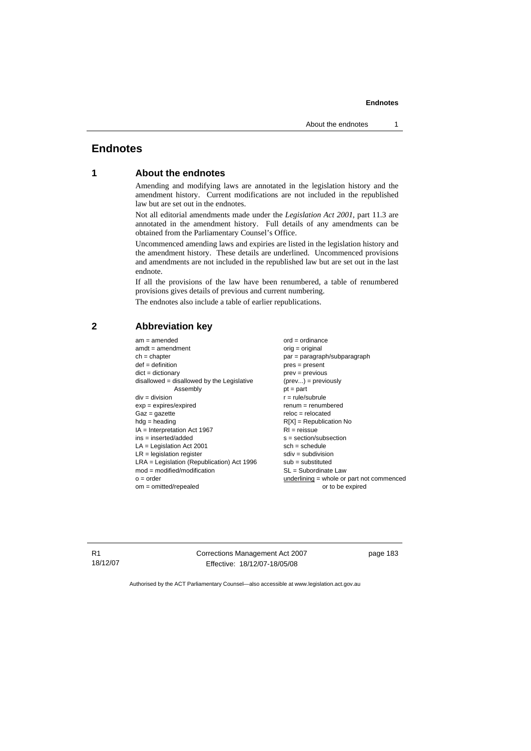# Endnotes

## 1 About the endnotes

Amending and modifying laws are annotated in the legislation history and the amendment history. Current modifications are not included in the republished law but are set out in the endnotes.

Not all editorial amendments made under the *Legislation Act 2001*, part 11.3 are annotated in the amendment history. Full details of any amendments can be obtained from the Parliamentary Counsel's Office.

Uncommenced amending laws and expiries are listed in the legislation history and the amendment history. These details are underlined. Uncommenced provisions and amendments are not included in the republished law but are set out in the last endnote.

If all the provisions of the law have been renumbered, a table of renumbered provisions gives details of previous and current numbering.

The endnotes also include a table of earlier republications.

## 2 Abbreviation key

am = amended
amdt = amendment
ch = chapter
def = definition
dict = dictionary
disallowed = disallowed by the Legislative Assembly
div = division
exp = expires/expired
Gaz = gazette
hdg = heading
IA = Interpretation Act 1967
ins = inserted/added
LA = Legislation Act 2001
LR = legislation register
LRA = Legislation (Republication) Act 1996
mod = modified/modification
o = order
om = omitted/repealed
ord = ordinance
orig = original
par = paragraph/subparagraph
pres = present
prev = previous
(prev...) = previously
pt = part
r = rule/subrule
renum = renumbered
reloc = relocated
R[X] = Republication No
RI = reissue
s = section/subsection
sch = schedule
sdiv = subdivision
sub = substituted
SL = Subordinate Law
<u>underlining</u> = whole or part not commenced or to be expired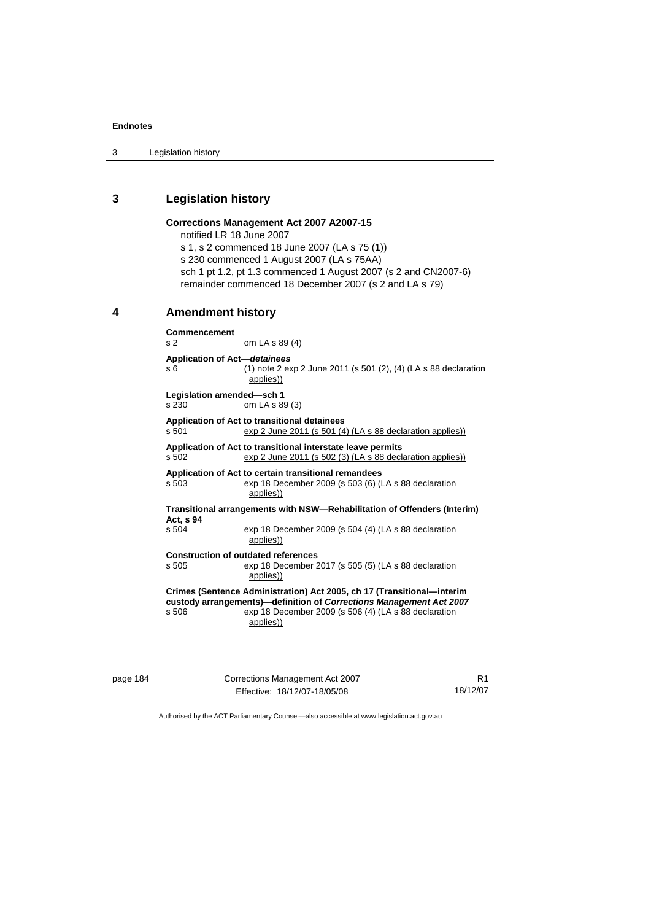## 3 Legislation history

**Corrections Management Act 2007 A2007-15**

notified LR 18 June 2007

s 1, s 2 commenced 18 June 2007 (LA s 75 (1))

s 230 commenced 1 August 2007 (LA s 75AA)

sch 1 pt 1.2, pt 1.3 commenced 1 August 2007 (s 2 and CN2007-6)

remainder commenced 18 December 2007 (s 2 and LA s 79)

## 4 Amendment history

**Commencement**

s 2 om LA s 89 (4)

**Application of Act—*detainees***

s 6 (1) note 2 exp 2 June 2011 (s 501 (2), (4) (LA s 88 declaration applies))

**Legislation amended—sch 1**

s 230 om LA s 89 (3)

**Application of Act to transitional detainees**

s 501 exp 2 June 2011 (s 501 (4) (LA s 88 declaration applies))

**Application of Act to transitional interstate leave permits**

s 502 exp 2 June 2011 (s 502 (3) (LA s 88 declaration applies))

**Application of Act to certain transitional remandees**

s 503 exp 18 December 2009 (s 503 (6) (LA s 88 declaration applies))

**Transitional arrangements with NSW—Rehabilitation of Offenders (Interim) Act, s 94**

s 504 exp 18 December 2009 (s 504 (4) (LA s 88 declaration applies))

**Construction of outdated references**

s 505 exp 18 December 2017 (s 505 (5) (LA s 88 declaration applies))

**Crimes (Sentence Administration) Act 2005, ch 17 (Transitional—interim custody arrangements)—definition of *Corrections Management Act 2007***

s 506 exp 18 December 2009 (s 506 (4) (LA s 88 declaration applies))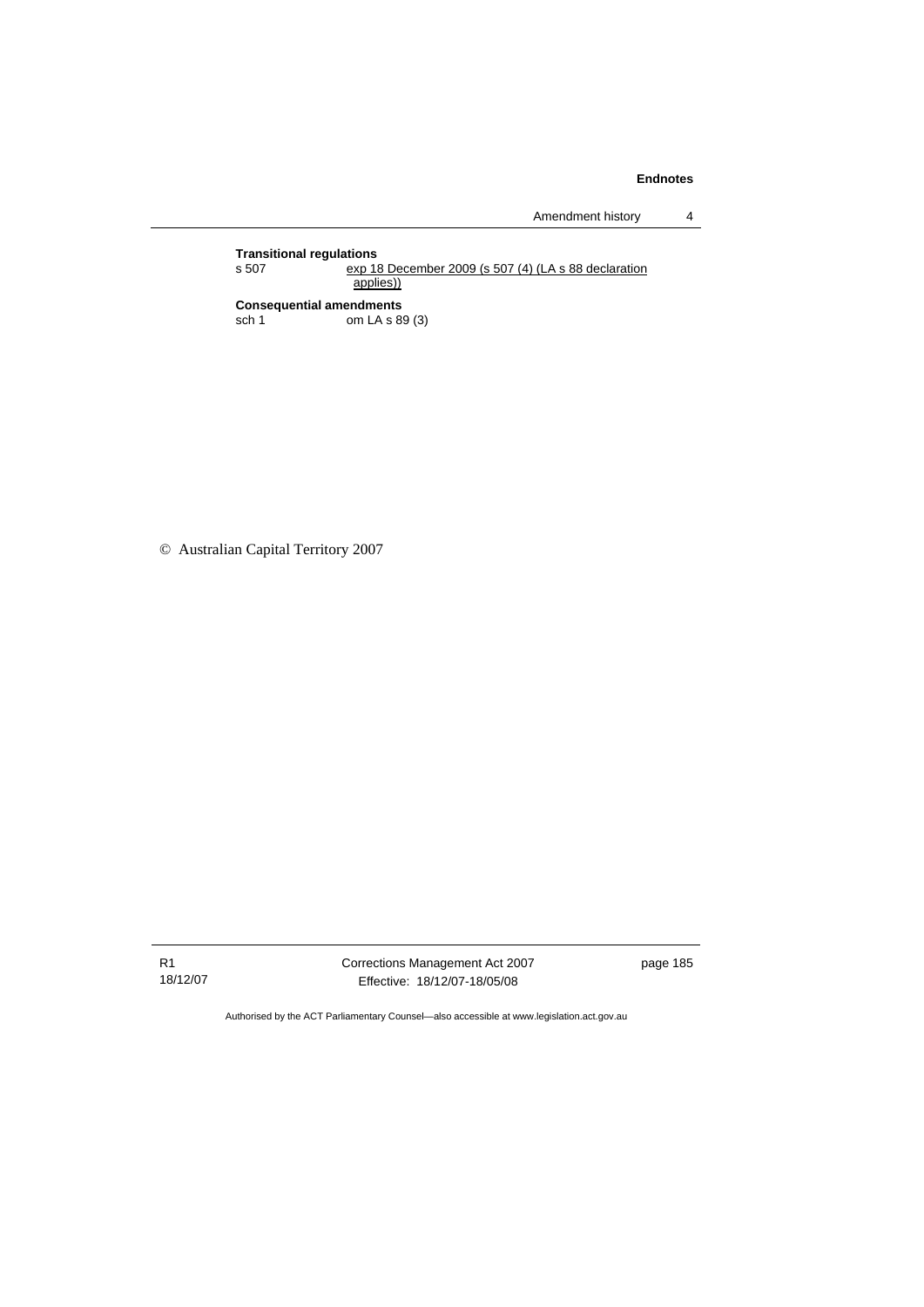**Transitional regulations**

s 507 exp 18 December 2009 (s 507 (4) (LA s 88 declaration applies))

**Consequential amendments**

sch 1 om LA s 89 (3)

© Australian Capital Territory 2007